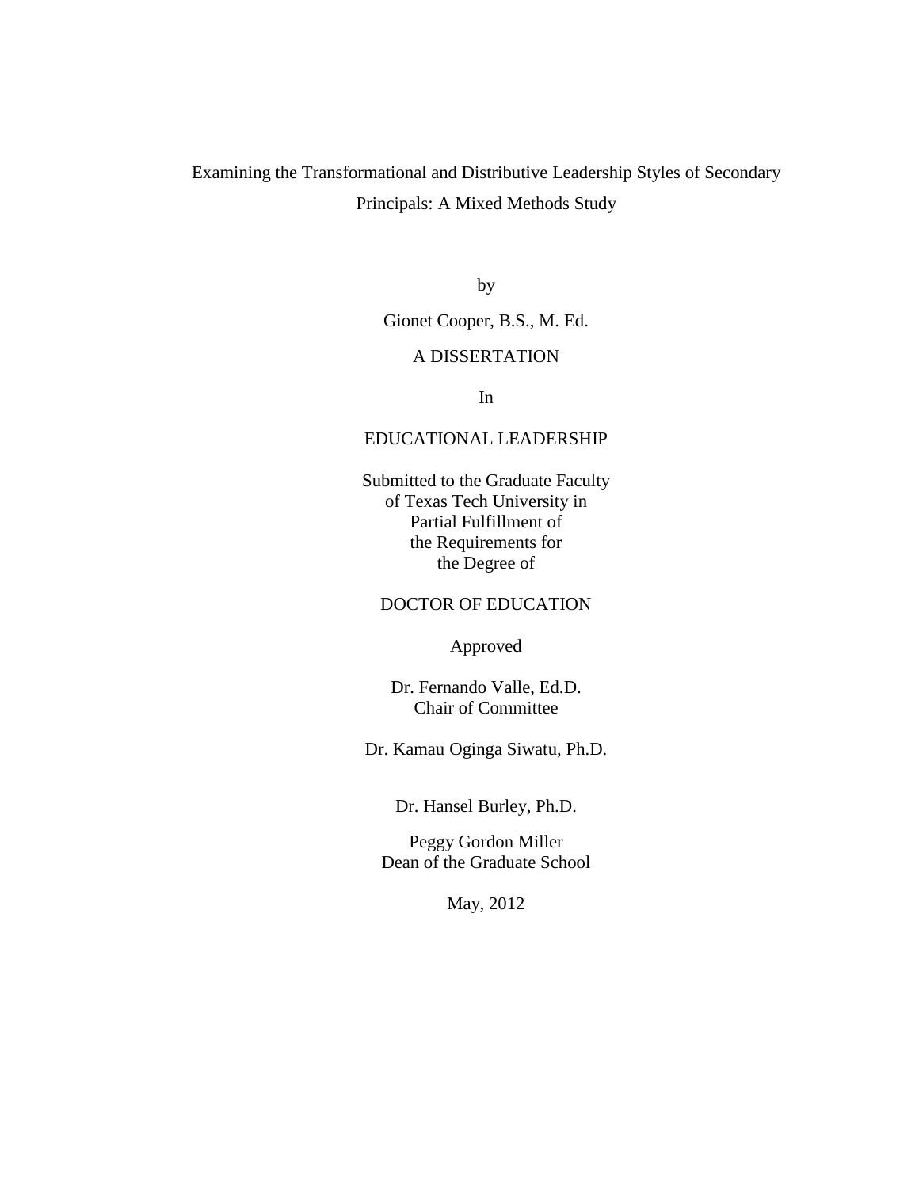# Examining the Transformational and Distributive Leadership Styles of Secondary Principals: A Mixed Methods Study

by

Gionet Cooper, B.S., M. Ed.

A DISSERTATION

In

EDUCATIONAL LEADERSHIP

Submitted to the Graduate Faculty
of Texas Tech University in
Partial Fulfillment of
the Requirements for
the Degree of

DOCTOR OF EDUCATION

Approved

Dr. Fernando Valle, Ed.D.
Chair of Committee

Dr. Kamau Oginga Siwatu, Ph.D.

Dr. Hansel Burley, Ph.D.

Peggy Gordon Miller
Dean of the Graduate School

May, 2012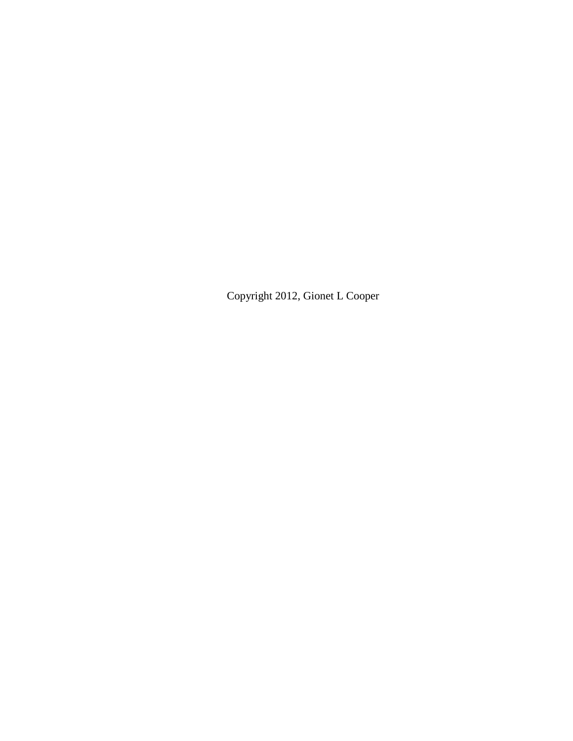Copyright 2012, Gionet L Cooper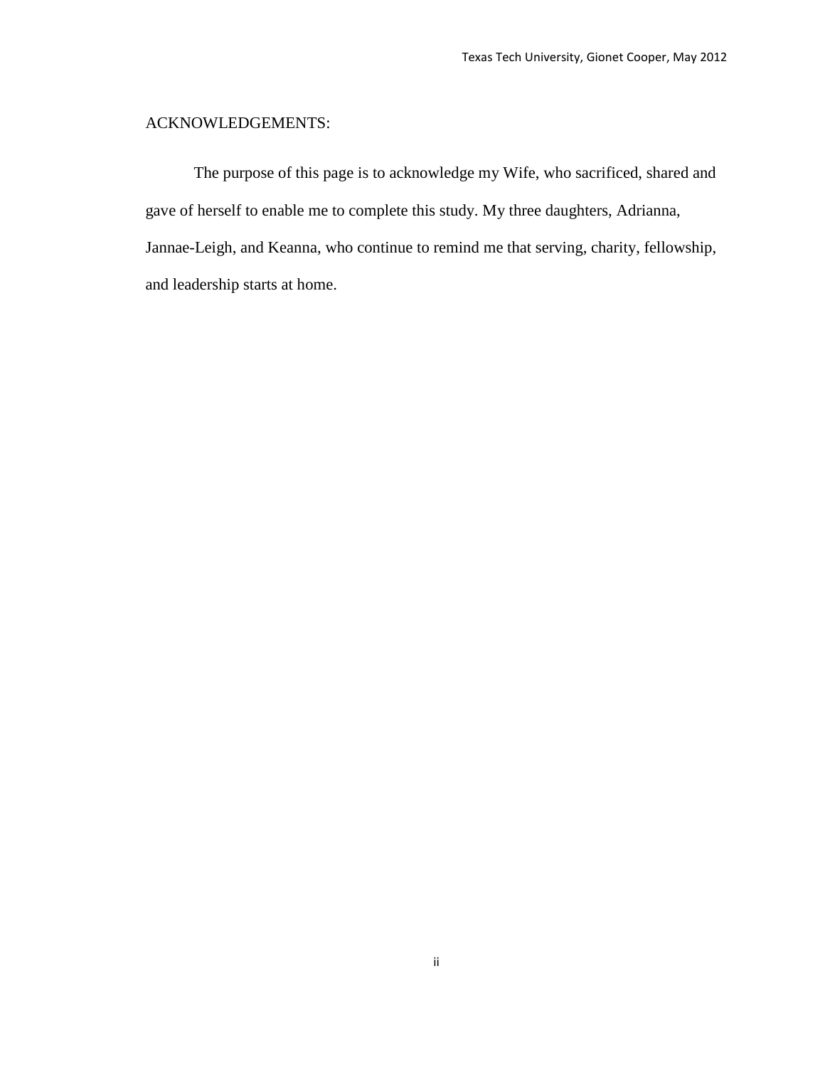## ACKNOWLEDGEMENTS:

The purpose of this page is to acknowledge my Wife, who sacrificed, shared and gave of herself to enable me to complete this study. My three daughters, Adrianna, Jannae-Leigh, and Keanna, who continue to remind me that serving, charity, fellowship, and leadership starts at home.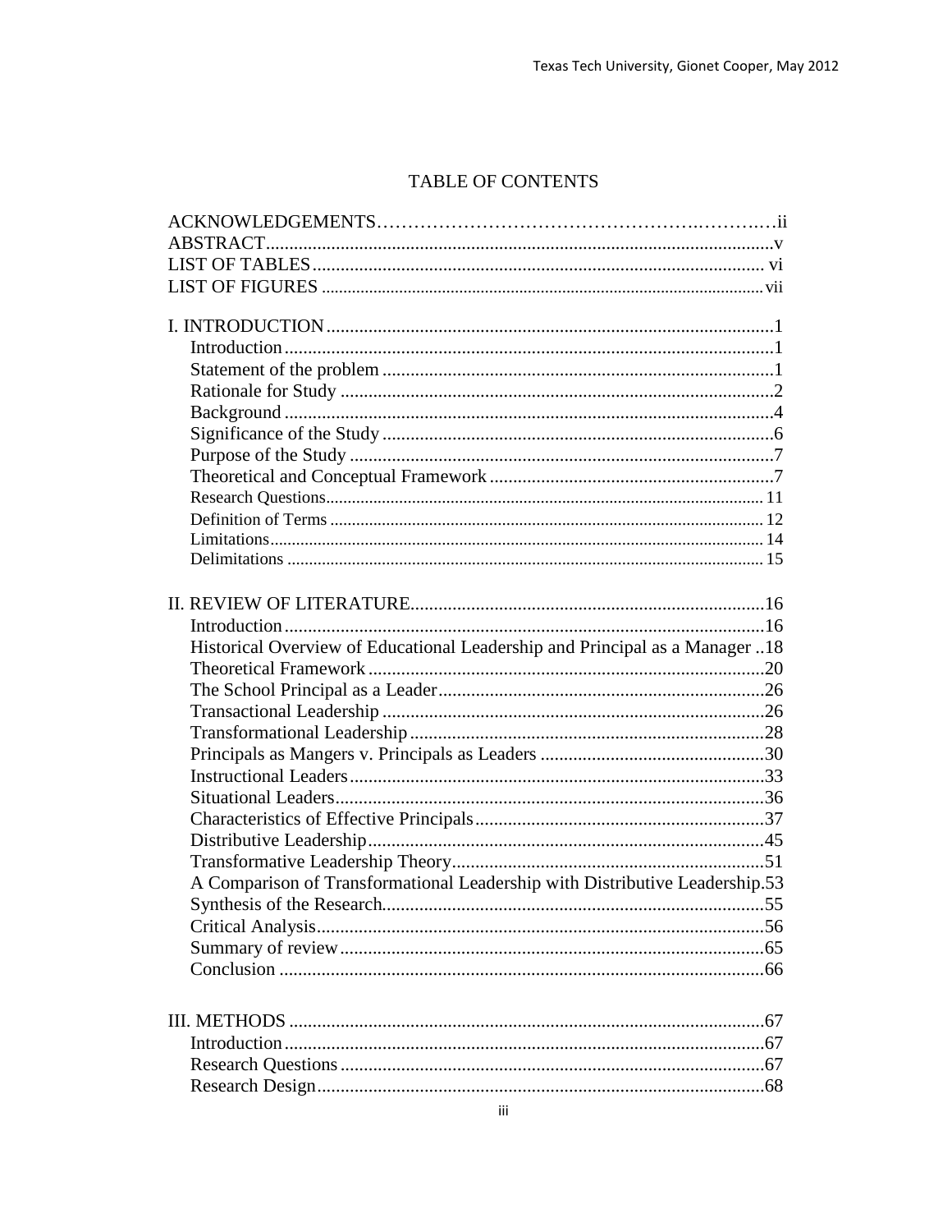# TABLE OF CONTENTS

ACKNOWLEDGEMENTS……………………………………………..………..ii
ABSTRACT............................................................................................................v
LIST OF TABLES................................................................................................ vi
LIST OF FIGURES ..............................................................................................vii

I. INTRODUCTION...............................................................................................1
- Introduction.........................................................................................................1
- Statement of the problem ...................................................................................1
- Rationale for Study .............................................................................................2
- Background .........................................................................................................4
- Significance of the Study ....................................................................................6
- Purpose of the Study ...........................................................................................7
- Theoretical and Conceptual Framework .............................................................7
- Research Questions.............................................................................................11
- Definition of Terms ............................................................................................12
- Limitations..........................................................................................................14
- Delimitations ......................................................................................................15

II. REVIEW OF LITERATURE............................................................................16
- Introduction.........................................................................................................16
- Historical Overview of Educational Leadership and Principal as a Manager ..18
- Theoretical Framework ......................................................................................20
- The School Principal as a Leader.......................................................................26
- Transactional Leadership ...................................................................................26
- Transformational Leadership .............................................................................28
- Principals as Mangers v. Principals as Leaders .................................................30
- Instructional Leaders..........................................................................................33
- Situational Leaders.............................................................................................36
- Characteristics of Effective Principals...............................................................37
- Distributive Leadership......................................................................................45
- Transformative Leadership Theory....................................................................51
- A Comparison of Transformational Leadership with Distributive Leadership.53
- Synthesis of the Research...................................................................................55
- Critical Analysis.................................................................................................56
- Summary of review.............................................................................................65
- Conclusion .........................................................................................................66

III. METHODS .......................................................................................................67
- Introduction.........................................................................................................67
- Research Questions.............................................................................................67
- Research Design.................................................................................................68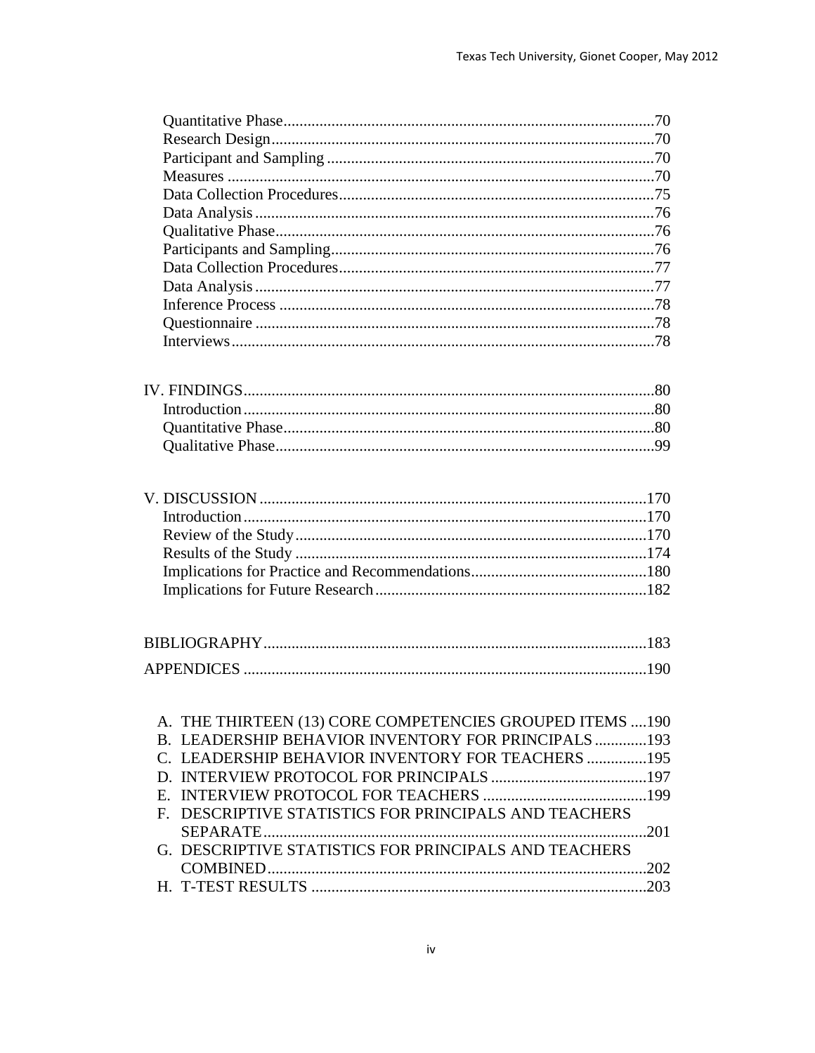Quantitative Phase....70
Research Design....70
Participant and Sampling....70
Measures....70
Data Collection Procedures....75
Data Analysis....76
Qualitative Phase....76
Participants and Sampling....76
Data Collection Procedures....77
Data Analysis....77
Inference Process....78
Questionnaire....78
Interviews....78

IV. FINDINGS....80
Introduction....80
Quantitative Phase....80
Qualitative Phase....99

V. DISCUSSION....170
Introduction....170
Review of the Study....170
Results of the Study....174
Implications for Practice and Recommendations....180
Implications for Future Research....182

BIBLIOGRAPHY....183

APPENDICES....190

A. THE THIRTEEN (13) CORE COMPETENCIES GROUPED ITEMS....190
B. LEADERSHIP BEHAVIOR INVENTORY FOR PRINCIPALS....193
C. LEADERSHIP BEHAVIOR INVENTORY FOR TEACHERS....195
D. INTERVIEW PROTOCOL FOR PRINCIPALS....197
E. INTERVIEW PROTOCOL FOR TEACHERS....199
F. DESCRIPTIVE STATISTICS FOR PRINCIPALS AND TEACHERS SEPARATE....201
G. DESCRIPTIVE STATISTICS FOR PRINCIPALS AND TEACHERS COMBINED....202
H. T-TEST RESULTS....203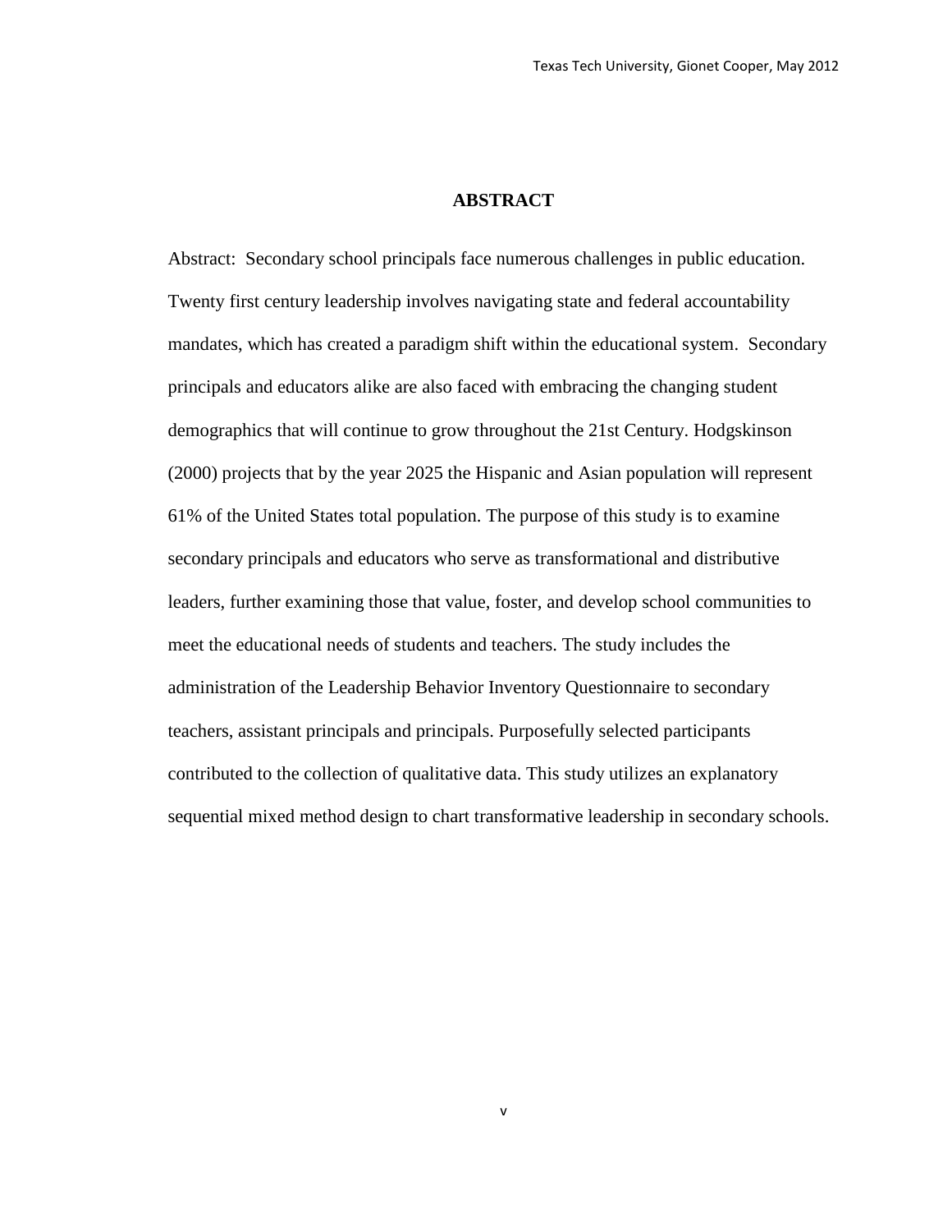## ABSTRACT

Abstract: Secondary school principals face numerous challenges in public education. Twenty first century leadership involves navigating state and federal accountability mandates, which has created a paradigm shift within the educational system. Secondary principals and educators alike are also faced with embracing the changing student demographics that will continue to grow throughout the 21st Century. Hodgskinson (2000) projects that by the year 2025 the Hispanic and Asian population will represent 61% of the United States total population. The purpose of this study is to examine secondary principals and educators who serve as transformational and distributive leaders, further examining those that value, foster, and develop school communities to meet the educational needs of students and teachers. The study includes the administration of the Leadership Behavior Inventory Questionnaire to secondary teachers, assistant principals and principals. Purposefully selected participants contributed to the collection of qualitative data. This study utilizes an explanatory sequential mixed method design to chart transformative leadership in secondary schools.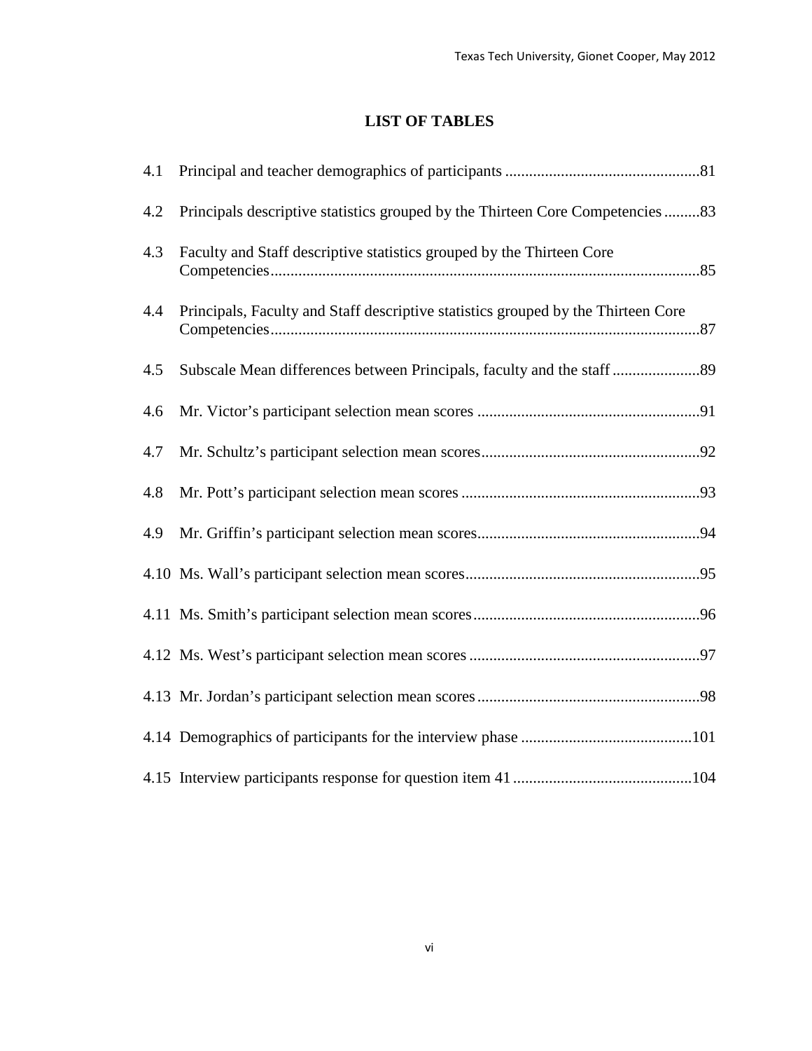# LIST OF TABLES

4.1 Principal and teacher demographics of participants ................................................81

4.2 Principals descriptive statistics grouped by the Thirteen Core Competencies .........83

4.3 Faculty and Staff descriptive statistics grouped by the Thirteen Core Competencies...........................................................................................................85

4.4 Principals, Faculty and Staff descriptive statistics grouped by the Thirteen Core Competencies...........................................................................................................87

4.5 Subscale Mean differences between Principals, faculty and the staff ......................89

4.6 Mr. Victor's participant selection mean scores ........................................................91

4.7 Mr. Schultz's participant selection mean scores.......................................................92

4.8 Mr. Pott's participant selection mean scores ............................................................93

4.9 Mr. Griffin's participant selection mean scores........................................................94

4.10 Ms. Wall's participant selection mean scores...........................................................95

4.11 Ms. Smith's participant selection mean scores.........................................................96

4.12 Ms. West's participant selection mean scores ..........................................................97

4.13 Mr. Jordan's participant selection mean scores........................................................98

4.14 Demographics of participants for the interview phase ...........................................101

4.15 Interview participants response for question item 41 .............................................104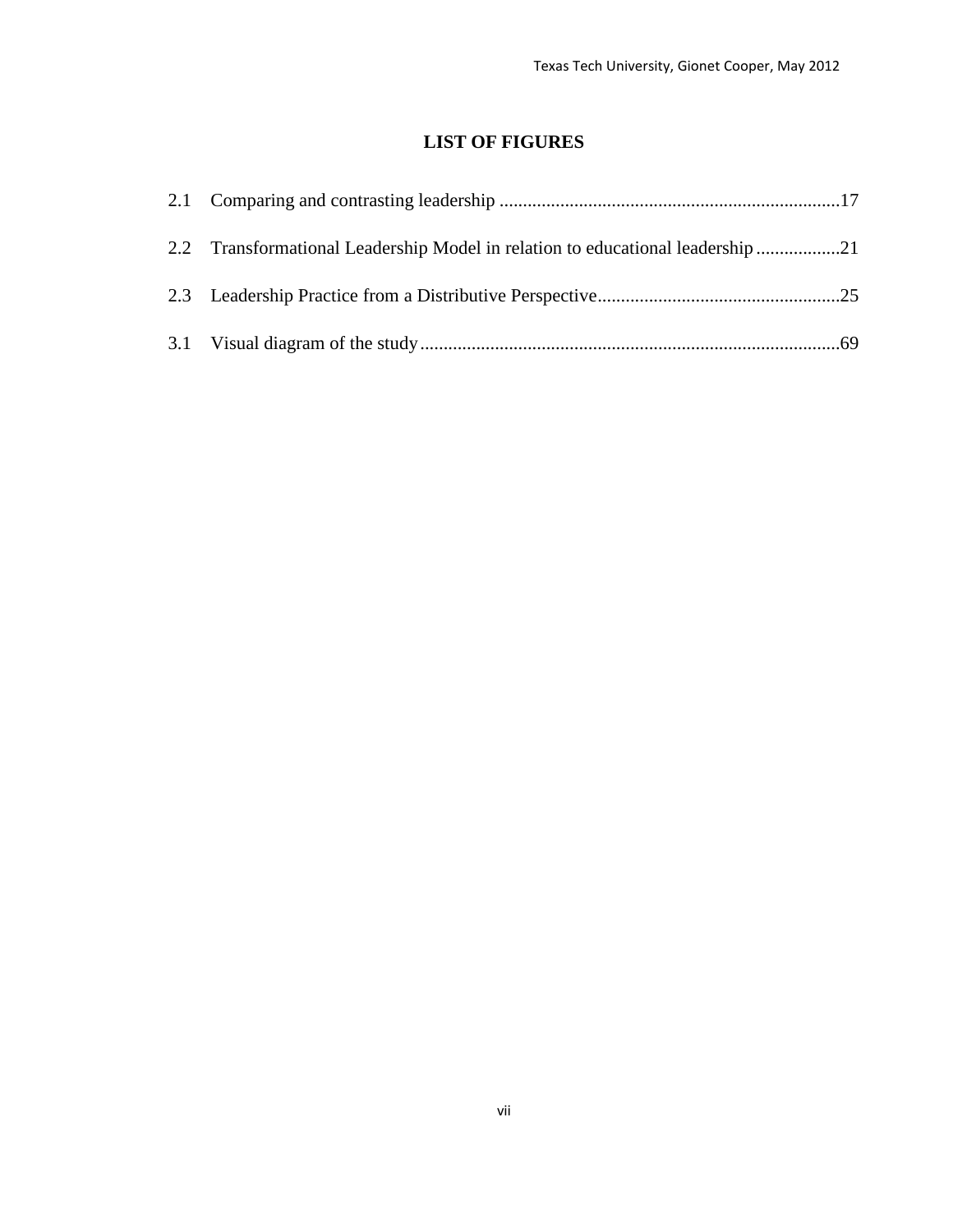## LIST OF FIGURES

2.1 Comparing and contrasting leadership ........................................................................17

2.2 Transformational Leadership Model in relation to educational leadership ..................21

2.3 Leadership Practice from a Distributive Perspective....................................................25

3.1 Visual diagram of the study..........................................................................................69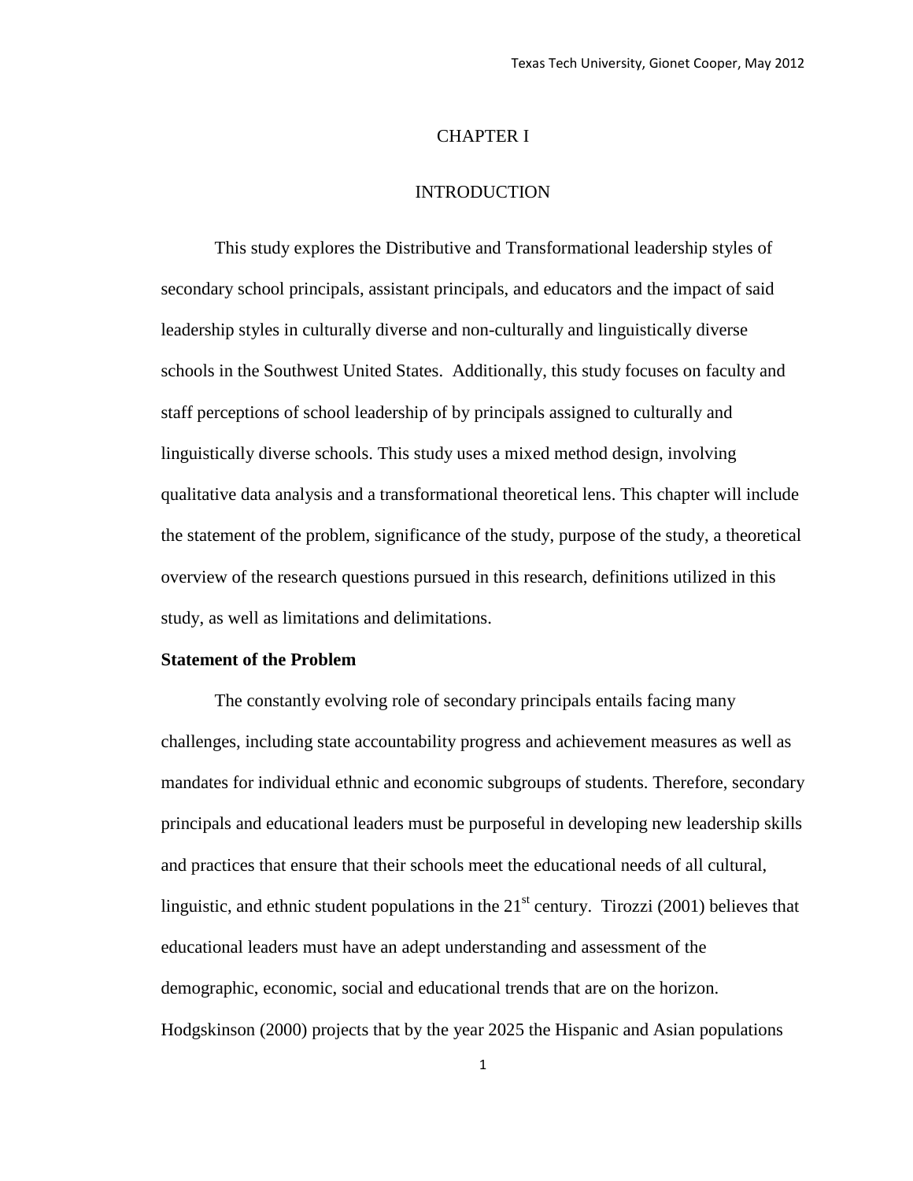# CHAPTER I

# INTRODUCTION

This study explores the Distributive and Transformational leadership styles of secondary school principals, assistant principals, and educators and the impact of said leadership styles in culturally diverse and non-culturally and linguistically diverse schools in the Southwest United States. Additionally, this study focuses on faculty and staff perceptions of school leadership of by principals assigned to culturally and linguistically diverse schools. This study uses a mixed method design, involving qualitative data analysis and a transformational theoretical lens. This chapter will include the statement of the problem, significance of the study, purpose of the study, a theoretical overview of the research questions pursued in this research, definitions utilized in this study, as well as limitations and delimitations.

**Statement of the Problem**

The constantly evolving role of secondary principals entails facing many challenges, including state accountability progress and achievement measures as well as mandates for individual ethnic and economic subgroups of students. Therefore, secondary principals and educational leaders must be purposeful in developing new leadership skills and practices that ensure that their schools meet the educational needs of all cultural, linguistic, and ethnic student populations in the 21st century. Tirozzi (2001) believes that educational leaders must have an adept understanding and assessment of the demographic, economic, social and educational trends that are on the horizon. Hodgskinson (2000) projects that by the year 2025 the Hispanic and Asian populations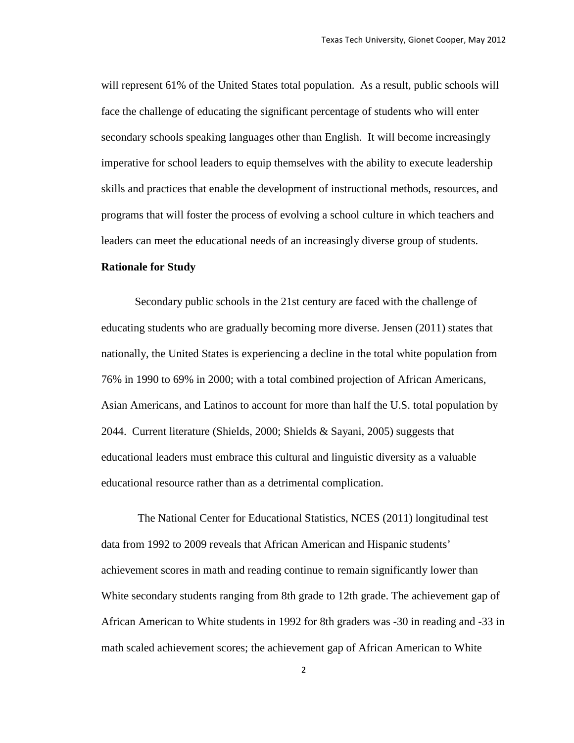will represent 61% of the United States total population. As a result, public schools will face the challenge of educating the significant percentage of students who will enter secondary schools speaking languages other than English. It will become increasingly imperative for school leaders to equip themselves with the ability to execute leadership skills and practices that enable the development of instructional methods, resources, and programs that will foster the process of evolving a school culture in which teachers and leaders can meet the educational needs of an increasingly diverse group of students.

**Rationale for Study**

Secondary public schools in the 21st century are faced with the challenge of educating students who are gradually becoming more diverse. Jensen (2011) states that nationally, the United States is experiencing a decline in the total white population from 76% in 1990 to 69% in 2000; with a total combined projection of African Americans, Asian Americans, and Latinos to account for more than half the U.S. total population by 2044. Current literature (Shields, 2000; Shields & Sayani, 2005) suggests that educational leaders must embrace this cultural and linguistic diversity as a valuable educational resource rather than as a detrimental complication.

The National Center for Educational Statistics, NCES (2011) longitudinal test data from 1992 to 2009 reveals that African American and Hispanic students' achievement scores in math and reading continue to remain significantly lower than White secondary students ranging from 8th grade to 12th grade. The achievement gap of African American to White students in 1992 for 8th graders was -30 in reading and -33 in math scaled achievement scores; the achievement gap of African American to White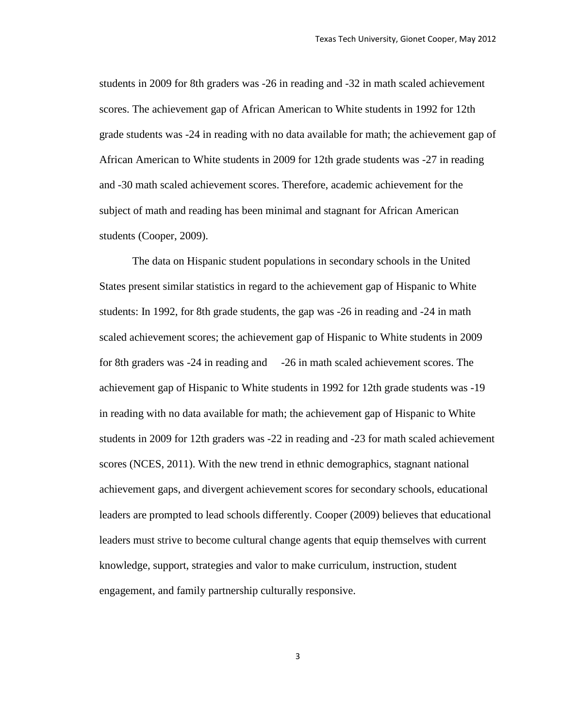students in 2009 for 8th graders was -26 in reading and -32 in math scaled achievement scores. The achievement gap of African American to White students in 1992 for 12th grade students was -24 in reading with no data available for math; the achievement gap of African American to White students in 2009 for 12th grade students was -27 in reading and -30 math scaled achievement scores. Therefore, academic achievement for the subject of math and reading has been minimal and stagnant for African American students (Cooper, 2009).

The data on Hispanic student populations in secondary schools in the United States present similar statistics in regard to the achievement gap of Hispanic to White students: In 1992, for 8th grade students, the gap was -26 in reading and -24 in math scaled achievement scores; the achievement gap of Hispanic to White students in 2009 for 8th graders was -24 in reading and -26 in math scaled achievement scores. The achievement gap of Hispanic to White students in 1992 for 12th grade students was -19 in reading with no data available for math; the achievement gap of Hispanic to White students in 2009 for 12th graders was -22 in reading and -23 for math scaled achievement scores (NCES, 2011). With the new trend in ethnic demographics, stagnant national achievement gaps, and divergent achievement scores for secondary schools, educational leaders are prompted to lead schools differently. Cooper (2009) believes that educational leaders must strive to become cultural change agents that equip themselves with current knowledge, support, strategies and valor to make curriculum, instruction, student engagement, and family partnership culturally responsive.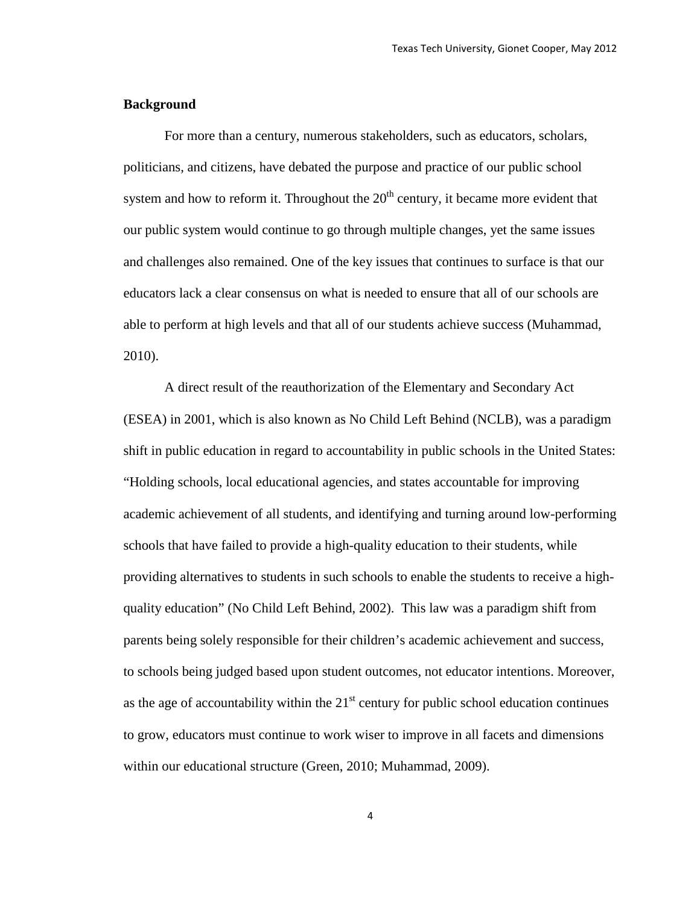**Background**

For more than a century, numerous stakeholders, such as educators, scholars, politicians, and citizens, have debated the purpose and practice of our public school system and how to reform it. Throughout the 20th century, it became more evident that our public system would continue to go through multiple changes, yet the same issues and challenges also remained. One of the key issues that continues to surface is that our educators lack a clear consensus on what is needed to ensure that all of our schools are able to perform at high levels and that all of our students achieve success (Muhammad, 2010).

A direct result of the reauthorization of the Elementary and Secondary Act (ESEA) in 2001, which is also known as No Child Left Behind (NCLB), was a paradigm shift in public education in regard to accountability in public schools in the United States: "Holding schools, local educational agencies, and states accountable for improving academic achievement of all students, and identifying and turning around low-performing schools that have failed to provide a high-quality education to their students, while providing alternatives to students in such schools to enable the students to receive a high-quality education" (No Child Left Behind, 2002). This law was a paradigm shift from parents being solely responsible for their children's academic achievement and success, to schools being judged based upon student outcomes, not educator intentions. Moreover, as the age of accountability within the 21st century for public school education continues to grow, educators must continue to work wiser to improve in all facets and dimensions within our educational structure (Green, 2010; Muhammad, 2009).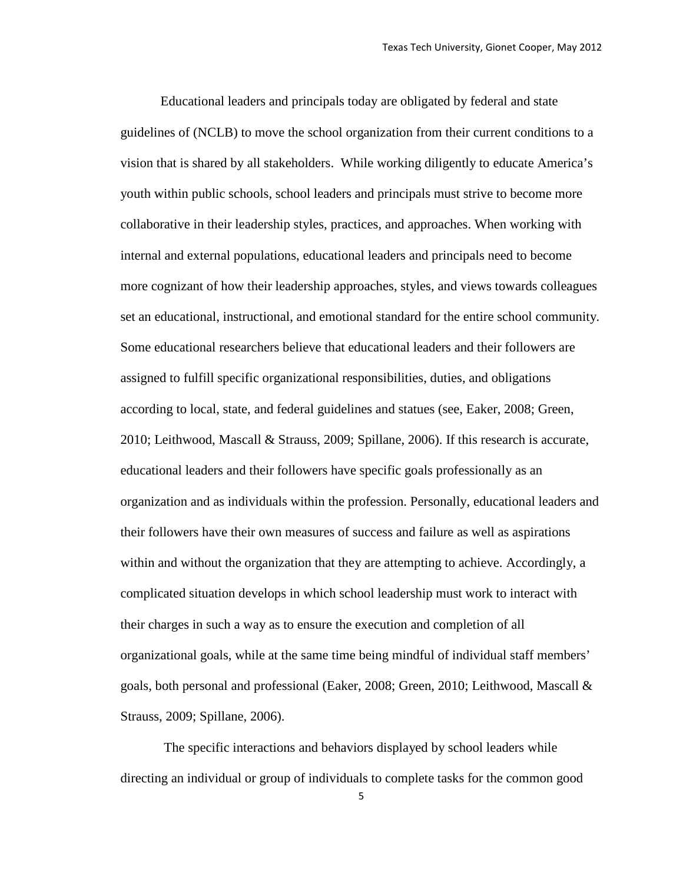Educational leaders and principals today are obligated by federal and state guidelines of (NCLB) to move the school organization from their current conditions to a vision that is shared by all stakeholders. While working diligently to educate America's youth within public schools, school leaders and principals must strive to become more collaborative in their leadership styles, practices, and approaches. When working with internal and external populations, educational leaders and principals need to become more cognizant of how their leadership approaches, styles, and views towards colleagues set an educational, instructional, and emotional standard for the entire school community. Some educational researchers believe that educational leaders and their followers are assigned to fulfill specific organizational responsibilities, duties, and obligations according to local, state, and federal guidelines and statues (see, Eaker, 2008; Green, 2010; Leithwood, Mascall & Strauss, 2009; Spillane, 2006). If this research is accurate, educational leaders and their followers have specific goals professionally as an organization and as individuals within the profession. Personally, educational leaders and their followers have their own measures of success and failure as well as aspirations within and without the organization that they are attempting to achieve. Accordingly, a complicated situation develops in which school leadership must work to interact with their charges in such a way as to ensure the execution and completion of all organizational goals, while at the same time being mindful of individual staff members' goals, both personal and professional (Eaker, 2008; Green, 2010; Leithwood, Mascall & Strauss, 2009; Spillane, 2006).

The specific interactions and behaviors displayed by school leaders while directing an individual or group of individuals to complete tasks for the common good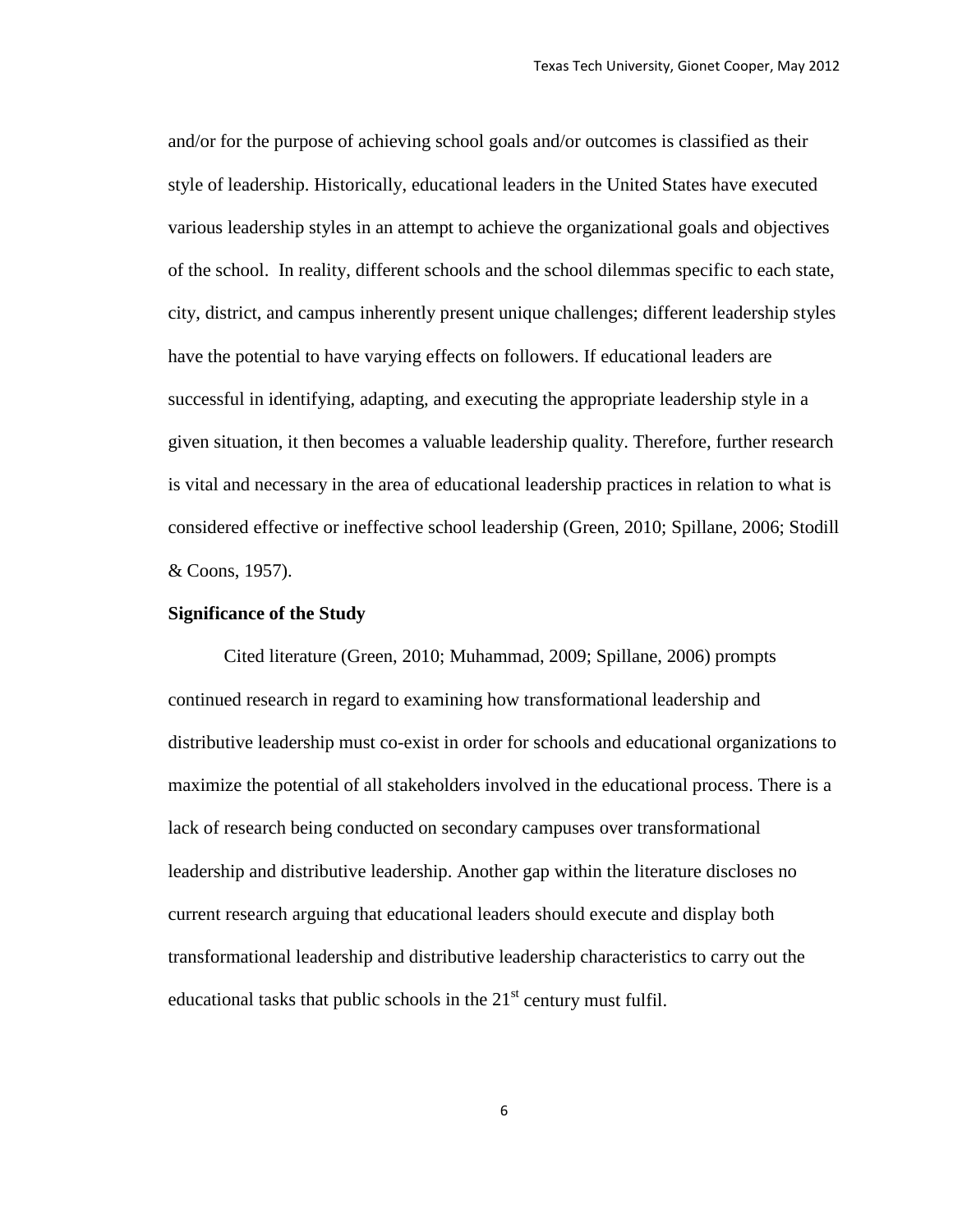and/or for the purpose of achieving school goals and/or outcomes is classified as their style of leadership. Historically, educational leaders in the United States have executed various leadership styles in an attempt to achieve the organizational goals and objectives of the school. In reality, different schools and the school dilemmas specific to each state, city, district, and campus inherently present unique challenges; different leadership styles have the potential to have varying effects on followers. If educational leaders are successful in identifying, adapting, and executing the appropriate leadership style in a given situation, it then becomes a valuable leadership quality. Therefore, further research is vital and necessary in the area of educational leadership practices in relation to what is considered effective or ineffective school leadership (Green, 2010; Spillane, 2006; Stodill & Coons, 1957).

**Significance of the Study**

Cited literature (Green, 2010; Muhammad, 2009; Spillane, 2006) prompts continued research in regard to examining how transformational leadership and distributive leadership must co-exist in order for schools and educational organizations to maximize the potential of all stakeholders involved in the educational process. There is a lack of research being conducted on secondary campuses over transformational leadership and distributive leadership. Another gap within the literature discloses no current research arguing that educational leaders should execute and display both transformational leadership and distributive leadership characteristics to carry out the educational tasks that public schools in the 21st century must fulfil.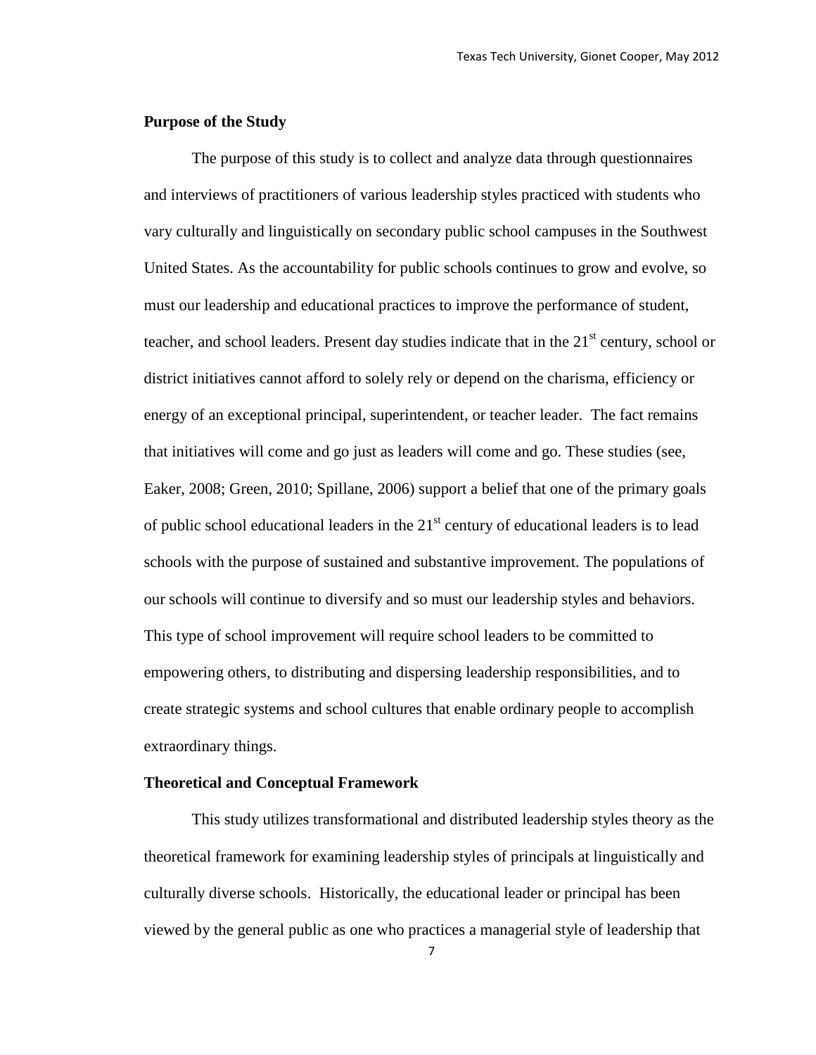**Purpose of the Study**

The purpose of this study is to collect and analyze data through questionnaires and interviews of practitioners of various leadership styles practiced with students who vary culturally and linguistically on secondary public school campuses in the Southwest United States. As the accountability for public schools continues to grow and evolve, so must our leadership and educational practices to improve the performance of student, teacher, and school leaders. Present day studies indicate that in the 21st century, school or district initiatives cannot afford to solely rely or depend on the charisma, efficiency or energy of an exceptional principal, superintendent, or teacher leader. The fact remains that initiatives will come and go just as leaders will come and go. These studies (see, Eaker, 2008; Green, 2010; Spillane, 2006) support a belief that one of the primary goals of public school educational leaders in the 21st century of educational leaders is to lead schools with the purpose of sustained and substantive improvement. The populations of our schools will continue to diversify and so must our leadership styles and behaviors. This type of school improvement will require school leaders to be committed to empowering others, to distributing and dispersing leadership responsibilities, and to create strategic systems and school cultures that enable ordinary people to accomplish extraordinary things.

**Theoretical and Conceptual Framework**

This study utilizes transformational and distributed leadership styles theory as the theoretical framework for examining leadership styles of principals at linguistically and culturally diverse schools. Historically, the educational leader or principal has been viewed by the general public as one who practices a managerial style of leadership that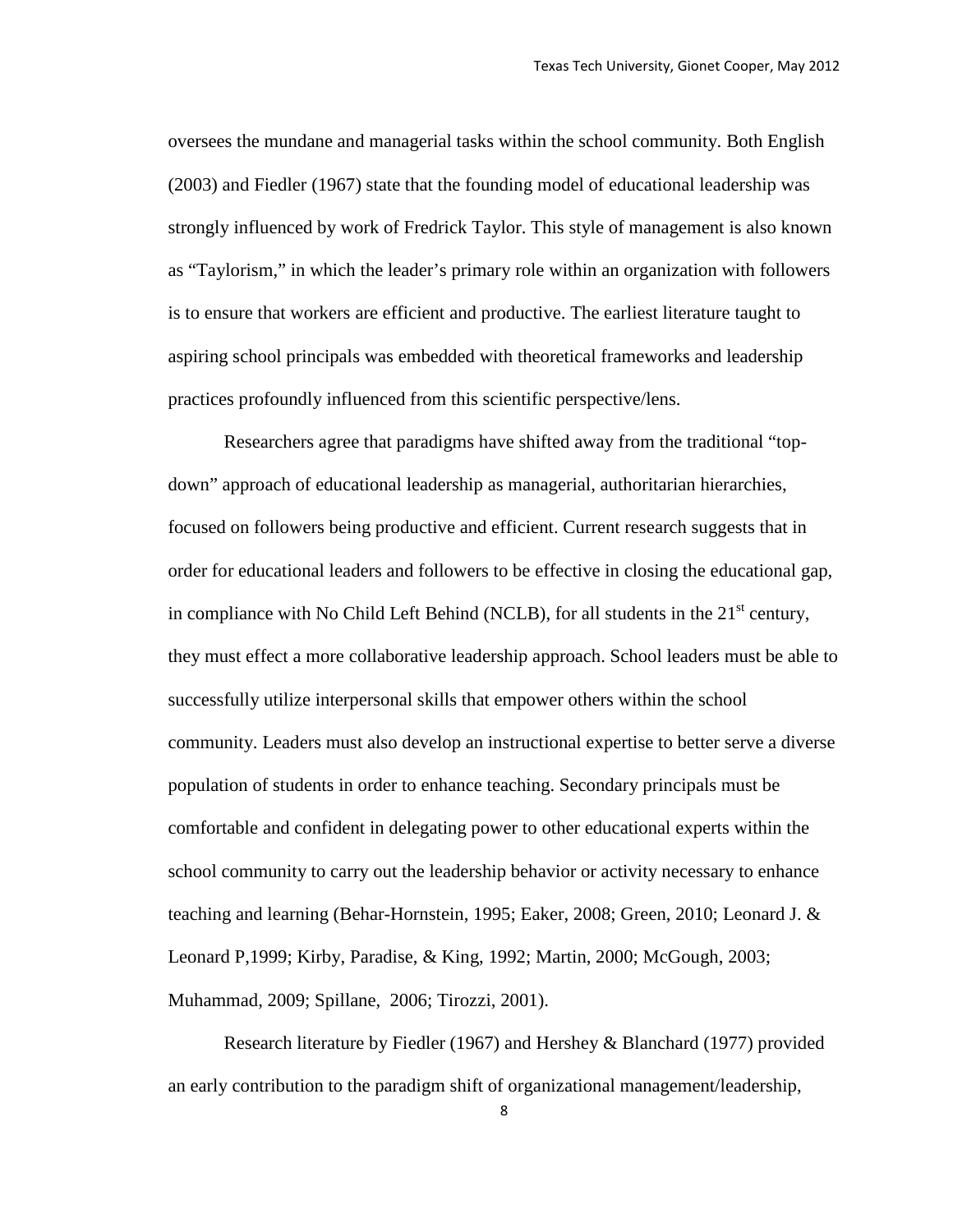oversees the mundane and managerial tasks within the school community. Both English (2003) and Fiedler (1967) state that the founding model of educational leadership was strongly influenced by work of Fredrick Taylor. This style of management is also known as "Taylorism," in which the leader's primary role within an organization with followers is to ensure that workers are efficient and productive. The earliest literature taught to aspiring school principals was embedded with theoretical frameworks and leadership practices profoundly influenced from this scientific perspective/lens.

Researchers agree that paradigms have shifted away from the traditional "top-down" approach of educational leadership as managerial, authoritarian hierarchies, focused on followers being productive and efficient. Current research suggests that in order for educational leaders and followers to be effective in closing the educational gap, in compliance with No Child Left Behind (NCLB), for all students in the 21st century, they must effect a more collaborative leadership approach. School leaders must be able to successfully utilize interpersonal skills that empower others within the school community. Leaders must also develop an instructional expertise to better serve a diverse population of students in order to enhance teaching. Secondary principals must be comfortable and confident in delegating power to other educational experts within the school community to carry out the leadership behavior or activity necessary to enhance teaching and learning (Behar-Hornstein, 1995; Eaker, 2008; Green, 2010; Leonard J. & Leonard P,1999; Kirby, Paradise, & King, 1992; Martin, 2000; McGough, 2003; Muhammad, 2009; Spillane, 2006; Tirozzi, 2001).

Research literature by Fiedler (1967) and Hershey & Blanchard (1977) provided an early contribution to the paradigm shift of organizational management/leadership,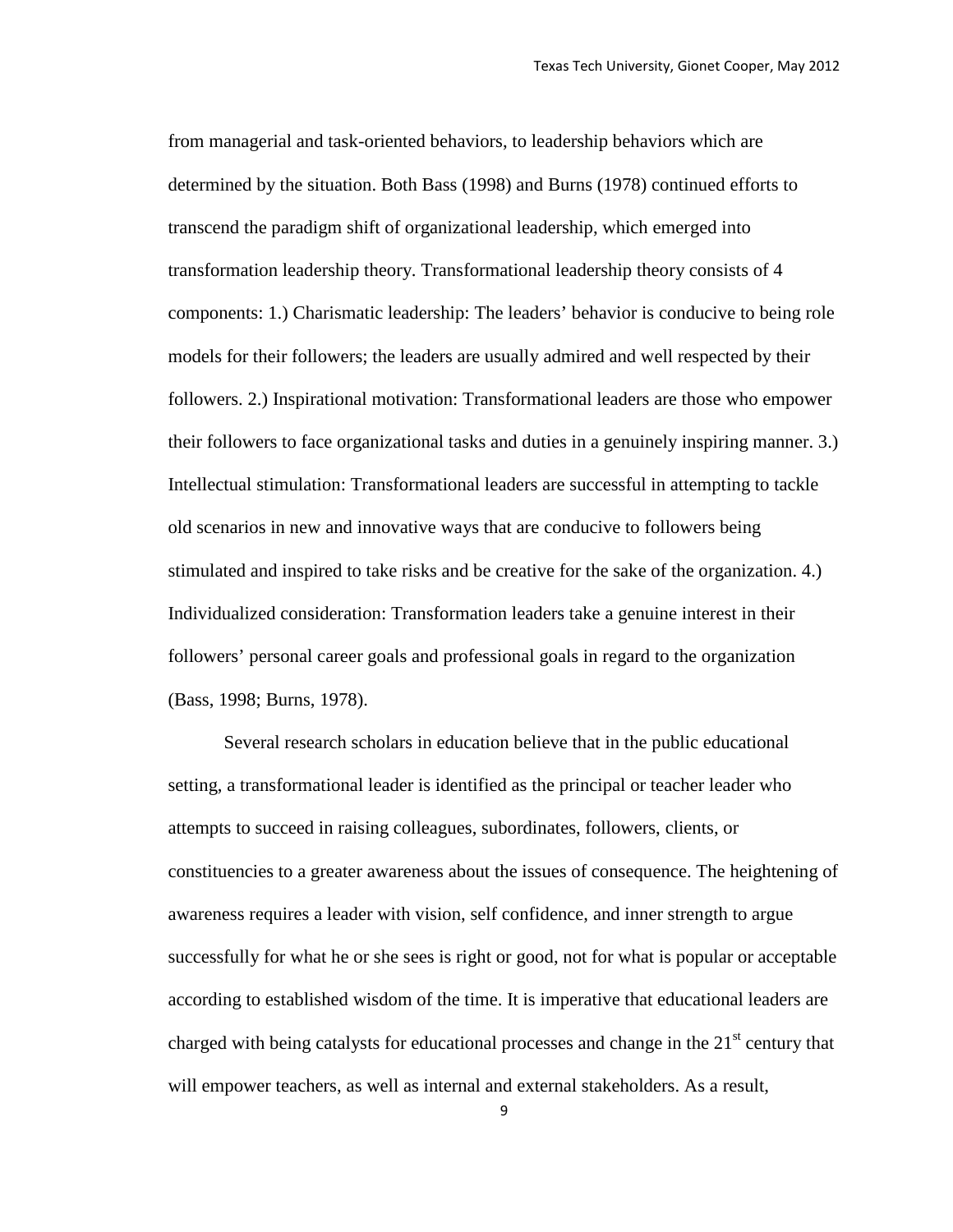from managerial and task-oriented behaviors, to leadership behaviors which are determined by the situation. Both Bass (1998) and Burns (1978) continued efforts to transcend the paradigm shift of organizational leadership, which emerged into transformation leadership theory. Transformational leadership theory consists of 4 components: 1.) Charismatic leadership: The leaders' behavior is conducive to being role models for their followers; the leaders are usually admired and well respected by their followers. 2.) Inspirational motivation: Transformational leaders are those who empower their followers to face organizational tasks and duties in a genuinely inspiring manner. 3.) Intellectual stimulation: Transformational leaders are successful in attempting to tackle old scenarios in new and innovative ways that are conducive to followers being stimulated and inspired to take risks and be creative for the sake of the organization. 4.) Individualized consideration: Transformation leaders take a genuine interest in their followers' personal career goals and professional goals in regard to the organization (Bass, 1998; Burns, 1978).

Several research scholars in education believe that in the public educational setting, a transformational leader is identified as the principal or teacher leader who attempts to succeed in raising colleagues, subordinates, followers, clients, or constituencies to a greater awareness about the issues of consequence. The heightening of awareness requires a leader with vision, self confidence, and inner strength to argue successfully for what he or she sees is right or good, not for what is popular or acceptable according to established wisdom of the time. It is imperative that educational leaders are charged with being catalysts for educational processes and change in the 21st century that will empower teachers, as well as internal and external stakeholders. As a result,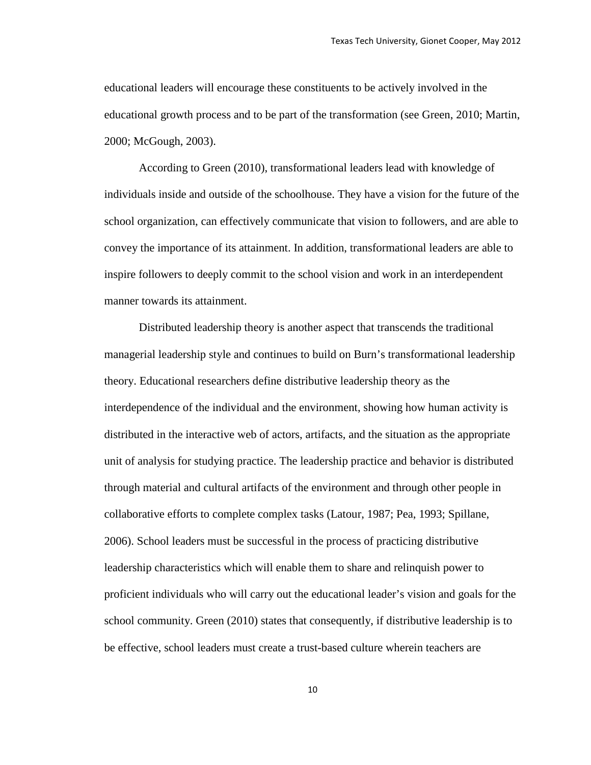educational leaders will encourage these constituents to be actively involved in the educational growth process and to be part of the transformation (see Green, 2010; Martin, 2000; McGough, 2003).

According to Green (2010), transformational leaders lead with knowledge of individuals inside and outside of the schoolhouse. They have a vision for the future of the school organization, can effectively communicate that vision to followers, and are able to convey the importance of its attainment. In addition, transformational leaders are able to inspire followers to deeply commit to the school vision and work in an interdependent manner towards its attainment.

Distributed leadership theory is another aspect that transcends the traditional managerial leadership style and continues to build on Burn's transformational leadership theory. Educational researchers define distributive leadership theory as the interdependence of the individual and the environment, showing how human activity is distributed in the interactive web of actors, artifacts, and the situation as the appropriate unit of analysis for studying practice. The leadership practice and behavior is distributed through material and cultural artifacts of the environment and through other people in collaborative efforts to complete complex tasks (Latour, 1987; Pea, 1993; Spillane, 2006). School leaders must be successful in the process of practicing distributive leadership characteristics which will enable them to share and relinquish power to proficient individuals who will carry out the educational leader's vision and goals for the school community. Green (2010) states that consequently, if distributive leadership is to be effective, school leaders must create a trust-based culture wherein teachers are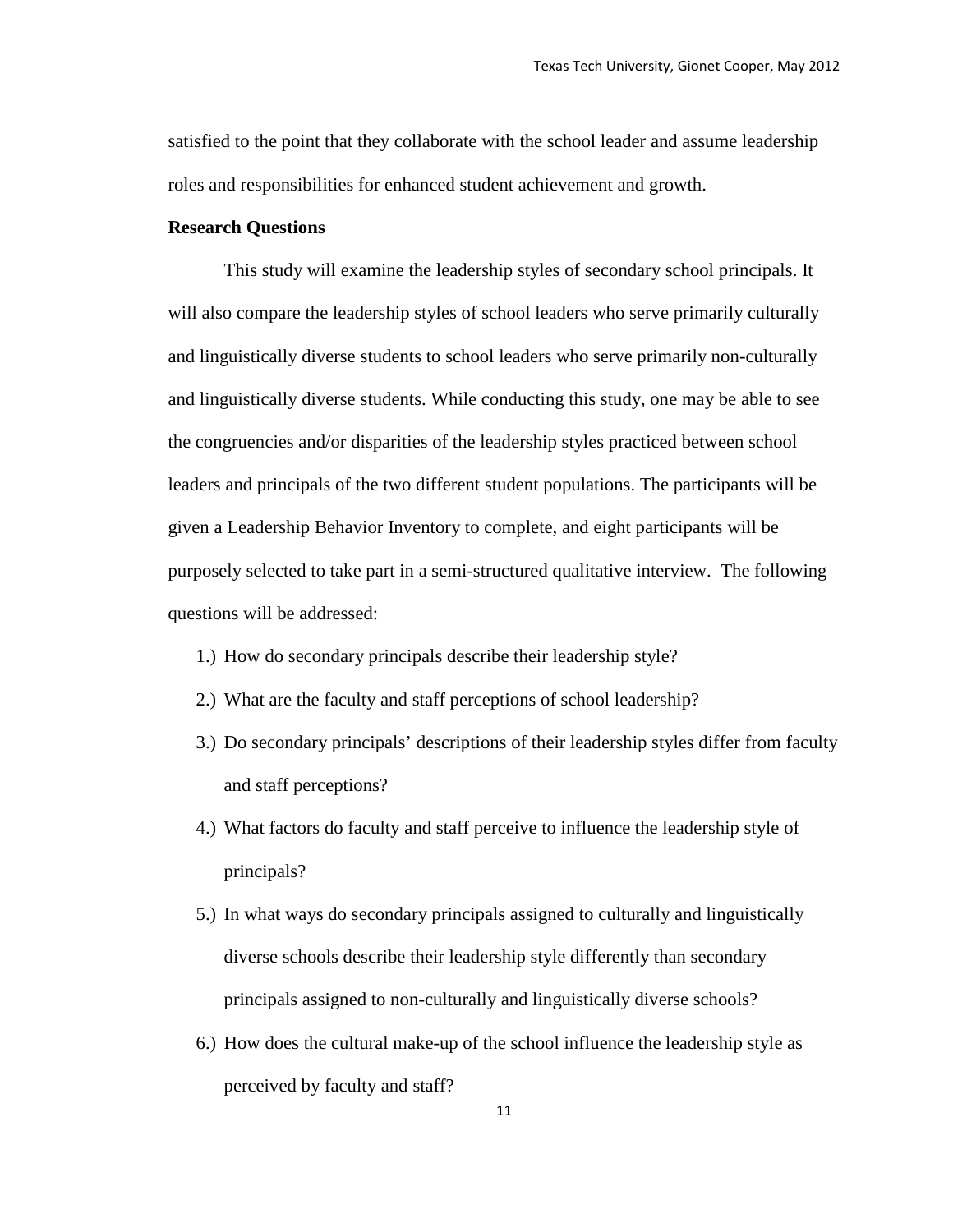satisfied to the point that they collaborate with the school leader and assume leadership roles and responsibilities for enhanced student achievement and growth.

**Research Questions**

This study will examine the leadership styles of secondary school principals. It will also compare the leadership styles of school leaders who serve primarily culturally and linguistically diverse students to school leaders who serve primarily non-culturally and linguistically diverse students. While conducting this study, one may be able to see the congruencies and/or disparities of the leadership styles practiced between school leaders and principals of the two different student populations. The participants will be given a Leadership Behavior Inventory to complete, and eight participants will be purposely selected to take part in a semi-structured qualitative interview. The following questions will be addressed:

1.) How do secondary principals describe their leadership style?
2.) What are the faculty and staff perceptions of school leadership?
3.) Do secondary principals' descriptions of their leadership styles differ from faculty and staff perceptions?
4.) What factors do faculty and staff perceive to influence the leadership style of principals?
5.) In what ways do secondary principals assigned to culturally and linguistically diverse schools describe their leadership style differently than secondary principals assigned to non-culturally and linguistically diverse schools?
6.) How does the cultural make-up of the school influence the leadership style as perceived by faculty and staff?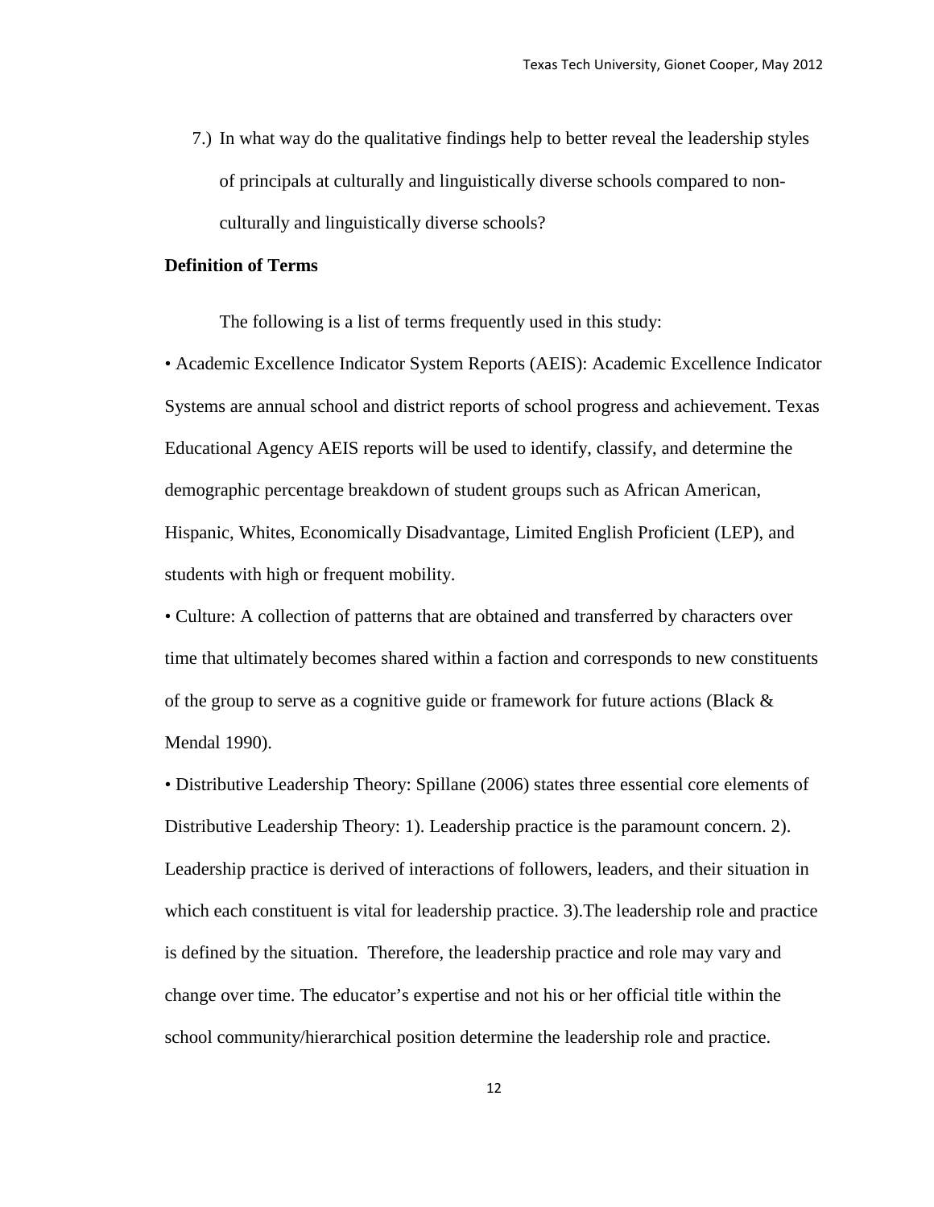7.) In what way do the qualitative findings help to better reveal the leadership styles of principals at culturally and linguistically diverse schools compared to non-culturally and linguistically diverse schools?

**Definition of Terms**

The following is a list of terms frequently used in this study:

• Academic Excellence Indicator System Reports (AEIS): Academic Excellence Indicator Systems are annual school and district reports of school progress and achievement. Texas Educational Agency AEIS reports will be used to identify, classify, and determine the demographic percentage breakdown of student groups such as African American, Hispanic, Whites, Economically Disadvantage, Limited English Proficient (LEP), and students with high or frequent mobility.

• Culture: A collection of patterns that are obtained and transferred by characters over time that ultimately becomes shared within a faction and corresponds to new constituents of the group to serve as a cognitive guide or framework for future actions (Black & Mendal 1990).

• Distributive Leadership Theory: Spillane (2006) states three essential core elements of Distributive Leadership Theory: 1). Leadership practice is the paramount concern. 2). Leadership practice is derived of interactions of followers, leaders, and their situation in which each constituent is vital for leadership practice. 3).The leadership role and practice is defined by the situation. Therefore, the leadership practice and role may vary and change over time. The educator's expertise and not his or her official title within the school community/hierarchical position determine the leadership role and practice.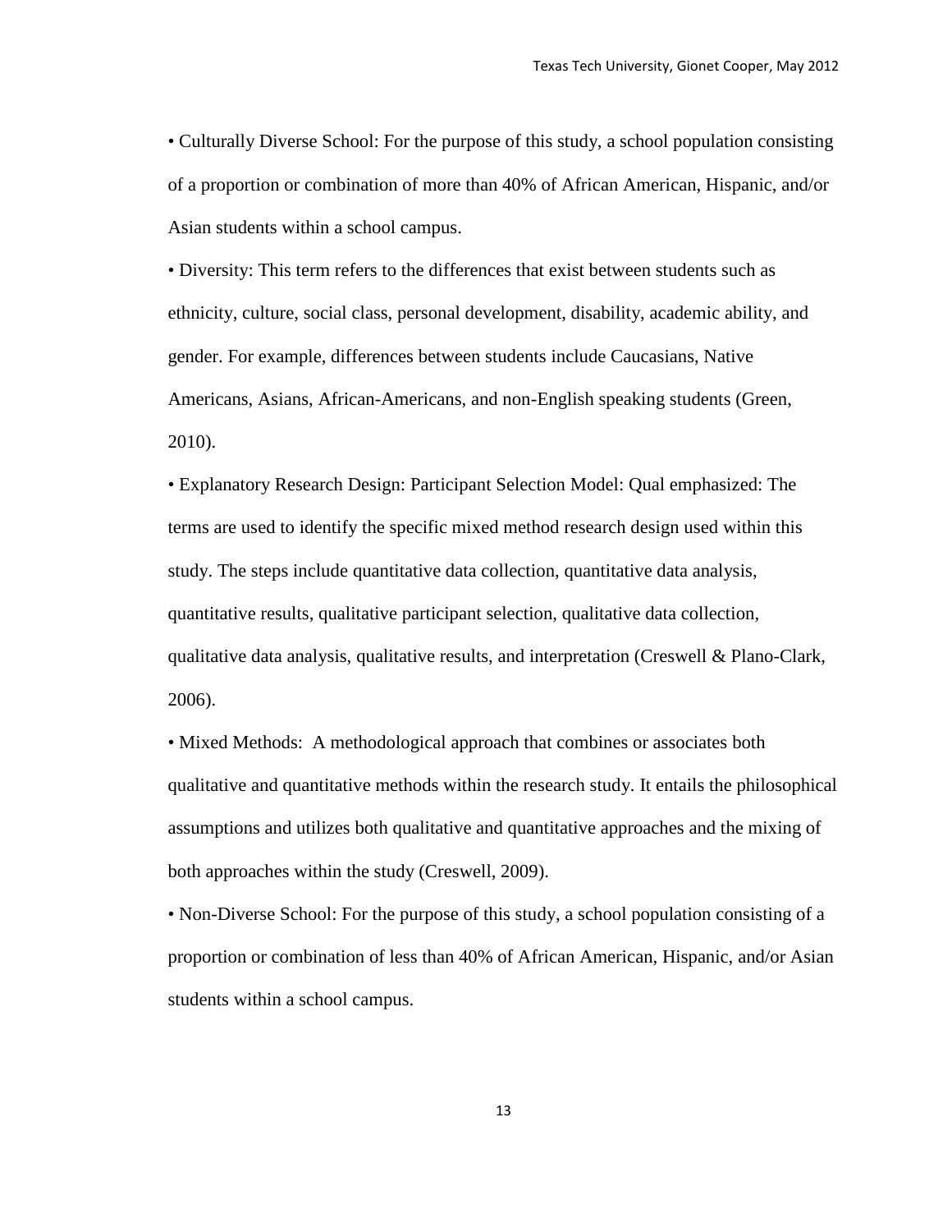- Culturally Diverse School: For the purpose of this study, a school population consisting of a proportion or combination of more than 40% of African American, Hispanic, and/or Asian students within a school campus.
- Diversity: This term refers to the differences that exist between students such as ethnicity, culture, social class, personal development, disability, academic ability, and gender. For example, differences between students include Caucasians, Native Americans, Asians, African-Americans, and non-English speaking students (Green, 2010).
- Explanatory Research Design: Participant Selection Model: Qual emphasized: The terms are used to identify the specific mixed method research design used within this study. The steps include quantitative data collection, quantitative data analysis, quantitative results, qualitative participant selection, qualitative data collection, qualitative data analysis, qualitative results, and interpretation (Creswell & Plano-Clark, 2006).
- Mixed Methods: A methodological approach that combines or associates both qualitative and quantitative methods within the research study. It entails the philosophical assumptions and utilizes both qualitative and quantitative approaches and the mixing of both approaches within the study (Creswell, 2009).
- Non-Diverse School: For the purpose of this study, a school population consisting of a proportion or combination of less than 40% of African American, Hispanic, and/or Asian students within a school campus.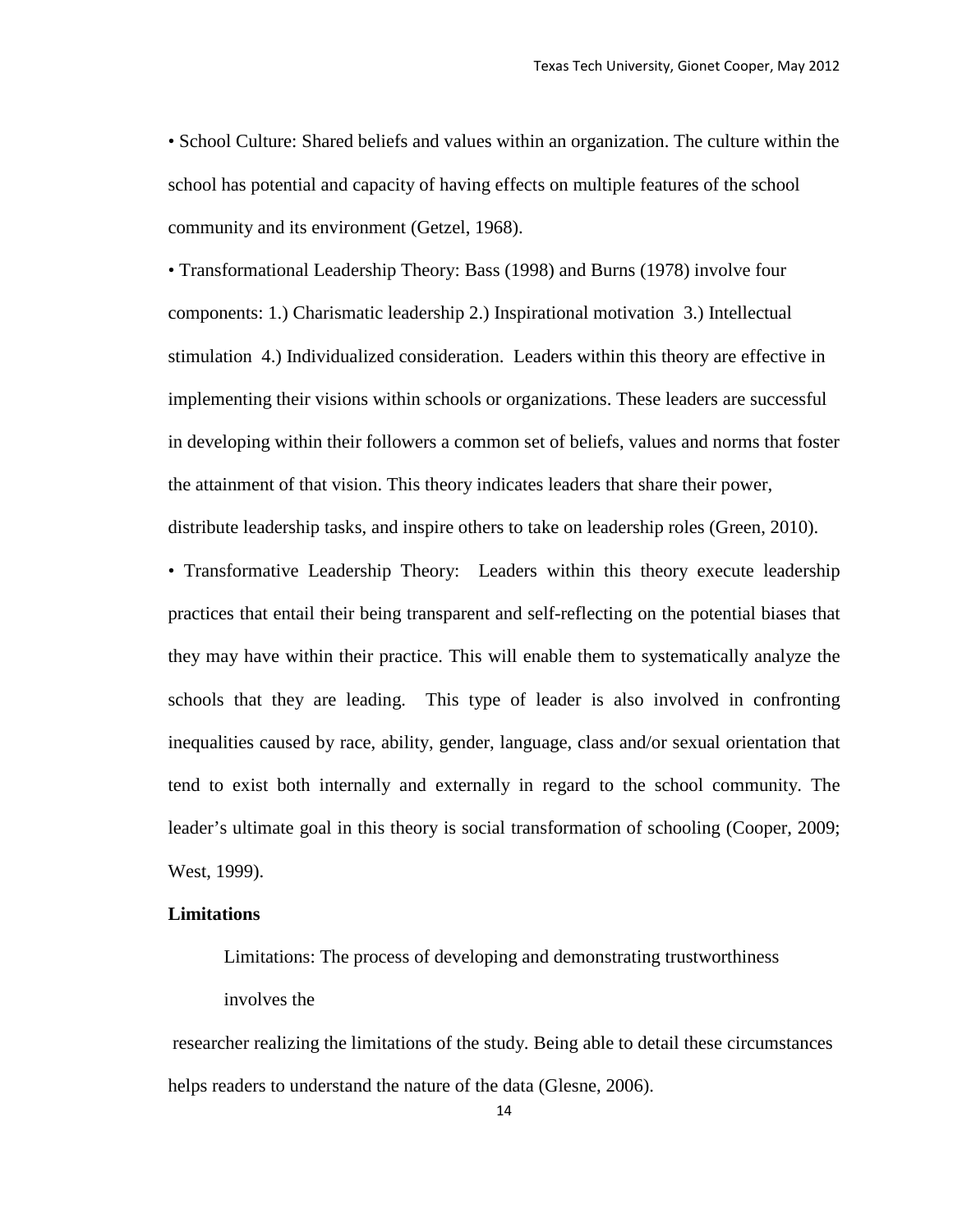• School Culture: Shared beliefs and values within an organization. The culture within the school has potential and capacity of having effects on multiple features of the school community and its environment (Getzel, 1968).

• Transformational Leadership Theory: Bass (1998) and Burns (1978) involve four components: 1.) Charismatic leadership 2.) Inspirational motivation 3.) Intellectual stimulation 4.) Individualized consideration. Leaders within this theory are effective in implementing their visions within schools or organizations. These leaders are successful in developing within their followers a common set of beliefs, values and norms that foster the attainment of that vision. This theory indicates leaders that share their power, distribute leadership tasks, and inspire others to take on leadership roles (Green, 2010).

• Transformative Leadership Theory: Leaders within this theory execute leadership practices that entail their being transparent and self-reflecting on the potential biases that they may have within their practice. This will enable them to systematically analyze the schools that they are leading. This type of leader is also involved in confronting inequalities caused by race, ability, gender, language, class and/or sexual orientation that tend to exist both internally and externally in regard to the school community. The leader's ultimate goal in this theory is social transformation of schooling (Cooper, 2009; West, 1999).

**Limitations**

Limitations: The process of developing and demonstrating trustworthiness involves the researcher realizing the limitations of the study. Being able to detail these circumstances helps readers to understand the nature of the data (Glesne, 2006).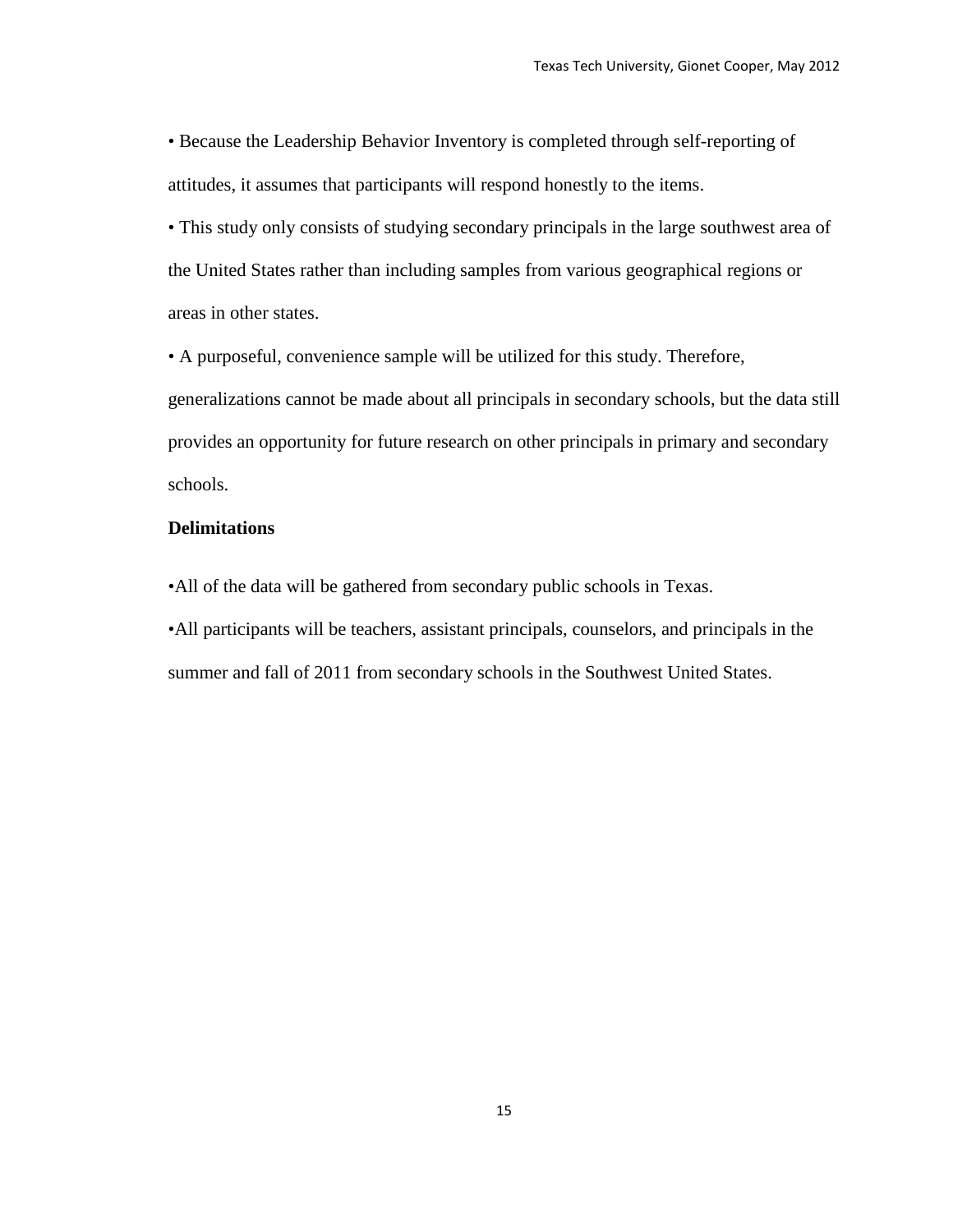- Because the Leadership Behavior Inventory is completed through self-reporting of attitudes, it assumes that participants will respond honestly to the items.
- This study only consists of studying secondary principals in the large southwest area of the United States rather than including samples from various geographical regions or areas in other states.
- A purposeful, convenience sample will be utilized for this study. Therefore, generalizations cannot be made about all principals in secondary schools, but the data still provides an opportunity for future research on other principals in primary and secondary schools.

**Delimitations**

- All of the data will be gathered from secondary public schools in Texas.
- All participants will be teachers, assistant principals, counselors, and principals in the summer and fall of 2011 from secondary schools in the Southwest United States.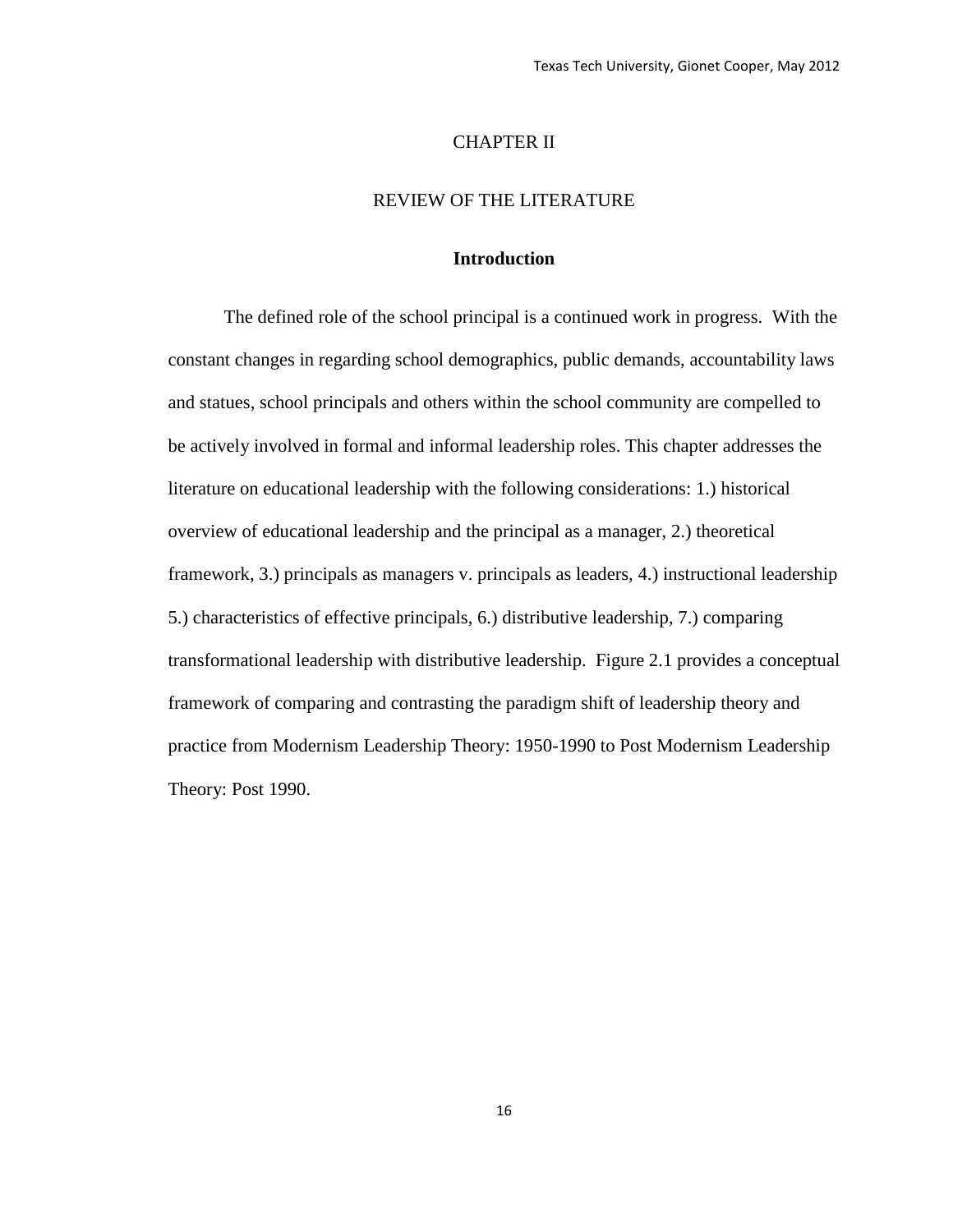# CHAPTER II

# REVIEW OF THE LITERATURE

## Introduction

The defined role of the school principal is a continued work in progress. With the constant changes in regarding school demographics, public demands, accountability laws and statues, school principals and others within the school community are compelled to be actively involved in formal and informal leadership roles. This chapter addresses the literature on educational leadership with the following considerations: 1.) historical overview of educational leadership and the principal as a manager, 2.) theoretical framework, 3.) principals as managers v. principals as leaders, 4.) instructional leadership 5.) characteristics of effective principals, 6.) distributive leadership, 7.) comparing transformational leadership with distributive leadership. Figure 2.1 provides a conceptual framework of comparing and contrasting the paradigm shift of leadership theory and practice from Modernism Leadership Theory: 1950-1990 to Post Modernism Leadership Theory: Post 1990.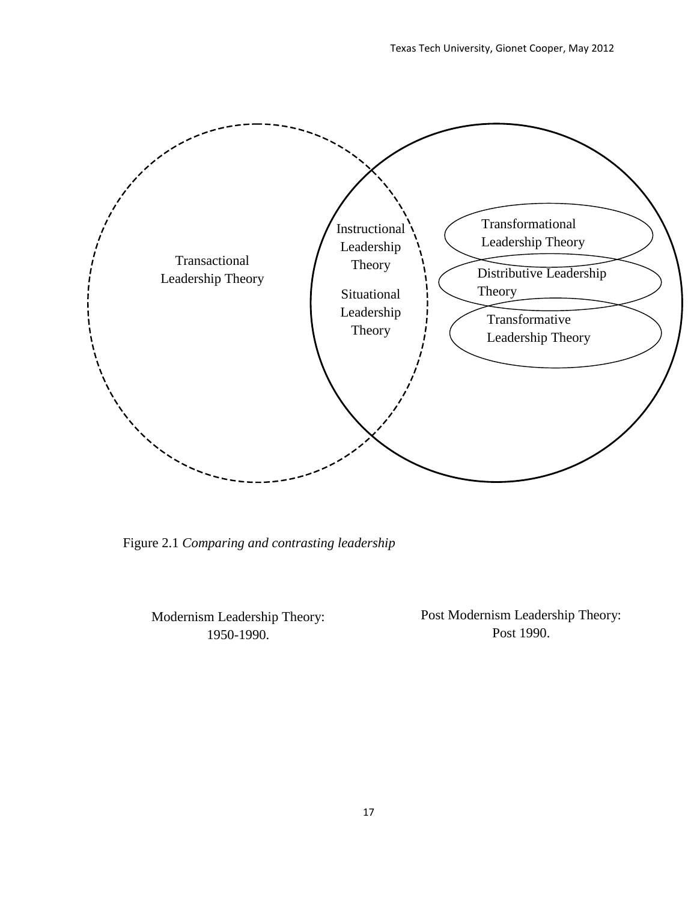Transactional Leadership Theory

Instructional Leadership Theory

Situational Leadership Theory

Transformational Leadership Theory

Distributive Leadership Theory

Transformative Leadership Theory

Figure 2.1 *Comparing and contrasting leadership*

Modernism Leadership Theory: 1950-1990.

Post Modernism Leadership Theory: Post 1990.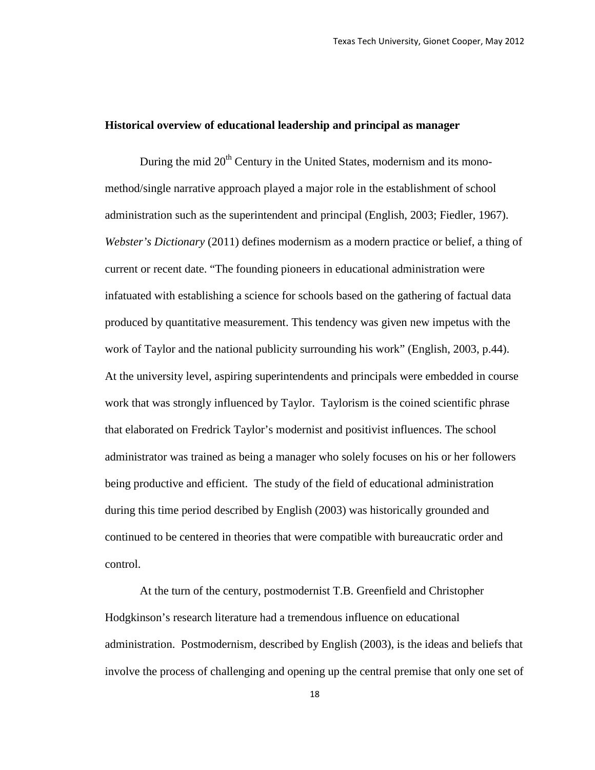**Historical overview of educational leadership and principal as manager**

During the mid 20th Century in the United States, modernism and its mono-method/single narrative approach played a major role in the establishment of school administration such as the superintendent and principal (English, 2003; Fiedler, 1967). *Webster's Dictionary* (2011) defines modernism as a modern practice or belief, a thing of current or recent date. "The founding pioneers in educational administration were infatuated with establishing a science for schools based on the gathering of factual data produced by quantitative measurement. This tendency was given new impetus with the work of Taylor and the national publicity surrounding his work" (English, 2003, p.44). At the university level, aspiring superintendents and principals were embedded in course work that was strongly influenced by Taylor. Taylorism is the coined scientific phrase that elaborated on Fredrick Taylor's modernist and positivist influences. The school administrator was trained as being a manager who solely focuses on his or her followers being productive and efficient. The study of the field of educational administration during this time period described by English (2003) was historically grounded and continued to be centered in theories that were compatible with bureaucratic order and control.

At the turn of the century, postmodernist T.B. Greenfield and Christopher Hodgkinson's research literature had a tremendous influence on educational administration. Postmodernism, described by English (2003), is the ideas and beliefs that involve the process of challenging and opening up the central premise that only one set of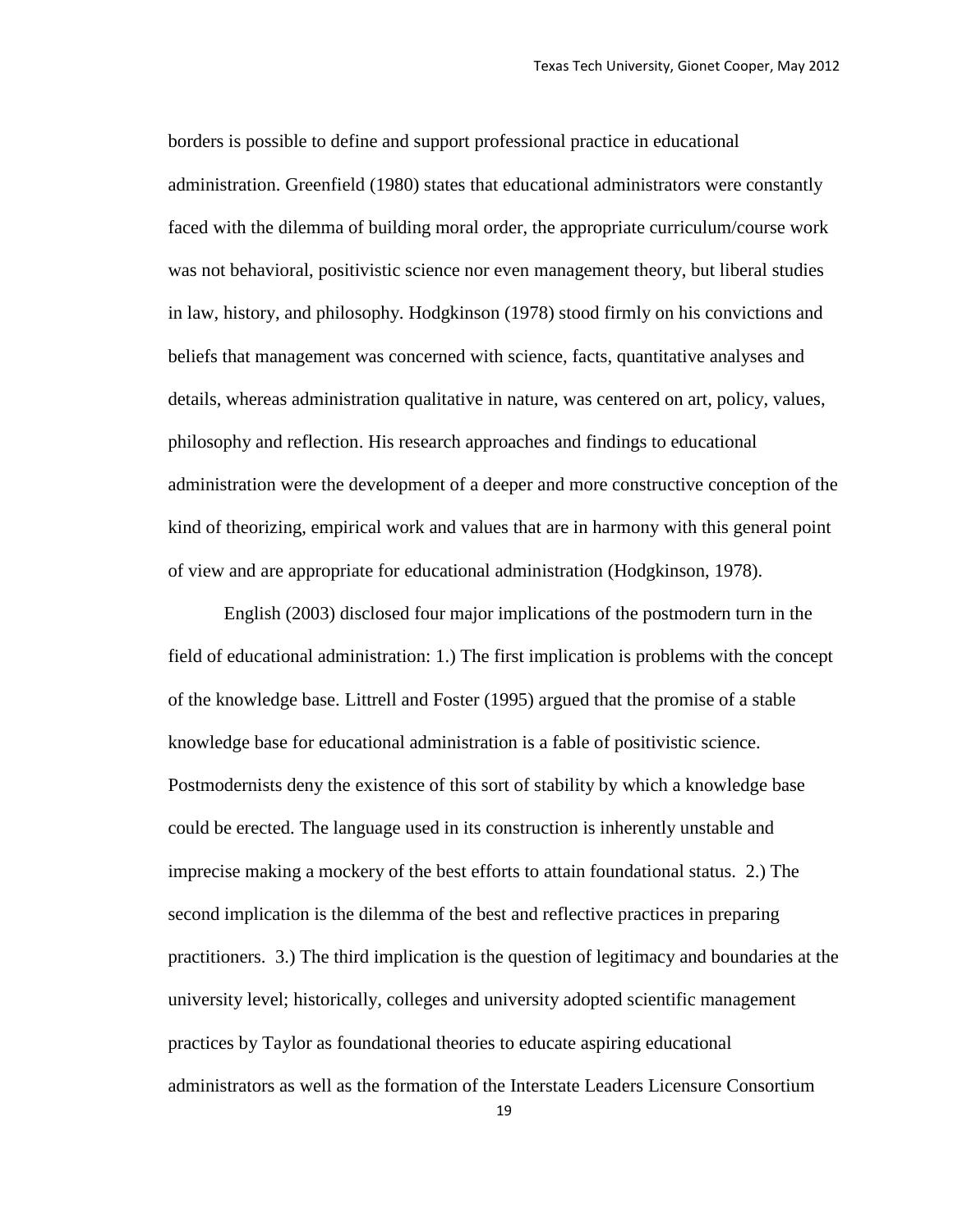borders is possible to define and support professional practice in educational administration. Greenfield (1980) states that educational administrators were constantly faced with the dilemma of building moral order, the appropriate curriculum/course work was not behavioral, positivistic science nor even management theory, but liberal studies in law, history, and philosophy. Hodgkinson (1978) stood firmly on his convictions and beliefs that management was concerned with science, facts, quantitative analyses and details, whereas administration qualitative in nature, was centered on art, policy, values, philosophy and reflection. His research approaches and findings to educational administration were the development of a deeper and more constructive conception of the kind of theorizing, empirical work and values that are in harmony with this general point of view and are appropriate for educational administration (Hodgkinson, 1978).

English (2003) disclosed four major implications of the postmodern turn in the field of educational administration: 1.) The first implication is problems with the concept of the knowledge base. Littrell and Foster (1995) argued that the promise of a stable knowledge base for educational administration is a fable of positivistic science. Postmodernists deny the existence of this sort of stability by which a knowledge base could be erected. The language used in its construction is inherently unstable and imprecise making a mockery of the best efforts to attain foundational status. 2.) The second implication is the dilemma of the best and reflective practices in preparing practitioners. 3.) The third implication is the question of legitimacy and boundaries at the university level; historically, colleges and university adopted scientific management practices by Taylor as foundational theories to educate aspiring educational administrators as well as the formation of the Interstate Leaders Licensure Consortium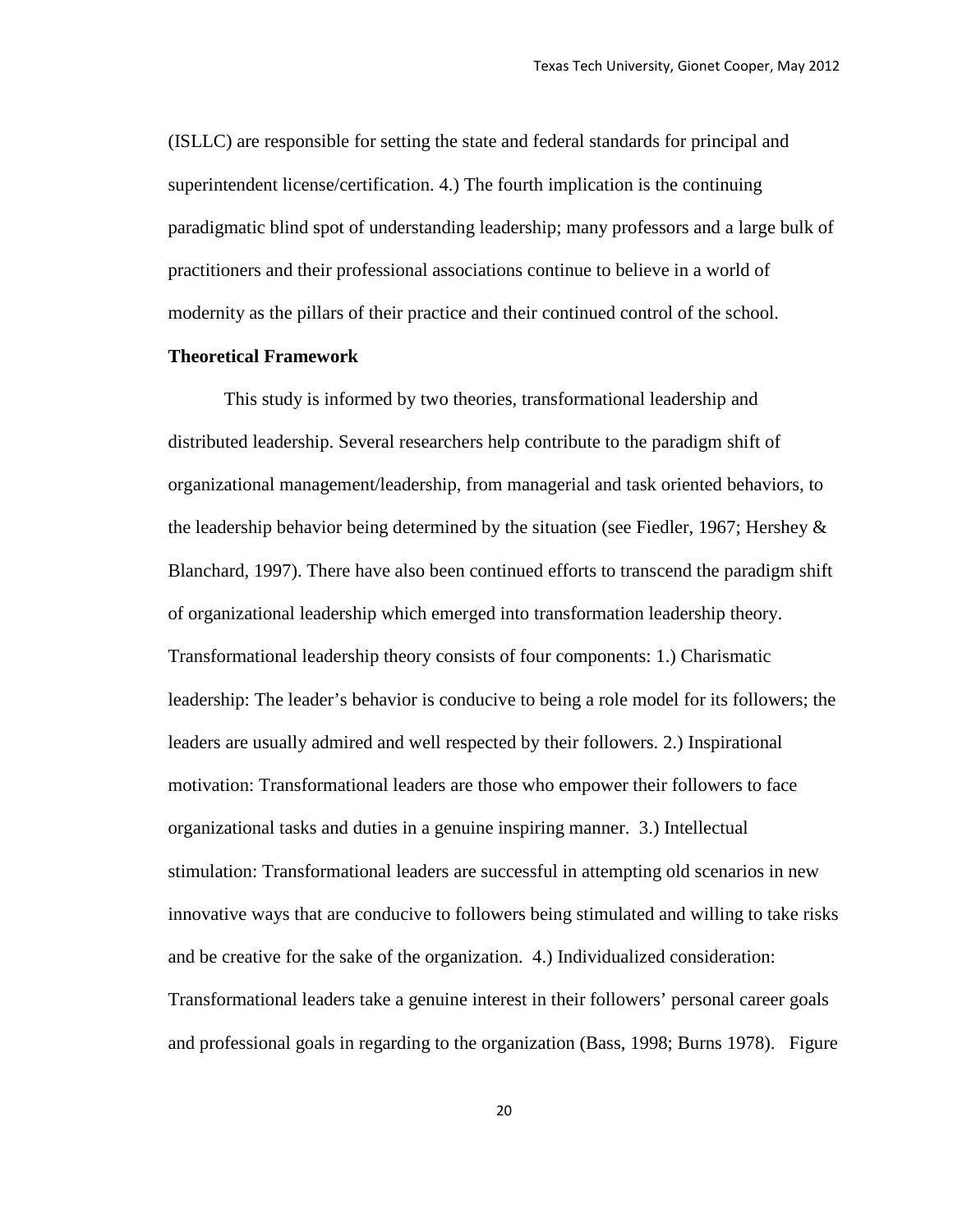(ISLLC) are responsible for setting the state and federal standards for principal and superintendent license/certification. 4.) The fourth implication is the continuing paradigmatic blind spot of understanding leadership; many professors and a large bulk of practitioners and their professional associations continue to believe in a world of modernity as the pillars of their practice and their continued control of the school.

**Theoretical Framework**

This study is informed by two theories, transformational leadership and distributed leadership. Several researchers help contribute to the paradigm shift of organizational management/leadership, from managerial and task oriented behaviors, to the leadership behavior being determined by the situation (see Fiedler, 1967; Hershey & Blanchard, 1997). There have also been continued efforts to transcend the paradigm shift of organizational leadership which emerged into transformation leadership theory. Transformational leadership theory consists of four components: 1.) Charismatic leadership: The leader's behavior is conducive to being a role model for its followers; the leaders are usually admired and well respected by their followers. 2.) Inspirational motivation: Transformational leaders are those who empower their followers to face organizational tasks and duties in a genuine inspiring manner. 3.) Intellectual stimulation: Transformational leaders are successful in attempting old scenarios in new innovative ways that are conducive to followers being stimulated and willing to take risks and be creative for the sake of the organization. 4.) Individualized consideration: Transformational leaders take a genuine interest in their followers' personal career goals and professional goals in regarding to the organization (Bass, 1998; Burns 1978). Figure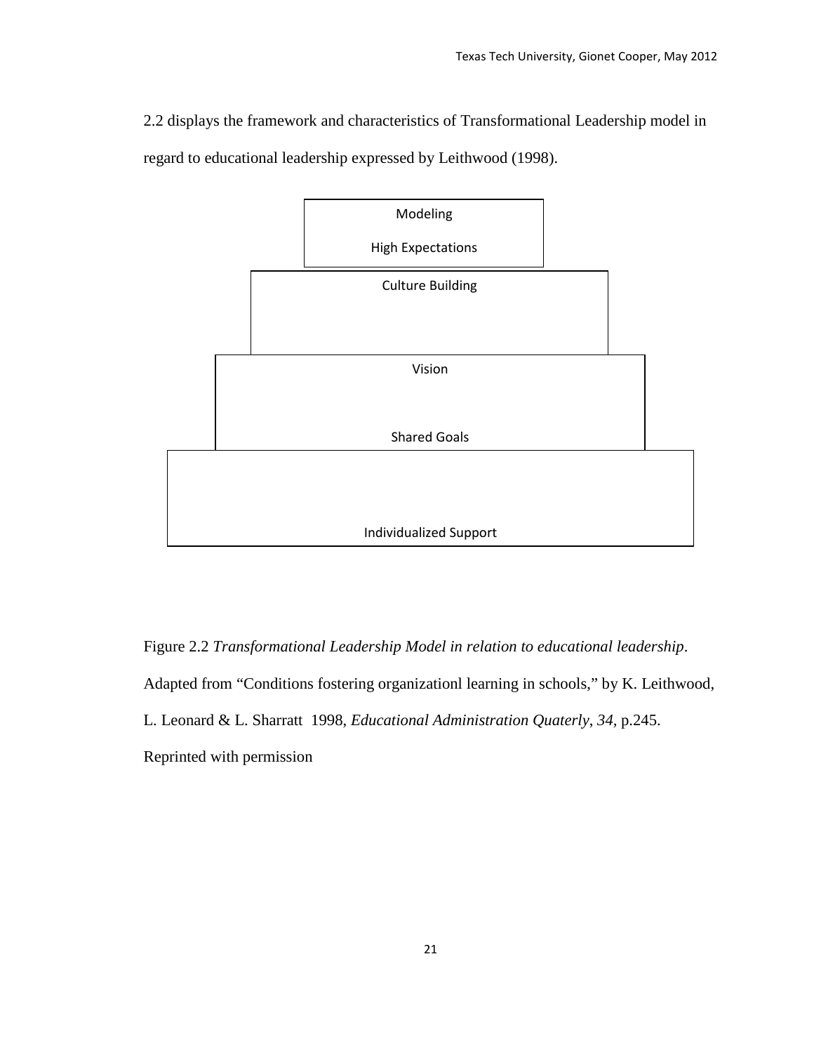2.2 displays the framework and characteristics of Transformational Leadership model in regard to educational leadership expressed by Leithwood (1998).

Modeling

High Expectations

Culture Building

Vision

Shared Goals

Individualized Support

Figure 2.2 *Transformational Leadership Model in relation to educational leadership*. Adapted from “Conditions fostering organizationl learning in schools,” by K. Leithwood, L. Leonard & L. Sharratt 1998, *Educational Administration Quaterly*, *34*, p.245. Reprinted with permission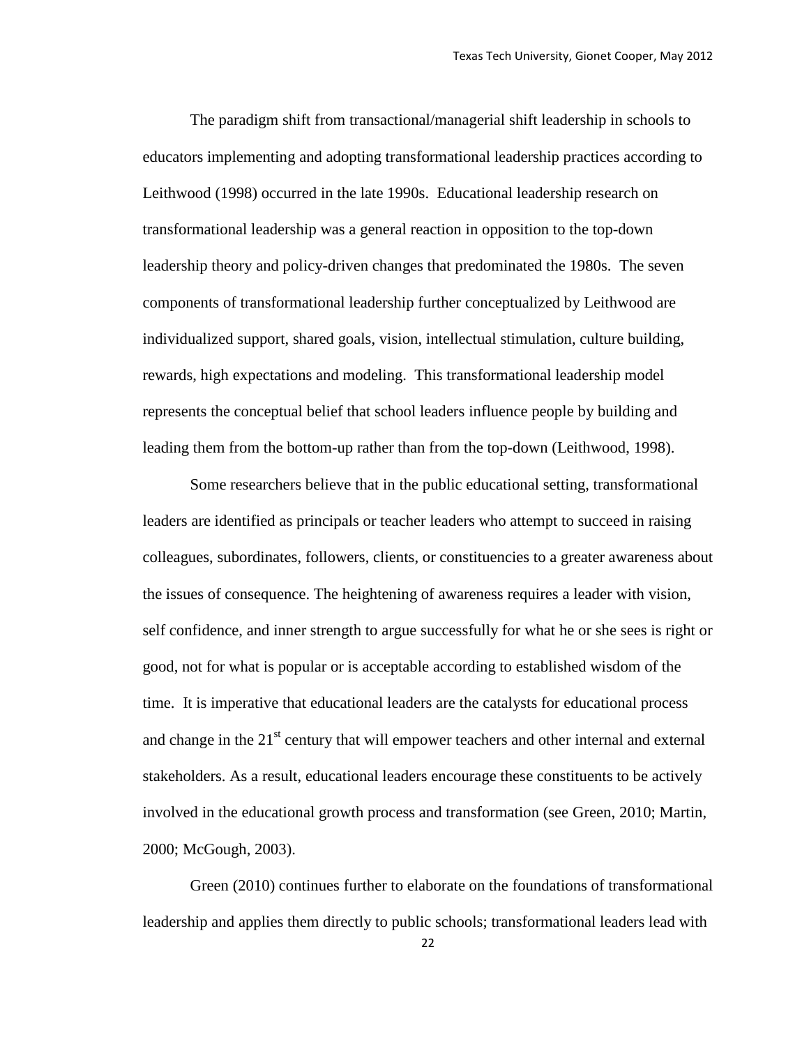The paradigm shift from transactional/managerial shift leadership in schools to educators implementing and adopting transformational leadership practices according to Leithwood (1998) occurred in the late 1990s. Educational leadership research on transformational leadership was a general reaction in opposition to the top-down leadership theory and policy-driven changes that predominated the 1980s. The seven components of transformational leadership further conceptualized by Leithwood are individualized support, shared goals, vision, intellectual stimulation, culture building, rewards, high expectations and modeling. This transformational leadership model represents the conceptual belief that school leaders influence people by building and leading them from the bottom-up rather than from the top-down (Leithwood, 1998).

Some researchers believe that in the public educational setting, transformational leaders are identified as principals or teacher leaders who attempt to succeed in raising colleagues, subordinates, followers, clients, or constituencies to a greater awareness about the issues of consequence. The heightening of awareness requires a leader with vision, self confidence, and inner strength to argue successfully for what he or she sees is right or good, not for what is popular or is acceptable according to established wisdom of the time. It is imperative that educational leaders are the catalysts for educational process and change in the 21st century that will empower teachers and other internal and external stakeholders. As a result, educational leaders encourage these constituents to be actively involved in the educational growth process and transformation (see Green, 2010; Martin, 2000; McGough, 2003).

Green (2010) continues further to elaborate on the foundations of transformational leadership and applies them directly to public schools; transformational leaders lead with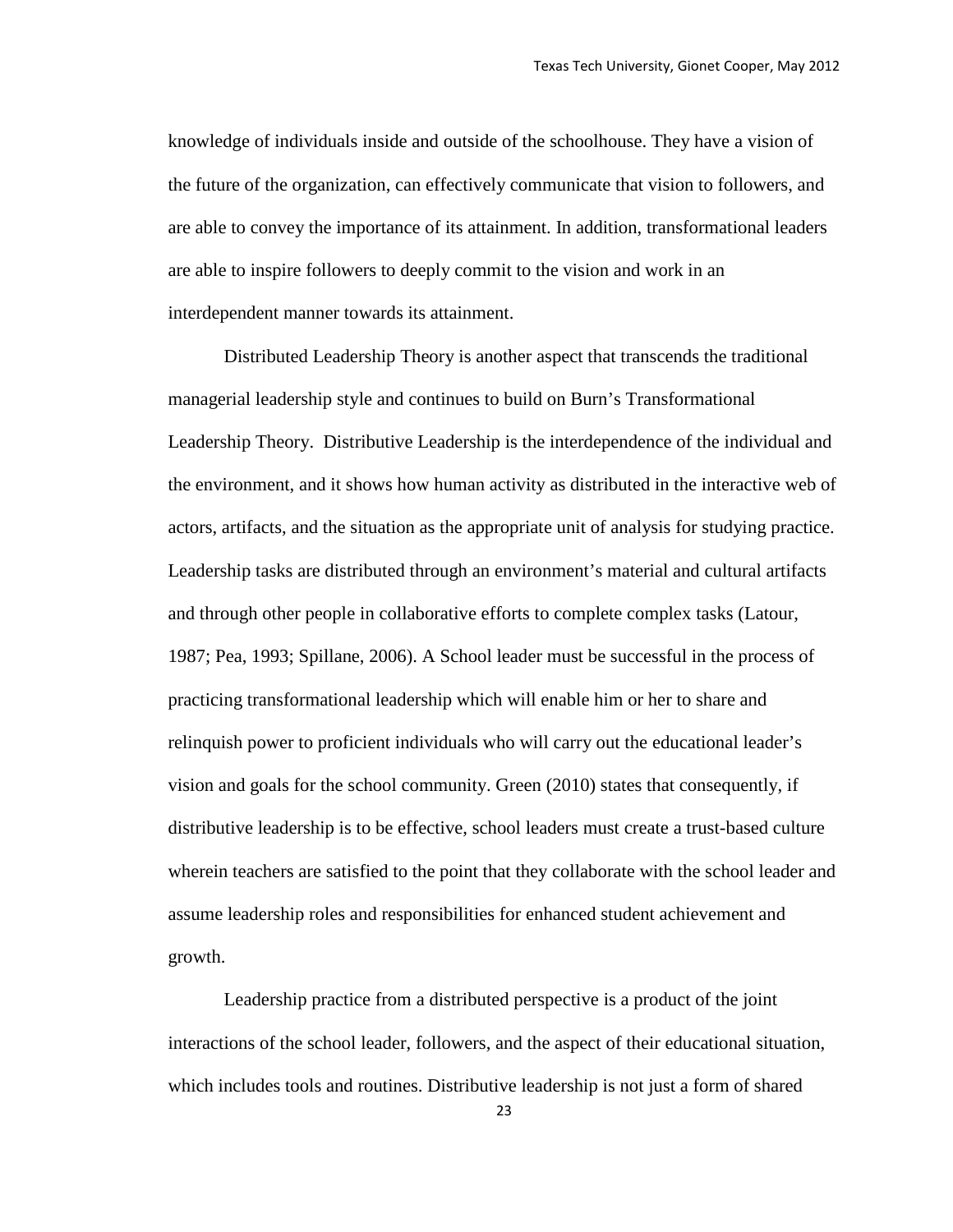knowledge of individuals inside and outside of the schoolhouse. They have a vision of the future of the organization, can effectively communicate that vision to followers, and are able to convey the importance of its attainment. In addition, transformational leaders are able to inspire followers to deeply commit to the vision and work in an interdependent manner towards its attainment.

Distributed Leadership Theory is another aspect that transcends the traditional managerial leadership style and continues to build on Burn's Transformational Leadership Theory. Distributive Leadership is the interdependence of the individual and the environment, and it shows how human activity as distributed in the interactive web of actors, artifacts, and the situation as the appropriate unit of analysis for studying practice. Leadership tasks are distributed through an environment's material and cultural artifacts and through other people in collaborative efforts to complete complex tasks (Latour, 1987; Pea, 1993; Spillane, 2006). A School leader must be successful in the process of practicing transformational leadership which will enable him or her to share and relinquish power to proficient individuals who will carry out the educational leader's vision and goals for the school community. Green (2010) states that consequently, if distributive leadership is to be effective, school leaders must create a trust-based culture wherein teachers are satisfied to the point that they collaborate with the school leader and assume leadership roles and responsibilities for enhanced student achievement and growth.

Leadership practice from a distributed perspective is a product of the joint interactions of the school leader, followers, and the aspect of their educational situation, which includes tools and routines. Distributive leadership is not just a form of shared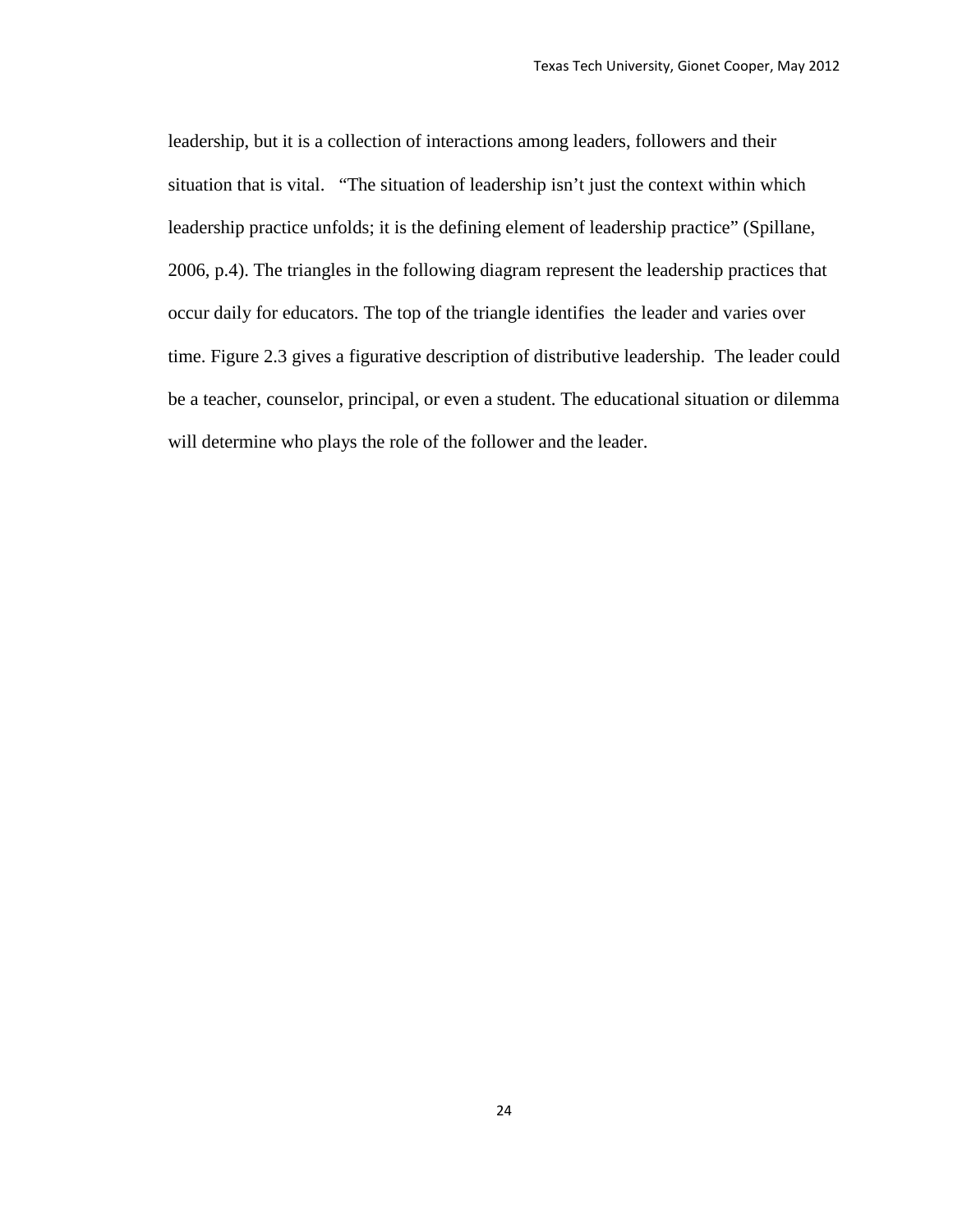leadership, but it is a collection of interactions among leaders, followers and their situation that is vital.   "The situation of leadership isn't just the context within which leadership practice unfolds; it is the defining element of leadership practice" (Spillane, 2006, p.4). The triangles in the following diagram represent the leadership practices that occur daily for educators. The top of the triangle identifies  the leader and varies over time. Figure 2.3 gives a figurative description of distributive leadership.  The leader could be a teacher, counselor, principal, or even a student. The educational situation or dilemma will determine who plays the role of the follower and the leader.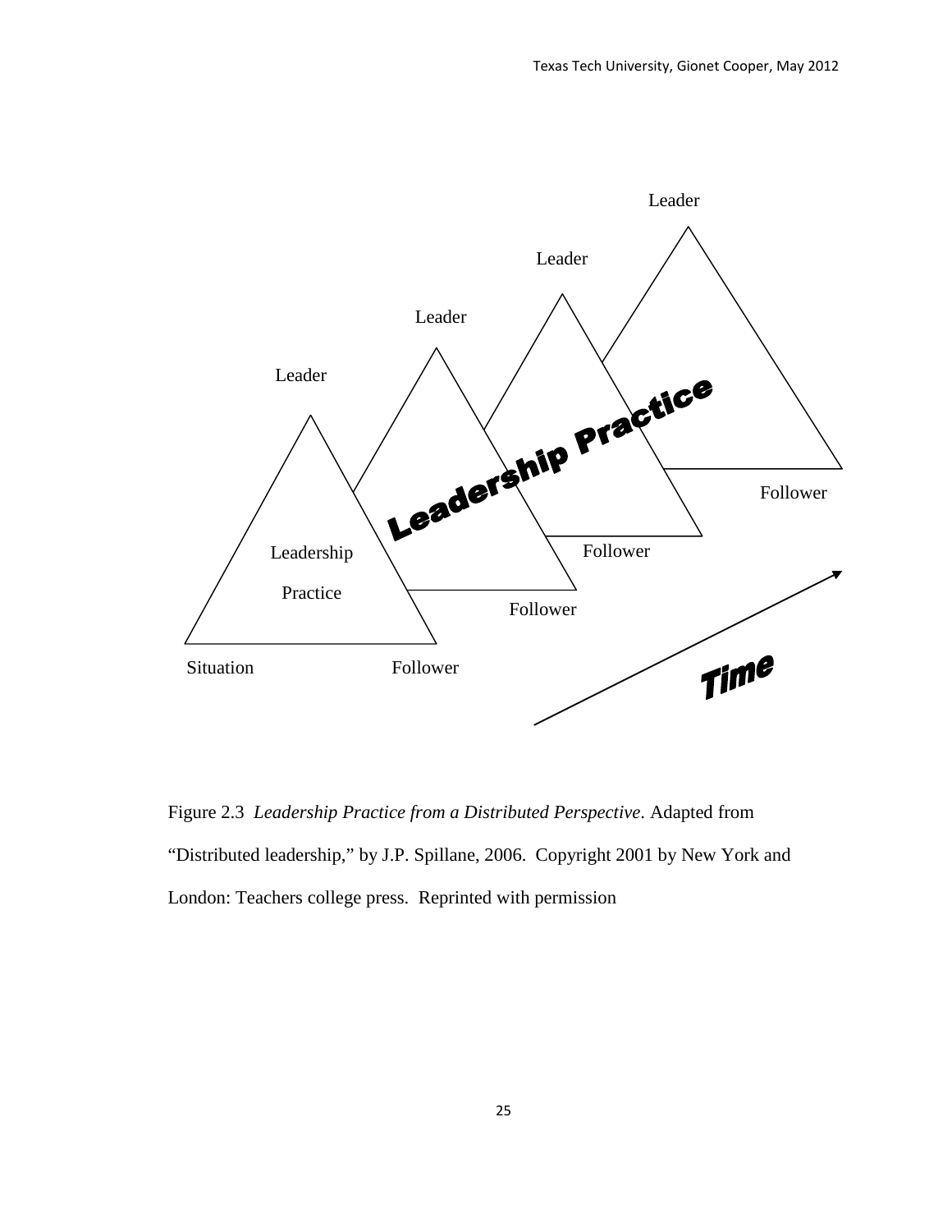Leader

Leader

Leader

Leader

Leadership Practice

Leadership

Practice

Follower

Follower

Follower

Situation

Follower

Time

Figure 2.3 *Leadership Practice from a Distributed Perspective*. Adapted from "Distributed leadership," by J.P. Spillane, 2006. Copyright 2001 by New York and London: Teachers college press. Reprinted with permission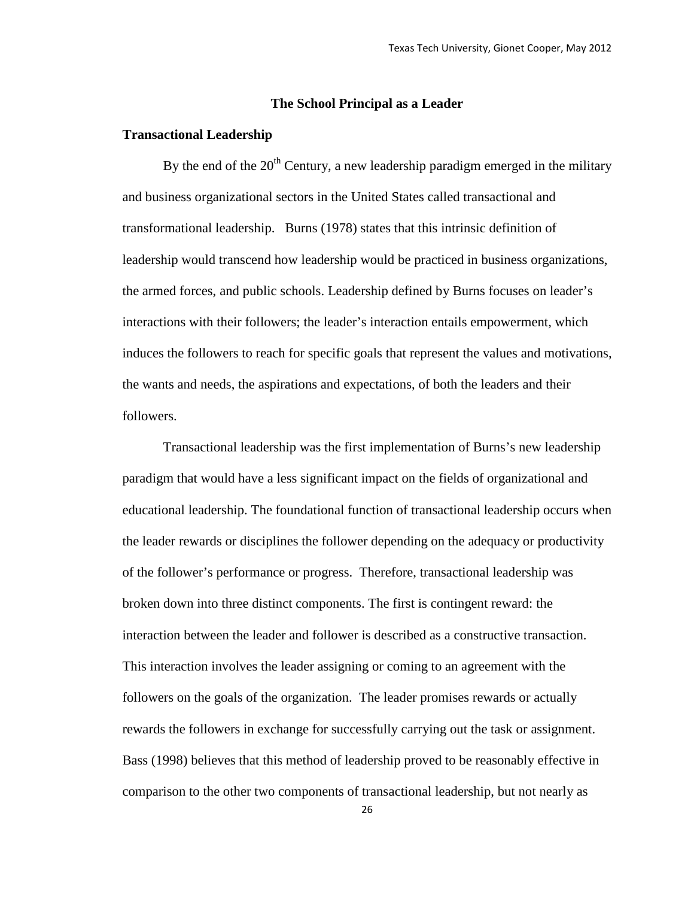## The School Principal as a Leader

### Transactional Leadership

By the end of the 20th Century, a new leadership paradigm emerged in the military and business organizational sectors in the United States called transactional and transformational leadership. Burns (1978) states that this intrinsic definition of leadership would transcend how leadership would be practiced in business organizations, the armed forces, and public schools. Leadership defined by Burns focuses on leader's interactions with their followers; the leader's interaction entails empowerment, which induces the followers to reach for specific goals that represent the values and motivations, the wants and needs, the aspirations and expectations, of both the leaders and their followers.

Transactional leadership was the first implementation of Burns's new leadership paradigm that would have a less significant impact on the fields of organizational and educational leadership. The foundational function of transactional leadership occurs when the leader rewards or disciplines the follower depending on the adequacy or productivity of the follower's performance or progress. Therefore, transactional leadership was broken down into three distinct components. The first is contingent reward: the interaction between the leader and follower is described as a constructive transaction. This interaction involves the leader assigning or coming to an agreement with the followers on the goals of the organization. The leader promises rewards or actually rewards the followers in exchange for successfully carrying out the task or assignment. Bass (1998) believes that this method of leadership proved to be reasonably effective in comparison to the other two components of transactional leadership, but not nearly as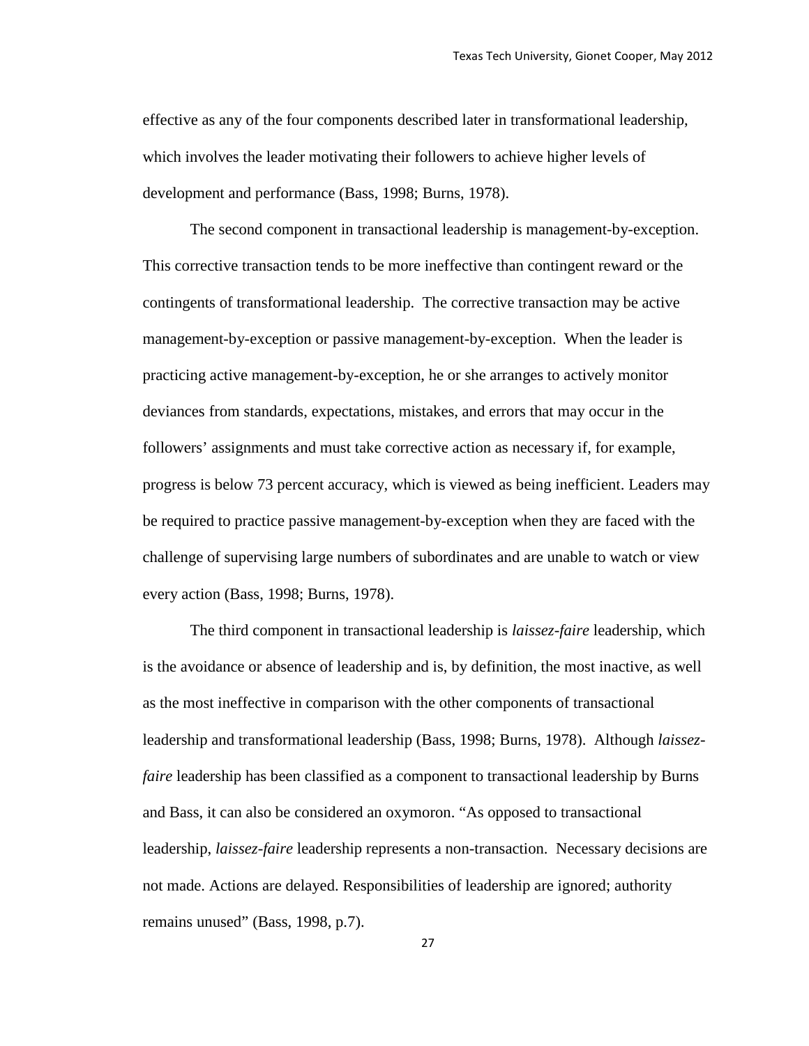effective as any of the four components described later in transformational leadership, which involves the leader motivating their followers to achieve higher levels of development and performance (Bass, 1998; Burns, 1978).

The second component in transactional leadership is management-by-exception. This corrective transaction tends to be more ineffective than contingent reward or the contingents of transformational leadership. The corrective transaction may be active management-by-exception or passive management-by-exception. When the leader is practicing active management-by-exception, he or she arranges to actively monitor deviances from standards, expectations, mistakes, and errors that may occur in the followers' assignments and must take corrective action as necessary if, for example, progress is below 73 percent accuracy, which is viewed as being inefficient. Leaders may be required to practice passive management-by-exception when they are faced with the challenge of supervising large numbers of subordinates and are unable to watch or view every action (Bass, 1998; Burns, 1978).

The third component in transactional leadership is *laissez-faire* leadership, which is the avoidance or absence of leadership and is, by definition, the most inactive, as well as the most ineffective in comparison with the other components of transactional leadership and transformational leadership (Bass, 1998; Burns, 1978). Although *laissez-faire* leadership has been classified as a component to transactional leadership by Burns and Bass, it can also be considered an oxymoron. "As opposed to transactional leadership, *laissez-faire* leadership represents a non-transaction. Necessary decisions are not made. Actions are delayed. Responsibilities of leadership are ignored; authority remains unused" (Bass, 1998, p.7).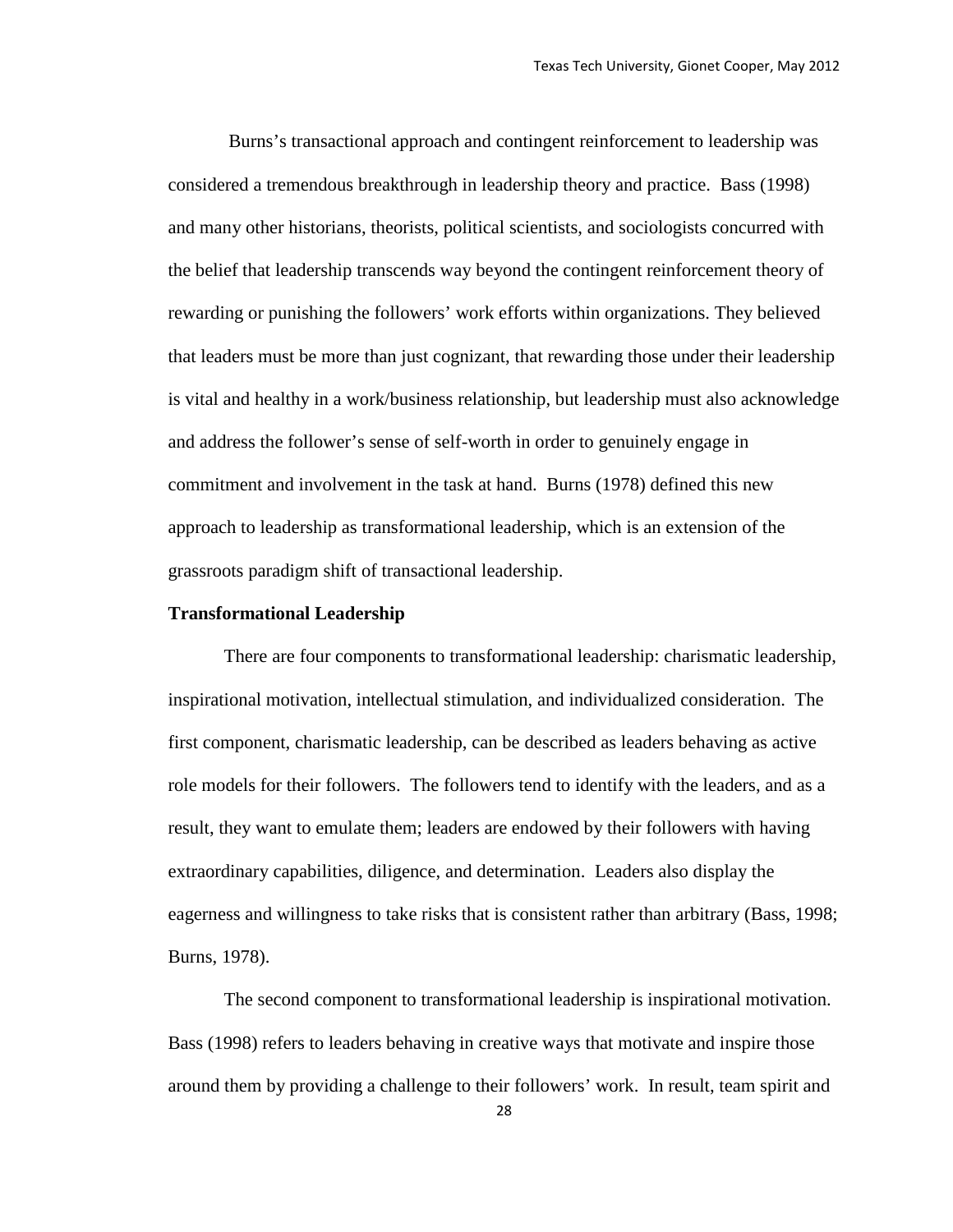Burns's transactional approach and contingent reinforcement to leadership was considered a tremendous breakthrough in leadership theory and practice. Bass (1998) and many other historians, theorists, political scientists, and sociologists concurred with the belief that leadership transcends way beyond the contingent reinforcement theory of rewarding or punishing the followers' work efforts within organizations. They believed that leaders must be more than just cognizant, that rewarding those under their leadership is vital and healthy in a work/business relationship, but leadership must also acknowledge and address the follower's sense of self-worth in order to genuinely engage in commitment and involvement in the task at hand. Burns (1978) defined this new approach to leadership as transformational leadership, which is an extension of the grassroots paradigm shift of transactional leadership.

**Transformational Leadership**

There are four components to transformational leadership: charismatic leadership, inspirational motivation, intellectual stimulation, and individualized consideration. The first component, charismatic leadership, can be described as leaders behaving as active role models for their followers. The followers tend to identify with the leaders, and as a result, they want to emulate them; leaders are endowed by their followers with having extraordinary capabilities, diligence, and determination. Leaders also display the eagerness and willingness to take risks that is consistent rather than arbitrary (Bass, 1998; Burns, 1978).

The second component to transformational leadership is inspirational motivation. Bass (1998) refers to leaders behaving in creative ways that motivate and inspire those around them by providing a challenge to their followers' work. In result, team spirit and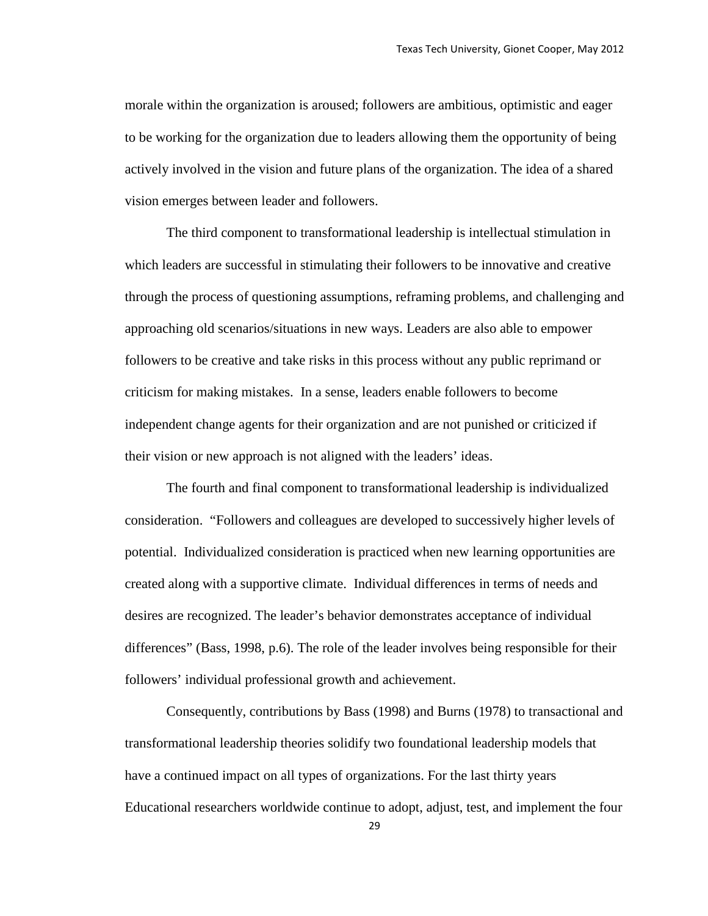morale within the organization is aroused; followers are ambitious, optimistic and eager to be working for the organization due to leaders allowing them the opportunity of being actively involved in the vision and future plans of the organization. The idea of a shared vision emerges between leader and followers.

The third component to transformational leadership is intellectual stimulation in which leaders are successful in stimulating their followers to be innovative and creative through the process of questioning assumptions, reframing problems, and challenging and approaching old scenarios/situations in new ways. Leaders are also able to empower followers to be creative and take risks in this process without any public reprimand or criticism for making mistakes. In a sense, leaders enable followers to become independent change agents for their organization and are not punished or criticized if their vision or new approach is not aligned with the leaders' ideas.

The fourth and final component to transformational leadership is individualized consideration. "Followers and colleagues are developed to successively higher levels of potential. Individualized consideration is practiced when new learning opportunities are created along with a supportive climate. Individual differences in terms of needs and desires are recognized. The leader's behavior demonstrates acceptance of individual differences" (Bass, 1998, p.6). The role of the leader involves being responsible for their followers' individual professional growth and achievement.

Consequently, contributions by Bass (1998) and Burns (1978) to transactional and transformational leadership theories solidify two foundational leadership models that have a continued impact on all types of organizations. For the last thirty years Educational researchers worldwide continue to adopt, adjust, test, and implement the four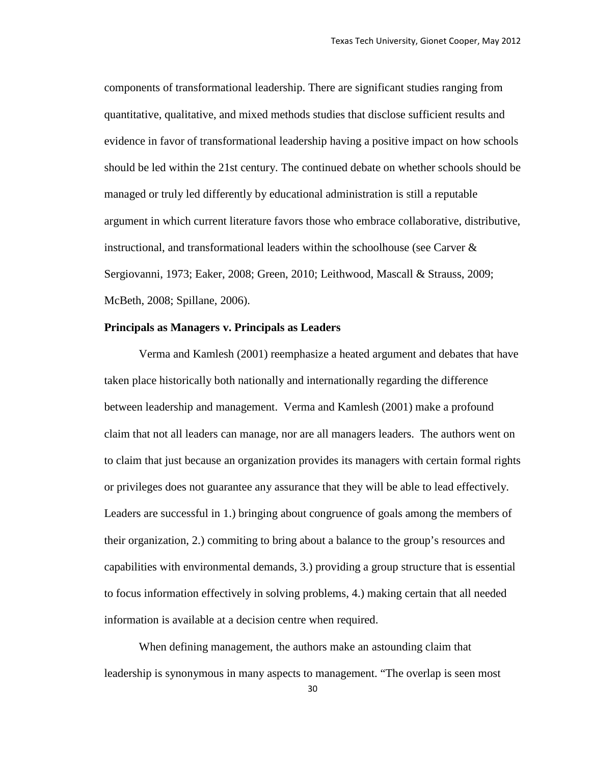components of transformational leadership. There are significant studies ranging from quantitative, qualitative, and mixed methods studies that disclose sufficient results and evidence in favor of transformational leadership having a positive impact on how schools should be led within the 21st century. The continued debate on whether schools should be managed or truly led differently by educational administration is still a reputable argument in which current literature favors those who embrace collaborative, distributive, instructional, and transformational leaders within the schoolhouse (see Carver & Sergiovanni, 1973; Eaker, 2008; Green, 2010; Leithwood, Mascall & Strauss, 2009; McBeth, 2008; Spillane, 2006).

**Principals as Managers v. Principals as Leaders**

Verma and Kamlesh (2001) reemphasize a heated argument and debates that have taken place historically both nationally and internationally regarding the difference between leadership and management. Verma and Kamlesh (2001) make a profound claim that not all leaders can manage, nor are all managers leaders. The authors went on to claim that just because an organization provides its managers with certain formal rights or privileges does not guarantee any assurance that they will be able to lead effectively. Leaders are successful in 1.) bringing about congruence of goals among the members of their organization, 2.) commiting to bring about a balance to the group's resources and capabilities with environmental demands, 3.) providing a group structure that is essential to focus information effectively in solving problems, 4.) making certain that all needed information is available at a decision centre when required.

When defining management, the authors make an astounding claim that leadership is synonymous in many aspects to management. "The overlap is seen most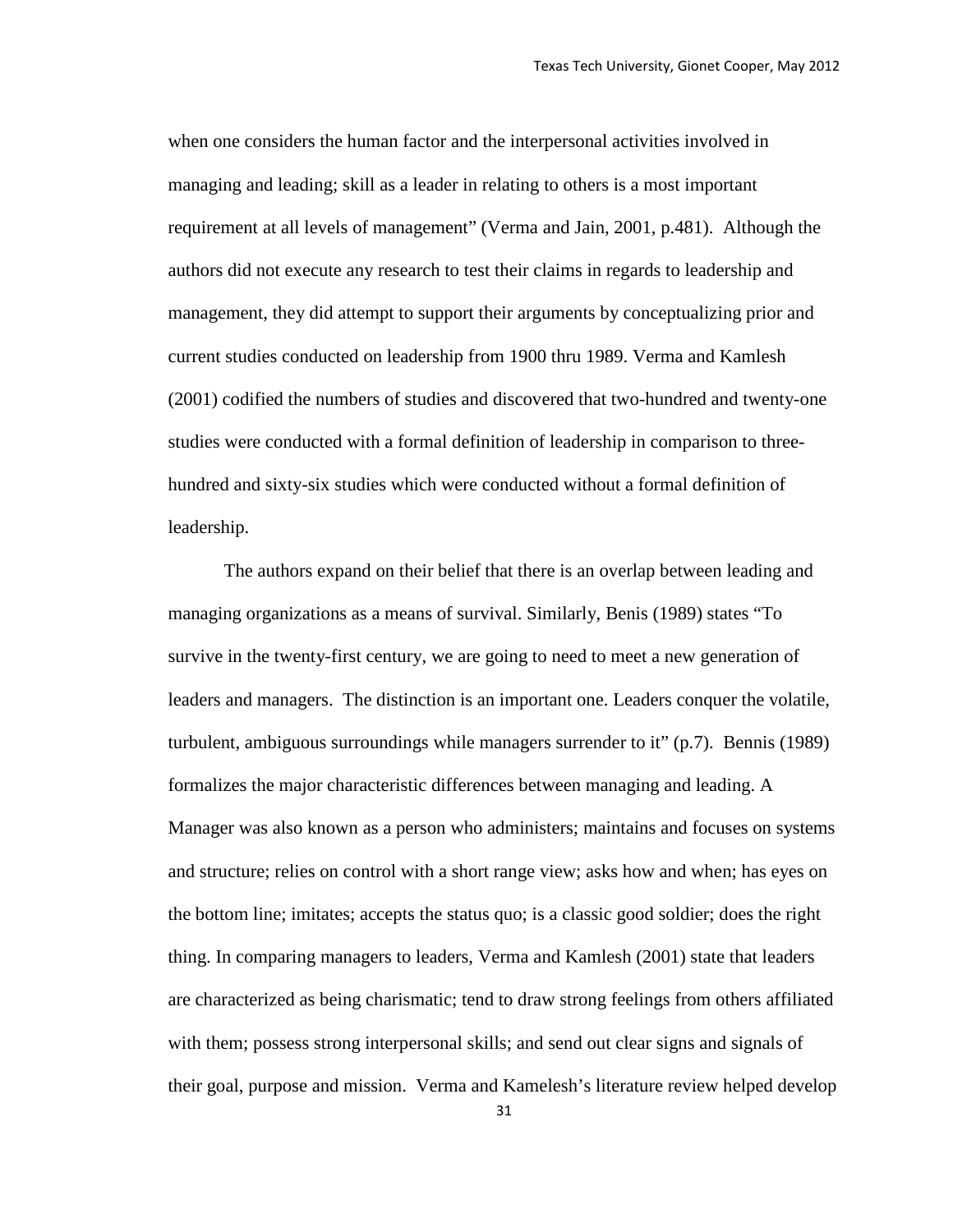when one considers the human factor and the interpersonal activities involved in managing and leading; skill as a leader in relating to others is a most important requirement at all levels of management" (Verma and Jain, 2001, p.481). Although the authors did not execute any research to test their claims in regards to leadership and management, they did attempt to support their arguments by conceptualizing prior and current studies conducted on leadership from 1900 thru 1989. Verma and Kamlesh (2001) codified the numbers of studies and discovered that two-hundred and twenty-one studies were conducted with a formal definition of leadership in comparison to three-hundred and sixty-six studies which were conducted without a formal definition of leadership.

The authors expand on their belief that there is an overlap between leading and managing organizations as a means of survival. Similarly, Benis (1989) states "To survive in the twenty-first century, we are going to need to meet a new generation of leaders and managers. The distinction is an important one. Leaders conquer the volatile, turbulent, ambiguous surroundings while managers surrender to it" (p.7). Bennis (1989) formalizes the major characteristic differences between managing and leading. A Manager was also known as a person who administers; maintains and focuses on systems and structure; relies on control with a short range view; asks how and when; has eyes on the bottom line; imitates; accepts the status quo; is a classic good soldier; does the right thing. In comparing managers to leaders, Verma and Kamlesh (2001) state that leaders are characterized as being charismatic; tend to draw strong feelings from others affiliated with them; possess strong interpersonal skills; and send out clear signs and signals of their goal, purpose and mission. Verma and Kamelesh's literature review helped develop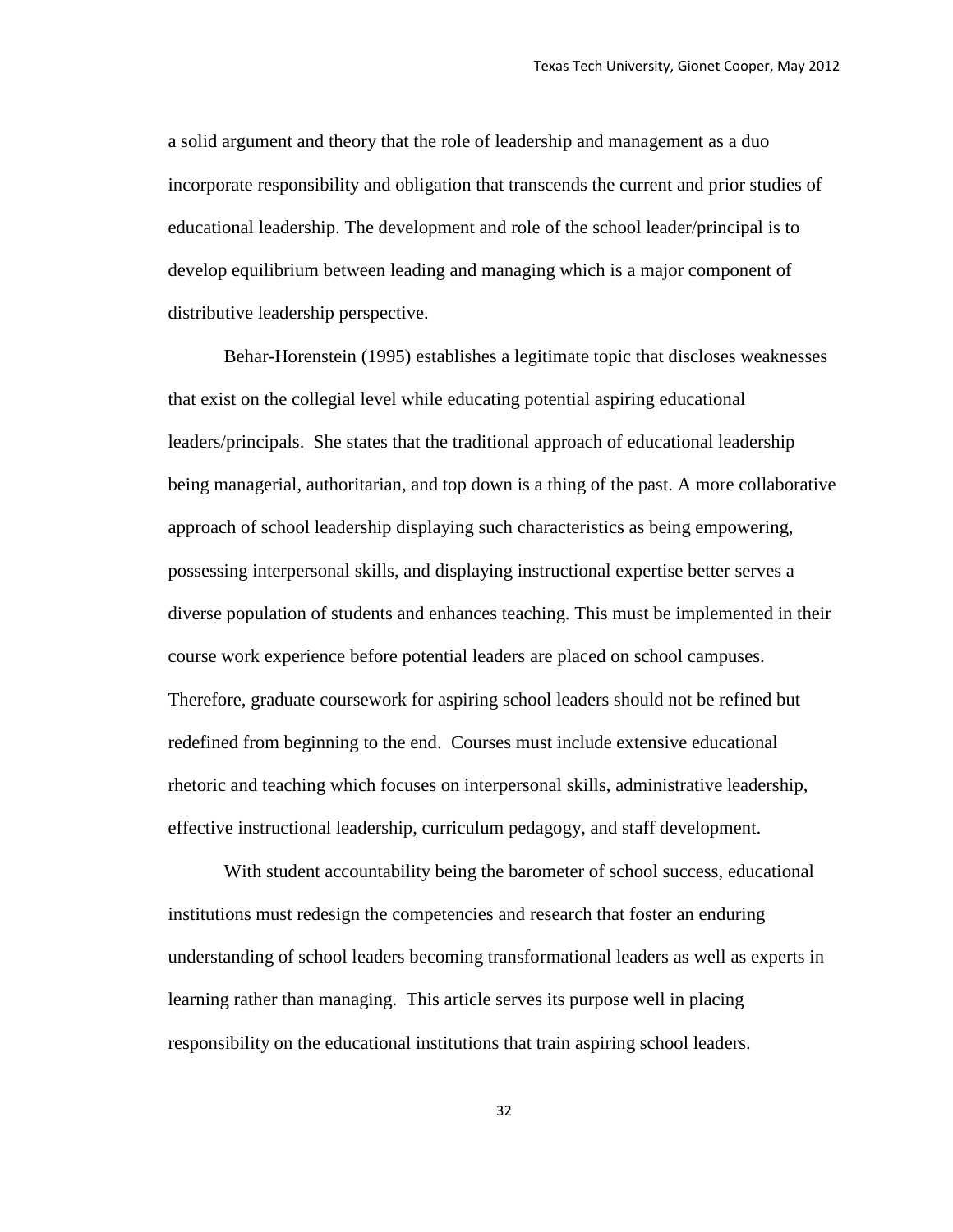a solid argument and theory that the role of leadership and management as a duo incorporate responsibility and obligation that transcends the current and prior studies of educational leadership. The development and role of the school leader/principal is to develop equilibrium between leading and managing which is a major component of distributive leadership perspective.

Behar-Horenstein (1995) establishes a legitimate topic that discloses weaknesses that exist on the collegial level while educating potential aspiring educational leaders/principals. She states that the traditional approach of educational leadership being managerial, authoritarian, and top down is a thing of the past. A more collaborative approach of school leadership displaying such characteristics as being empowering, possessing interpersonal skills, and displaying instructional expertise better serves a diverse population of students and enhances teaching. This must be implemented in their course work experience before potential leaders are placed on school campuses. Therefore, graduate coursework for aspiring school leaders should not be refined but redefined from beginning to the end. Courses must include extensive educational rhetoric and teaching which focuses on interpersonal skills, administrative leadership, effective instructional leadership, curriculum pedagogy, and staff development.

With student accountability being the barometer of school success, educational institutions must redesign the competencies and research that foster an enduring understanding of school leaders becoming transformational leaders as well as experts in learning rather than managing. This article serves its purpose well in placing responsibility on the educational institutions that train aspiring school leaders.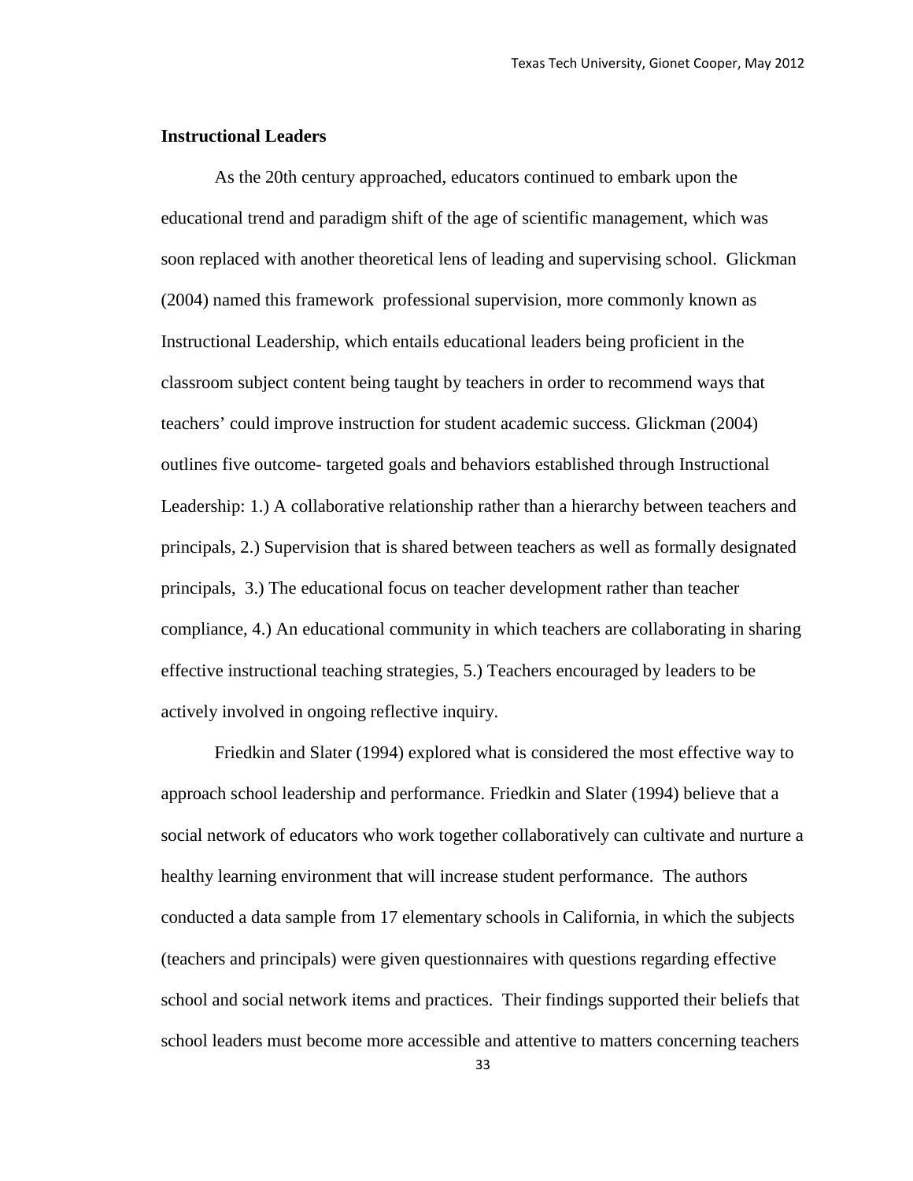**Instructional Leaders**

As the 20th century approached, educators continued to embark upon the educational trend and paradigm shift of the age of scientific management, which was soon replaced with another theoretical lens of leading and supervising school. Glickman (2004) named this framework professional supervision, more commonly known as Instructional Leadership, which entails educational leaders being proficient in the classroom subject content being taught by teachers in order to recommend ways that teachers' could improve instruction for student academic success. Glickman (2004) outlines five outcome- targeted goals and behaviors established through Instructional Leadership: 1.) A collaborative relationship rather than a hierarchy between teachers and principals, 2.) Supervision that is shared between teachers as well as formally designated principals, 3.) The educational focus on teacher development rather than teacher compliance, 4.) An educational community in which teachers are collaborating in sharing effective instructional teaching strategies, 5.) Teachers encouraged by leaders to be actively involved in ongoing reflective inquiry.

Friedkin and Slater (1994) explored what is considered the most effective way to approach school leadership and performance. Friedkin and Slater (1994) believe that a social network of educators who work together collaboratively can cultivate and nurture a healthy learning environment that will increase student performance. The authors conducted a data sample from 17 elementary schools in California, in which the subjects (teachers and principals) were given questionnaires with questions regarding effective school and social network items and practices. Their findings supported their beliefs that school leaders must become more accessible and attentive to matters concerning teachers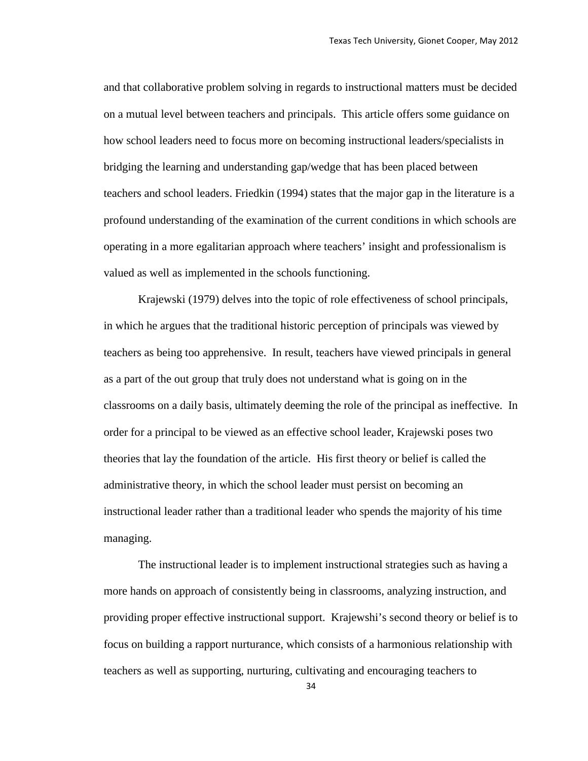and that collaborative problem solving in regards to instructional matters must be decided on a mutual level between teachers and principals. This article offers some guidance on how school leaders need to focus more on becoming instructional leaders/specialists in bridging the learning and understanding gap/wedge that has been placed between teachers and school leaders. Friedkin (1994) states that the major gap in the literature is a profound understanding of the examination of the current conditions in which schools are operating in a more egalitarian approach where teachers' insight and professionalism is valued as well as implemented in the schools functioning.

Krajewski (1979) delves into the topic of role effectiveness of school principals, in which he argues that the traditional historic perception of principals was viewed by teachers as being too apprehensive. In result, teachers have viewed principals in general as a part of the out group that truly does not understand what is going on in the classrooms on a daily basis, ultimately deeming the role of the principal as ineffective. In order for a principal to be viewed as an effective school leader, Krajewski poses two theories that lay the foundation of the article. His first theory or belief is called the administrative theory, in which the school leader must persist on becoming an instructional leader rather than a traditional leader who spends the majority of his time managing.

The instructional leader is to implement instructional strategies such as having a more hands on approach of consistently being in classrooms, analyzing instruction, and providing proper effective instructional support. Krajewshi's second theory or belief is to focus on building a rapport nurturance, which consists of a harmonious relationship with teachers as well as supporting, nurturing, cultivating and encouraging teachers to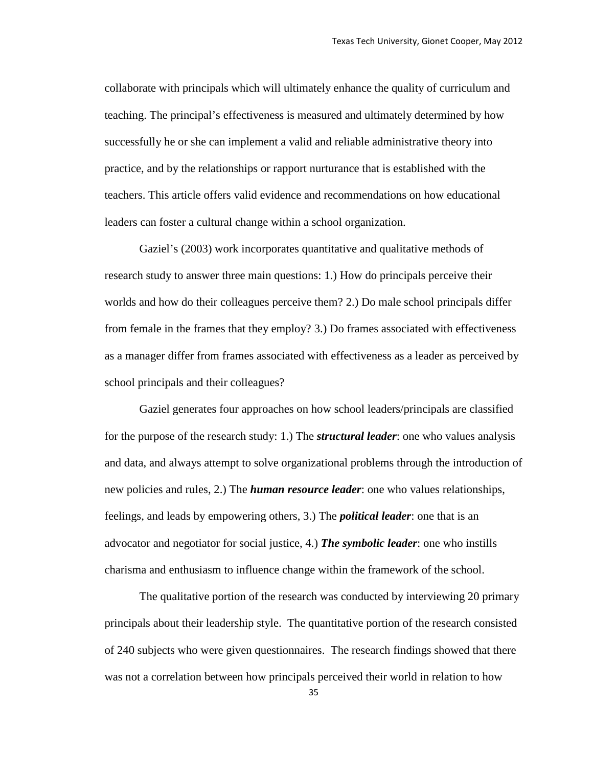collaborate with principals which will ultimately enhance the quality of curriculum and teaching. The principal's effectiveness is measured and ultimately determined by how successfully he or she can implement a valid and reliable administrative theory into practice, and by the relationships or rapport nurturance that is established with the teachers. This article offers valid evidence and recommendations on how educational leaders can foster a cultural change within a school organization.

Gaziel's (2003) work incorporates quantitative and qualitative methods of research study to answer three main questions: 1.) How do principals perceive their worlds and how do their colleagues perceive them? 2.) Do male school principals differ from female in the frames that they employ? 3.) Do frames associated with effectiveness as a manager differ from frames associated with effectiveness as a leader as perceived by school principals and their colleagues?

Gaziel generates four approaches on how school leaders/principals are classified for the purpose of the research study: 1.) The ***structural leader***: one who values analysis and data, and always attempt to solve organizational problems through the introduction of new policies and rules, 2.) The ***human resource leader***: one who values relationships, feelings, and leads by empowering others, 3.) The ***political leader***: one that is an advocator and negotiator for social justice, 4.) ***The symbolic leader***: one who instills charisma and enthusiasm to influence change within the framework of the school.

The qualitative portion of the research was conducted by interviewing 20 primary principals about their leadership style. The quantitative portion of the research consisted of 240 subjects who were given questionnaires. The research findings showed that there was not a correlation between how principals perceived their world in relation to how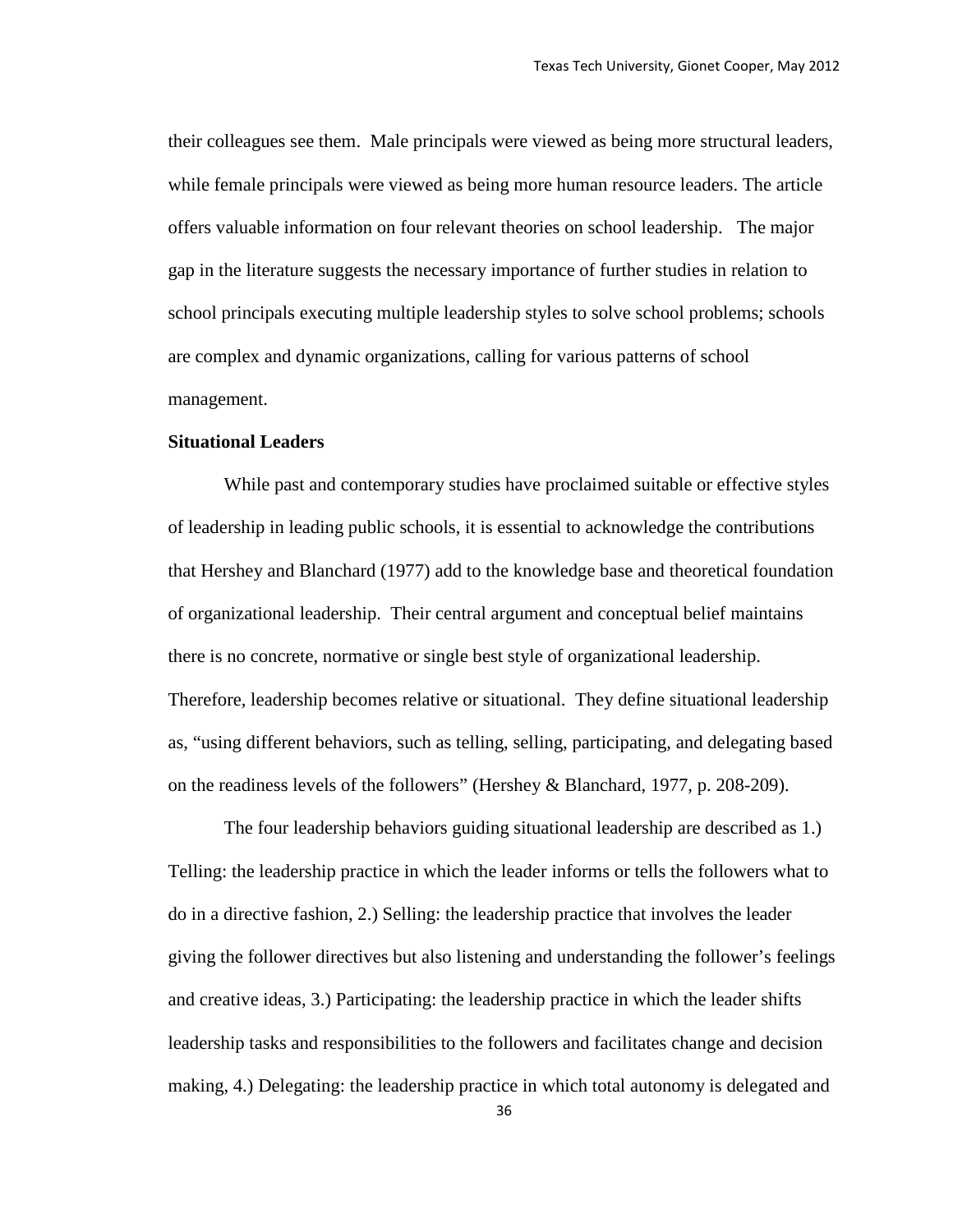their colleagues see them. Male principals were viewed as being more structural leaders, while female principals were viewed as being more human resource leaders. The article offers valuable information on four relevant theories on school leadership. The major gap in the literature suggests the necessary importance of further studies in relation to school principals executing multiple leadership styles to solve school problems; schools are complex and dynamic organizations, calling for various patterns of school management.

**Situational Leaders**

While past and contemporary studies have proclaimed suitable or effective styles of leadership in leading public schools, it is essential to acknowledge the contributions that Hershey and Blanchard (1977) add to the knowledge base and theoretical foundation of organizational leadership. Their central argument and conceptual belief maintains there is no concrete, normative or single best style of organizational leadership. Therefore, leadership becomes relative or situational. They define situational leadership as, "using different behaviors, such as telling, selling, participating, and delegating based on the readiness levels of the followers" (Hershey & Blanchard, 1977, p. 208-209).

The four leadership behaviors guiding situational leadership are described as 1.) Telling: the leadership practice in which the leader informs or tells the followers what to do in a directive fashion, 2.) Selling: the leadership practice that involves the leader giving the follower directives but also listening and understanding the follower's feelings and creative ideas, 3.) Participating: the leadership practice in which the leader shifts leadership tasks and responsibilities to the followers and facilitates change and decision making, 4.) Delegating: the leadership practice in which total autonomy is delegated and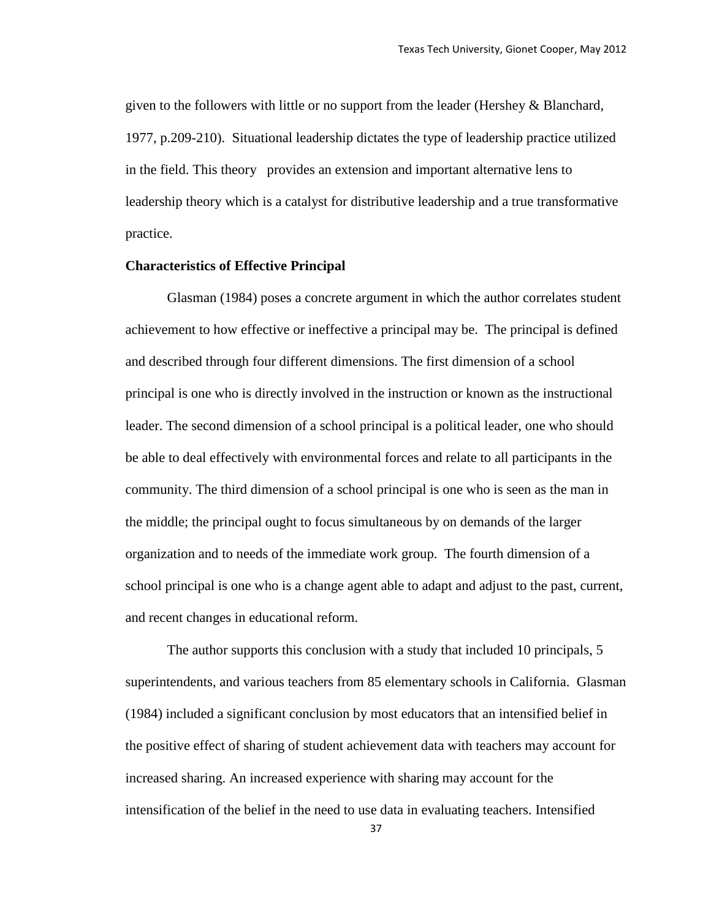given to the followers with little or no support from the leader (Hershey & Blanchard, 1977, p.209-210). Situational leadership dictates the type of leadership practice utilized in the field. This theory provides an extension and important alternative lens to leadership theory which is a catalyst for distributive leadership and a true transformative practice.

**Characteristics of Effective Principal**

Glasman (1984) poses a concrete argument in which the author correlates student achievement to how effective or ineffective a principal may be. The principal is defined and described through four different dimensions. The first dimension of a school principal is one who is directly involved in the instruction or known as the instructional leader. The second dimension of a school principal is a political leader, one who should be able to deal effectively with environmental forces and relate to all participants in the community. The third dimension of a school principal is one who is seen as the man in the middle; the principal ought to focus simultaneous by on demands of the larger organization and to needs of the immediate work group. The fourth dimension of a school principal is one who is a change agent able to adapt and adjust to the past, current, and recent changes in educational reform.

The author supports this conclusion with a study that included 10 principals, 5 superintendents, and various teachers from 85 elementary schools in California. Glasman (1984) included a significant conclusion by most educators that an intensified belief in the positive effect of sharing of student achievement data with teachers may account for increased sharing. An increased experience with sharing may account for the intensification of the belief in the need to use data in evaluating teachers. Intensified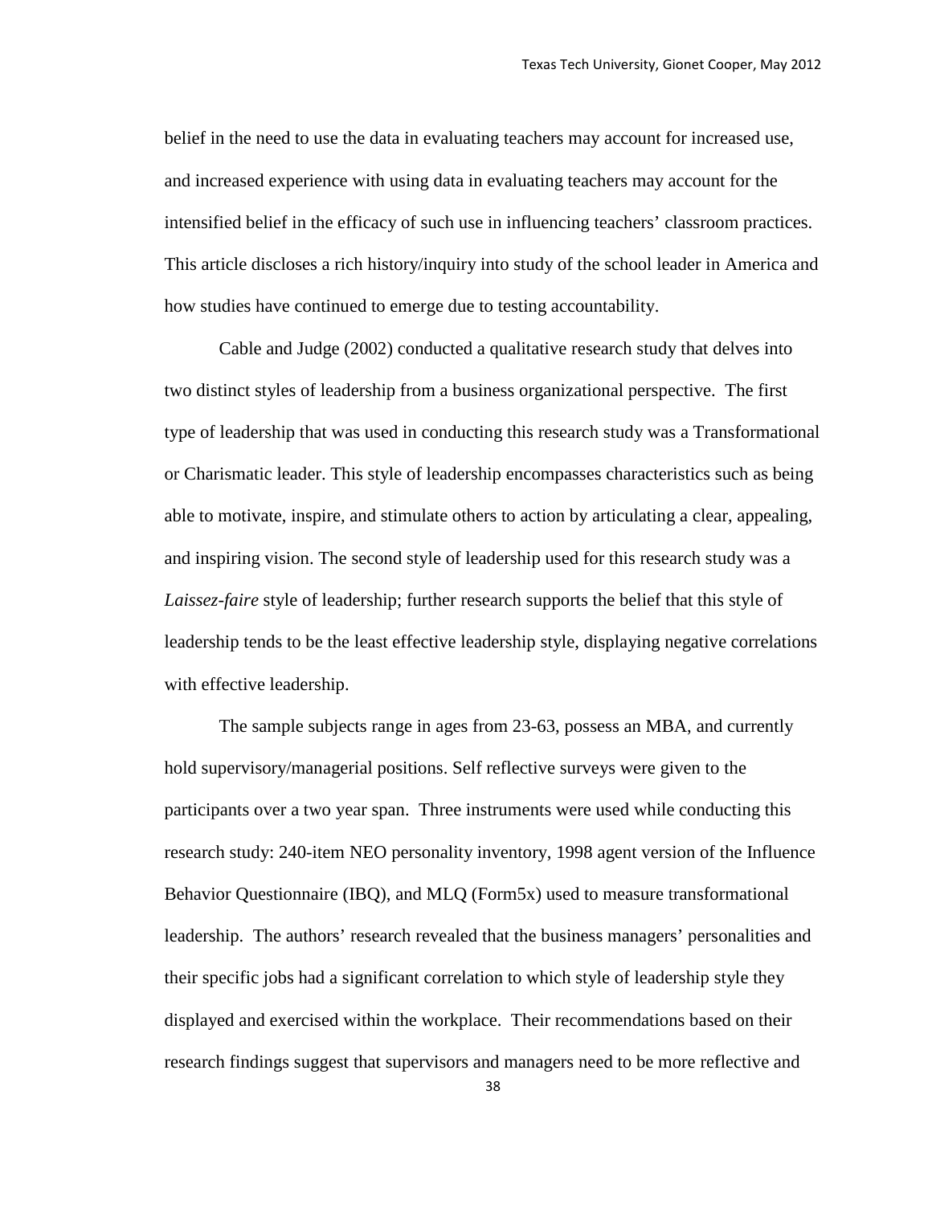belief in the need to use the data in evaluating teachers may account for increased use, and increased experience with using data in evaluating teachers may account for the intensified belief in the efficacy of such use in influencing teachers' classroom practices. This article discloses a rich history/inquiry into study of the school leader in America and how studies have continued to emerge due to testing accountability.

Cable and Judge (2002) conducted a qualitative research study that delves into two distinct styles of leadership from a business organizational perspective. The first type of leadership that was used in conducting this research study was a Transformational or Charismatic leader. This style of leadership encompasses characteristics such as being able to motivate, inspire, and stimulate others to action by articulating a clear, appealing, and inspiring vision. The second style of leadership used for this research study was a *Laissez-faire* style of leadership; further research supports the belief that this style of leadership tends to be the least effective leadership style, displaying negative correlations with effective leadership.

The sample subjects range in ages from 23-63, possess an MBA, and currently hold supervisory/managerial positions. Self reflective surveys were given to the participants over a two year span. Three instruments were used while conducting this research study: 240-item NEO personality inventory, 1998 agent version of the Influence Behavior Questionnaire (IBQ), and MLQ (Form5x) used to measure transformational leadership. The authors' research revealed that the business managers' personalities and their specific jobs had a significant correlation to which style of leadership style they displayed and exercised within the workplace. Their recommendations based on their research findings suggest that supervisors and managers need to be more reflective and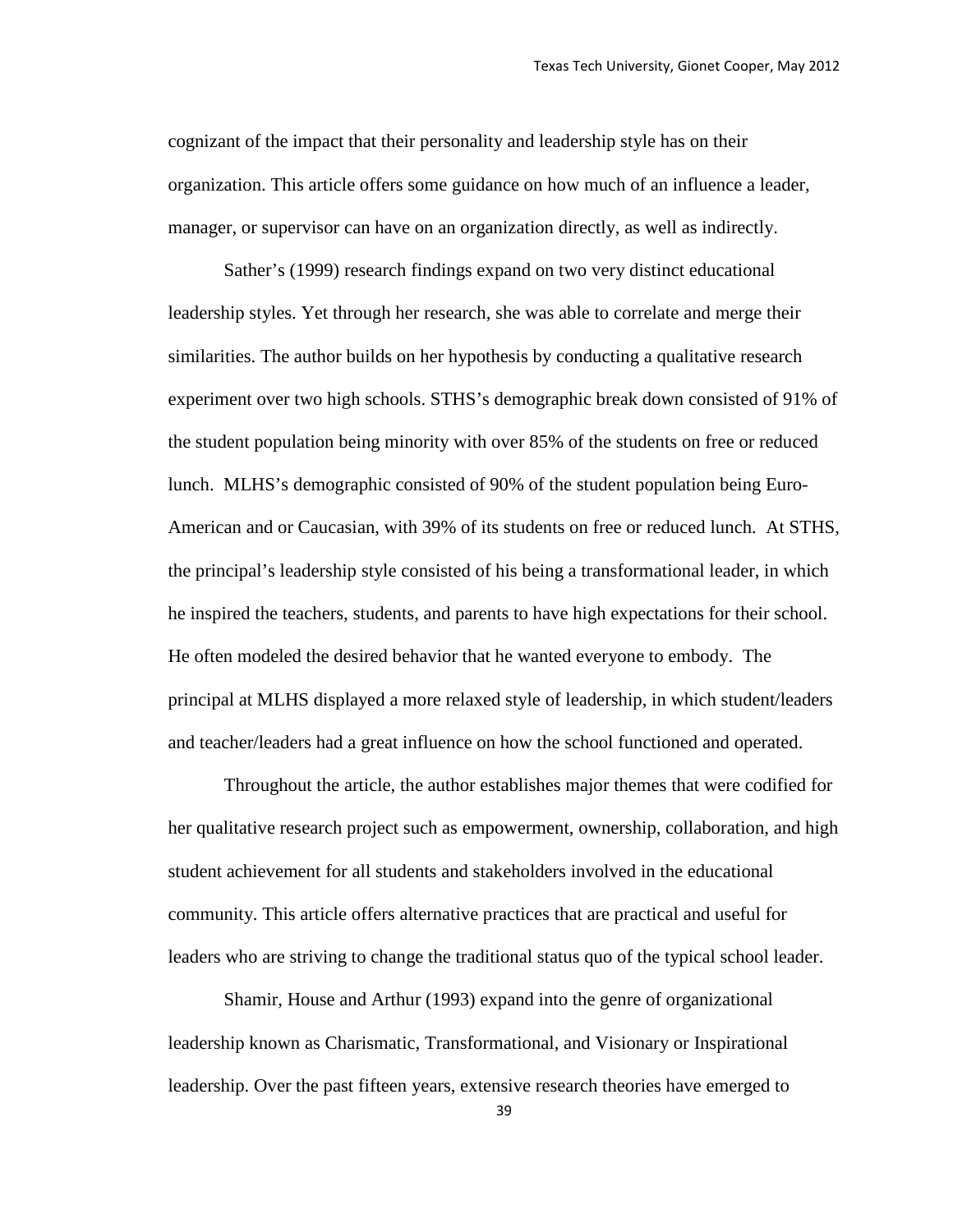cognizant of the impact that their personality and leadership style has on their organization. This article offers some guidance on how much of an influence a leader, manager, or supervisor can have on an organization directly, as well as indirectly.

Sather's (1999) research findings expand on two very distinct educational leadership styles. Yet through her research, she was able to correlate and merge their similarities. The author builds on her hypothesis by conducting a qualitative research experiment over two high schools. STHS's demographic break down consisted of 91% of the student population being minority with over 85% of the students on free or reduced lunch. MLHS's demographic consisted of 90% of the student population being Euro-American and or Caucasian, with 39% of its students on free or reduced lunch. At STHS, the principal's leadership style consisted of his being a transformational leader, in which he inspired the teachers, students, and parents to have high expectations for their school. He often modeled the desired behavior that he wanted everyone to embody. The principal at MLHS displayed a more relaxed style of leadership, in which student/leaders and teacher/leaders had a great influence on how the school functioned and operated.

Throughout the article, the author establishes major themes that were codified for her qualitative research project such as empowerment, ownership, collaboration, and high student achievement for all students and stakeholders involved in the educational community. This article offers alternative practices that are practical and useful for leaders who are striving to change the traditional status quo of the typical school leader.

Shamir, House and Arthur (1993) expand into the genre of organizational leadership known as Charismatic, Transformational, and Visionary or Inspirational leadership. Over the past fifteen years, extensive research theories have emerged to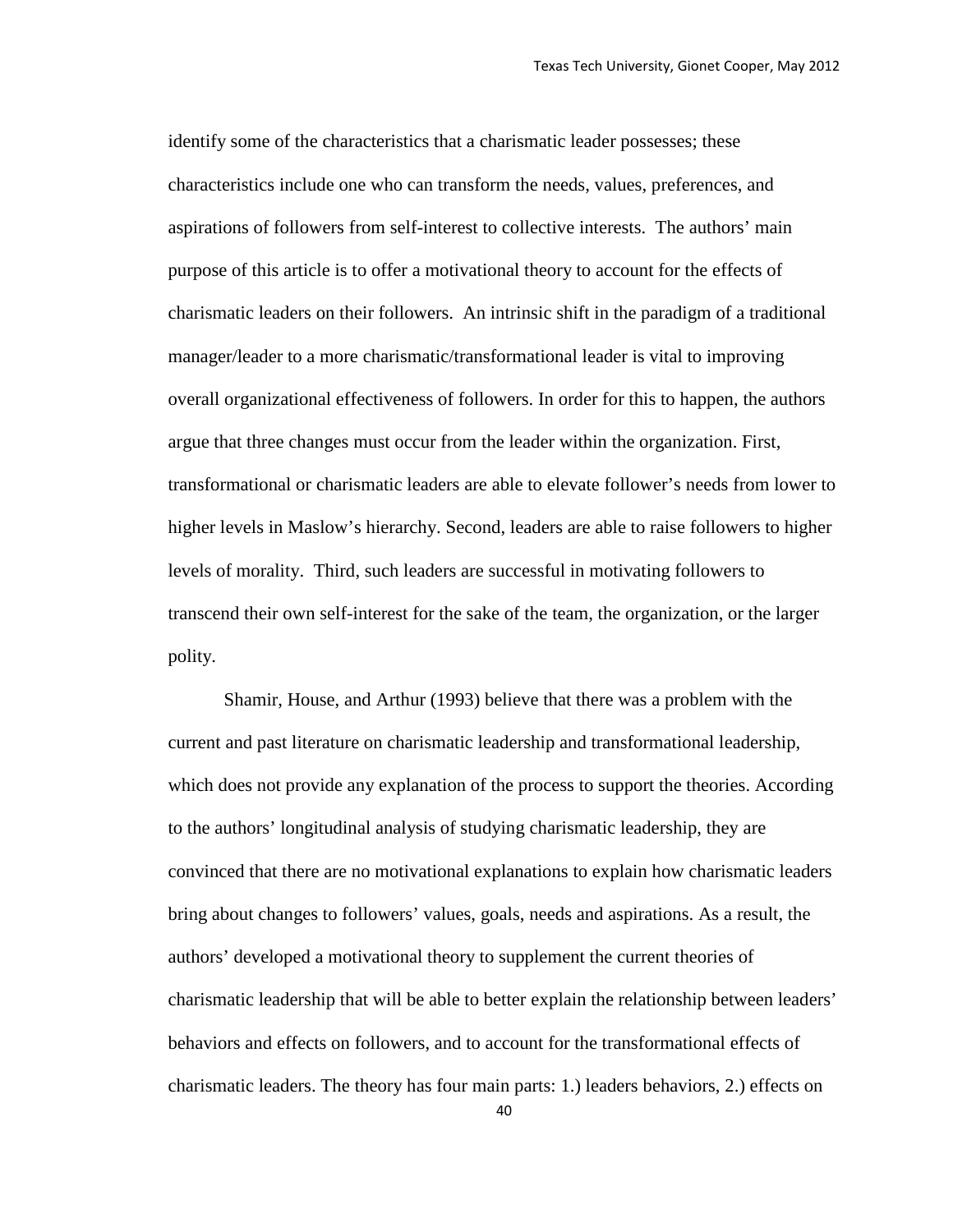identify some of the characteristics that a charismatic leader possesses; these characteristics include one who can transform the needs, values, preferences, and aspirations of followers from self-interest to collective interests. The authors' main purpose of this article is to offer a motivational theory to account for the effects of charismatic leaders on their followers. An intrinsic shift in the paradigm of a traditional manager/leader to a more charismatic/transformational leader is vital to improving overall organizational effectiveness of followers. In order for this to happen, the authors argue that three changes must occur from the leader within the organization. First, transformational or charismatic leaders are able to elevate follower's needs from lower to higher levels in Maslow's hierarchy. Second, leaders are able to raise followers to higher levels of morality. Third, such leaders are successful in motivating followers to transcend their own self-interest for the sake of the team, the organization, or the larger polity.

Shamir, House, and Arthur (1993) believe that there was a problem with the current and past literature on charismatic leadership and transformational leadership, which does not provide any explanation of the process to support the theories. According to the authors' longitudinal analysis of studying charismatic leadership, they are convinced that there are no motivational explanations to explain how charismatic leaders bring about changes to followers' values, goals, needs and aspirations. As a result, the authors' developed a motivational theory to supplement the current theories of charismatic leadership that will be able to better explain the relationship between leaders' behaviors and effects on followers, and to account for the transformational effects of charismatic leaders. The theory has four main parts: 1.) leaders behaviors, 2.) effects on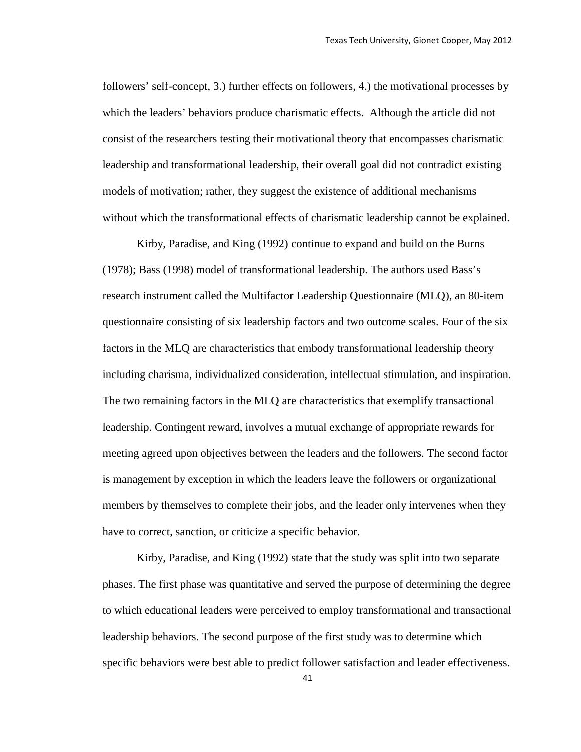followers' self-concept, 3.) further effects on followers, 4.) the motivational processes by which the leaders' behaviors produce charismatic effects. Although the article did not consist of the researchers testing their motivational theory that encompasses charismatic leadership and transformational leadership, their overall goal did not contradict existing models of motivation; rather, they suggest the existence of additional mechanisms without which the transformational effects of charismatic leadership cannot be explained.

Kirby, Paradise, and King (1992) continue to expand and build on the Burns (1978); Bass (1998) model of transformational leadership. The authors used Bass's research instrument called the Multifactor Leadership Questionnaire (MLQ), an 80-item questionnaire consisting of six leadership factors and two outcome scales. Four of the six factors in the MLQ are characteristics that embody transformational leadership theory including charisma, individualized consideration, intellectual stimulation, and inspiration. The two remaining factors in the MLQ are characteristics that exemplify transactional leadership. Contingent reward, involves a mutual exchange of appropriate rewards for meeting agreed upon objectives between the leaders and the followers. The second factor is management by exception in which the leaders leave the followers or organizational members by themselves to complete their jobs, and the leader only intervenes when they have to correct, sanction, or criticize a specific behavior.

Kirby, Paradise, and King (1992) state that the study was split into two separate phases. The first phase was quantitative and served the purpose of determining the degree to which educational leaders were perceived to employ transformational and transactional leadership behaviors. The second purpose of the first study was to determine which specific behaviors were best able to predict follower satisfaction and leader effectiveness.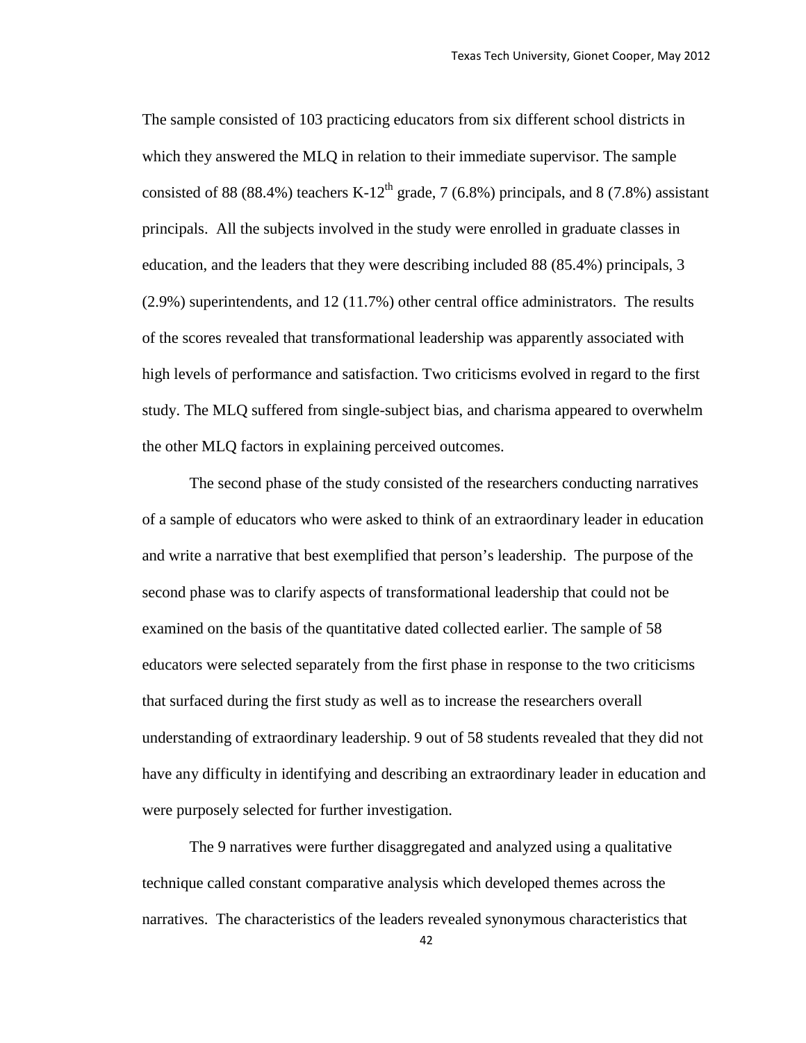The sample consisted of 103 practicing educators from six different school districts in which they answered the MLQ in relation to their immediate supervisor. The sample consisted of 88 (88.4%) teachers K-12$^{th}$ grade, 7 (6.8%) principals, and 8 (7.8%) assistant principals. All the subjects involved in the study were enrolled in graduate classes in education, and the leaders that they were describing included 88 (85.4%) principals, 3 (2.9%) superintendents, and 12 (11.7%) other central office administrators. The results of the scores revealed that transformational leadership was apparently associated with high levels of performance and satisfaction. Two criticisms evolved in regard to the first study. The MLQ suffered from single-subject bias, and charisma appeared to overwhelm the other MLQ factors in explaining perceived outcomes.

The second phase of the study consisted of the researchers conducting narratives of a sample of educators who were asked to think of an extraordinary leader in education and write a narrative that best exemplified that person's leadership. The purpose of the second phase was to clarify aspects of transformational leadership that could not be examined on the basis of the quantitative dated collected earlier. The sample of 58 educators were selected separately from the first phase in response to the two criticisms that surfaced during the first study as well as to increase the researchers overall understanding of extraordinary leadership. 9 out of 58 students revealed that they did not have any difficulty in identifying and describing an extraordinary leader in education and were purposely selected for further investigation.

The 9 narratives were further disaggregated and analyzed using a qualitative technique called constant comparative analysis which developed themes across the narratives. The characteristics of the leaders revealed synonymous characteristics that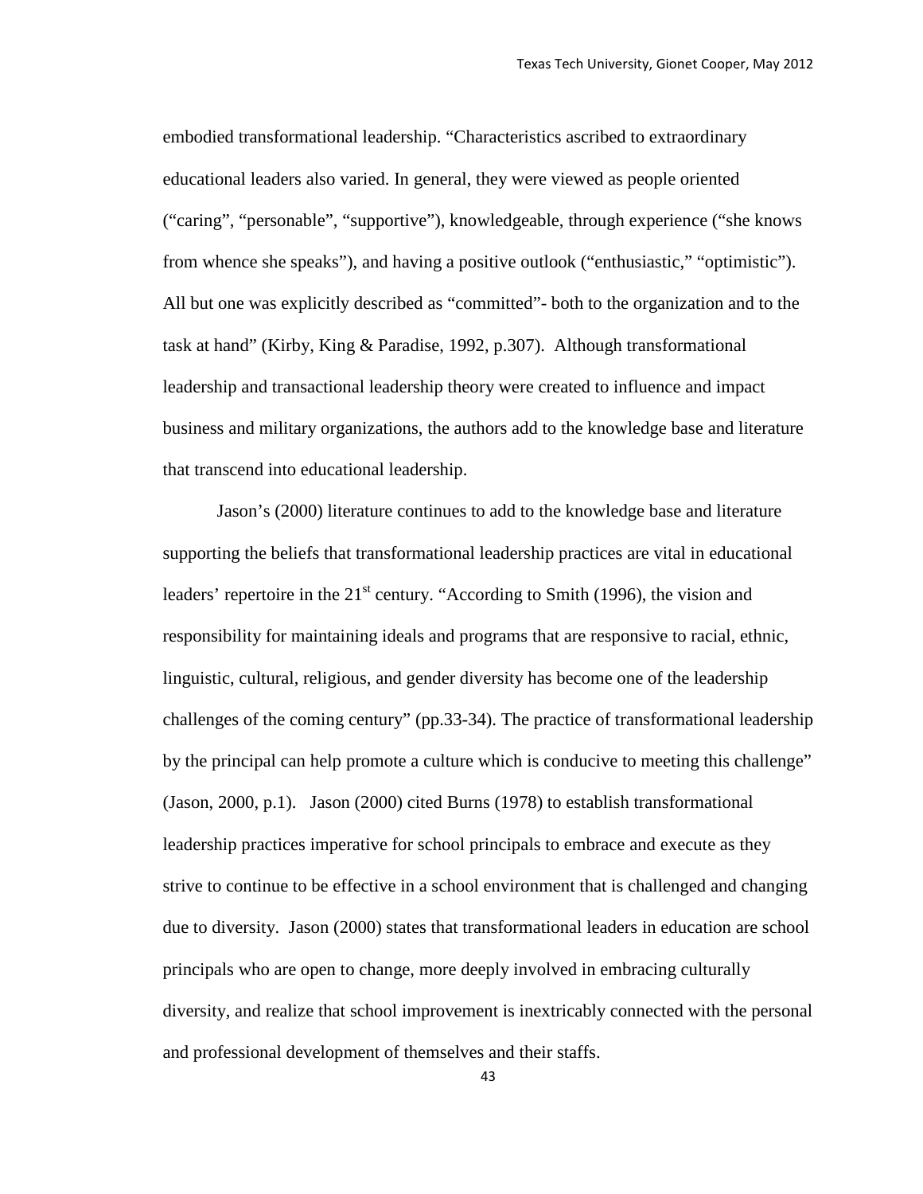embodied transformational leadership. "Characteristics ascribed to extraordinary educational leaders also varied. In general, they were viewed as people oriented ("caring", "personable", "supportive"), knowledgeable, through experience ("she knows from whence she speaks"), and having a positive outlook ("enthusiastic," "optimistic"). All but one was explicitly described as "committed"- both to the organization and to the task at hand" (Kirby, King & Paradise, 1992, p.307). Although transformational leadership and transactional leadership theory were created to influence and impact business and military organizations, the authors add to the knowledge base and literature that transcend into educational leadership.

Jason's (2000) literature continues to add to the knowledge base and literature supporting the beliefs that transformational leadership practices are vital in educational leaders' repertoire in the 21st century. "According to Smith (1996), the vision and responsibility for maintaining ideals and programs that are responsive to racial, ethnic, linguistic, cultural, religious, and gender diversity has become one of the leadership challenges of the coming century" (pp.33-34). The practice of transformational leadership by the principal can help promote a culture which is conducive to meeting this challenge" (Jason, 2000, p.1). Jason (2000) cited Burns (1978) to establish transformational leadership practices imperative for school principals to embrace and execute as they strive to continue to be effective in a school environment that is challenged and changing due to diversity. Jason (2000) states that transformational leaders in education are school principals who are open to change, more deeply involved in embracing culturally diversity, and realize that school improvement is inextricably connected with the personal and professional development of themselves and their staffs.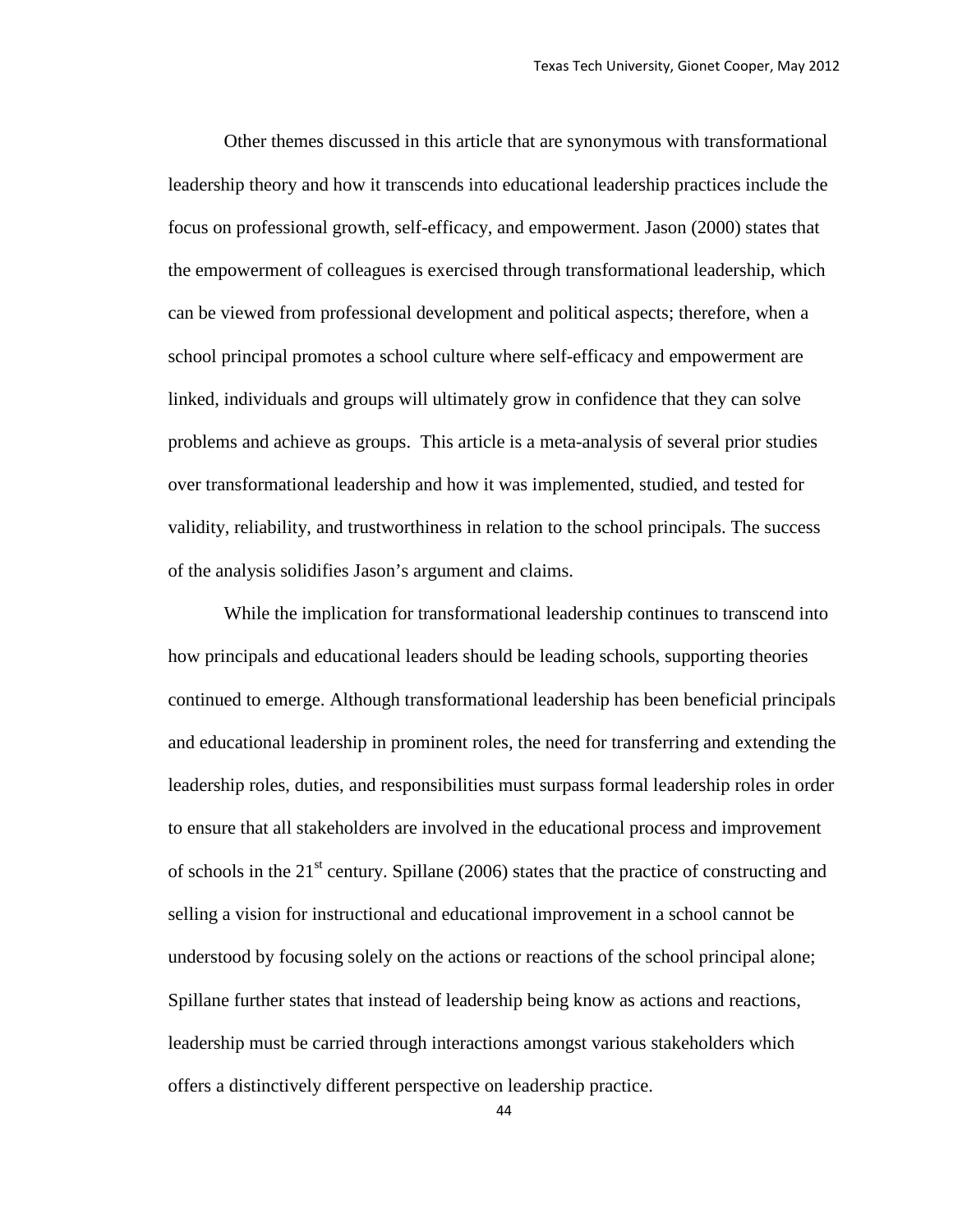Other themes discussed in this article that are synonymous with transformational leadership theory and how it transcends into educational leadership practices include the focus on professional growth, self-efficacy, and empowerment. Jason (2000) states that the empowerment of colleagues is exercised through transformational leadership, which can be viewed from professional development and political aspects; therefore, when a school principal promotes a school culture where self-efficacy and empowerment are linked, individuals and groups will ultimately grow in confidence that they can solve problems and achieve as groups. This article is a meta-analysis of several prior studies over transformational leadership and how it was implemented, studied, and tested for validity, reliability, and trustworthiness in relation to the school principals. The success of the analysis solidifies Jason's argument and claims.

While the implication for transformational leadership continues to transcend into how principals and educational leaders should be leading schools, supporting theories continued to emerge. Although transformational leadership has been beneficial principals and educational leadership in prominent roles, the need for transferring and extending the leadership roles, duties, and responsibilities must surpass formal leadership roles in order to ensure that all stakeholders are involved in the educational process and improvement of schools in the 21st century. Spillane (2006) states that the practice of constructing and selling a vision for instructional and educational improvement in a school cannot be understood by focusing solely on the actions or reactions of the school principal alone; Spillane further states that instead of leadership being know as actions and reactions, leadership must be carried through interactions amongst various stakeholders which offers a distinctively different perspective on leadership practice.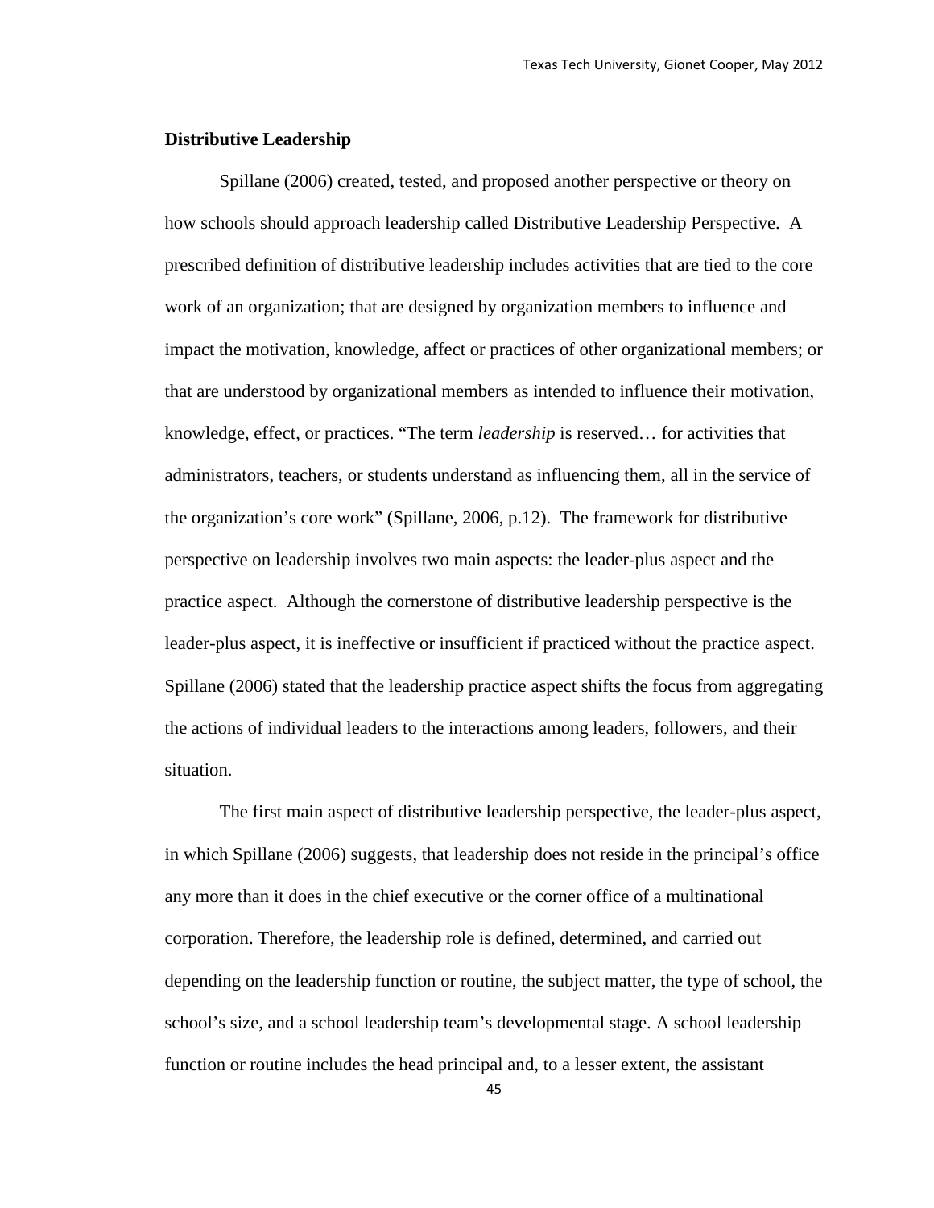**Distributive Leadership**

Spillane (2006) created, tested, and proposed another perspective or theory on how schools should approach leadership called Distributive Leadership Perspective. A prescribed definition of distributive leadership includes activities that are tied to the core work of an organization; that are designed by organization members to influence and impact the motivation, knowledge, affect or practices of other organizational members; or that are understood by organizational members as intended to influence their motivation, knowledge, effect, or practices. "The term *leadership* is reserved… for activities that administrators, teachers, or students understand as influencing them, all in the service of the organization's core work" (Spillane, 2006, p.12). The framework for distributive perspective on leadership involves two main aspects: the leader-plus aspect and the practice aspect. Although the cornerstone of distributive leadership perspective is the leader-plus aspect, it is ineffective or insufficient if practiced without the practice aspect. Spillane (2006) stated that the leadership practice aspect shifts the focus from aggregating the actions of individual leaders to the interactions among leaders, followers, and their situation.

The first main aspect of distributive leadership perspective, the leader-plus aspect, in which Spillane (2006) suggests, that leadership does not reside in the principal's office any more than it does in the chief executive or the corner office of a multinational corporation. Therefore, the leadership role is defined, determined, and carried out depending on the leadership function or routine, the subject matter, the type of school, the school's size, and a school leadership team's developmental stage. A school leadership function or routine includes the head principal and, to a lesser extent, the assistant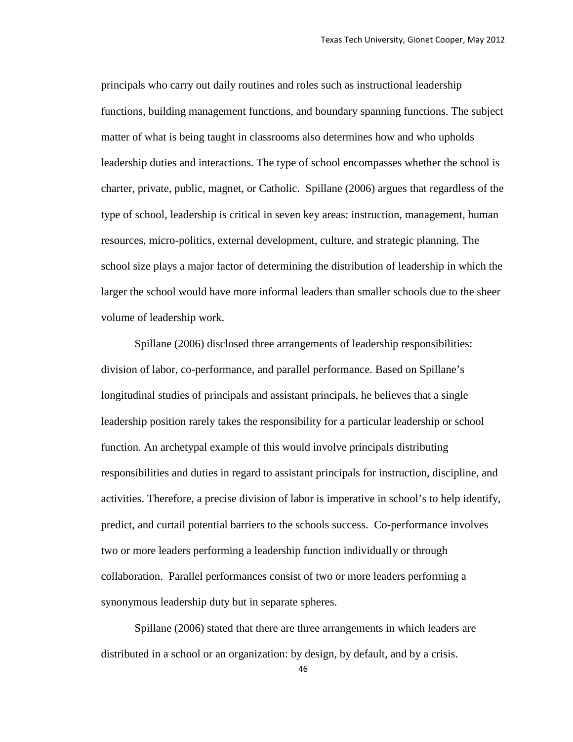principals who carry out daily routines and roles such as instructional leadership functions, building management functions, and boundary spanning functions. The subject matter of what is being taught in classrooms also determines how and who upholds leadership duties and interactions. The type of school encompasses whether the school is charter, private, public, magnet, or Catholic. Spillane (2006) argues that regardless of the type of school, leadership is critical in seven key areas: instruction, management, human resources, micro-politics, external development, culture, and strategic planning. The school size plays a major factor of determining the distribution of leadership in which the larger the school would have more informal leaders than smaller schools due to the sheer volume of leadership work.

Spillane (2006) disclosed three arrangements of leadership responsibilities: division of labor, co-performance, and parallel performance. Based on Spillane's longitudinal studies of principals and assistant principals, he believes that a single leadership position rarely takes the responsibility for a particular leadership or school function. An archetypal example of this would involve principals distributing responsibilities and duties in regard to assistant principals for instruction, discipline, and activities. Therefore, a precise division of labor is imperative in school's to help identify, predict, and curtail potential barriers to the schools success. Co-performance involves two or more leaders performing a leadership function individually or through collaboration. Parallel performances consist of two or more leaders performing a synonymous leadership duty but in separate spheres.

Spillane (2006) stated that there are three arrangements in which leaders are distributed in a school or an organization: by design, by default, and by a crisis.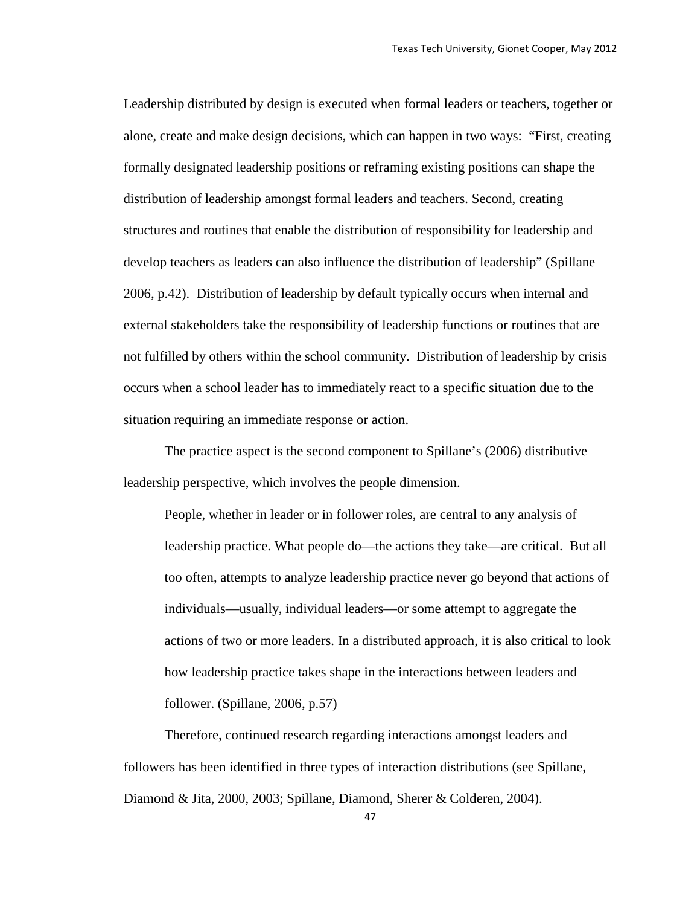Leadership distributed by design is executed when formal leaders or teachers, together or alone, create and make design decisions, which can happen in two ways: "First, creating formally designated leadership positions or reframing existing positions can shape the distribution of leadership amongst formal leaders and teachers. Second, creating structures and routines that enable the distribution of responsibility for leadership and develop teachers as leaders can also influence the distribution of leadership" (Spillane 2006, p.42). Distribution of leadership by default typically occurs when internal and external stakeholders take the responsibility of leadership functions or routines that are not fulfilled by others within the school community. Distribution of leadership by crisis occurs when a school leader has to immediately react to a specific situation due to the situation requiring an immediate response or action.

The practice aspect is the second component to Spillane's (2006) distributive leadership perspective, which involves the people dimension.

> People, whether in leader or in follower roles, are central to any analysis of leadership practice. What people do—the actions they take—are critical. But all too often, attempts to analyze leadership practice never go beyond that actions of individuals—usually, individual leaders—or some attempt to aggregate the actions of two or more leaders. In a distributed approach, it is also critical to look how leadership practice takes shape in the interactions between leaders and follower. (Spillane, 2006, p.57)

Therefore, continued research regarding interactions amongst leaders and followers has been identified in three types of interaction distributions (see Spillane, Diamond & Jita, 2000, 2003; Spillane, Diamond, Sherer & Colderen, 2004).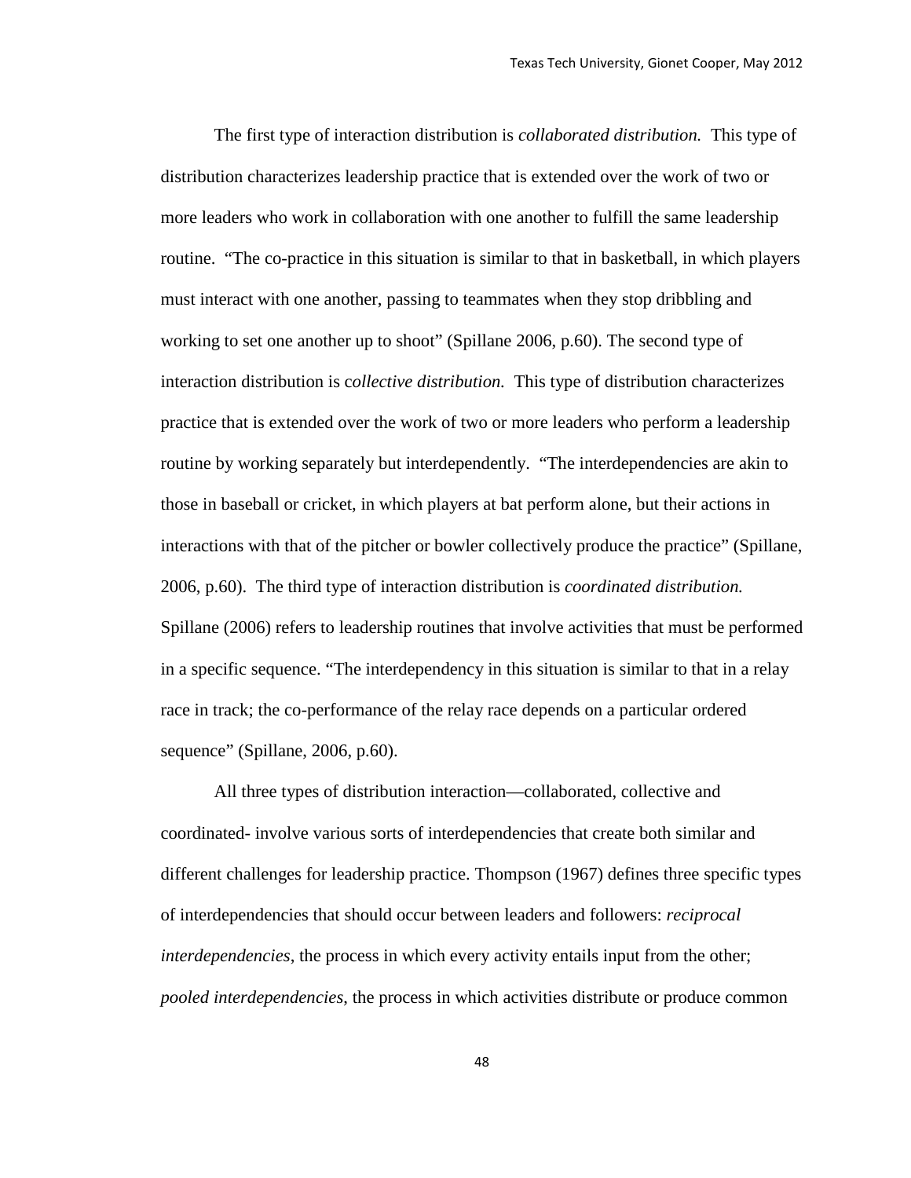The first type of interaction distribution is *collaborated distribution.* This type of distribution characterizes leadership practice that is extended over the work of two or more leaders who work in collaboration with one another to fulfill the same leadership routine. "The co-practice in this situation is similar to that in basketball, in which players must interact with one another, passing to teammates when they stop dribbling and working to set one another up to shoot" (Spillane 2006, p.60). The second type of interaction distribution is c*ollective distribution.* This type of distribution characterizes practice that is extended over the work of two or more leaders who perform a leadership routine by working separately but interdependently. "The interdependencies are akin to those in baseball or cricket, in which players at bat perform alone, but their actions in interactions with that of the pitcher or bowler collectively produce the practice" (Spillane, 2006, p.60). The third type of interaction distribution is *coordinated distribution.* Spillane (2006) refers to leadership routines that involve activities that must be performed in a specific sequence. "The interdependency in this situation is similar to that in a relay race in track; the co-performance of the relay race depends on a particular ordered sequence" (Spillane, 2006, p.60).

All three types of distribution interaction—collaborated, collective and coordinated- involve various sorts of interdependencies that create both similar and different challenges for leadership practice. Thompson (1967) defines three specific types of interdependencies that should occur between leaders and followers: *reciprocal interdependencies*, the process in which every activity entails input from the other; *pooled interdependencies*, the process in which activities distribute or produce common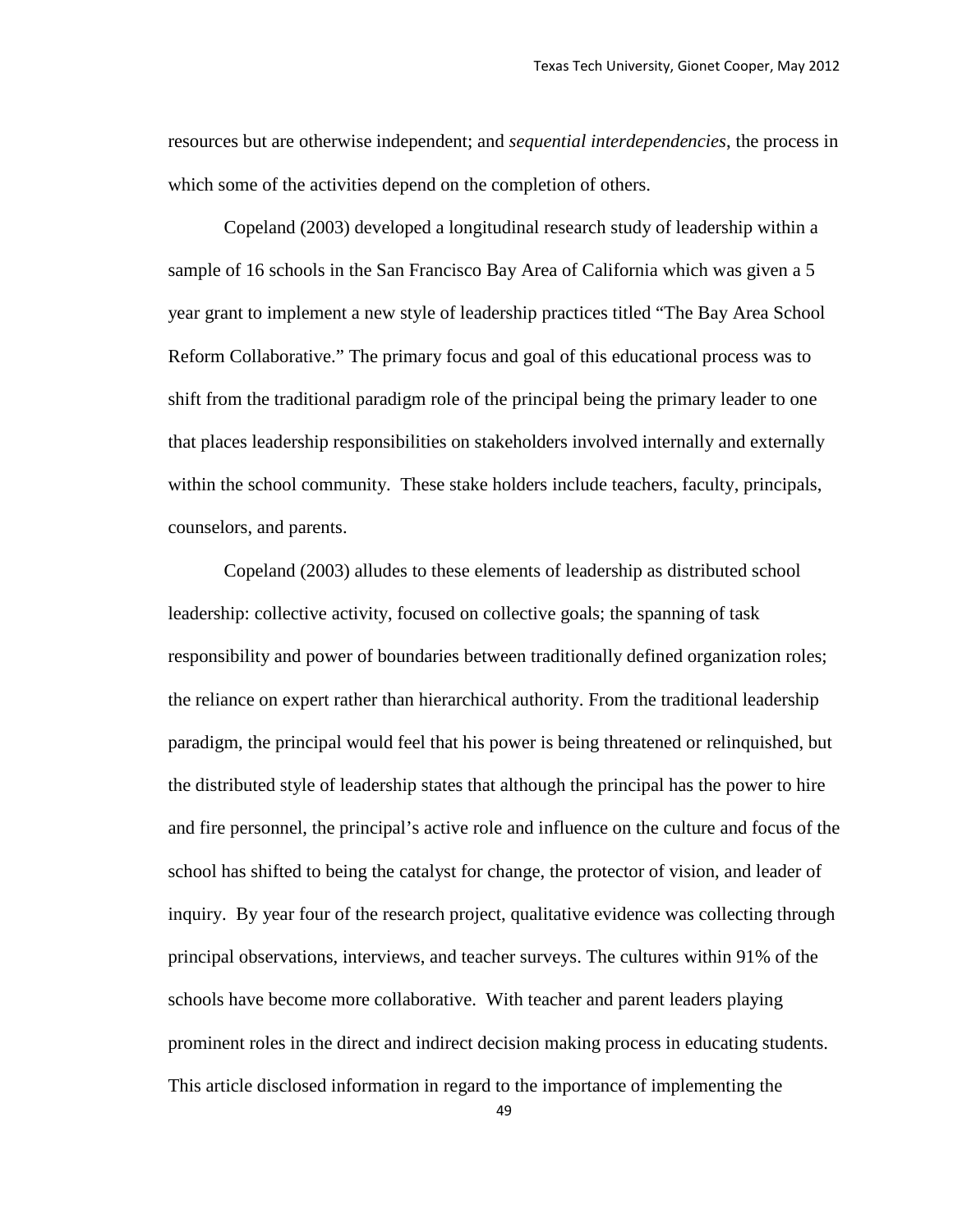resources but are otherwise independent; and *sequential interdependencies*, the process in which some of the activities depend on the completion of others.

Copeland (2003) developed a longitudinal research study of leadership within a sample of 16 schools in the San Francisco Bay Area of California which was given a 5 year grant to implement a new style of leadership practices titled "The Bay Area School Reform Collaborative." The primary focus and goal of this educational process was to shift from the traditional paradigm role of the principal being the primary leader to one that places leadership responsibilities on stakeholders involved internally and externally within the school community. These stake holders include teachers, faculty, principals, counselors, and parents.

Copeland (2003) alludes to these elements of leadership as distributed school leadership: collective activity, focused on collective goals; the spanning of task responsibility and power of boundaries between traditionally defined organization roles; the reliance on expert rather than hierarchical authority. From the traditional leadership paradigm, the principal would feel that his power is being threatened or relinquished, but the distributed style of leadership states that although the principal has the power to hire and fire personnel, the principal's active role and influence on the culture and focus of the school has shifted to being the catalyst for change, the protector of vision, and leader of inquiry. By year four of the research project, qualitative evidence was collecting through principal observations, interviews, and teacher surveys. The cultures within 91% of the schools have become more collaborative. With teacher and parent leaders playing prominent roles in the direct and indirect decision making process in educating students. This article disclosed information in regard to the importance of implementing the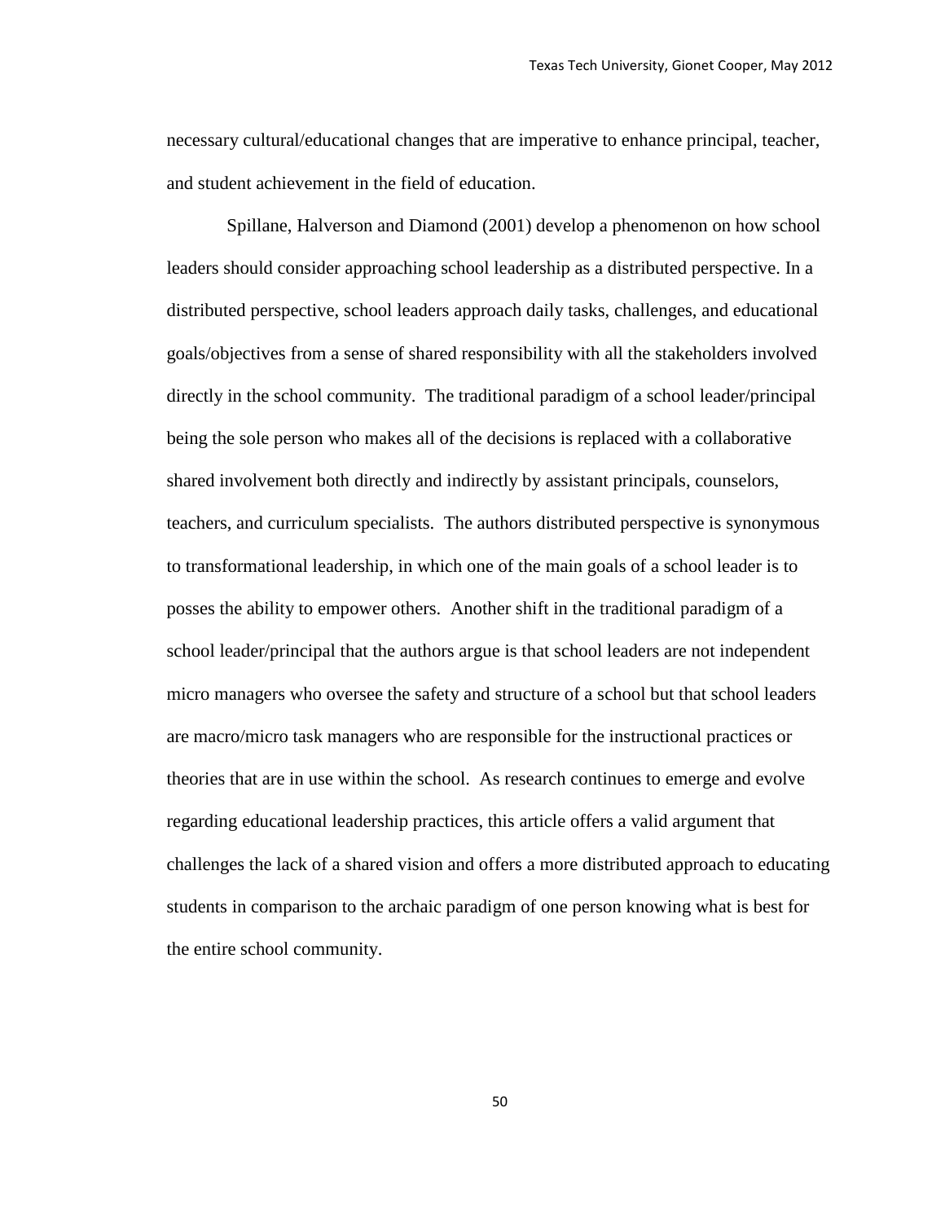necessary cultural/educational changes that are imperative to enhance principal, teacher, and student achievement in the field of education.

Spillane, Halverson and Diamond (2001) develop a phenomenon on how school leaders should consider approaching school leadership as a distributed perspective. In a distributed perspective, school leaders approach daily tasks, challenges, and educational goals/objectives from a sense of shared responsibility with all the stakeholders involved directly in the school community. The traditional paradigm of a school leader/principal being the sole person who makes all of the decisions is replaced with a collaborative shared involvement both directly and indirectly by assistant principals, counselors, teachers, and curriculum specialists. The authors distributed perspective is synonymous to transformational leadership, in which one of the main goals of a school leader is to posses the ability to empower others. Another shift in the traditional paradigm of a school leader/principal that the authors argue is that school leaders are not independent micro managers who oversee the safety and structure of a school but that school leaders are macro/micro task managers who are responsible for the instructional practices or theories that are in use within the school. As research continues to emerge and evolve regarding educational leadership practices, this article offers a valid argument that challenges the lack of a shared vision and offers a more distributed approach to educating students in comparison to the archaic paradigm of one person knowing what is best for the entire school community.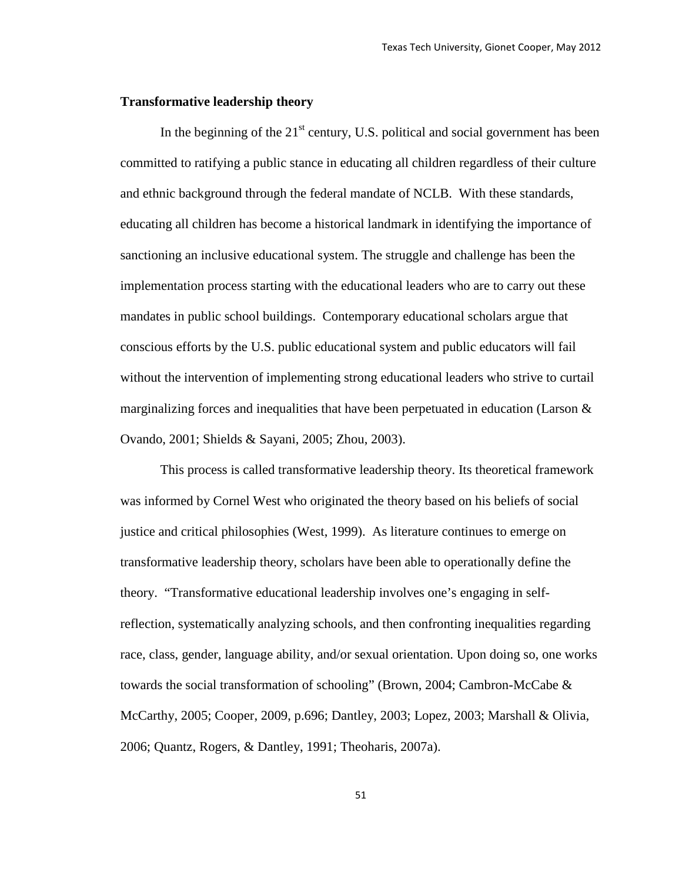**Transformative leadership theory**

In the beginning of the 21st century, U.S. political and social government has been committed to ratifying a public stance in educating all children regardless of their culture and ethnic background through the federal mandate of NCLB. With these standards, educating all children has become a historical landmark in identifying the importance of sanctioning an inclusive educational system. The struggle and challenge has been the implementation process starting with the educational leaders who are to carry out these mandates in public school buildings. Contemporary educational scholars argue that conscious efforts by the U.S. public educational system and public educators will fail without the intervention of implementing strong educational leaders who strive to curtail marginalizing forces and inequalities that have been perpetuated in education (Larson & Ovando, 2001; Shields & Sayani, 2005; Zhou, 2003).

This process is called transformative leadership theory. Its theoretical framework was informed by Cornel West who originated the theory based on his beliefs of social justice and critical philosophies (West, 1999). As literature continues to emerge on transformative leadership theory, scholars have been able to operationally define the theory. "Transformative educational leadership involves one's engaging in self-reflection, systematically analyzing schools, and then confronting inequalities regarding race, class, gender, language ability, and/or sexual orientation. Upon doing so, one works towards the social transformation of schooling" (Brown, 2004; Cambron-McCabe & McCarthy, 2005; Cooper, 2009, p.696; Dantley, 2003; Lopez, 2003; Marshall & Olivia, 2006; Quantz, Rogers, & Dantley, 1991; Theoharis, 2007a).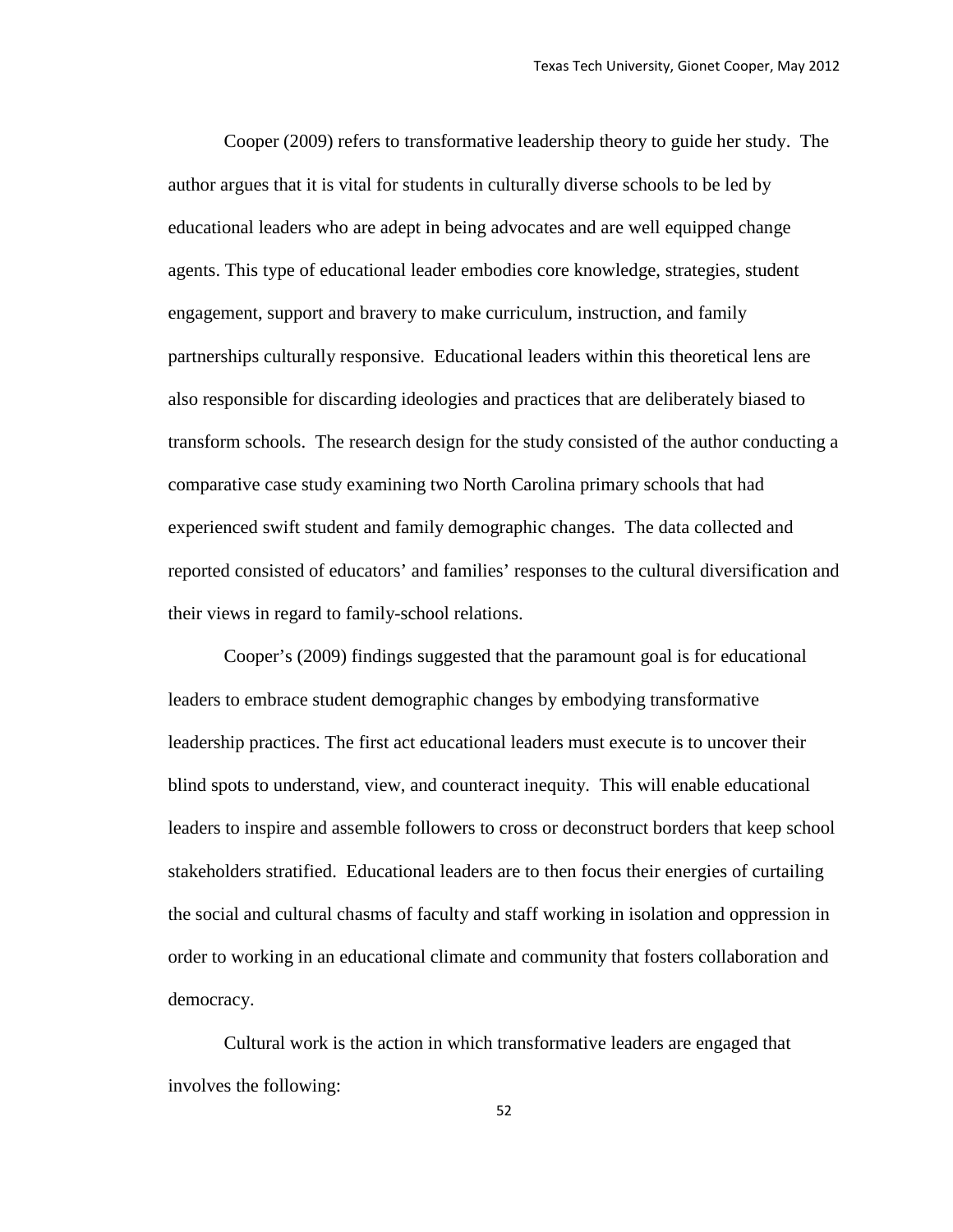Cooper (2009) refers to transformative leadership theory to guide her study. The author argues that it is vital for students in culturally diverse schools to be led by educational leaders who are adept in being advocates and are well equipped change agents. This type of educational leader embodies core knowledge, strategies, student engagement, support and bravery to make curriculum, instruction, and family partnerships culturally responsive. Educational leaders within this theoretical lens are also responsible for discarding ideologies and practices that are deliberately biased to transform schools. The research design for the study consisted of the author conducting a comparative case study examining two North Carolina primary schools that had experienced swift student and family demographic changes. The data collected and reported consisted of educators' and families' responses to the cultural diversification and their views in regard to family-school relations.

Cooper's (2009) findings suggested that the paramount goal is for educational leaders to embrace student demographic changes by embodying transformative leadership practices. The first act educational leaders must execute is to uncover their blind spots to understand, view, and counteract inequity. This will enable educational leaders to inspire and assemble followers to cross or deconstruct borders that keep school stakeholders stratified. Educational leaders are to then focus their energies of curtailing the social and cultural chasms of faculty and staff working in isolation and oppression in order to working in an educational climate and community that fosters collaboration and democracy.

Cultural work is the action in which transformative leaders are engaged that involves the following: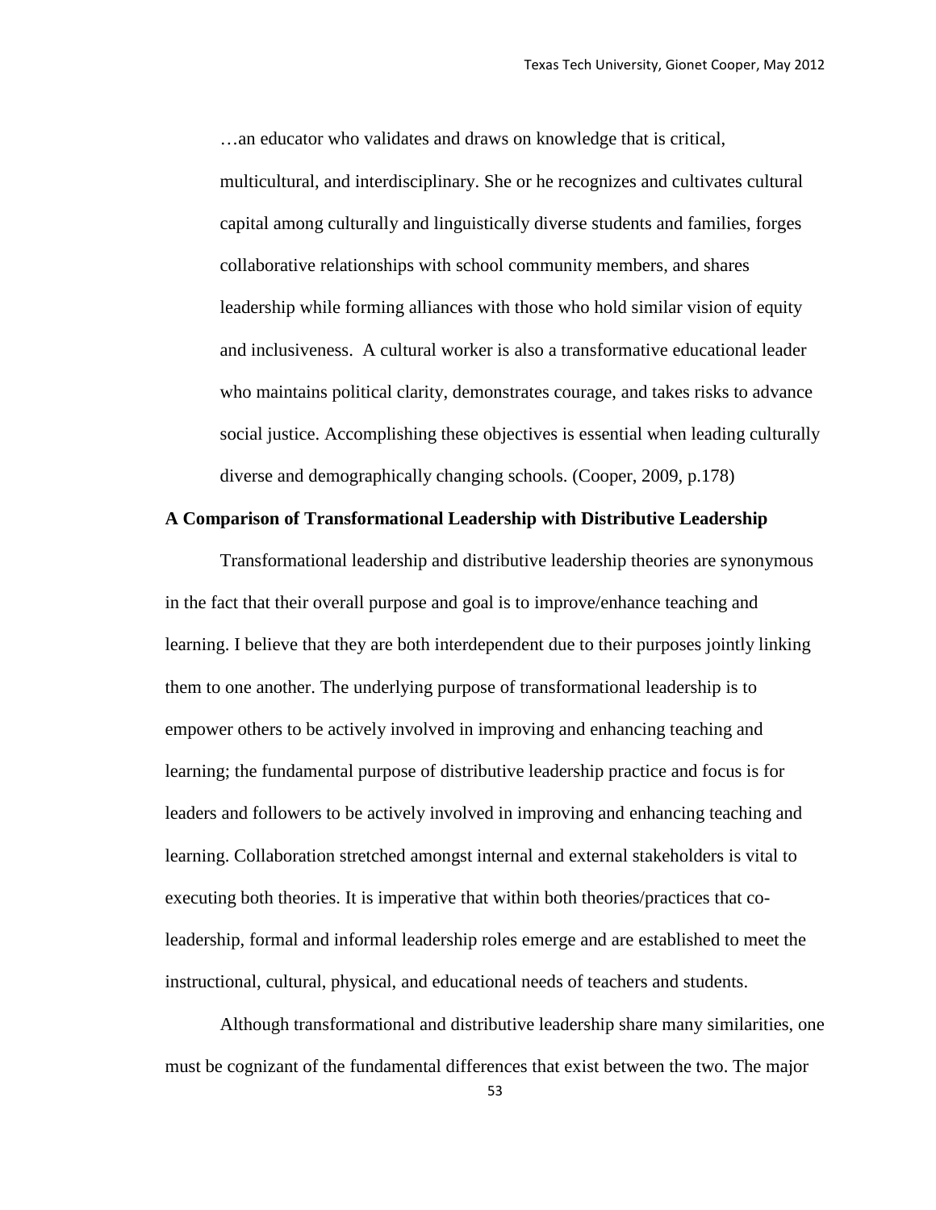> …an educator who validates and draws on knowledge that is critical, multicultural, and interdisciplinary. She or he recognizes and cultivates cultural capital among culturally and linguistically diverse students and families, forges collaborative relationships with school community members, and shares leadership while forming alliances with those who hold similar vision of equity and inclusiveness. A cultural worker is also a transformative educational leader who maintains political clarity, demonstrates courage, and takes risks to advance social justice. Accomplishing these objectives is essential when leading culturally diverse and demographically changing schools. (Cooper, 2009, p.178)

**A Comparison of Transformational Leadership with Distributive Leadership**

Transformational leadership and distributive leadership theories are synonymous in the fact that their overall purpose and goal is to improve/enhance teaching and learning. I believe that they are both interdependent due to their purposes jointly linking them to one another. The underlying purpose of transformational leadership is to empower others to be actively involved in improving and enhancing teaching and learning; the fundamental purpose of distributive leadership practice and focus is for leaders and followers to be actively involved in improving and enhancing teaching and learning. Collaboration stretched amongst internal and external stakeholders is vital to executing both theories. It is imperative that within both theories/practices that co-leadership, formal and informal leadership roles emerge and are established to meet the instructional, cultural, physical, and educational needs of teachers and students.

Although transformational and distributive leadership share many similarities, one must be cognizant of the fundamental differences that exist between the two. The major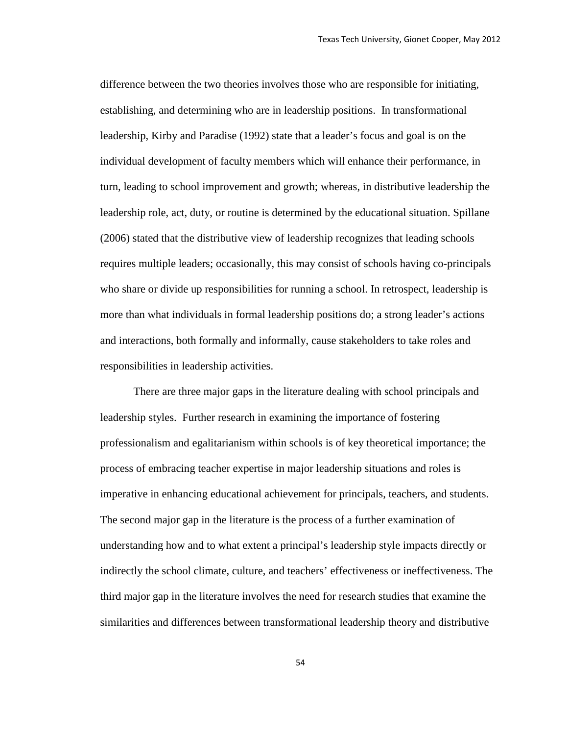difference between the two theories involves those who are responsible for initiating, establishing, and determining who are in leadership positions. In transformational leadership, Kirby and Paradise (1992) state that a leader's focus and goal is on the individual development of faculty members which will enhance their performance, in turn, leading to school improvement and growth; whereas, in distributive leadership the leadership role, act, duty, or routine is determined by the educational situation. Spillane (2006) stated that the distributive view of leadership recognizes that leading schools requires multiple leaders; occasionally, this may consist of schools having co-principals who share or divide up responsibilities for running a school. In retrospect, leadership is more than what individuals in formal leadership positions do; a strong leader's actions and interactions, both formally and informally, cause stakeholders to take roles and responsibilities in leadership activities.

There are three major gaps in the literature dealing with school principals and leadership styles. Further research in examining the importance of fostering professionalism and egalitarianism within schools is of key theoretical importance; the process of embracing teacher expertise in major leadership situations and roles is imperative in enhancing educational achievement for principals, teachers, and students. The second major gap in the literature is the process of a further examination of understanding how and to what extent a principal's leadership style impacts directly or indirectly the school climate, culture, and teachers' effectiveness or ineffectiveness. The third major gap in the literature involves the need for research studies that examine the similarities and differences between transformational leadership theory and distributive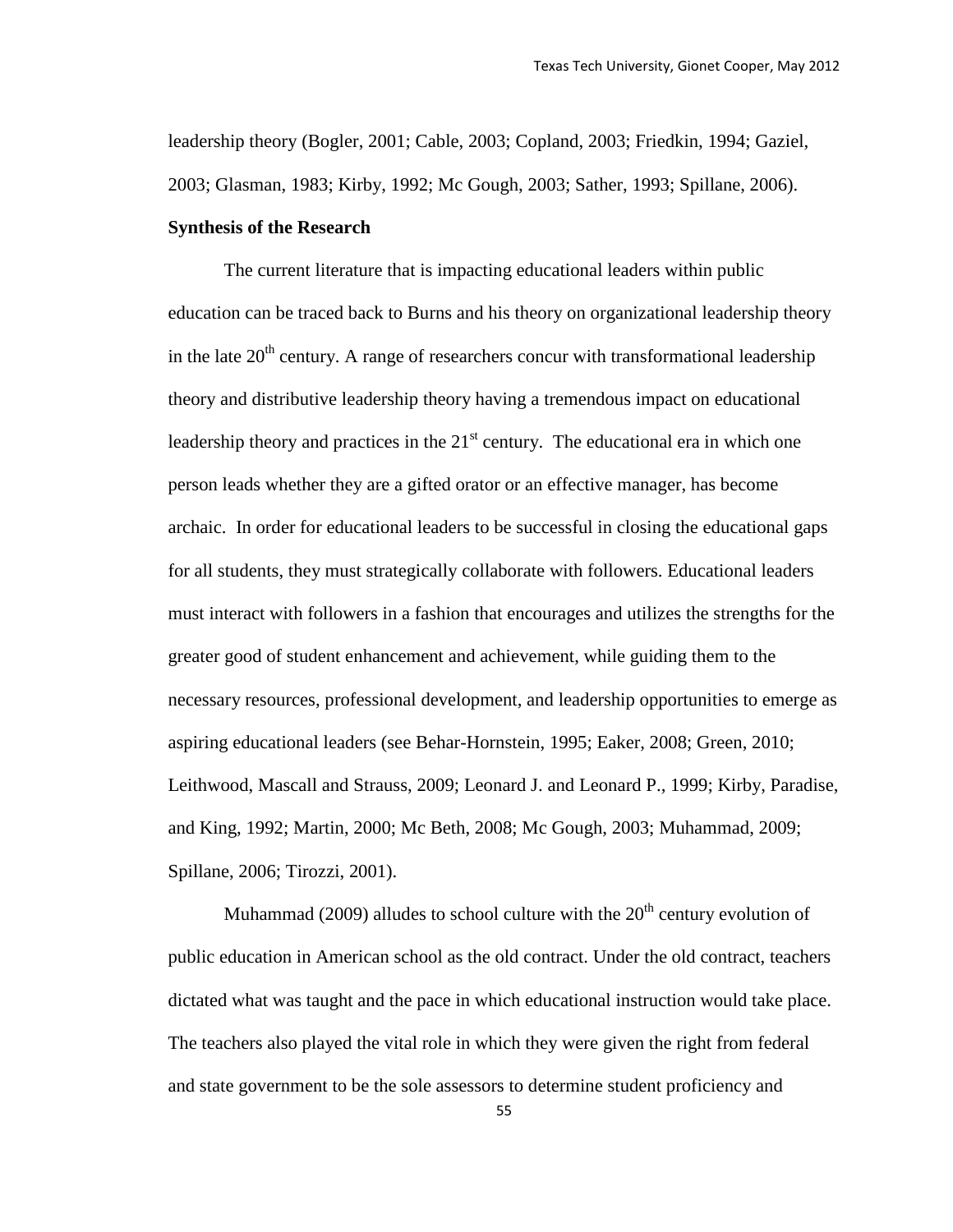leadership theory (Bogler, 2001; Cable, 2003; Copland, 2003; Friedkin, 1994; Gaziel, 2003; Glasman, 1983; Kirby, 1992; Mc Gough, 2003; Sather, 1993; Spillane, 2006).

**Synthesis of the Research**

The current literature that is impacting educational leaders within public education can be traced back to Burns and his theory on organizational leadership theory in the late 20th century. A range of researchers concur with transformational leadership theory and distributive leadership theory having a tremendous impact on educational leadership theory and practices in the 21st century. The educational era in which one person leads whether they are a gifted orator or an effective manager, has become archaic. In order for educational leaders to be successful in closing the educational gaps for all students, they must strategically collaborate with followers. Educational leaders must interact with followers in a fashion that encourages and utilizes the strengths for the greater good of student enhancement and achievement, while guiding them to the necessary resources, professional development, and leadership opportunities to emerge as aspiring educational leaders (see Behar-Hornstein, 1995; Eaker, 2008; Green, 2010; Leithwood, Mascall and Strauss, 2009; Leonard J. and Leonard P., 1999; Kirby, Paradise, and King, 1992; Martin, 2000; Mc Beth, 2008; Mc Gough, 2003; Muhammad, 2009; Spillane, 2006; Tirozzi, 2001).

Muhammad (2009) alludes to school culture with the 20th century evolution of public education in American school as the old contract. Under the old contract, teachers dictated what was taught and the pace in which educational instruction would take place. The teachers also played the vital role in which they were given the right from federal and state government to be the sole assessors to determine student proficiency and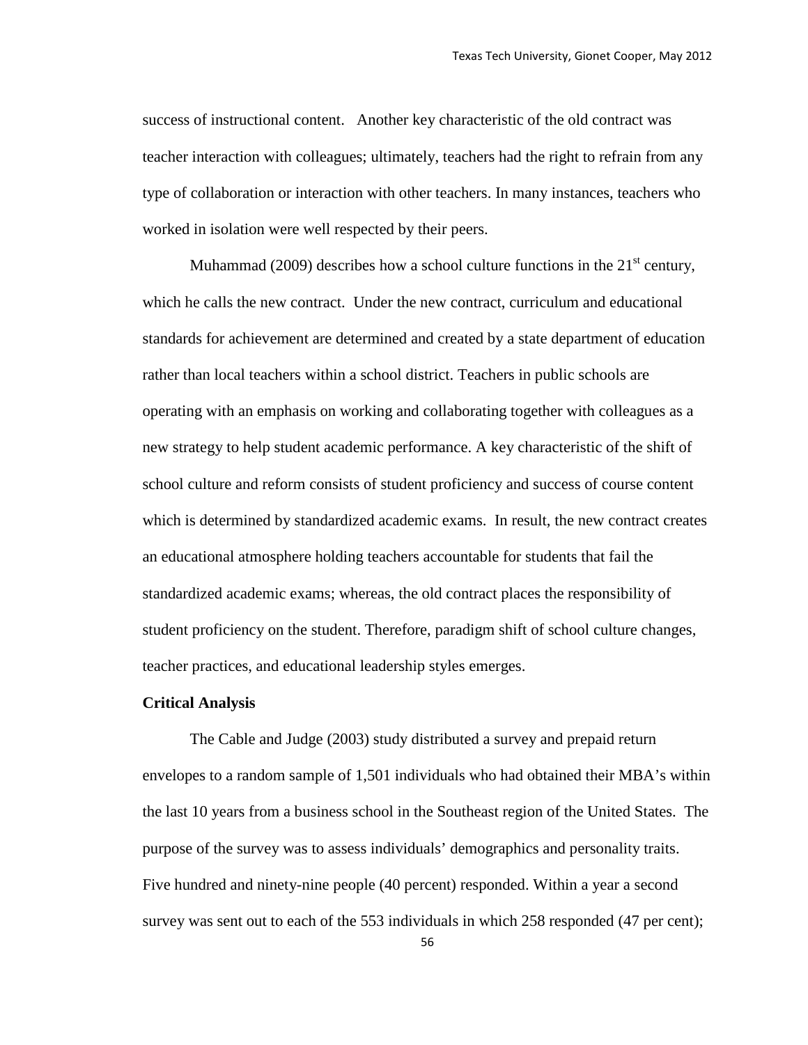success of instructional content. Another key characteristic of the old contract was teacher interaction with colleagues; ultimately, teachers had the right to refrain from any type of collaboration or interaction with other teachers. In many instances, teachers who worked in isolation were well respected by their peers.

Muhammad (2009) describes how a school culture functions in the 21st century, which he calls the new contract. Under the new contract, curriculum and educational standards for achievement are determined and created by a state department of education rather than local teachers within a school district. Teachers in public schools are operating with an emphasis on working and collaborating together with colleagues as a new strategy to help student academic performance. A key characteristic of the shift of school culture and reform consists of student proficiency and success of course content which is determined by standardized academic exams. In result, the new contract creates an educational atmosphere holding teachers accountable for students that fail the standardized academic exams; whereas, the old contract places the responsibility of student proficiency on the student. Therefore, paradigm shift of school culture changes, teacher practices, and educational leadership styles emerges.

**Critical Analysis**

The Cable and Judge (2003) study distributed a survey and prepaid return envelopes to a random sample of 1,501 individuals who had obtained their MBA's within the last 10 years from a business school in the Southeast region of the United States. The purpose of the survey was to assess individuals' demographics and personality traits. Five hundred and ninety-nine people (40 percent) responded. Within a year a second survey was sent out to each of the 553 individuals in which 258 responded (47 per cent);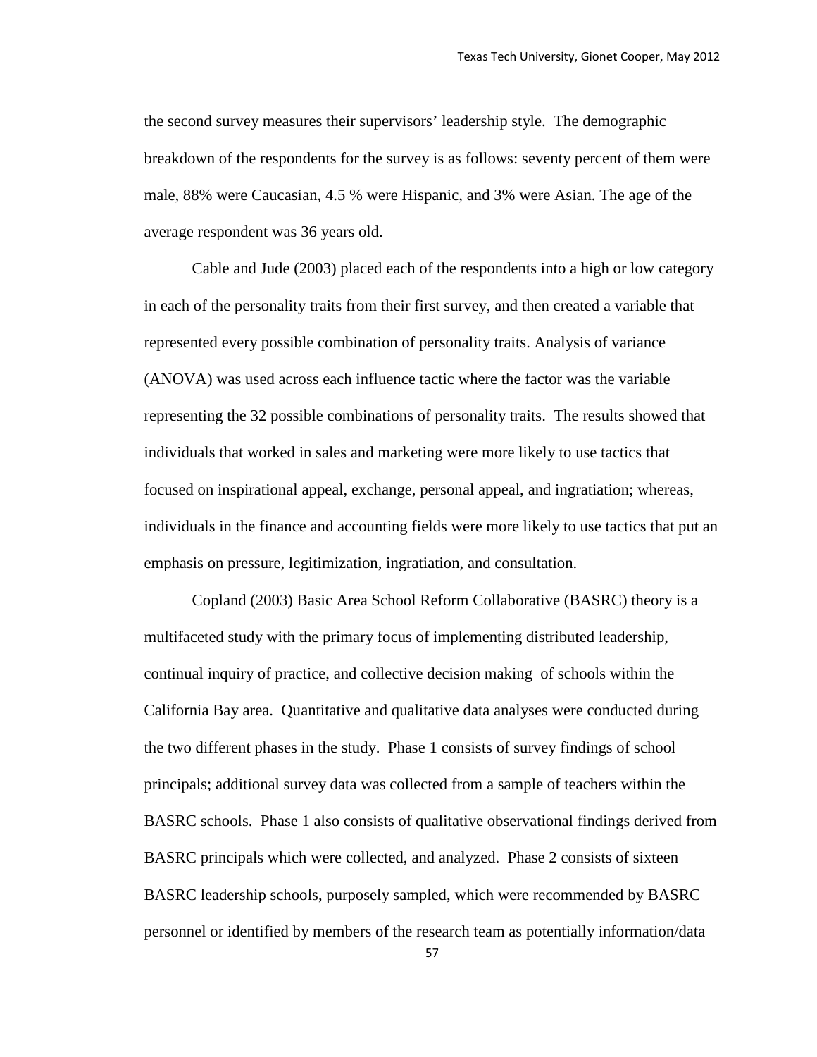the second survey measures their supervisors' leadership style. The demographic breakdown of the respondents for the survey is as follows: seventy percent of them were male, 88% were Caucasian, 4.5 % were Hispanic, and 3% were Asian. The age of the average respondent was 36 years old.

Cable and Jude (2003) placed each of the respondents into a high or low category in each of the personality traits from their first survey, and then created a variable that represented every possible combination of personality traits. Analysis of variance (ANOVA) was used across each influence tactic where the factor was the variable representing the 32 possible combinations of personality traits. The results showed that individuals that worked in sales and marketing were more likely to use tactics that focused on inspirational appeal, exchange, personal appeal, and ingratiation; whereas, individuals in the finance and accounting fields were more likely to use tactics that put an emphasis on pressure, legitimization, ingratiation, and consultation.

Copland (2003) Basic Area School Reform Collaborative (BASRC) theory is a multifaceted study with the primary focus of implementing distributed leadership, continual inquiry of practice, and collective decision making of schools within the California Bay area. Quantitative and qualitative data analyses were conducted during the two different phases in the study. Phase 1 consists of survey findings of school principals; additional survey data was collected from a sample of teachers within the BASRC schools. Phase 1 also consists of qualitative observational findings derived from BASRC principals which were collected, and analyzed. Phase 2 consists of sixteen BASRC leadership schools, purposely sampled, which were recommended by BASRC personnel or identified by members of the research team as potentially information/data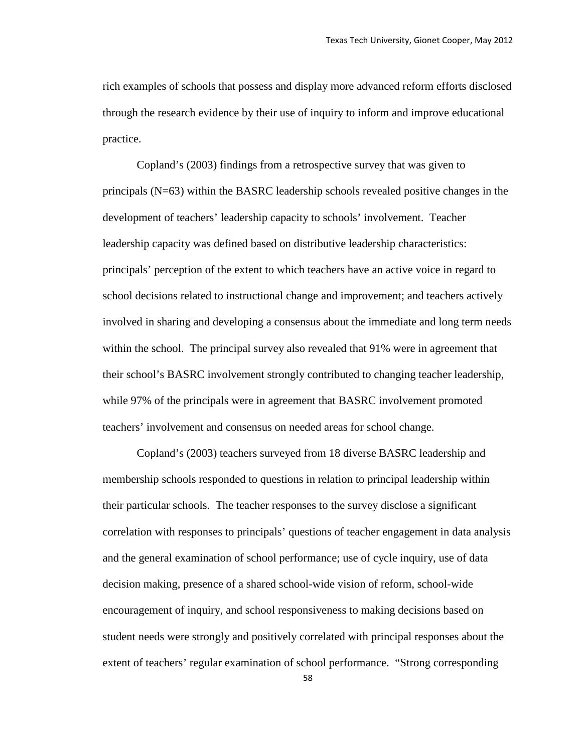rich examples of schools that possess and display more advanced reform efforts disclosed through the research evidence by their use of inquiry to inform and improve educational practice.

Copland's (2003) findings from a retrospective survey that was given to principals (N=63) within the BASRC leadership schools revealed positive changes in the development of teachers' leadership capacity to schools' involvement. Teacher leadership capacity was defined based on distributive leadership characteristics: principals' perception of the extent to which teachers have an active voice in regard to school decisions related to instructional change and improvement; and teachers actively involved in sharing and developing a consensus about the immediate and long term needs within the school. The principal survey also revealed that 91% were in agreement that their school's BASRC involvement strongly contributed to changing teacher leadership, while 97% of the principals were in agreement that BASRC involvement promoted teachers' involvement and consensus on needed areas for school change.

Copland's (2003) teachers surveyed from 18 diverse BASRC leadership and membership schools responded to questions in relation to principal leadership within their particular schools. The teacher responses to the survey disclose a significant correlation with responses to principals' questions of teacher engagement in data analysis and the general examination of school performance; use of cycle inquiry, use of data decision making, presence of a shared school-wide vision of reform, school-wide encouragement of inquiry, and school responsiveness to making decisions based on student needs were strongly and positively correlated with principal responses about the extent of teachers' regular examination of school performance. "Strong corresponding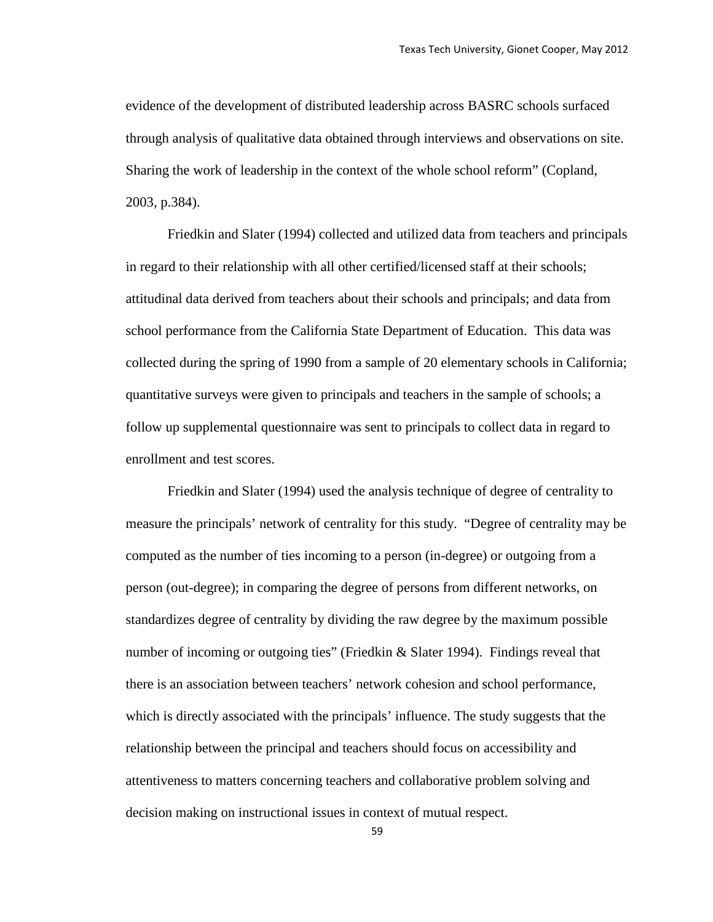evidence of the development of distributed leadership across BASRC schools surfaced through analysis of qualitative data obtained through interviews and observations on site. Sharing the work of leadership in the context of the whole school reform" (Copland, 2003, p.384).

Friedkin and Slater (1994) collected and utilized data from teachers and principals in regard to their relationship with all other certified/licensed staff at their schools; attitudinal data derived from teachers about their schools and principals; and data from school performance from the California State Department of Education. This data was collected during the spring of 1990 from a sample of 20 elementary schools in California; quantitative surveys were given to principals and teachers in the sample of schools; a follow up supplemental questionnaire was sent to principals to collect data in regard to enrollment and test scores.

Friedkin and Slater (1994) used the analysis technique of degree of centrality to measure the principals' network of centrality for this study. "Degree of centrality may be computed as the number of ties incoming to a person (in-degree) or outgoing from a person (out-degree); in comparing the degree of persons from different networks, on standardizes degree of centrality by dividing the raw degree by the maximum possible number of incoming or outgoing ties" (Friedkin & Slater 1994). Findings reveal that there is an association between teachers' network cohesion and school performance, which is directly associated with the principals' influence. The study suggests that the relationship between the principal and teachers should focus on accessibility and attentiveness to matters concerning teachers and collaborative problem solving and decision making on instructional issues in context of mutual respect.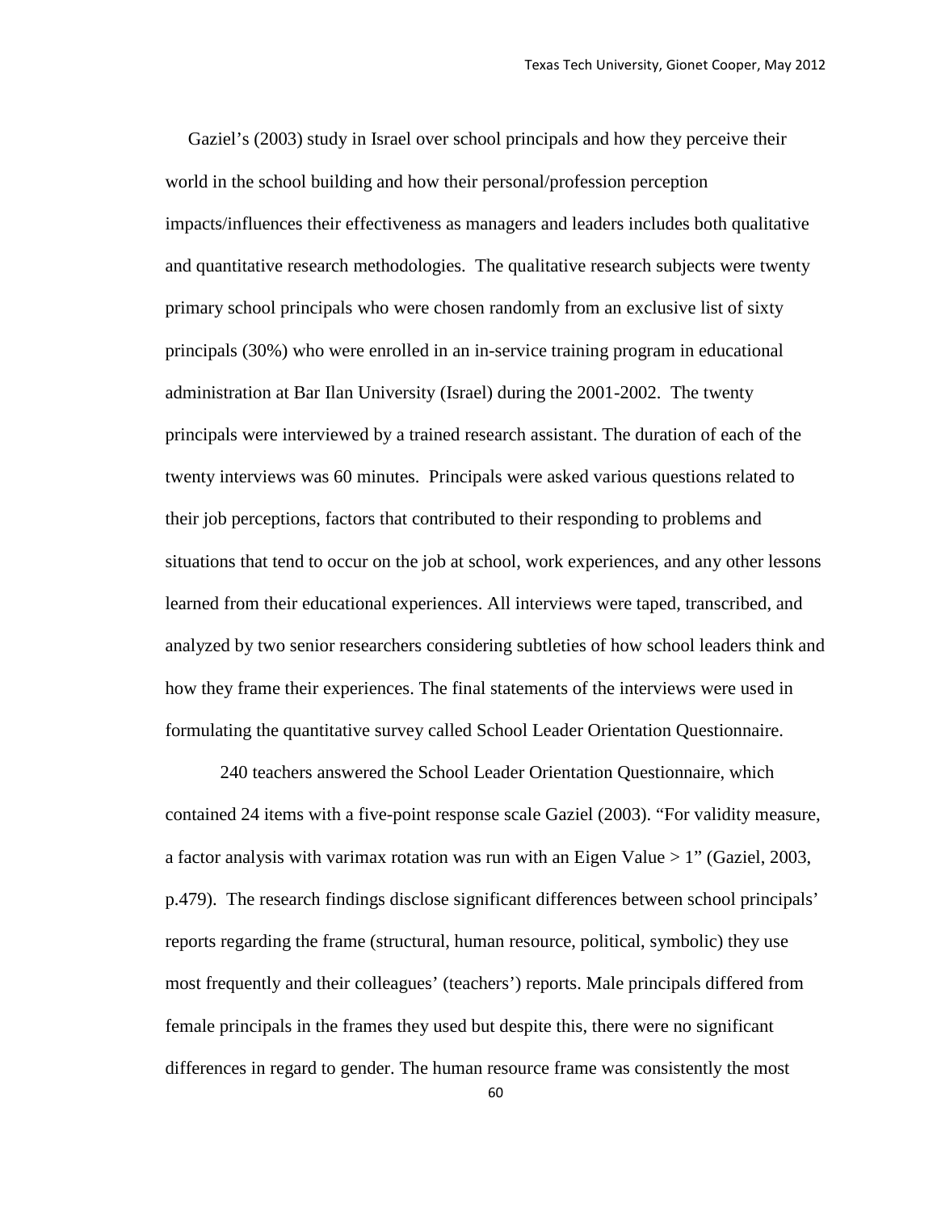Gaziel's (2003) study in Israel over school principals and how they perceive their world in the school building and how their personal/profession perception impacts/influences their effectiveness as managers and leaders includes both qualitative and quantitative research methodologies. The qualitative research subjects were twenty primary school principals who were chosen randomly from an exclusive list of sixty principals (30%) who were enrolled in an in-service training program in educational administration at Bar Ilan University (Israel) during the 2001-2002. The twenty principals were interviewed by a trained research assistant. The duration of each of the twenty interviews was 60 minutes. Principals were asked various questions related to their job perceptions, factors that contributed to their responding to problems and situations that tend to occur on the job at school, work experiences, and any other lessons learned from their educational experiences. All interviews were taped, transcribed, and analyzed by two senior researchers considering subtleties of how school leaders think and how they frame their experiences. The final statements of the interviews were used in formulating the quantitative survey called School Leader Orientation Questionnaire.

240 teachers answered the School Leader Orientation Questionnaire, which contained 24 items with a five-point response scale Gaziel (2003). "For validity measure, a factor analysis with varimax rotation was run with an Eigen Value > 1" (Gaziel, 2003, p.479). The research findings disclose significant differences between school principals' reports regarding the frame (structural, human resource, political, symbolic) they use most frequently and their colleagues' (teachers') reports. Male principals differed from female principals in the frames they used but despite this, there were no significant differences in regard to gender. The human resource frame was consistently the most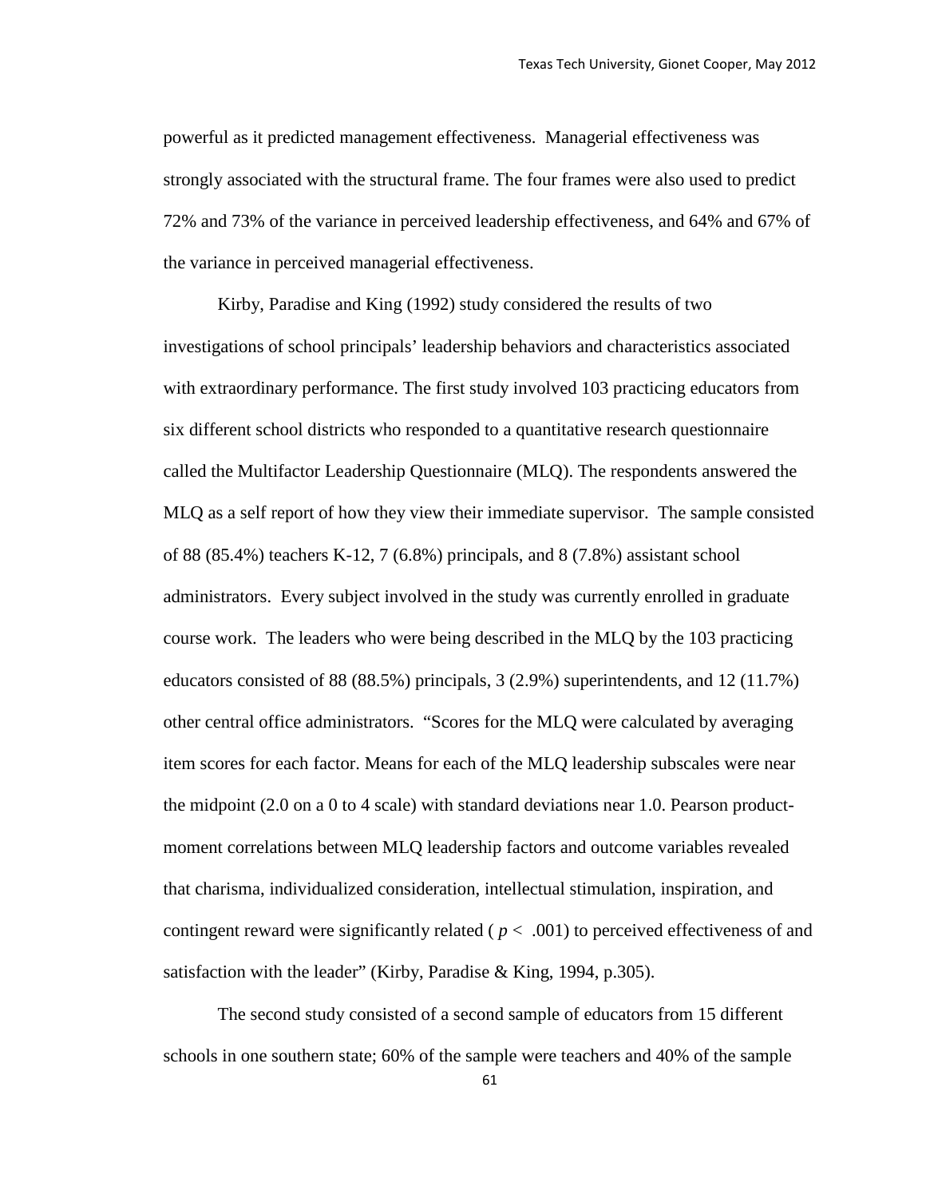powerful as it predicted management effectiveness. Managerial effectiveness was strongly associated with the structural frame. The four frames were also used to predict 72% and 73% of the variance in perceived leadership effectiveness, and 64% and 67% of the variance in perceived managerial effectiveness.

Kirby, Paradise and King (1992) study considered the results of two investigations of school principals' leadership behaviors and characteristics associated with extraordinary performance. The first study involved 103 practicing educators from six different school districts who responded to a quantitative research questionnaire called the Multifactor Leadership Questionnaire (MLQ). The respondents answered the MLQ as a self report of how they view their immediate supervisor. The sample consisted of 88 (85.4%) teachers K-12, 7 (6.8%) principals, and 8 (7.8%) assistant school administrators. Every subject involved in the study was currently enrolled in graduate course work. The leaders who were being described in the MLQ by the 103 practicing educators consisted of 88 (88.5%) principals, 3 (2.9%) superintendents, and 12 (11.7%) other central office administrators. "Scores for the MLQ were calculated by averaging item scores for each factor. Means for each of the MLQ leadership subscales were near the midpoint (2.0 on a 0 to 4 scale) with standard deviations near 1.0. Pearson product-moment correlations between MLQ leadership factors and outcome variables revealed that charisma, individualized consideration, intellectual stimulation, inspiration, and contingent reward were significantly related ( $p < .001$) to perceived effectiveness of and satisfaction with the leader" (Kirby, Paradise & King, 1994, p.305).

The second study consisted of a second sample of educators from 15 different schools in one southern state; 60% of the sample were teachers and 40% of the sample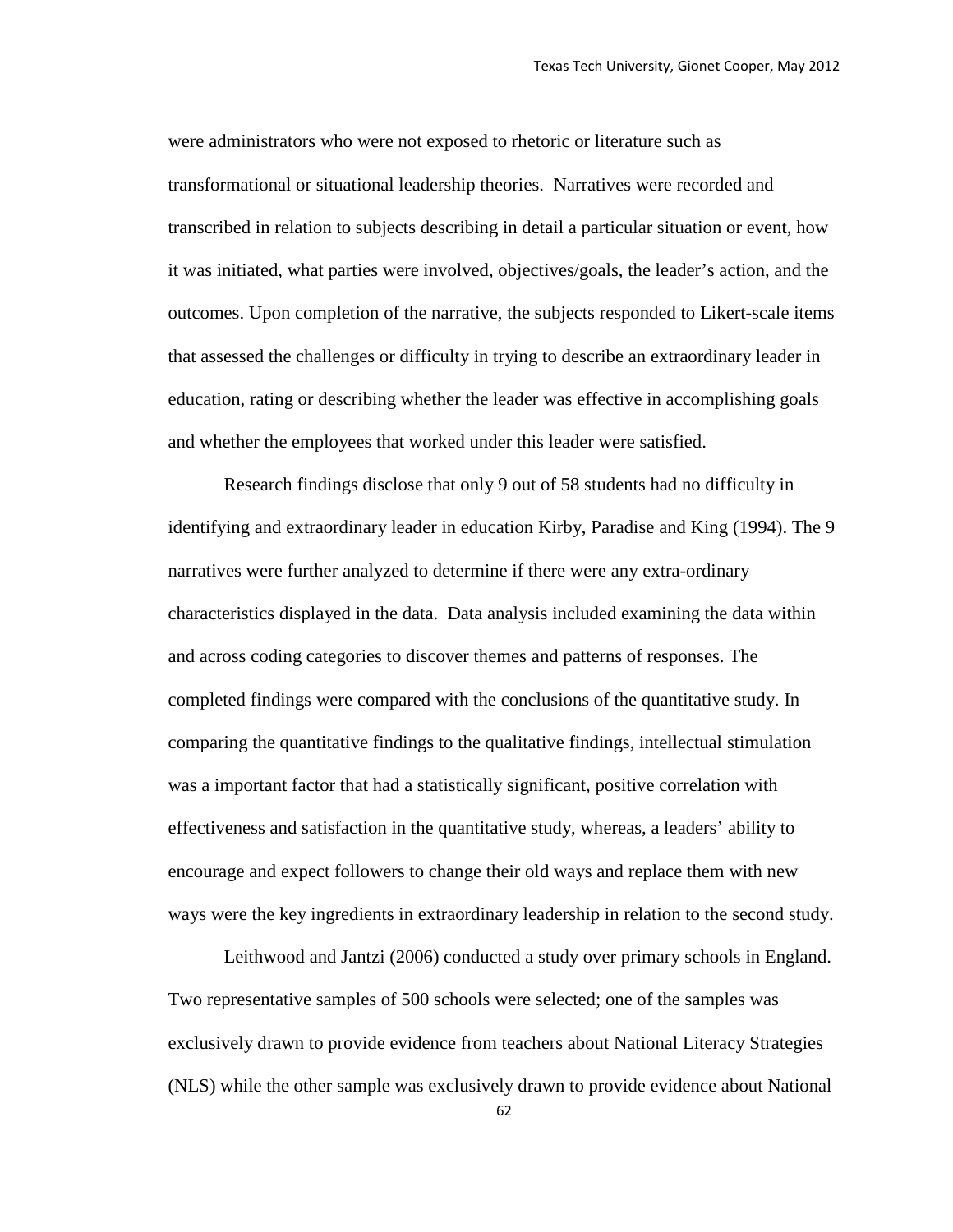were administrators who were not exposed to rhetoric or literature such as transformational or situational leadership theories. Narratives were recorded and transcribed in relation to subjects describing in detail a particular situation or event, how it was initiated, what parties were involved, objectives/goals, the leader's action, and the outcomes. Upon completion of the narrative, the subjects responded to Likert-scale items that assessed the challenges or difficulty in trying to describe an extraordinary leader in education, rating or describing whether the leader was effective in accomplishing goals and whether the employees that worked under this leader were satisfied.

Research findings disclose that only 9 out of 58 students had no difficulty in identifying and extraordinary leader in education Kirby, Paradise and King (1994). The 9 narratives were further analyzed to determine if there were any extra-ordinary characteristics displayed in the data. Data analysis included examining the data within and across coding categories to discover themes and patterns of responses. The completed findings were compared with the conclusions of the quantitative study. In comparing the quantitative findings to the qualitative findings, intellectual stimulation was a important factor that had a statistically significant, positive correlation with effectiveness and satisfaction in the quantitative study, whereas, a leaders' ability to encourage and expect followers to change their old ways and replace them with new ways were the key ingredients in extraordinary leadership in relation to the second study.

Leithwood and Jantzi (2006) conducted a study over primary schools in England. Two representative samples of 500 schools were selected; one of the samples was exclusively drawn to provide evidence from teachers about National Literacy Strategies (NLS) while the other sample was exclusively drawn to provide evidence about National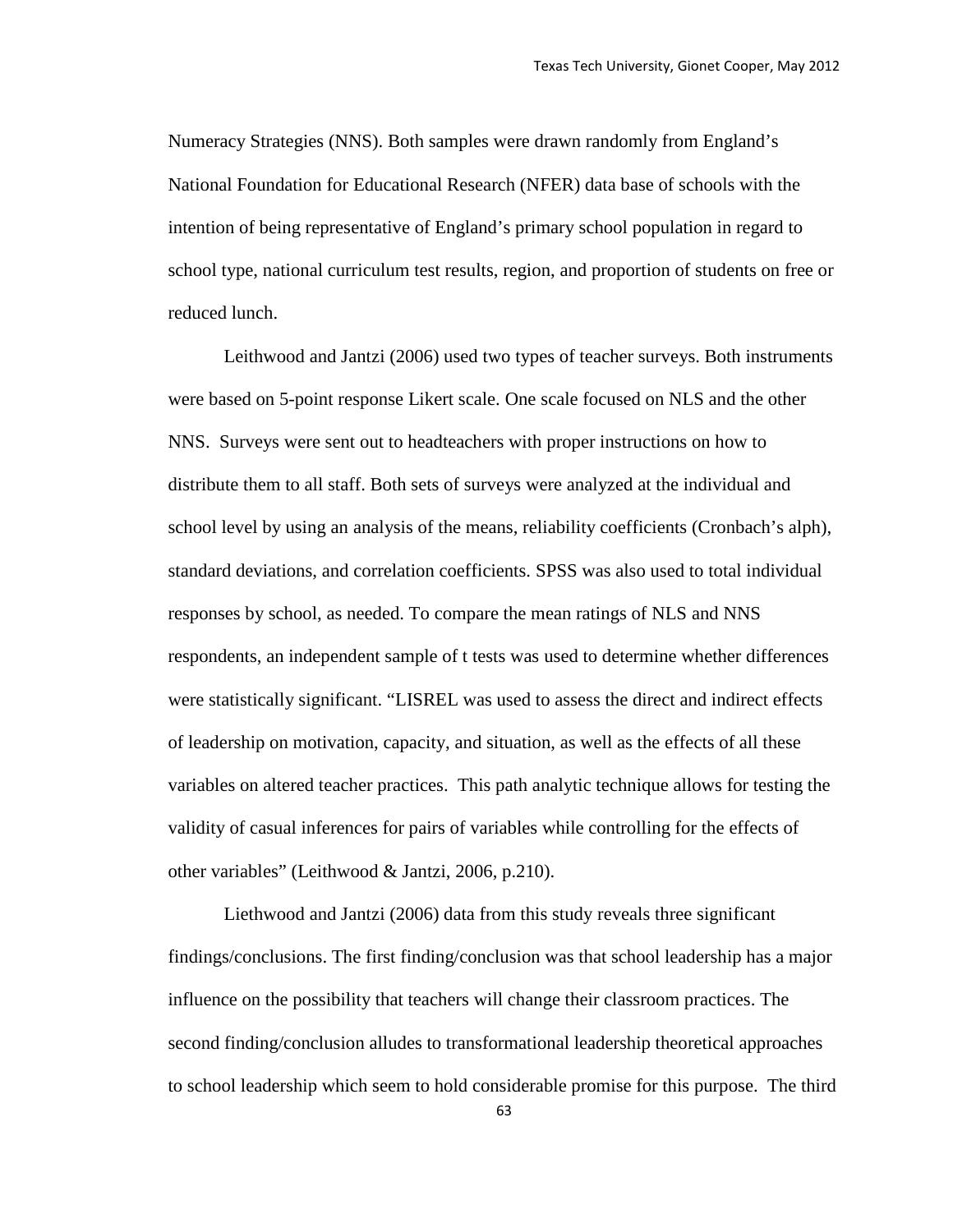Numeracy Strategies (NNS). Both samples were drawn randomly from England's National Foundation for Educational Research (NFER) data base of schools with the intention of being representative of England's primary school population in regard to school type, national curriculum test results, region, and proportion of students on free or reduced lunch.

Leithwood and Jantzi (2006) used two types of teacher surveys. Both instruments were based on 5-point response Likert scale. One scale focused on NLS and the other NNS. Surveys were sent out to headteachers with proper instructions on how to distribute them to all staff. Both sets of surveys were analyzed at the individual and school level by using an analysis of the means, reliability coefficients (Cronbach's alph), standard deviations, and correlation coefficients. SPSS was also used to total individual responses by school, as needed. To compare the mean ratings of NLS and NNS respondents, an independent sample of t tests was used to determine whether differences were statistically significant. "LISREL was used to assess the direct and indirect effects of leadership on motivation, capacity, and situation, as well as the effects of all these variables on altered teacher practices. This path analytic technique allows for testing the validity of casual inferences for pairs of variables while controlling for the effects of other variables" (Leithwood & Jantzi, 2006, p.210).

Liethwood and Jantzi (2006) data from this study reveals three significant findings/conclusions. The first finding/conclusion was that school leadership has a major influence on the possibility that teachers will change their classroom practices. The second finding/conclusion alludes to transformational leadership theoretical approaches to school leadership which seem to hold considerable promise for this purpose. The third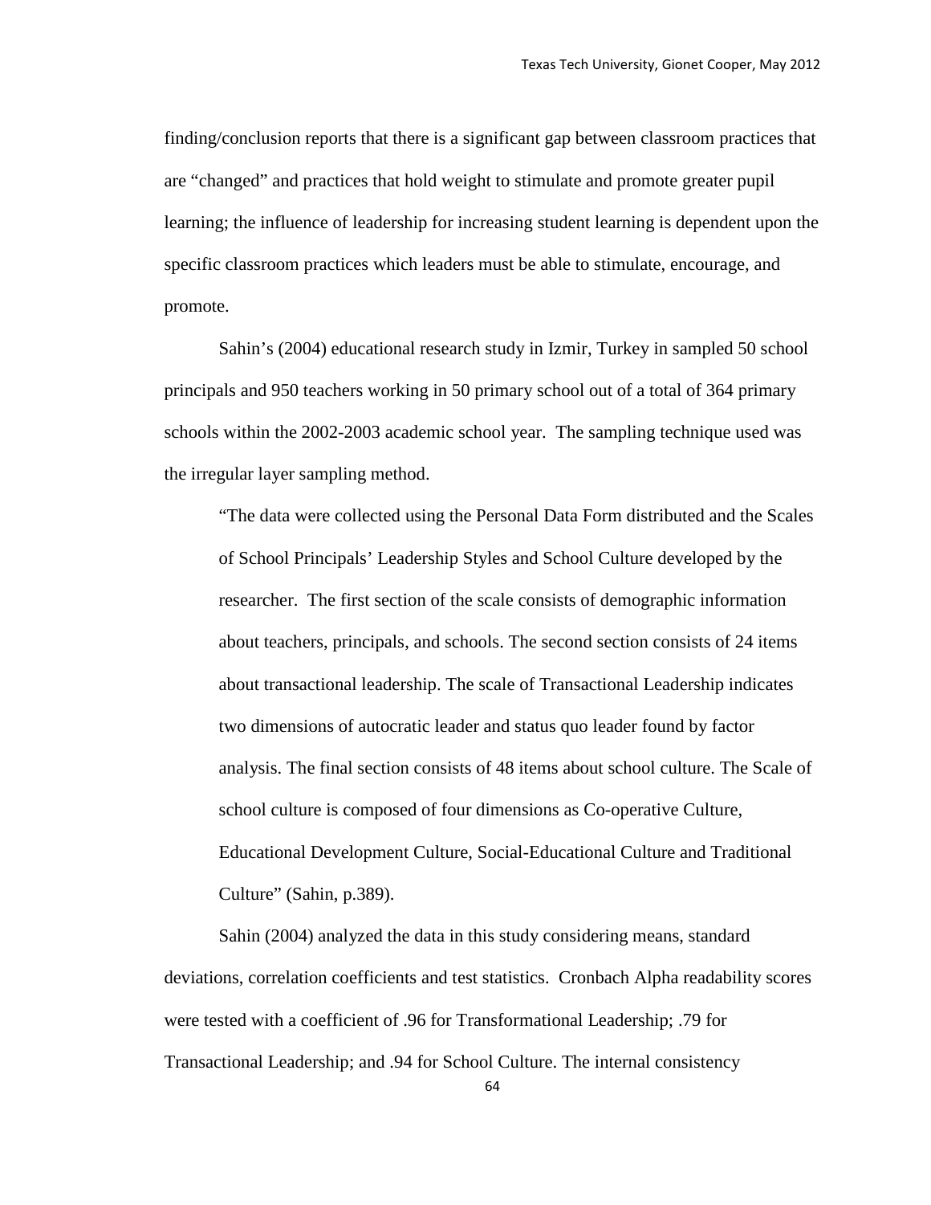finding/conclusion reports that there is a significant gap between classroom practices that are "changed" and practices that hold weight to stimulate and promote greater pupil learning; the influence of leadership for increasing student learning is dependent upon the specific classroom practices which leaders must be able to stimulate, encourage, and promote.

Sahin's (2004) educational research study in Izmir, Turkey in sampled 50 school principals and 950 teachers working in 50 primary school out of a total of 364 primary schools within the 2002-2003 academic school year. The sampling technique used was the irregular layer sampling method.

> "The data were collected using the Personal Data Form distributed and the Scales of School Principals' Leadership Styles and School Culture developed by the researcher. The first section of the scale consists of demographic information about teachers, principals, and schools. The second section consists of 24 items about transactional leadership. The scale of Transactional Leadership indicates two dimensions of autocratic leader and status quo leader found by factor analysis. The final section consists of 48 items about school culture. The Scale of school culture is composed of four dimensions as Co-operative Culture, Educational Development Culture, Social-Educational Culture and Traditional Culture" (Sahin, p.389).

Sahin (2004) analyzed the data in this study considering means, standard deviations, correlation coefficients and test statistics. Cronbach Alpha readability scores were tested with a coefficient of .96 for Transformational Leadership; .79 for Transactional Leadership; and .94 for School Culture. The internal consistency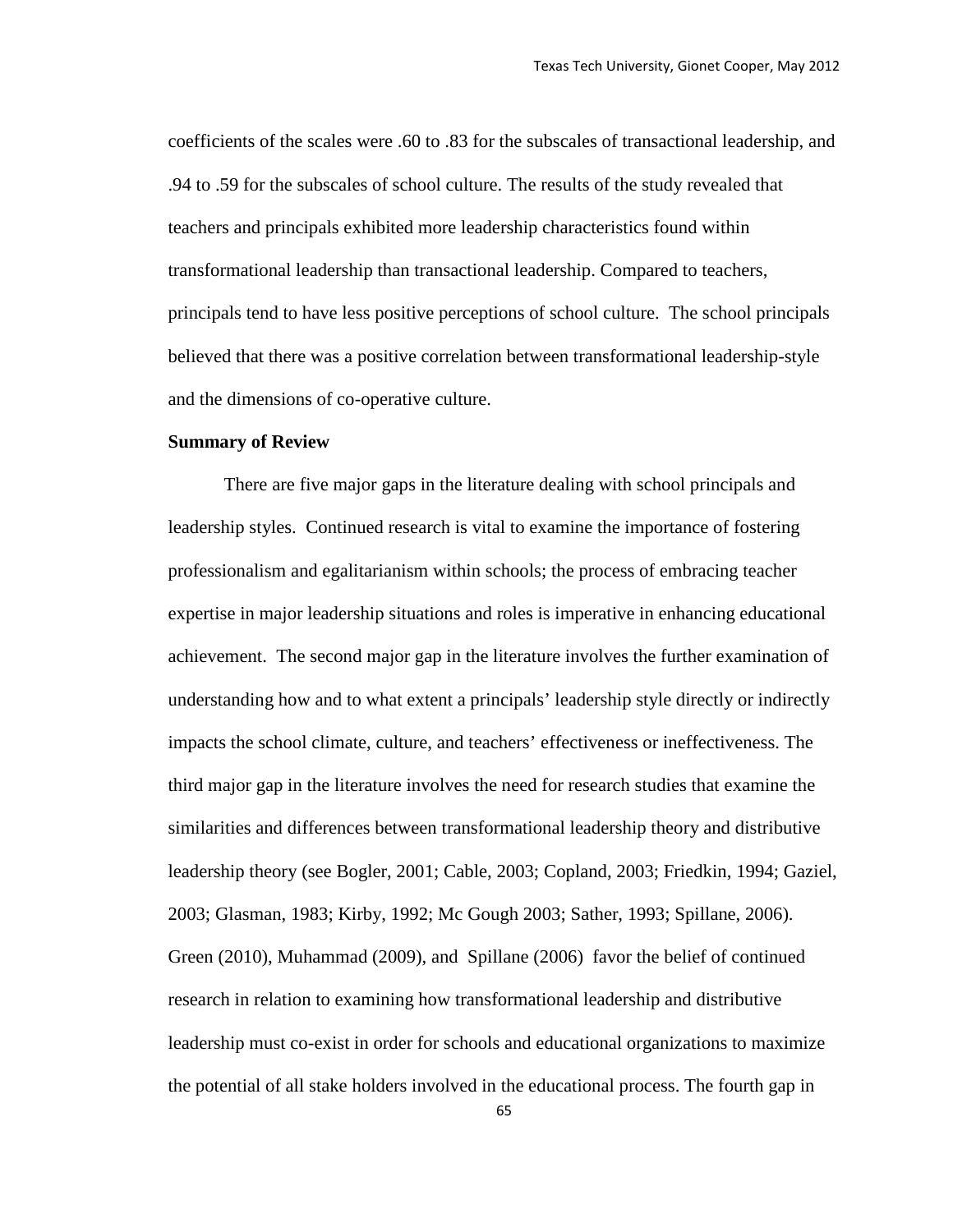coefficients of the scales were .60 to .83 for the subscales of transactional leadership, and .94 to .59 for the subscales of school culture. The results of the study revealed that teachers and principals exhibited more leadership characteristics found within transformational leadership than transactional leadership. Compared to teachers, principals tend to have less positive perceptions of school culture. The school principals believed that there was a positive correlation between transformational leadership-style and the dimensions of co-operative culture.

**Summary of Review**

There are five major gaps in the literature dealing with school principals and leadership styles. Continued research is vital to examine the importance of fostering professionalism and egalitarianism within schools; the process of embracing teacher expertise in major leadership situations and roles is imperative in enhancing educational achievement. The second major gap in the literature involves the further examination of understanding how and to what extent a principals' leadership style directly or indirectly impacts the school climate, culture, and teachers' effectiveness or ineffectiveness. The third major gap in the literature involves the need for research studies that examine the similarities and differences between transformational leadership theory and distributive leadership theory (see Bogler, 2001; Cable, 2003; Copland, 2003; Friedkin, 1994; Gaziel, 2003; Glasman, 1983; Kirby, 1992; Mc Gough 2003; Sather, 1993; Spillane, 2006). Green (2010), Muhammad (2009), and Spillane (2006) favor the belief of continued research in relation to examining how transformational leadership and distributive leadership must co-exist in order for schools and educational organizations to maximize the potential of all stake holders involved in the educational process. The fourth gap in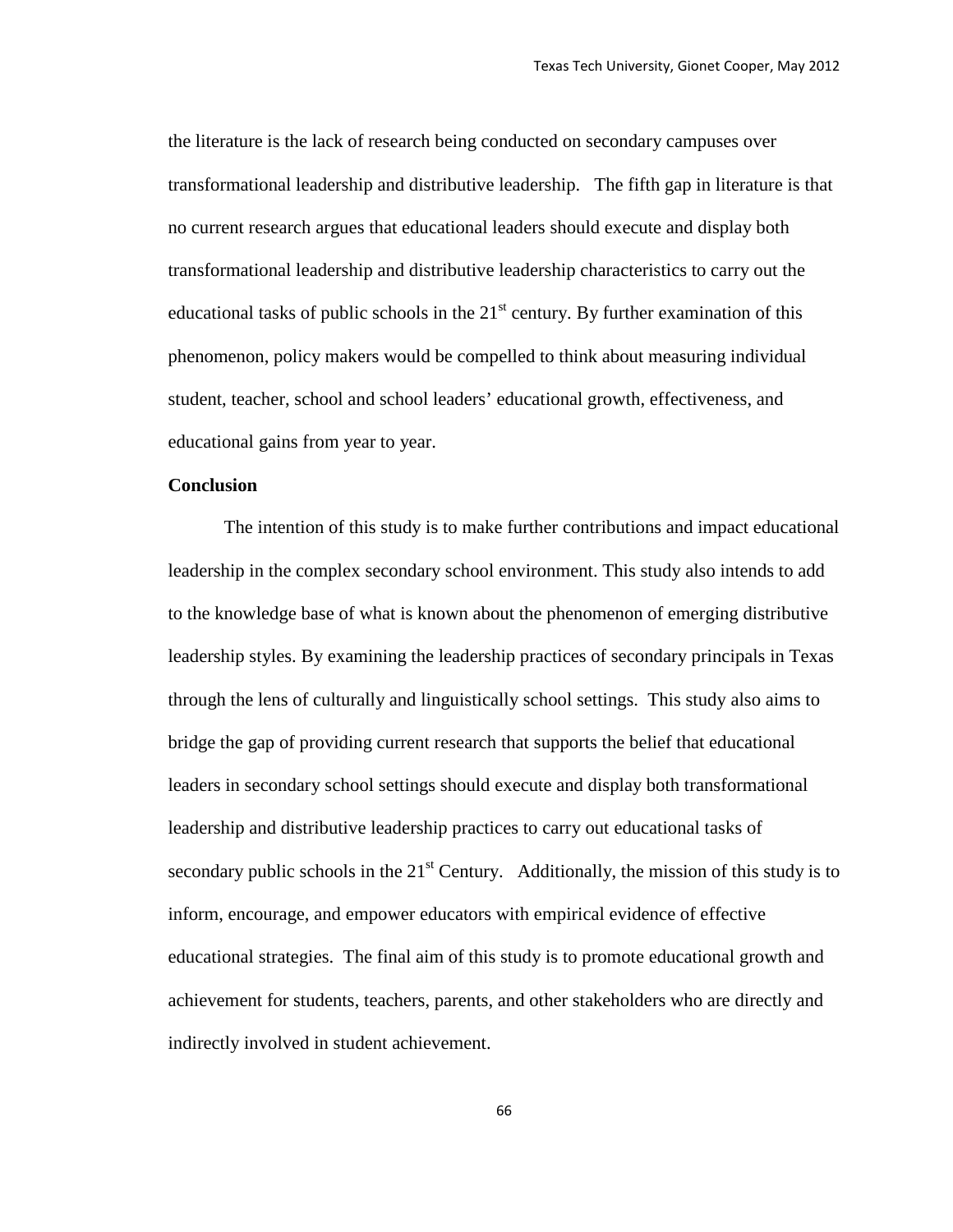the literature is the lack of research being conducted on secondary campuses over transformational leadership and distributive leadership. The fifth gap in literature is that no current research argues that educational leaders should execute and display both transformational leadership and distributive leadership characteristics to carry out the educational tasks of public schools in the 21st century. By further examination of this phenomenon, policy makers would be compelled to think about measuring individual student, teacher, school and school leaders' educational growth, effectiveness, and educational gains from year to year.

**Conclusion**

The intention of this study is to make further contributions and impact educational leadership in the complex secondary school environment. This study also intends to add to the knowledge base of what is known about the phenomenon of emerging distributive leadership styles. By examining the leadership practices of secondary principals in Texas through the lens of culturally and linguistically school settings. This study also aims to bridge the gap of providing current research that supports the belief that educational leaders in secondary school settings should execute and display both transformational leadership and distributive leadership practices to carry out educational tasks of secondary public schools in the 21st Century. Additionally, the mission of this study is to inform, encourage, and empower educators with empirical evidence of effective educational strategies. The final aim of this study is to promote educational growth and achievement for students, teachers, parents, and other stakeholders who are directly and indirectly involved in student achievement.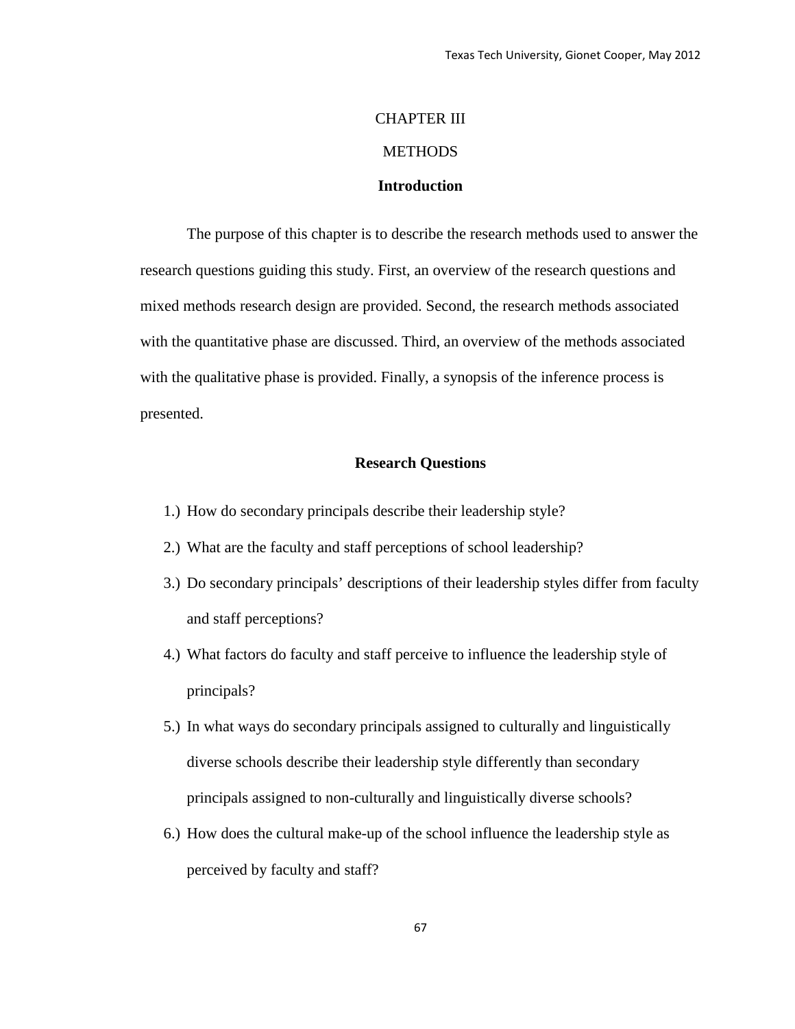# CHAPTER III

# METHODS

## Introduction

The purpose of this chapter is to describe the research methods used to answer the research questions guiding this study. First, an overview of the research questions and mixed methods research design are provided. Second, the research methods associated with the quantitative phase are discussed. Third, an overview of the methods associated with the qualitative phase is provided. Finally, a synopsis of the inference process is presented.

## Research Questions

1.) How do secondary principals describe their leadership style?
2.) What are the faculty and staff perceptions of school leadership?
3.) Do secondary principals' descriptions of their leadership styles differ from faculty and staff perceptions?
4.) What factors do faculty and staff perceive to influence the leadership style of principals?
5.) In what ways do secondary principals assigned to culturally and linguistically diverse schools describe their leadership style differently than secondary principals assigned to non-culturally and linguistically diverse schools?
6.) How does the cultural make-up of the school influence the leadership style as perceived by faculty and staff?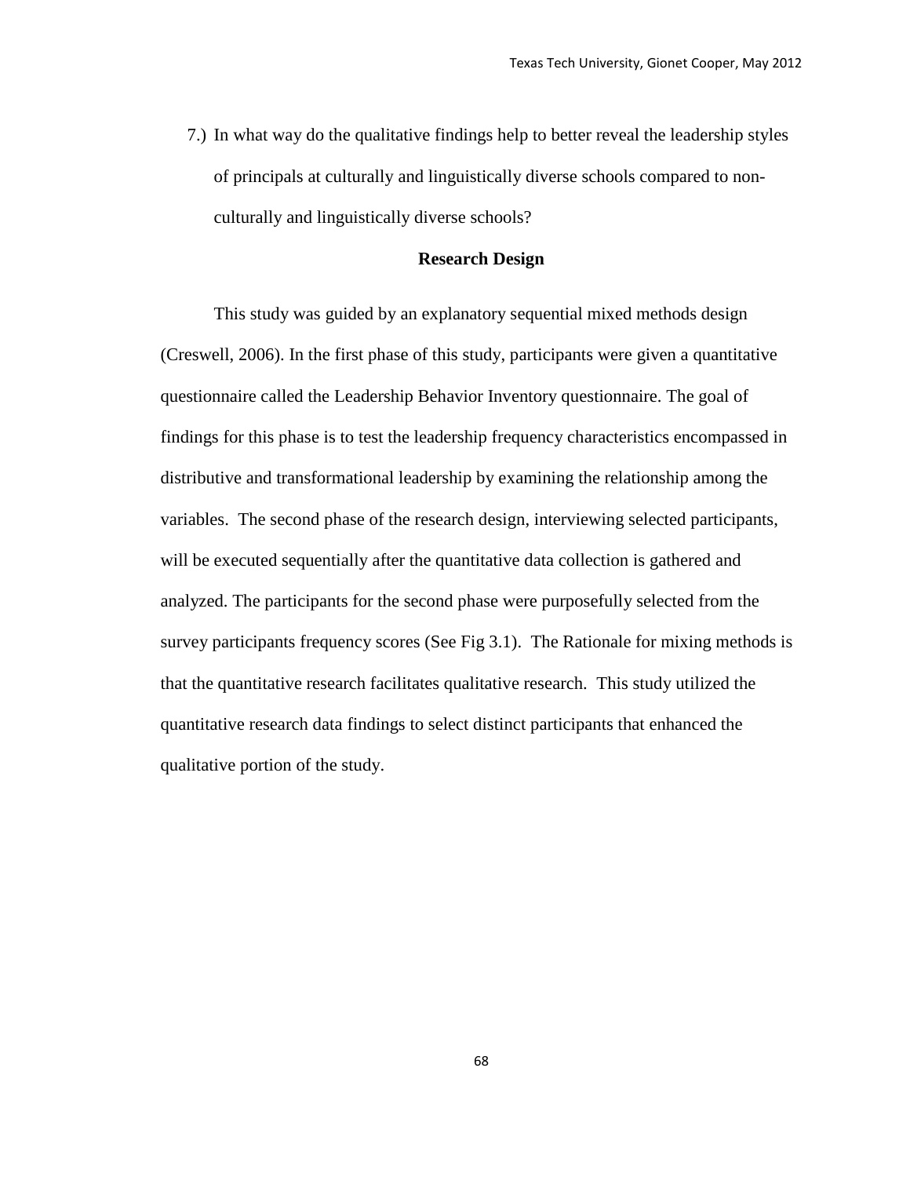7.) In what way do the qualitative findings help to better reveal the leadership styles of principals at culturally and linguistically diverse schools compared to non-culturally and linguistically diverse schools?

## Research Design

This study was guided by an explanatory sequential mixed methods design (Creswell, 2006). In the first phase of this study, participants were given a quantitative questionnaire called the Leadership Behavior Inventory questionnaire. The goal of findings for this phase is to test the leadership frequency characteristics encompassed in distributive and transformational leadership by examining the relationship among the variables. The second phase of the research design, interviewing selected participants, will be executed sequentially after the quantitative data collection is gathered and analyzed. The participants for the second phase were purposefully selected from the survey participants frequency scores (See Fig 3.1). The Rationale for mixing methods is that the quantitative research facilitates qualitative research. This study utilized the quantitative research data findings to select distinct participants that enhanced the qualitative portion of the study.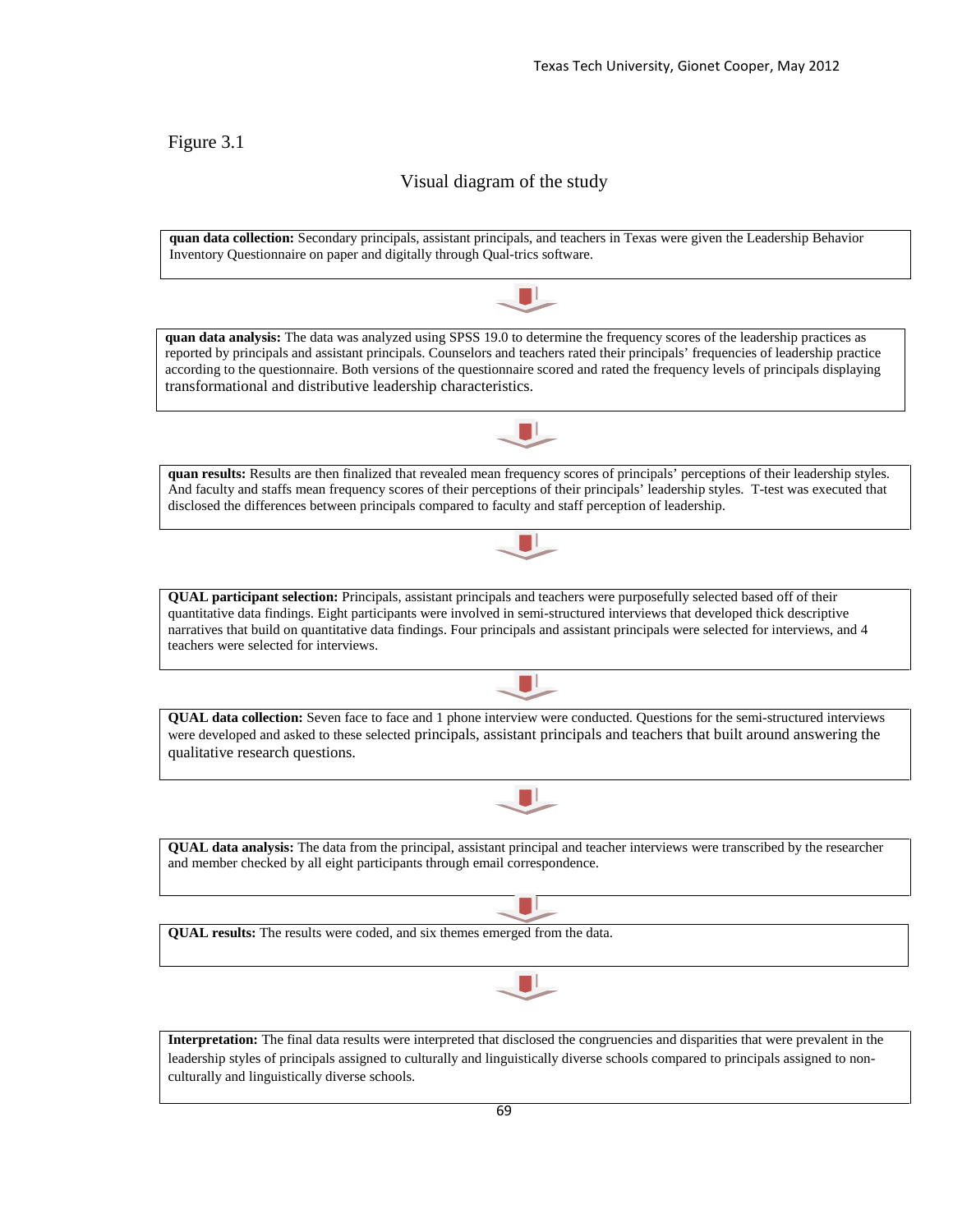Figure 3.1

Visual diagram of the study

**quan data collection:** Secondary principals, assistant principals, and teachers in Texas were given the Leadership Behavior Inventory Questionnaire on paper and digitally through Qual-trics software.

↓

**quan data analysis:** The data was analyzed using SPSS 19.0 to determine the frequency scores of the leadership practices as reported by principals and assistant principals. Counselors and teachers rated their principals' frequencies of leadership practice according to the questionnaire. Both versions of the questionnaire scored and rated the frequency levels of principals displaying transformational and distributive leadership characteristics.

↓

**quan results:** Results are then finalized that revealed mean frequency scores of principals' perceptions of their leadership styles. And faculty and staffs mean frequency scores of their perceptions of their principals' leadership styles. T-test was executed that disclosed the differences between principals compared to faculty and staff perception of leadership.

↓

**QUAL participant selection:** Principals, assistant principals and teachers were purposefully selected based off of their quantitative data findings. Eight participants were involved in semi-structured interviews that developed thick descriptive narratives that build on quantitative data findings. Four principals and assistant principals were selected for interviews, and 4 teachers were selected for interviews.

↓

**QUAL data collection:** Seven face to face and 1 phone interview were conducted. Questions for the semi-structured interviews were developed and asked to these selected principals, assistant principals and teachers that built around answering the qualitative research questions.

↓

**QUAL data analysis:** The data from the principal, assistant principal and teacher interviews were transcribed by the researcher and member checked by all eight participants through email correspondence.

↓

**QUAL results:** The results were coded, and six themes emerged from the data.

↓

**Interpretation:** The final data results were interpreted that disclosed the congruencies and disparities that were prevalent in the leadership styles of principals assigned to culturally and linguistically diverse schools compared to principals assigned to non-culturally and linguistically diverse schools.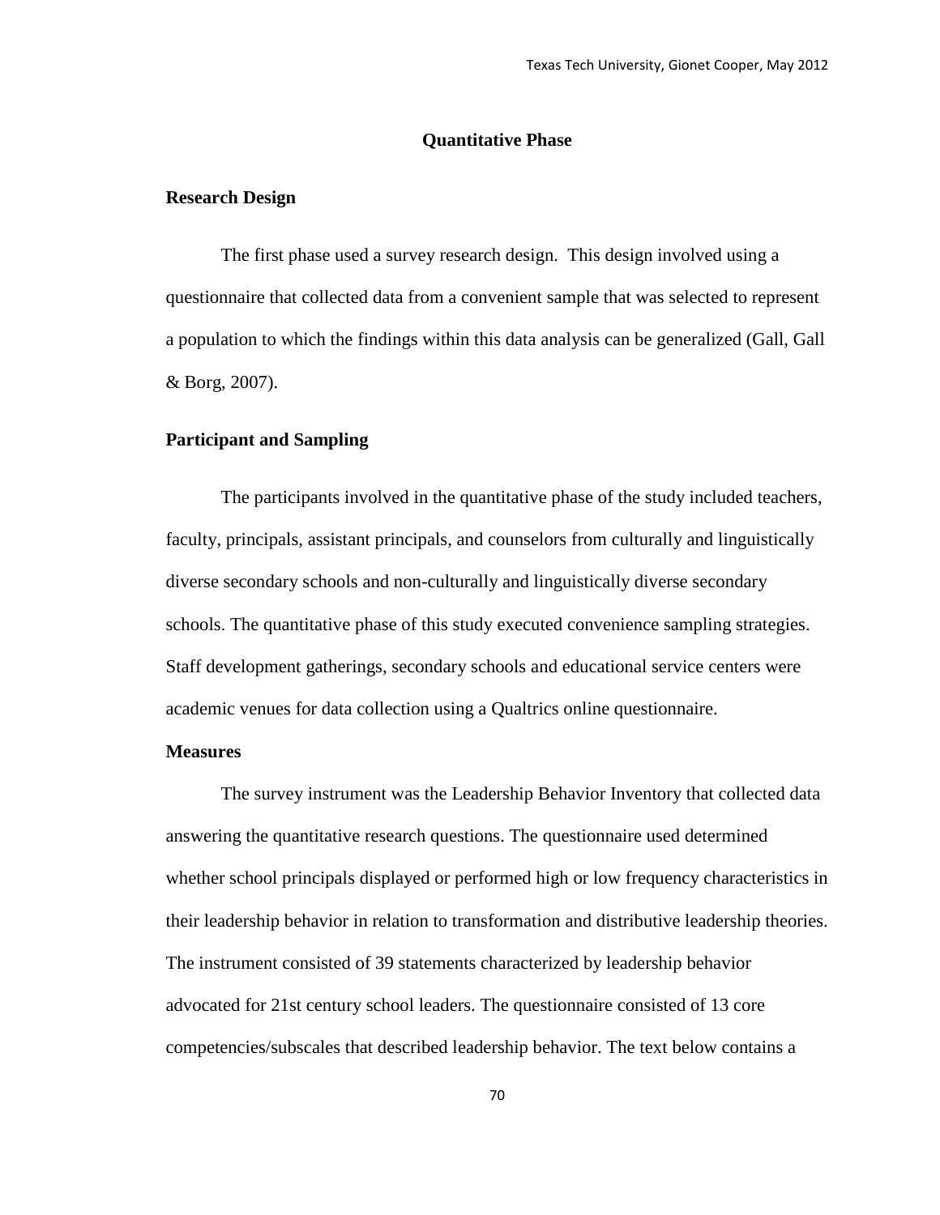## Quantitative Phase

### Research Design

The first phase used a survey research design. This design involved using a questionnaire that collected data from a convenient sample that was selected to represent a population to which the findings within this data analysis can be generalized (Gall, Gall & Borg, 2007).

### Participant and Sampling

The participants involved in the quantitative phase of the study included teachers, faculty, principals, assistant principals, and counselors from culturally and linguistically diverse secondary schools and non-culturally and linguistically diverse secondary schools. The quantitative phase of this study executed convenience sampling strategies. Staff development gatherings, secondary schools and educational service centers were academic venues for data collection using a Qualtrics online questionnaire.

### Measures

The survey instrument was the Leadership Behavior Inventory that collected data answering the quantitative research questions. The questionnaire used determined whether school principals displayed or performed high or low frequency characteristics in their leadership behavior in relation to transformation and distributive leadership theories. The instrument consisted of 39 statements characterized by leadership behavior advocated for 21st century school leaders. The questionnaire consisted of 13 core competencies/subscales that described leadership behavior. The text below contains a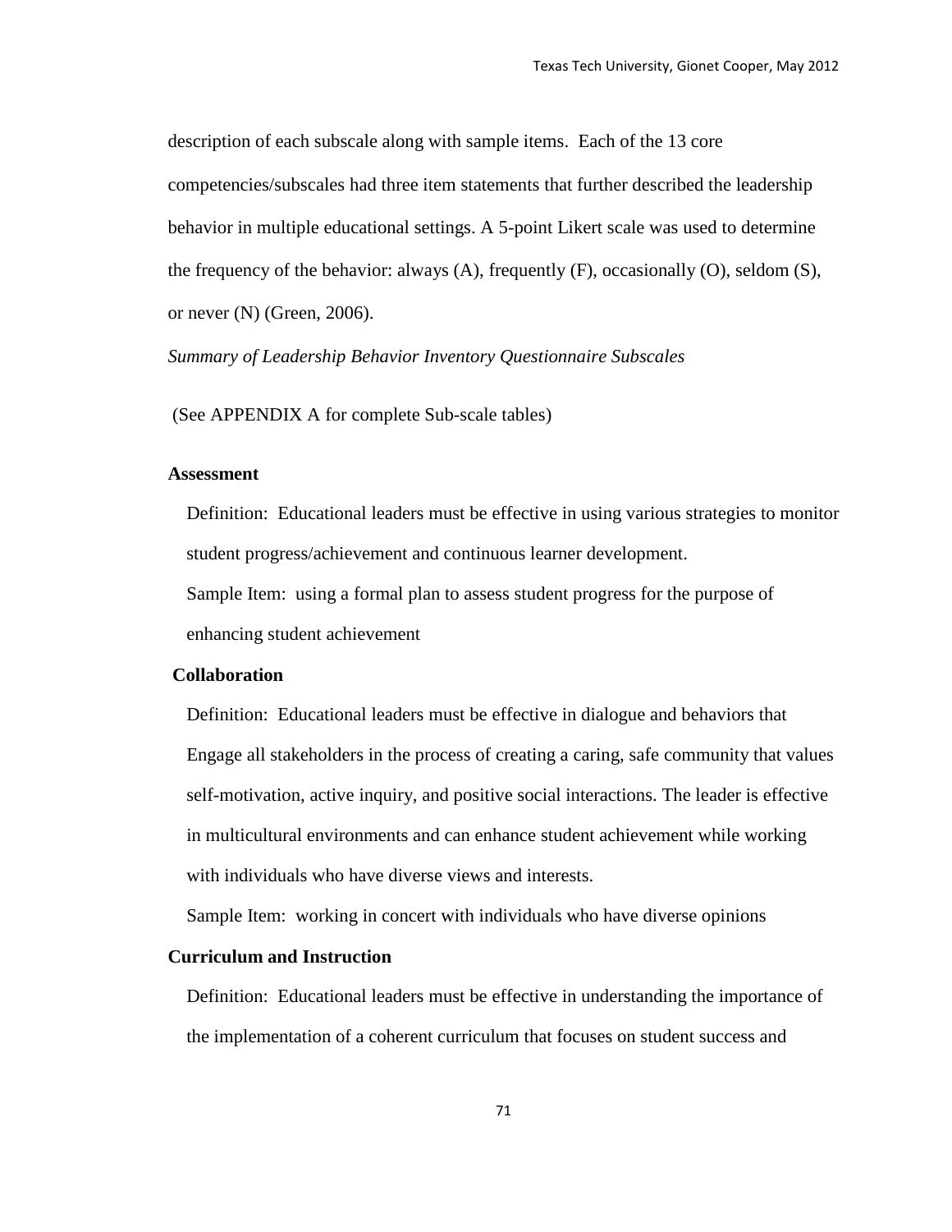description of each subscale along with sample items. Each of the 13 core competencies/subscales had three item statements that further described the leadership behavior in multiple educational settings. A 5-point Likert scale was used to determine the frequency of the behavior: always (A), frequently (F), occasionally (O), seldom (S), or never (N) (Green, 2006).

*Summary of Leadership Behavior Inventory Questionnaire Subscales*

(See APPENDIX A for complete Sub-scale tables)

**Assessment**

Definition: Educational leaders must be effective in using various strategies to monitor student progress/achievement and continuous learner development.

Sample Item: using a formal plan to assess student progress for the purpose of enhancing student achievement

**Collaboration**

Definition: Educational leaders must be effective in dialogue and behaviors that Engage all stakeholders in the process of creating a caring, safe community that values self-motivation, active inquiry, and positive social interactions. The leader is effective in multicultural environments and can enhance student achievement while working with individuals who have diverse views and interests.

Sample Item: working in concert with individuals who have diverse opinions

**Curriculum and Instruction**

Definition: Educational leaders must be effective in understanding the importance of the implementation of a coherent curriculum that focuses on student success and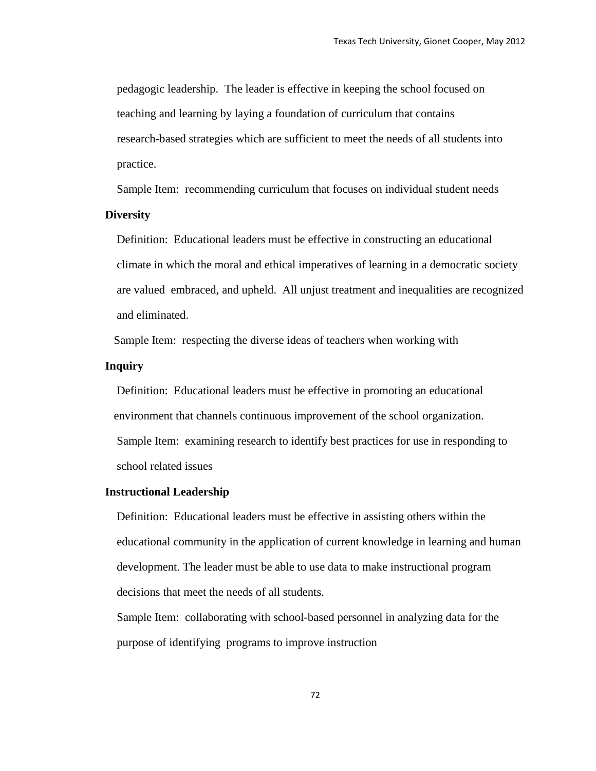pedagogic leadership. The leader is effective in keeping the school focused on teaching and learning by laying a foundation of curriculum that contains research-based strategies which are sufficient to meet the needs of all students into practice.

Sample Item: recommending curriculum that focuses on individual student needs

**Diversity**

Definition: Educational leaders must be effective in constructing an educational climate in which the moral and ethical imperatives of learning in a democratic society are valued embraced, and upheld. All unjust treatment and inequalities are recognized and eliminated.

Sample Item: respecting the diverse ideas of teachers when working with

**Inquiry**

Definition: Educational leaders must be effective in promoting an educational environment that channels continuous improvement of the school organization.

Sample Item: examining research to identify best practices for use in responding to school related issues

**Instructional Leadership**

Definition: Educational leaders must be effective in assisting others within the educational community in the application of current knowledge in learning and human development. The leader must be able to use data to make instructional program decisions that meet the needs of all students.

Sample Item: collaborating with school-based personnel in analyzing data for the purpose of identifying programs to improve instruction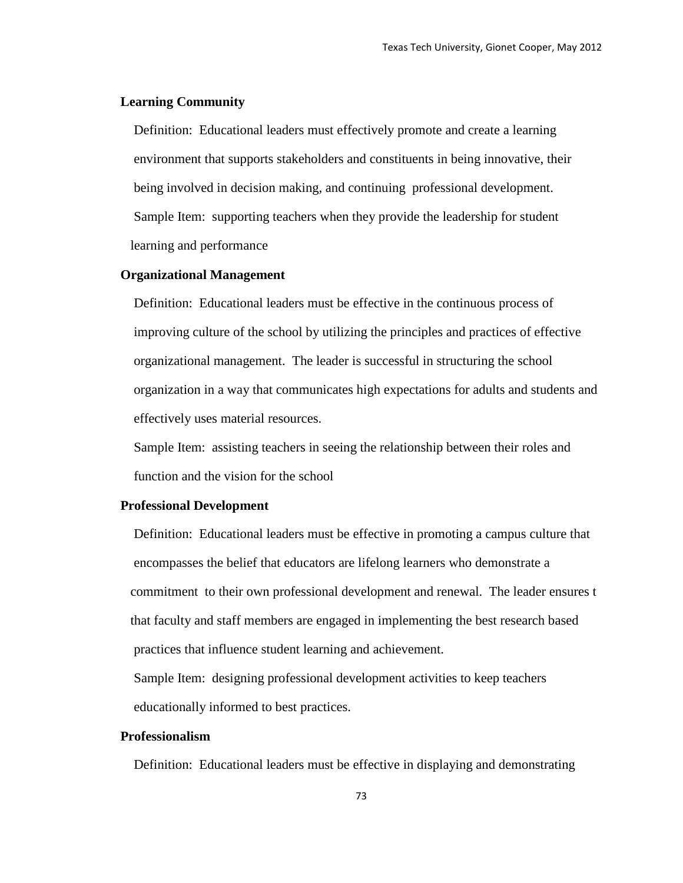**Learning Community**

Definition: Educational leaders must effectively promote and create a learning environment that supports stakeholders and constituents in being innovative, their being involved in decision making, and continuing professional development.

Sample Item: supporting teachers when they provide the leadership for student learning and performance

**Organizational Management**

Definition: Educational leaders must be effective in the continuous process of improving culture of the school by utilizing the principles and practices of effective organizational management. The leader is successful in structuring the school organization in a way that communicates high expectations for adults and students and effectively uses material resources.

Sample Item: assisting teachers in seeing the relationship between their roles and function and the vision for the school

**Professional Development**

Definition: Educational leaders must be effective in promoting a campus culture that encompasses the belief that educators are lifelong learners who demonstrate a commitment to their own professional development and renewal. The leader ensures t that faculty and staff members are engaged in implementing the best research based practices that influence student learning and achievement.

Sample Item: designing professional development activities to keep teachers educationally informed to best practices.

**Professionalism**

Definition: Educational leaders must be effective in displaying and demonstrating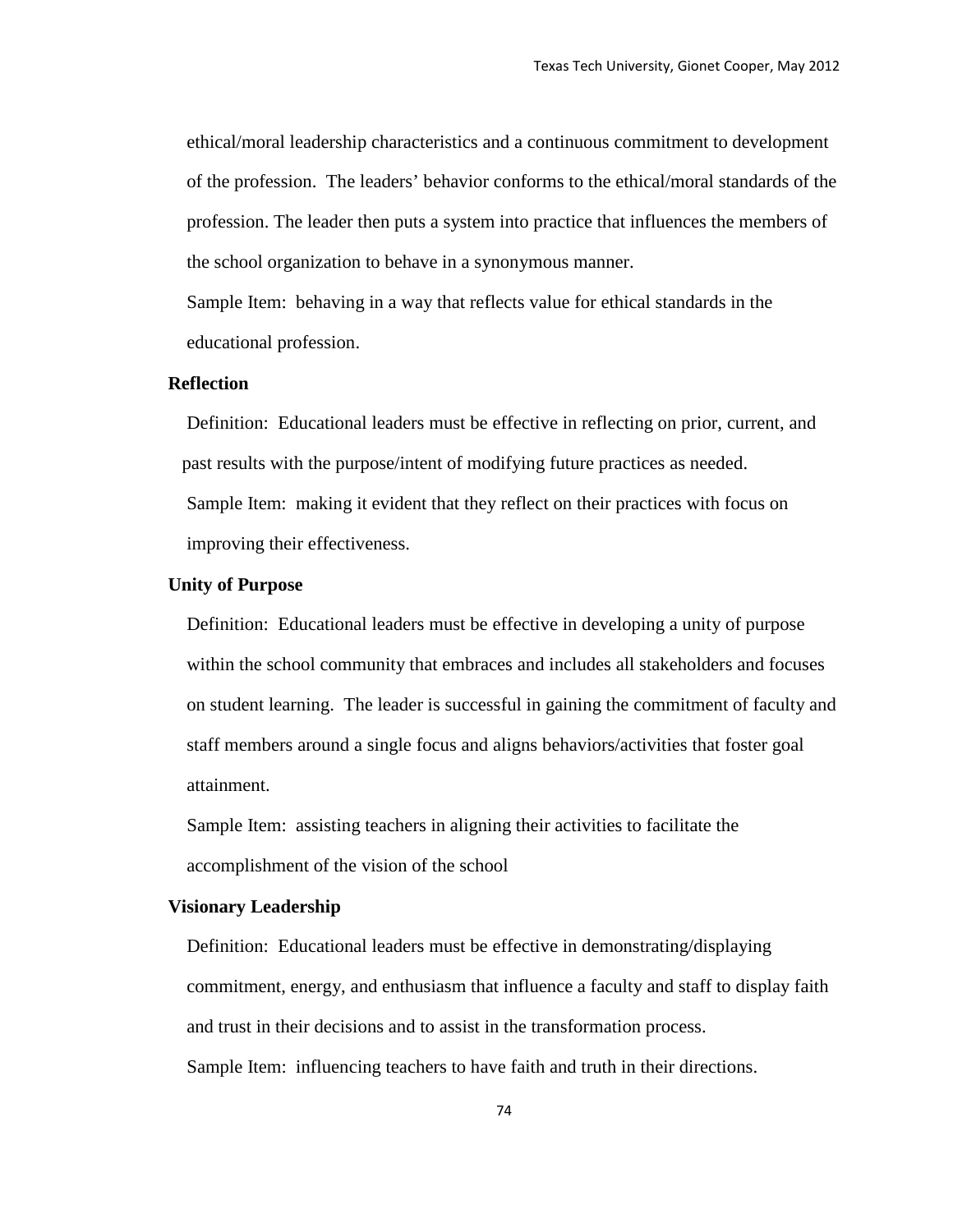ethical/moral leadership characteristics and a continuous commitment to development of the profession. The leaders' behavior conforms to the ethical/moral standards of the profession. The leader then puts a system into practice that influences the members of the school organization to behave in a synonymous manner.

Sample Item: behaving in a way that reflects value for ethical standards in the educational profession.

**Reflection**

Definition: Educational leaders must be effective in reflecting on prior, current, and past results with the purpose/intent of modifying future practices as needed.

Sample Item: making it evident that they reflect on their practices with focus on improving their effectiveness.

**Unity of Purpose**

Definition: Educational leaders must be effective in developing a unity of purpose within the school community that embraces and includes all stakeholders and focuses on student learning. The leader is successful in gaining the commitment of faculty and staff members around a single focus and aligns behaviors/activities that foster goal attainment.

Sample Item: assisting teachers in aligning their activities to facilitate the accomplishment of the vision of the school

**Visionary Leadership**

Definition: Educational leaders must be effective in demonstrating/displaying commitment, energy, and enthusiasm that influence a faculty and staff to display faith and trust in their decisions and to assist in the transformation process.

Sample Item: influencing teachers to have faith and truth in their directions.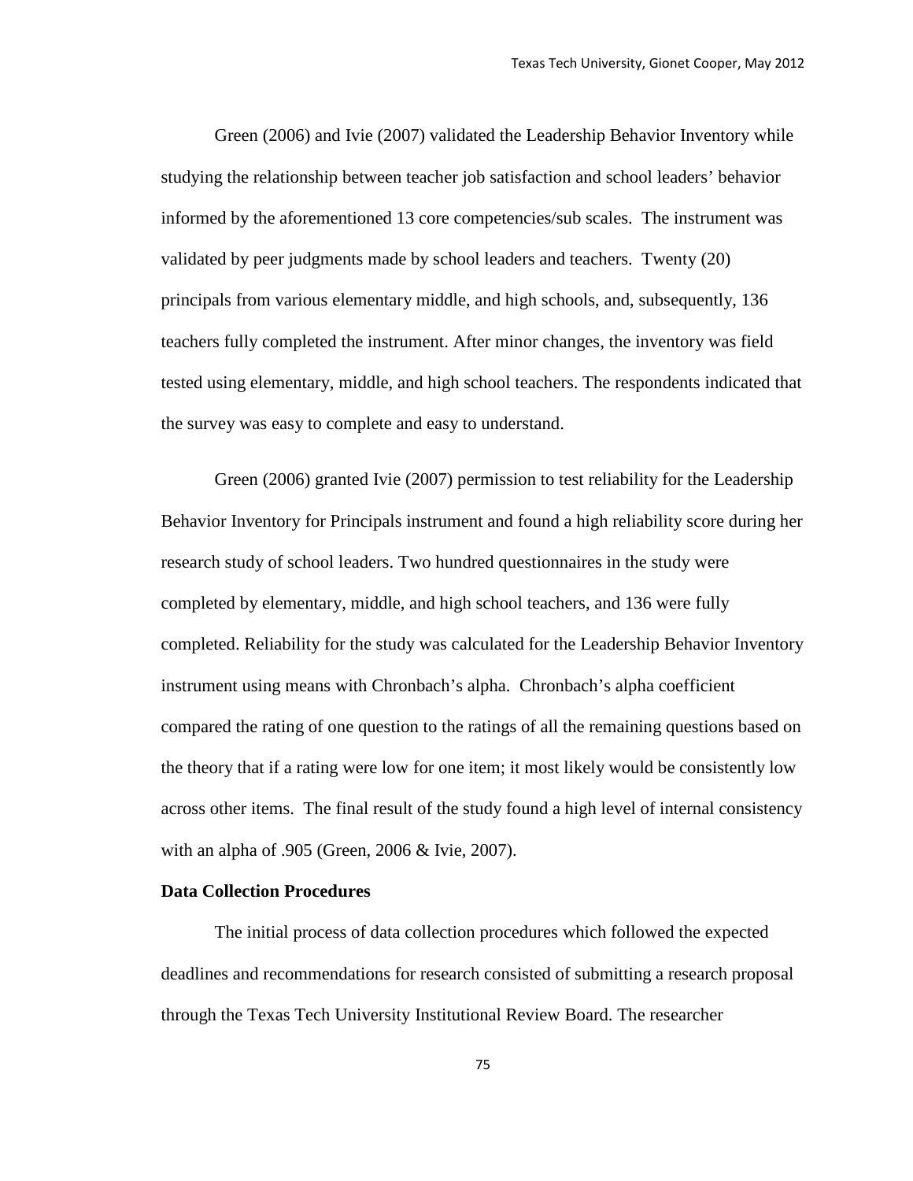Green (2006) and Ivie (2007) validated the Leadership Behavior Inventory while studying the relationship between teacher job satisfaction and school leaders' behavior informed by the aforementioned 13 core competencies/sub scales. The instrument was validated by peer judgments made by school leaders and teachers. Twenty (20) principals from various elementary middle, and high schools, and, subsequently, 136 teachers fully completed the instrument. After minor changes, the inventory was field tested using elementary, middle, and high school teachers. The respondents indicated that the survey was easy to complete and easy to understand.

Green (2006) granted Ivie (2007) permission to test reliability for the Leadership Behavior Inventory for Principals instrument and found a high reliability score during her research study of school leaders. Two hundred questionnaires in the study were completed by elementary, middle, and high school teachers, and 136 were fully completed. Reliability for the study was calculated for the Leadership Behavior Inventory instrument using means with Chronbach's alpha. Chronbach's alpha coefficient compared the rating of one question to the ratings of all the remaining questions based on the theory that if a rating were low for one item; it most likely would be consistently low across other items. The final result of the study found a high level of internal consistency with an alpha of .905 (Green, 2006 & Ivie, 2007).

**Data Collection Procedures**

The initial process of data collection procedures which followed the expected deadlines and recommendations for research consisted of submitting a research proposal through the Texas Tech University Institutional Review Board. The researcher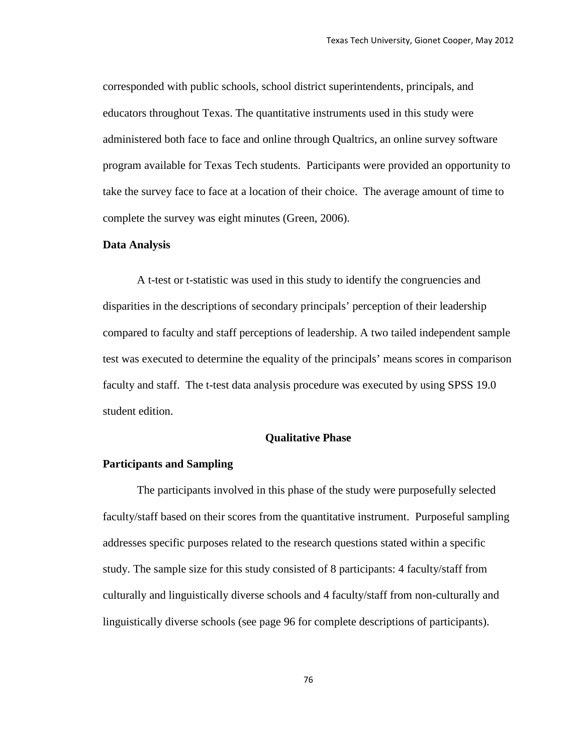corresponded with public schools, school district superintendents, principals, and educators throughout Texas. The quantitative instruments used in this study were administered both face to face and online through Qualtrics, an online survey software program available for Texas Tech students. Participants were provided an opportunity to take the survey face to face at a location of their choice. The average amount of time to complete the survey was eight minutes (Green, 2006).

**Data Analysis**

A t-test or t-statistic was used in this study to identify the congruencies and disparities in the descriptions of secondary principals' perception of their leadership compared to faculty and staff perceptions of leadership. A two tailed independent sample test was executed to determine the equality of the principals' means scores in comparison faculty and staff. The t-test data analysis procedure was executed by using SPSS 19.0 student edition.

## Qualitative Phase

**Participants and Sampling**

The participants involved in this phase of the study were purposefully selected faculty/staff based on their scores from the quantitative instrument. Purposeful sampling addresses specific purposes related to the research questions stated within a specific study. The sample size for this study consisted of 8 participants: 4 faculty/staff from culturally and linguistically diverse schools and 4 faculty/staff from non-culturally and linguistically diverse schools (see page 96 for complete descriptions of participants).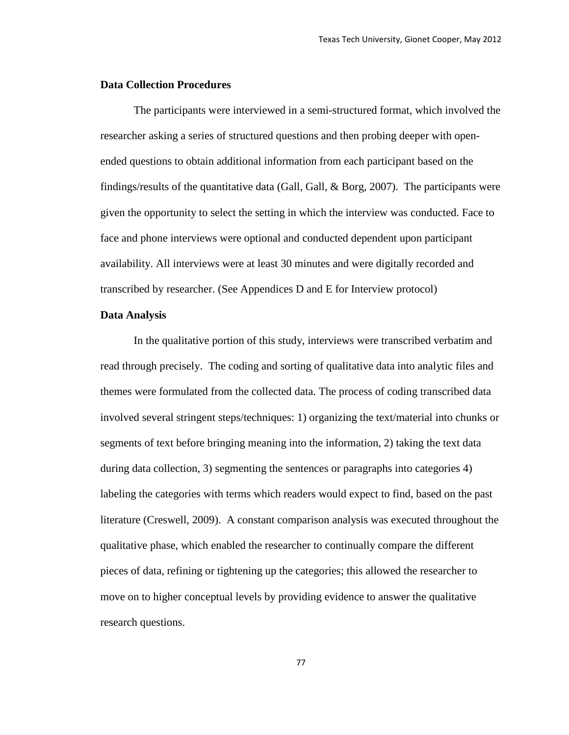### Data Collection Procedures

The participants were interviewed in a semi-structured format, which involved the researcher asking a series of structured questions and then probing deeper with open-ended questions to obtain additional information from each participant based on the findings/results of the quantitative data (Gall, Gall, & Borg, 2007). The participants were given the opportunity to select the setting in which the interview was conducted. Face to face and phone interviews were optional and conducted dependent upon participant availability. All interviews were at least 30 minutes and were digitally recorded and transcribed by researcher. (See Appendices D and E for Interview protocol)

### Data Analysis

In the qualitative portion of this study, interviews were transcribed verbatim and read through precisely. The coding and sorting of qualitative data into analytic files and themes were formulated from the collected data. The process of coding transcribed data involved several stringent steps/techniques: 1) organizing the text/material into chunks or segments of text before bringing meaning into the information, 2) taking the text data during data collection, 3) segmenting the sentences or paragraphs into categories 4) labeling the categories with terms which readers would expect to find, based on the past literature (Creswell, 2009). A constant comparison analysis was executed throughout the qualitative phase, which enabled the researcher to continually compare the different pieces of data, refining or tightening up the categories; this allowed the researcher to move on to higher conceptual levels by providing evidence to answer the qualitative research questions.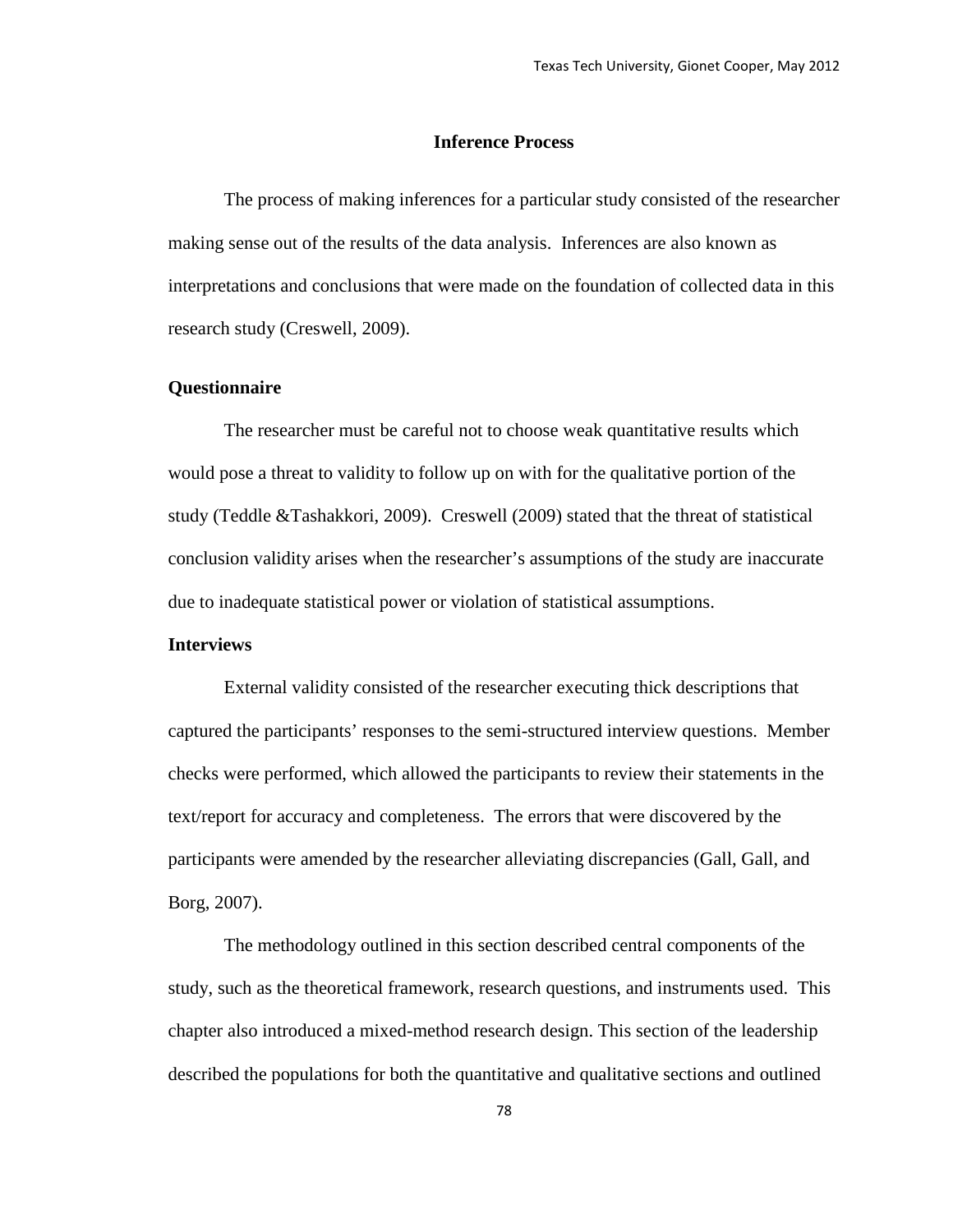## Inference Process

The process of making inferences for a particular study consisted of the researcher making sense out of the results of the data analysis. Inferences are also known as interpretations and conclusions that were made on the foundation of collected data in this research study (Creswell, 2009).

### Questionnaire

The researcher must be careful not to choose weak quantitative results which would pose a threat to validity to follow up on with for the qualitative portion of the study (Teddle &Tashakkori, 2009). Creswell (2009) stated that the threat of statistical conclusion validity arises when the researcher's assumptions of the study are inaccurate due to inadequate statistical power or violation of statistical assumptions.

### Interviews

External validity consisted of the researcher executing thick descriptions that captured the participants' responses to the semi-structured interview questions. Member checks were performed, which allowed the participants to review their statements in the text/report for accuracy and completeness. The errors that were discovered by the participants were amended by the researcher alleviating discrepancies (Gall, Gall, and Borg, 2007).

The methodology outlined in this section described central components of the study, such as the theoretical framework, research questions, and instruments used. This chapter also introduced a mixed-method research design. This section of the leadership described the populations for both the quantitative and qualitative sections and outlined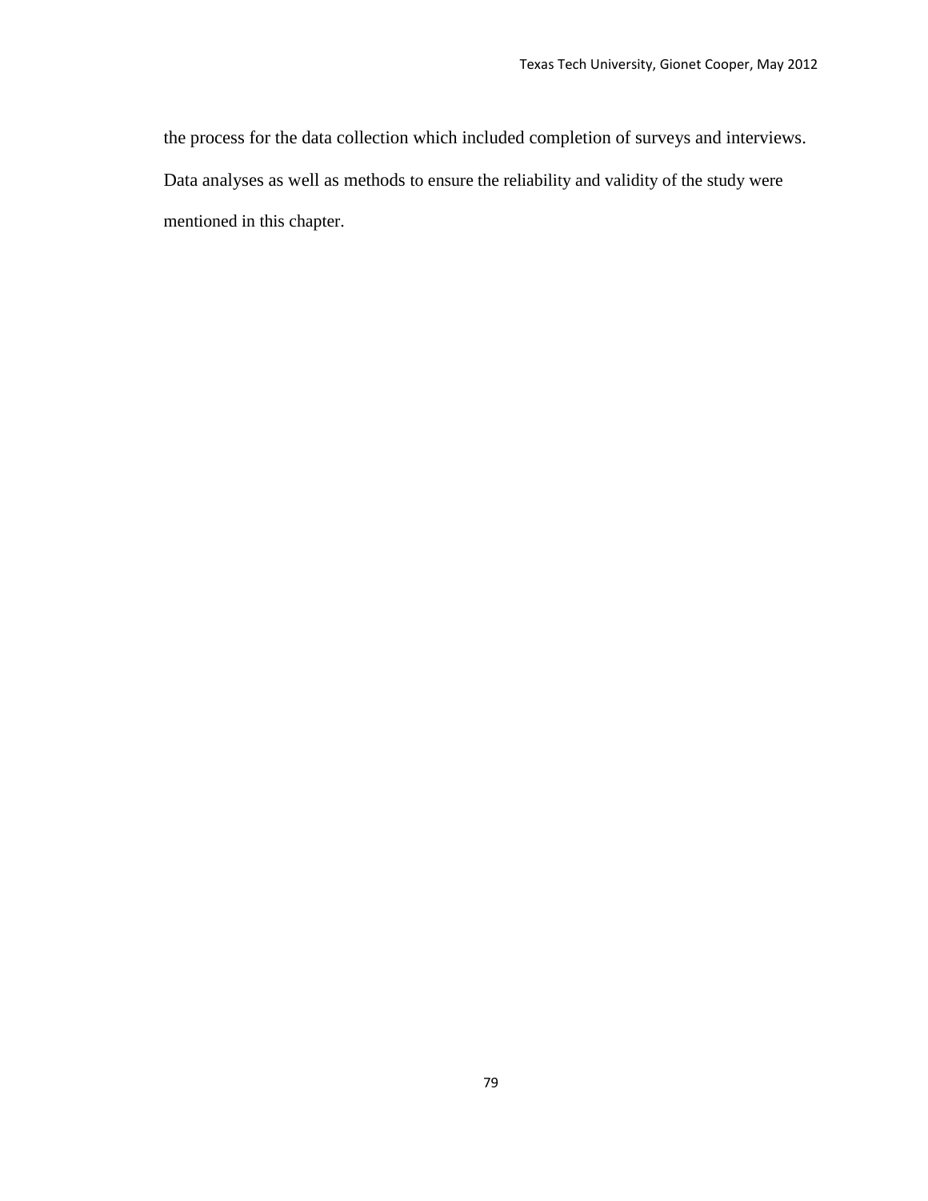the process for the data collection which included completion of surveys and interviews. Data analyses as well as methods to ensure the reliability and validity of the study were mentioned in this chapter.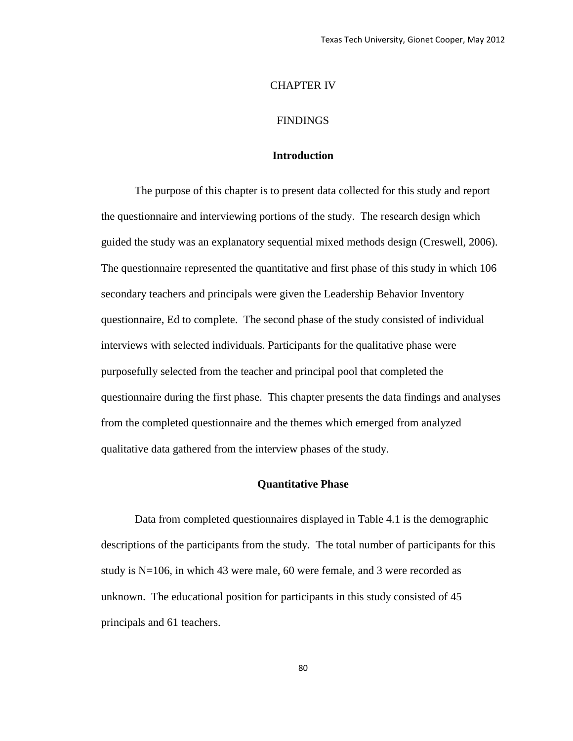# CHAPTER IV

# FINDINGS

## Introduction

The purpose of this chapter is to present data collected for this study and report the questionnaire and interviewing portions of the study. The research design which guided the study was an explanatory sequential mixed methods design (Creswell, 2006). The questionnaire represented the quantitative and first phase of this study in which 106 secondary teachers and principals were given the Leadership Behavior Inventory questionnaire, Ed to complete. The second phase of the study consisted of individual interviews with selected individuals. Participants for the qualitative phase were purposefully selected from the teacher and principal pool that completed the questionnaire during the first phase. This chapter presents the data findings and analyses from the completed questionnaire and the themes which emerged from analyzed qualitative data gathered from the interview phases of the study.

## Quantitative Phase

Data from completed questionnaires displayed in Table 4.1 is the demographic descriptions of the participants from the study. The total number of participants for this study is N=106, in which 43 were male, 60 were female, and 3 were recorded as unknown. The educational position for participants in this study consisted of 45 principals and 61 teachers.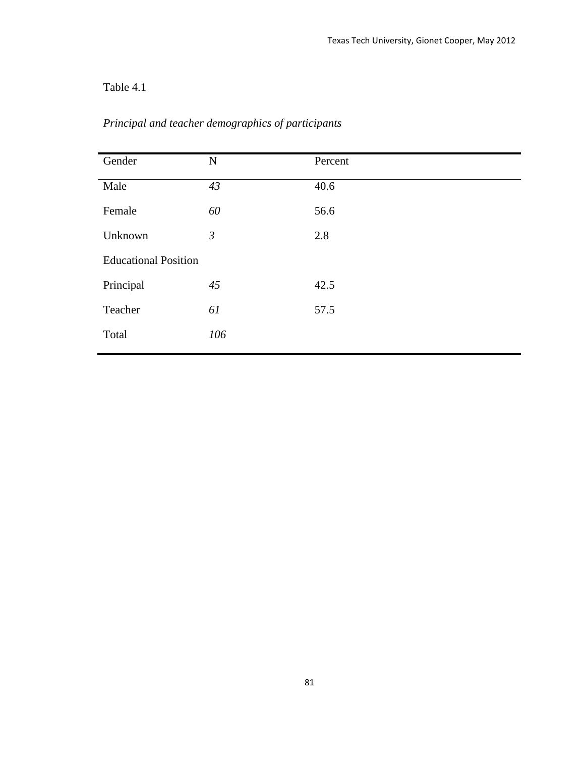Table 4.1

*Principal and teacher demographics of participants*

| Gender | N | Percent |
|---|---|---|
| Male | *43* | 40.6 |
| Female | *60* | 56.6 |
| Unknown | *3* | 2.8 |
| Educational Position | | |
| Principal | *45* | 42.5 |
| Teacher | *61* | 57.5 |
| Total | *106* | |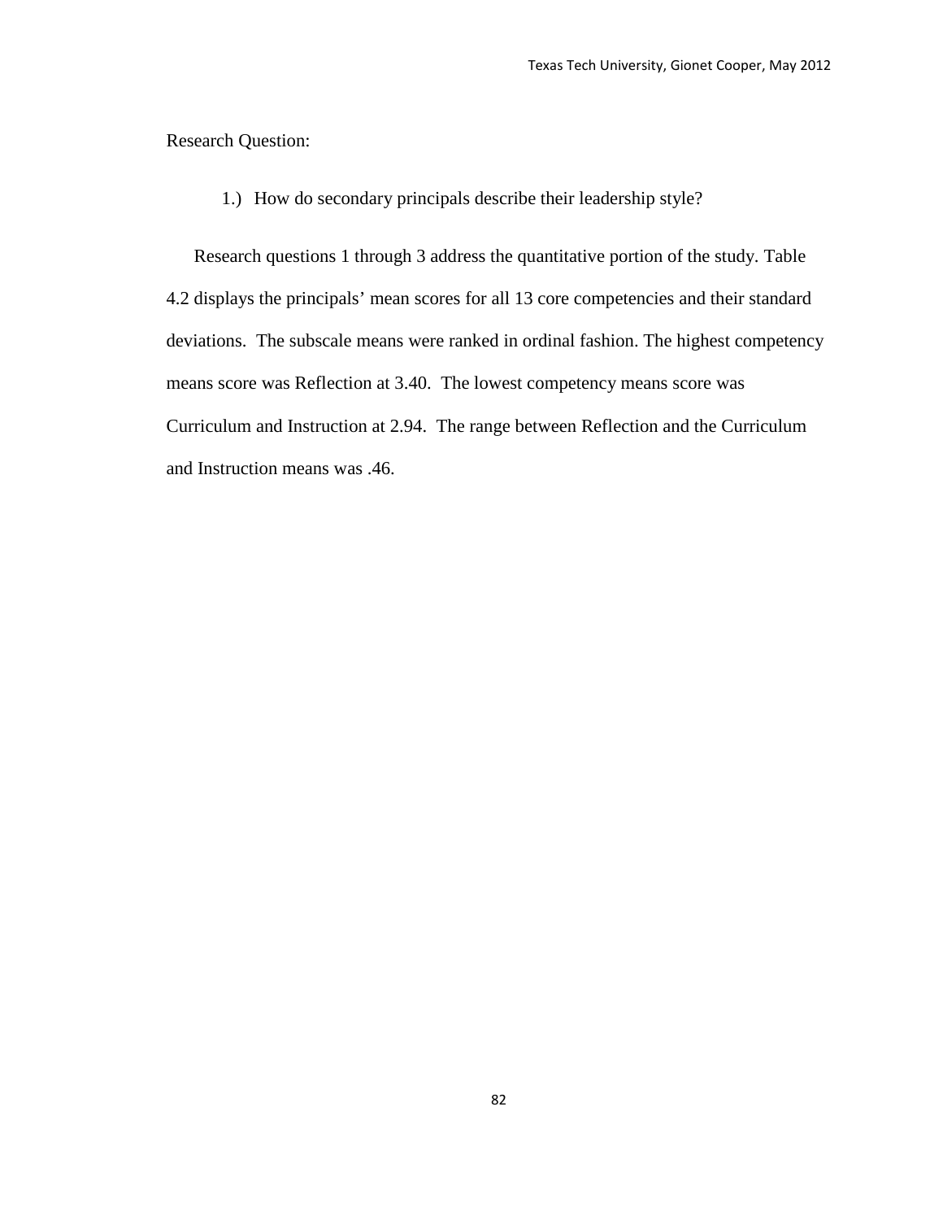Research Question:

1.) How do secondary principals describe their leadership style?

Research questions 1 through 3 address the quantitative portion of the study. Table 4.2 displays the principals' mean scores for all 13 core competencies and their standard deviations. The subscale means were ranked in ordinal fashion. The highest competency means score was Reflection at 3.40. The lowest competency means score was Curriculum and Instruction at 2.94. The range between Reflection and the Curriculum and Instruction means was .46.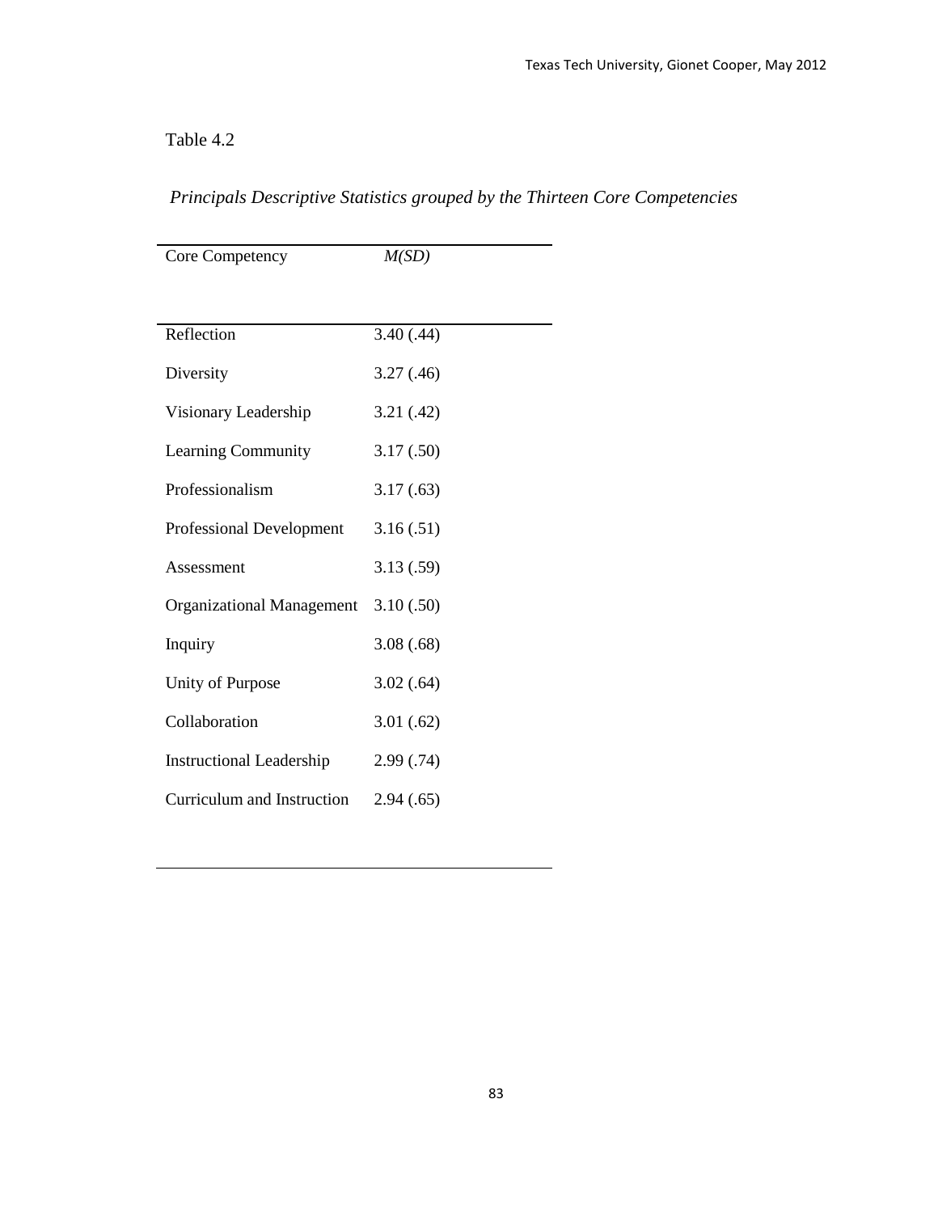Table 4.2

*Principals Descriptive Statistics grouped by the Thirteen Core Competencies*

| Core Competency | *M(SD)* |
|---|---|
| Reflection | 3.40 (.44) |
| Diversity | 3.27 (.46) |
| Visionary Leadership | 3.21 (.42) |
| Learning Community | 3.17 (.50) |
| Professionalism | 3.17 (.63) |
| Professional Development | 3.16 (.51) |
| Assessment | 3.13 (.59) |
| Organizational Management | 3.10 (.50) |
| Inquiry | 3.08 (.68) |
| Unity of Purpose | 3.02 (.64) |
| Collaboration | 3.01 (.62) |
| Instructional Leadership | 2.99 (.74) |
| Curriculum and Instruction | 2.94 (.65) |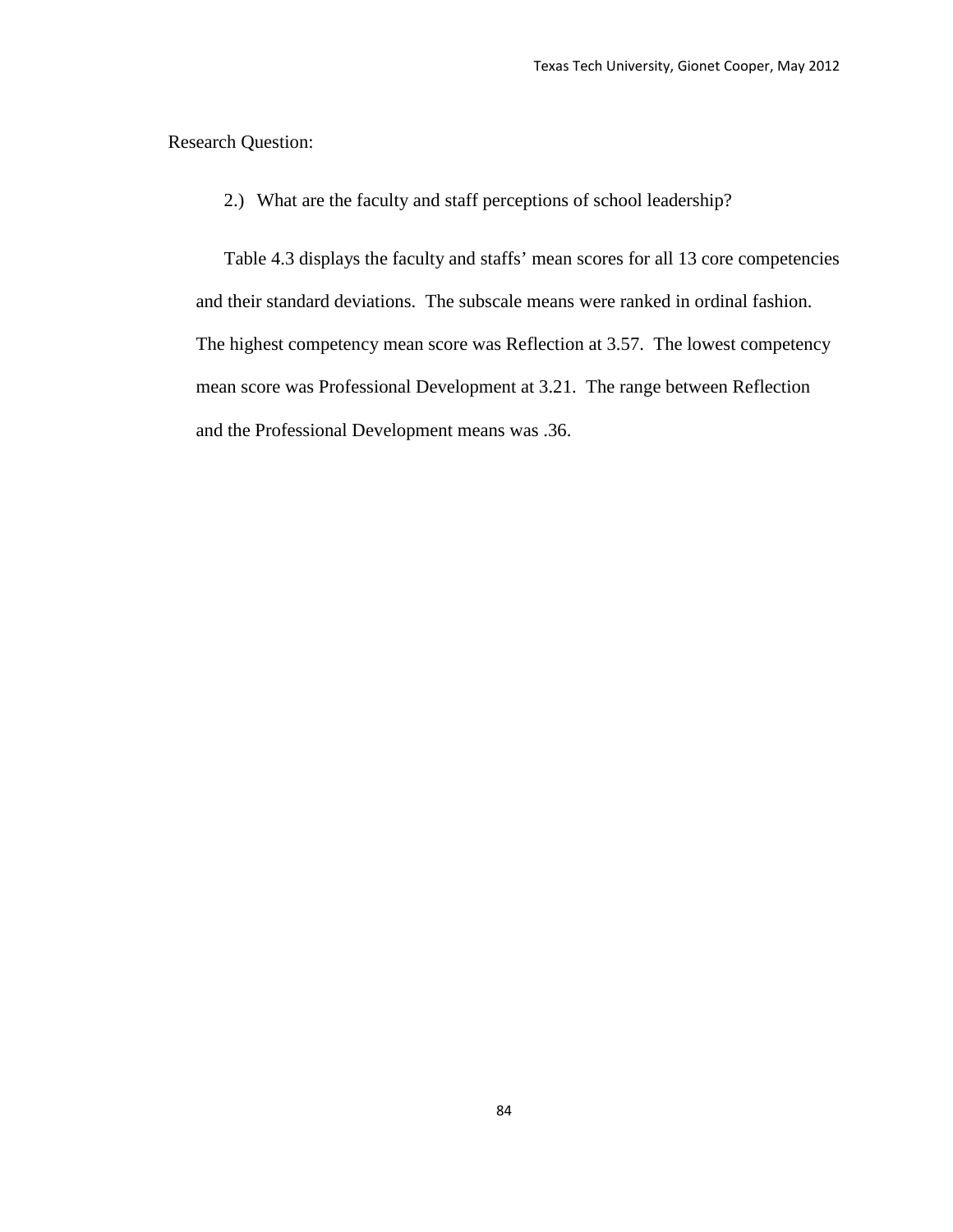Research Question:

2.) What are the faculty and staff perceptions of school leadership?

Table 4.3 displays the faculty and staffs' mean scores for all 13 core competencies and their standard deviations. The subscale means were ranked in ordinal fashion. The highest competency mean score was Reflection at 3.57. The lowest competency mean score was Professional Development at 3.21. The range between Reflection and the Professional Development means was .36.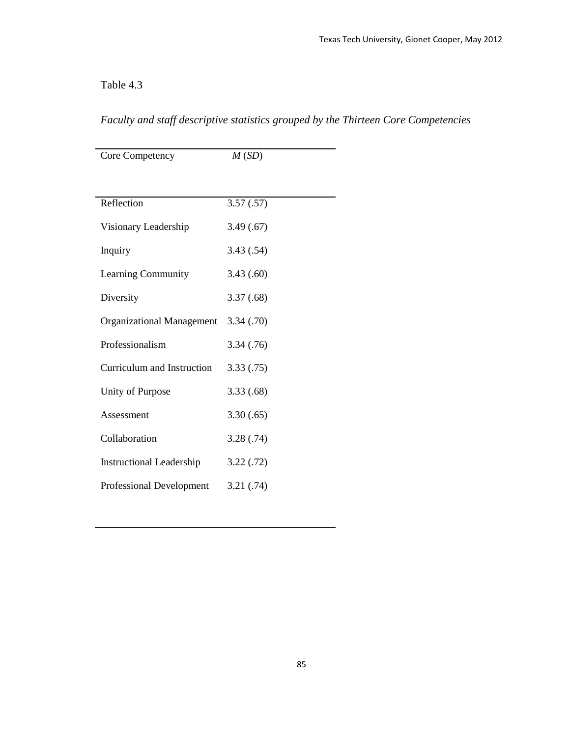Table 4.3

*Faculty and staff descriptive statistics grouped by the Thirteen Core Competencies*

| Core Competency | *M* (*SD*) |
|---|---|
| Reflection | 3.57 (.57) |
| Visionary Leadership | 3.49 (.67) |
| Inquiry | 3.43 (.54) |
| Learning Community | 3.43 (.60) |
| Diversity | 3.37 (.68) |
| Organizational Management | 3.34 (.70) |
| Professionalism | 3.34 (.76) |
| Curriculum and Instruction | 3.33 (.75) |
| Unity of Purpose | 3.33 (.68) |
| Assessment | 3.30 (.65) |
| Collaboration | 3.28 (.74) |
| Instructional Leadership | 3.22 (.72) |
| Professional Development | 3.21 (.74) |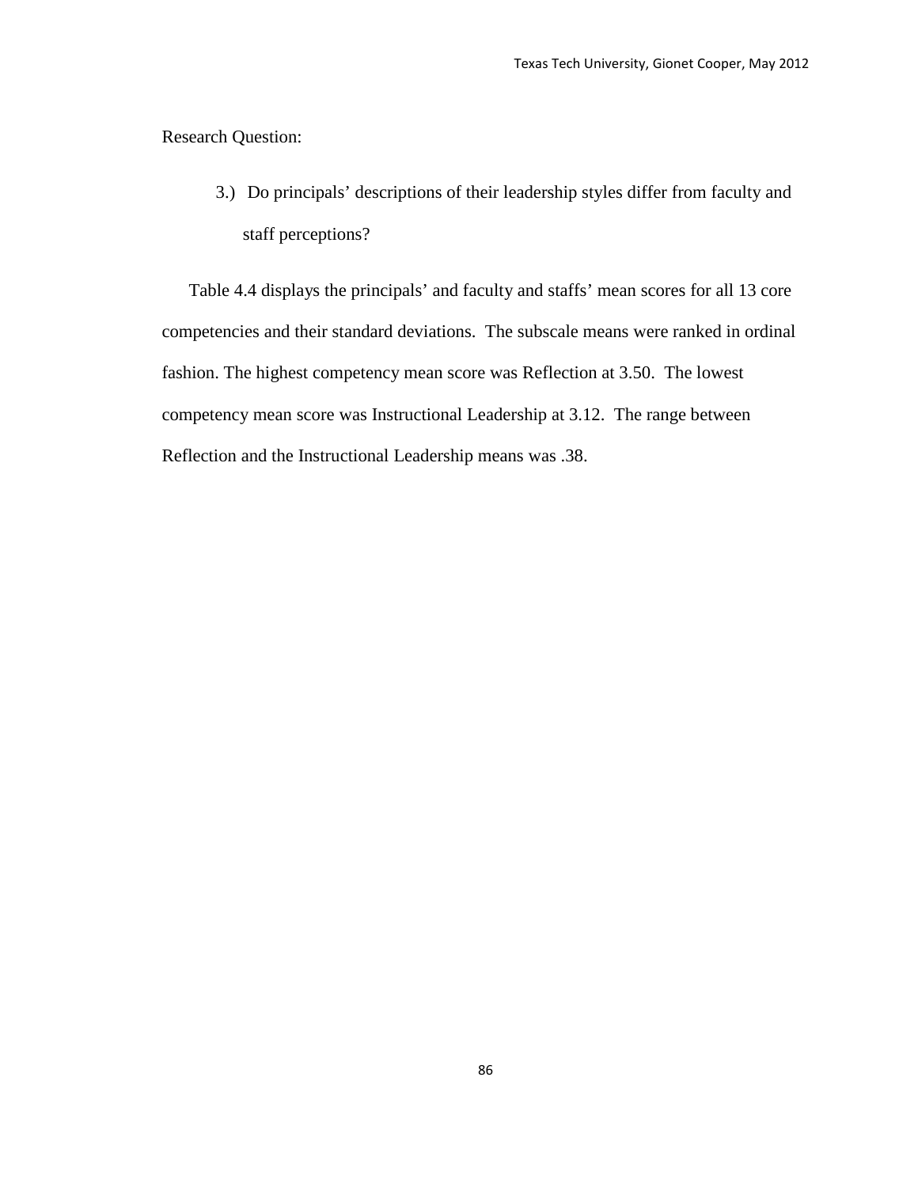Research Question:

3.) Do principals' descriptions of their leadership styles differ from faculty and staff perceptions?

Table 4.4 displays the principals' and faculty and staffs' mean scores for all 13 core competencies and their standard deviations. The subscale means were ranked in ordinal fashion. The highest competency mean score was Reflection at 3.50. The lowest competency mean score was Instructional Leadership at 3.12. The range between Reflection and the Instructional Leadership means was .38.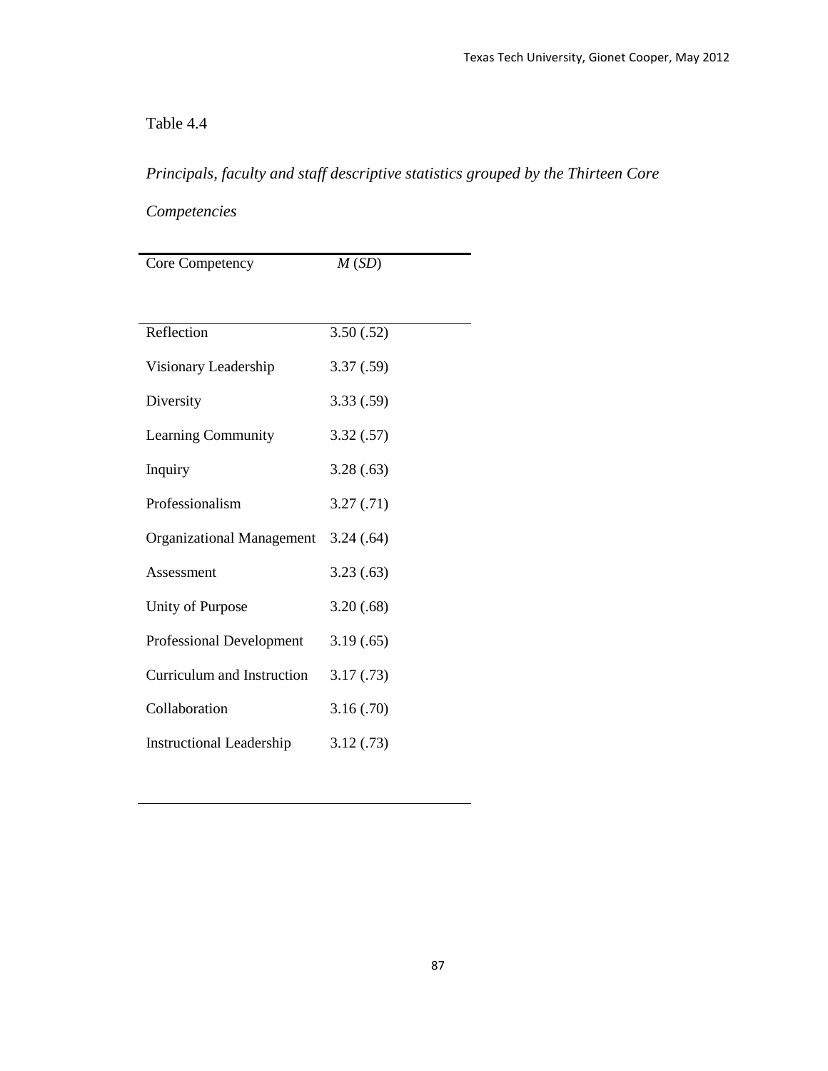Table 4.4

*Principals, faculty and staff descriptive statistics grouped by the Thirteen Core Competencies*

| Core Competency | *M* (*SD*) |
|---|---|
| Reflection | 3.50 (.52) |
| Visionary Leadership | 3.37 (.59) |
| Diversity | 3.33 (.59) |
| Learning Community | 3.32 (.57) |
| Inquiry | 3.28 (.63) |
| Professionalism | 3.27 (.71) |
| Organizational Management | 3.24 (.64) |
| Assessment | 3.23 (.63) |
| Unity of Purpose | 3.20 (.68) |
| Professional Development | 3.19 (.65) |
| Curriculum and Instruction | 3.17 (.73) |
| Collaboration | 3.16 (.70) |
| Instructional Leadership | 3.12 (.73) |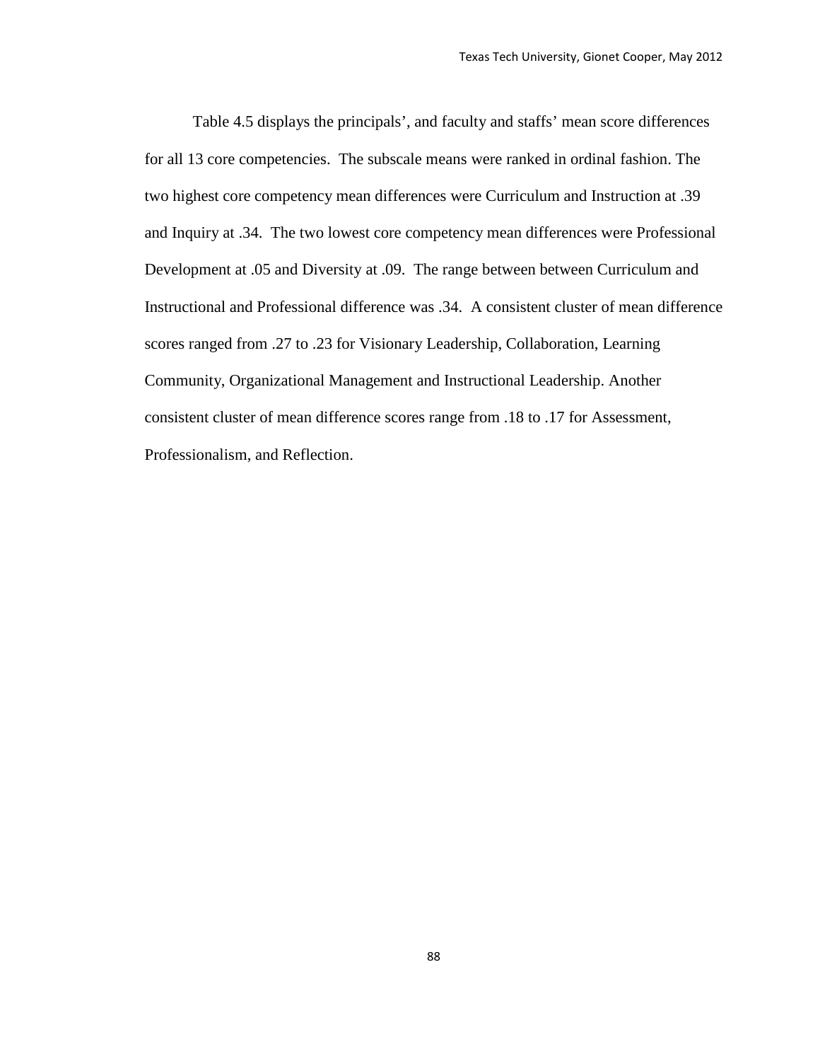Table 4.5 displays the principals', and faculty and staffs' mean score differences for all 13 core competencies. The subscale means were ranked in ordinal fashion. The two highest core competency mean differences were Curriculum and Instruction at .39 and Inquiry at .34. The two lowest core competency mean differences were Professional Development at .05 and Diversity at .09. The range between between Curriculum and Instructional and Professional difference was .34. A consistent cluster of mean difference scores ranged from .27 to .23 for Visionary Leadership, Collaboration, Learning Community, Organizational Management and Instructional Leadership. Another consistent cluster of mean difference scores range from .18 to .17 for Assessment, Professionalism, and Reflection.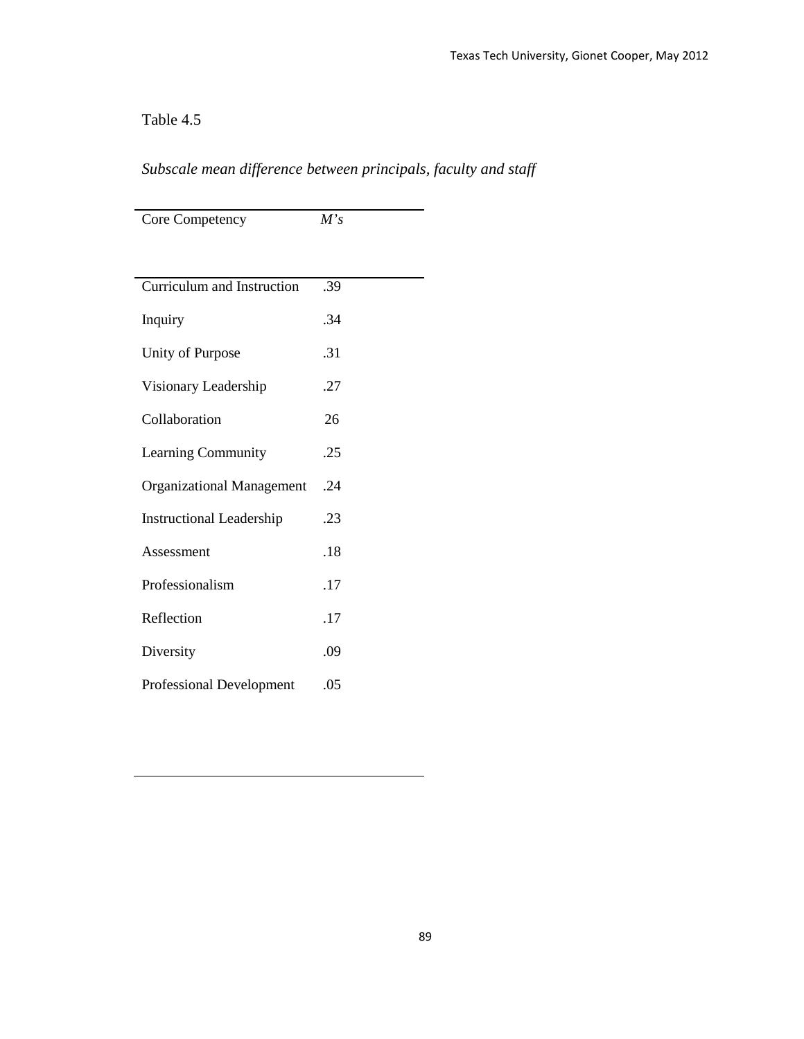Table 4.5

*Subscale mean difference between principals, faculty and staff*

| Core Competency | *M's* |
|---|---|
| Curriculum and Instruction | .39 |
| Inquiry | .34 |
| Unity of Purpose | .31 |
| Visionary Leadership | .27 |
| Collaboration | 26 |
| Learning Community | .25 |
| Organizational Management | .24 |
| Instructional Leadership | .23 |
| Assessment | .18 |
| Professionalism | .17 |
| Reflection | .17 |
| Diversity | .09 |
| Professional Development | .05 |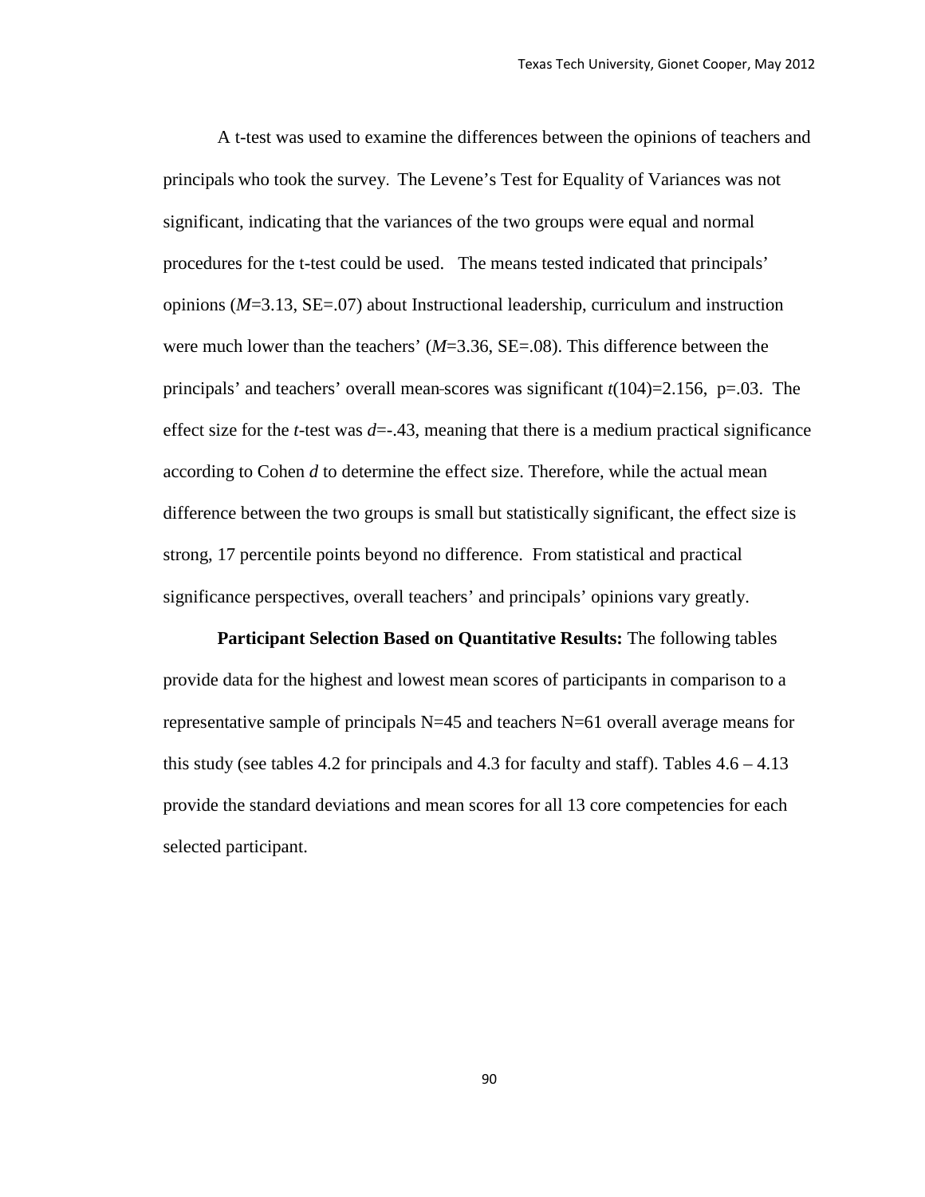A t-test was used to examine the differences between the opinions of teachers and principals who took the survey. The Levene's Test for Equality of Variances was not significant, indicating that the variances of the two groups were equal and normal procedures for the t-test could be used. The means tested indicated that principals' opinions (*M*=3.13, SE=.07) about Instructional leadership, curriculum and instruction were much lower than the teachers' (*M*=3.36, SE=.08). This difference between the principals' and teachers' overall mean-scores was significant $t(104)=2.156$, $p=.03$. The effect size for the *t*-test was $d=-.43$, meaning that there is a medium practical significance according to Cohen *d* to determine the effect size. Therefore, while the actual mean difference between the two groups is small but statistically significant, the effect size is strong, 17 percentile points beyond no difference. From statistical and practical significance perspectives, overall teachers' and principals' opinions vary greatly.

**Participant Selection Based on Quantitative Results:** The following tables provide data for the highest and lowest mean scores of participants in comparison to a representative sample of principals N=45 and teachers N=61 overall average means for this study (see tables 4.2 for principals and 4.3 for faculty and staff). Tables 4.6 – 4.13 provide the standard deviations and mean scores for all 13 core competencies for each selected participant.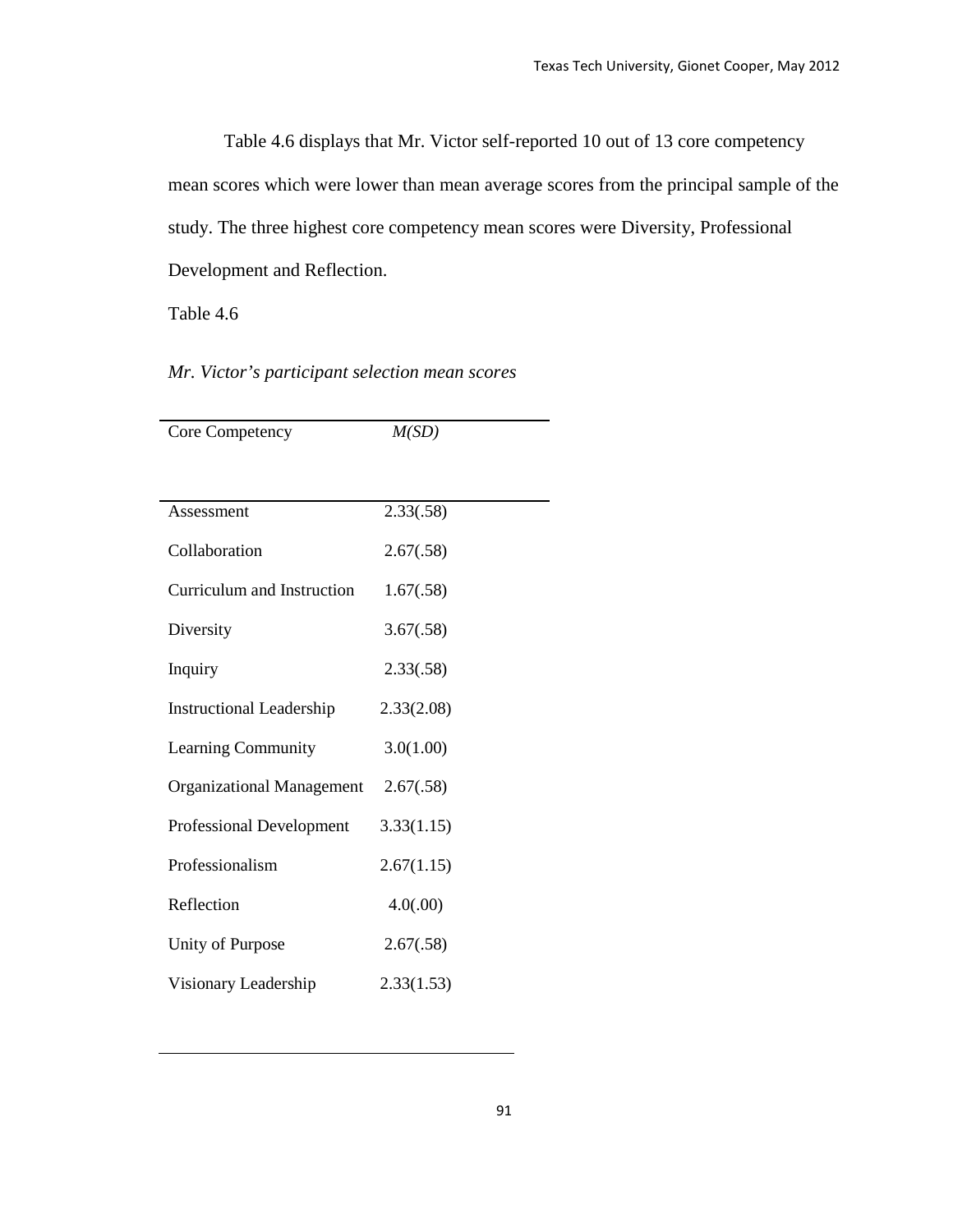Table 4.6 displays that Mr. Victor self-reported 10 out of 13 core competency mean scores which were lower than mean average scores from the principal sample of the study. The three highest core competency mean scores were Diversity, Professional Development and Reflection.

Table 4.6

*Mr. Victor's participant selection mean scores*

| Core Competency | *M(SD)* |
|---|---|
| Assessment | 2.33(.58) |
| Collaboration | 2.67(.58) |
| Curriculum and Instruction | 1.67(.58) |
| Diversity | 3.67(.58) |
| Inquiry | 2.33(.58) |
| Instructional Leadership | 2.33(2.08) |
| Learning Community | 3.0(1.00) |
| Organizational Management | 2.67(.58) |
| Professional Development | 3.33(1.15) |
| Professionalism | 2.67(1.15) |
| Reflection | 4.0(.00) |
| Unity of Purpose | 2.67(.58) |
| Visionary Leadership | 2.33(1.53) |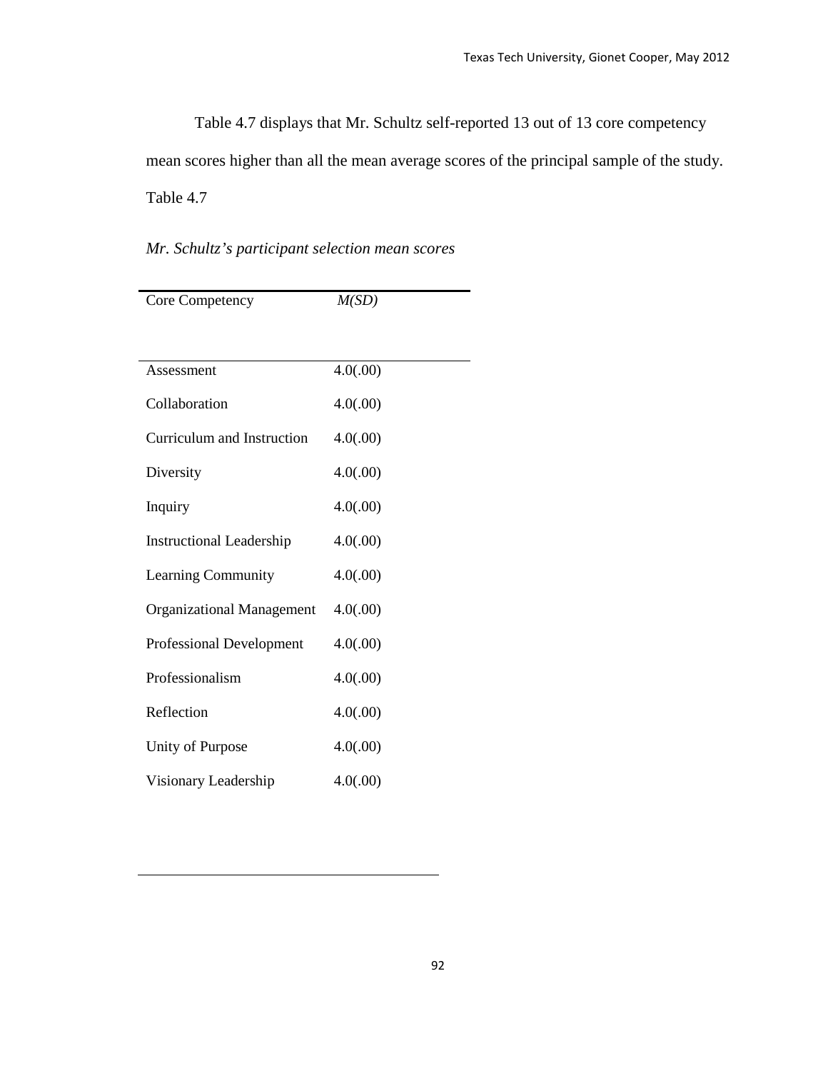Table 4.7 displays that Mr. Schultz self-reported 13 out of 13 core competency mean scores higher than all the mean average scores of the principal sample of the study.

Table 4.7

*Mr. Schultz's participant selection mean scores*

| Core Competency | *M(SD)* |
|---|---|
| Assessment | 4.0(.00) |
| Collaboration | 4.0(.00) |
| Curriculum and Instruction | 4.0(.00) |
| Diversity | 4.0(.00) |
| Inquiry | 4.0(.00) |
| Instructional Leadership | 4.0(.00) |
| Learning Community | 4.0(.00) |
| Organizational Management | 4.0(.00) |
| Professional Development | 4.0(.00) |
| Professionalism | 4.0(.00) |
| Reflection | 4.0(.00) |
| Unity of Purpose | 4.0(.00) |
| Visionary Leadership | 4.0(.00) |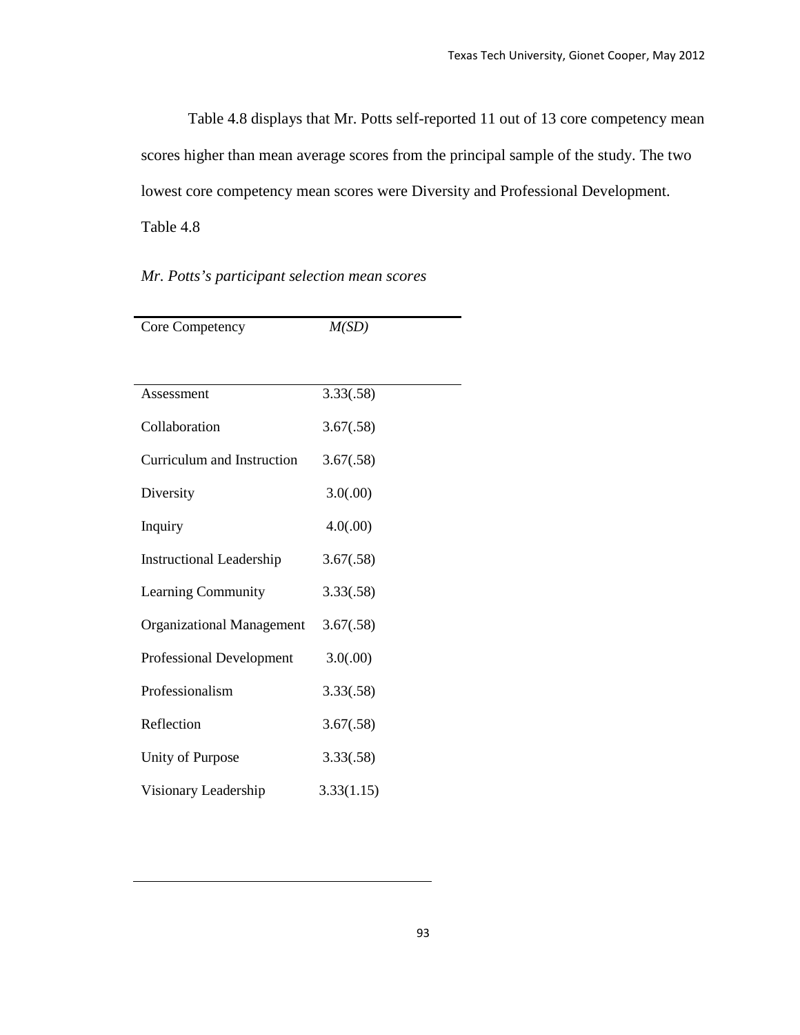Table 4.8 displays that Mr. Potts self-reported 11 out of 13 core competency mean scores higher than mean average scores from the principal sample of the study. The two lowest core competency mean scores were Diversity and Professional Development.

Table 4.8

*Mr. Potts's participant selection mean scores*

| Core Competency | *M(SD)* |
|---|---|
| Assessment | 3.33(.58) |
| Collaboration | 3.67(.58) |
| Curriculum and Instruction | 3.67(.58) |
| Diversity | 3.0(.00) |
| Inquiry | 4.0(.00) |
| Instructional Leadership | 3.67(.58) |
| Learning Community | 3.33(.58) |
| Organizational Management | 3.67(.58) |
| Professional Development | 3.0(.00) |
| Professionalism | 3.33(.58) |
| Reflection | 3.67(.58) |
| Unity of Purpose | 3.33(.58) |
| Visionary Leadership | 3.33(1.15) |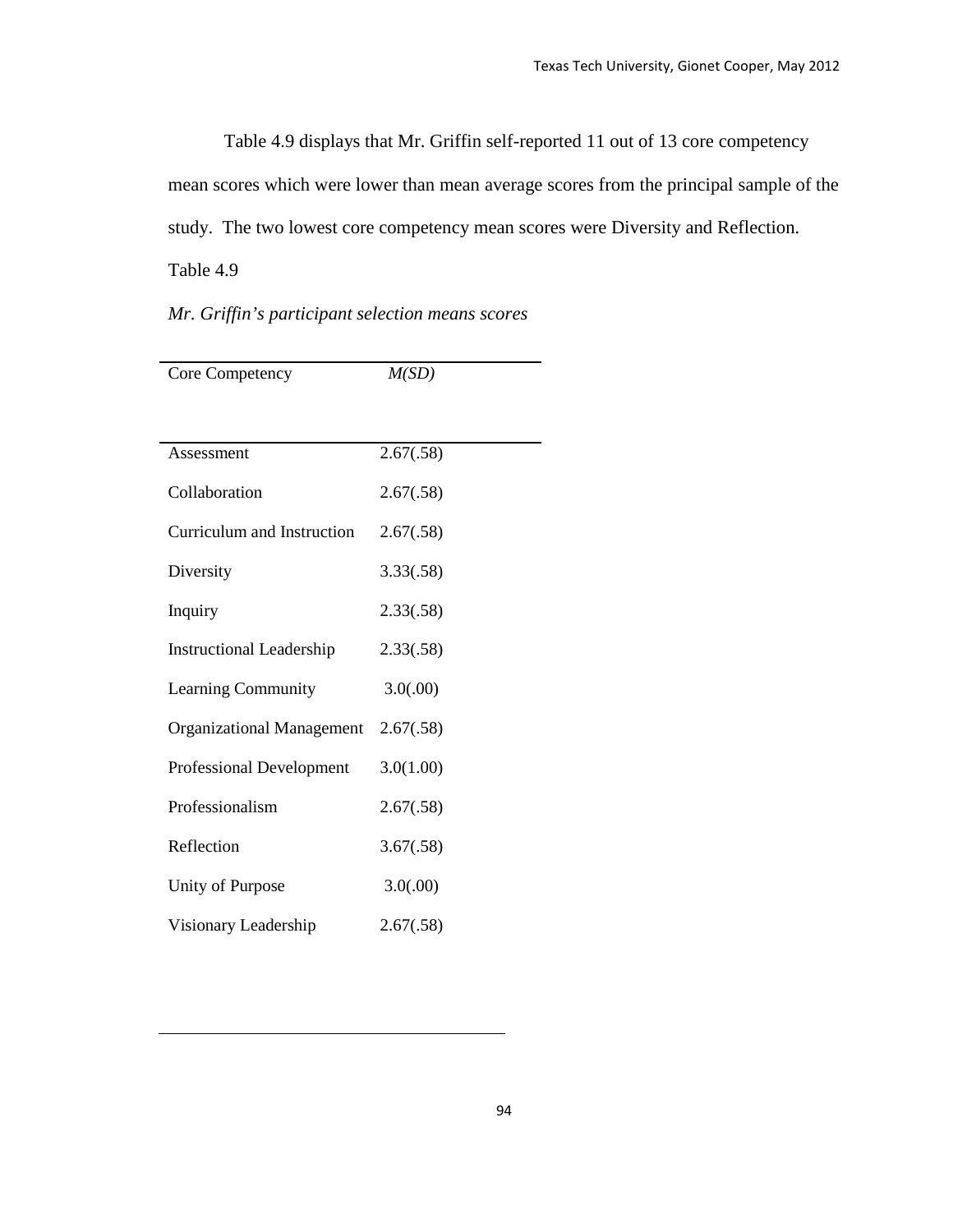Table 4.9 displays that Mr. Griffin self-reported 11 out of 13 core competency mean scores which were lower than mean average scores from the principal sample of the study. The two lowest core competency mean scores were Diversity and Reflection.

Table 4.9

*Mr. Griffin's participant selection means scores*

| Core Competency | *M(SD)* |
| --- | --- |
| Assessment | 2.67(.58) |
| Collaboration | 2.67(.58) |
| Curriculum and Instruction | 2.67(.58) |
| Diversity | 3.33(.58) |
| Inquiry | 2.33(.58) |
| Instructional Leadership | 2.33(.58) |
| Learning Community | 3.0(.00) |
| Organizational Management | 2.67(.58) |
| Professional Development | 3.0(1.00) |
| Professionalism | 2.67(.58) |
| Reflection | 3.67(.58) |
| Unity of Purpose | 3.0(.00) |
| Visionary Leadership | 2.67(.58) |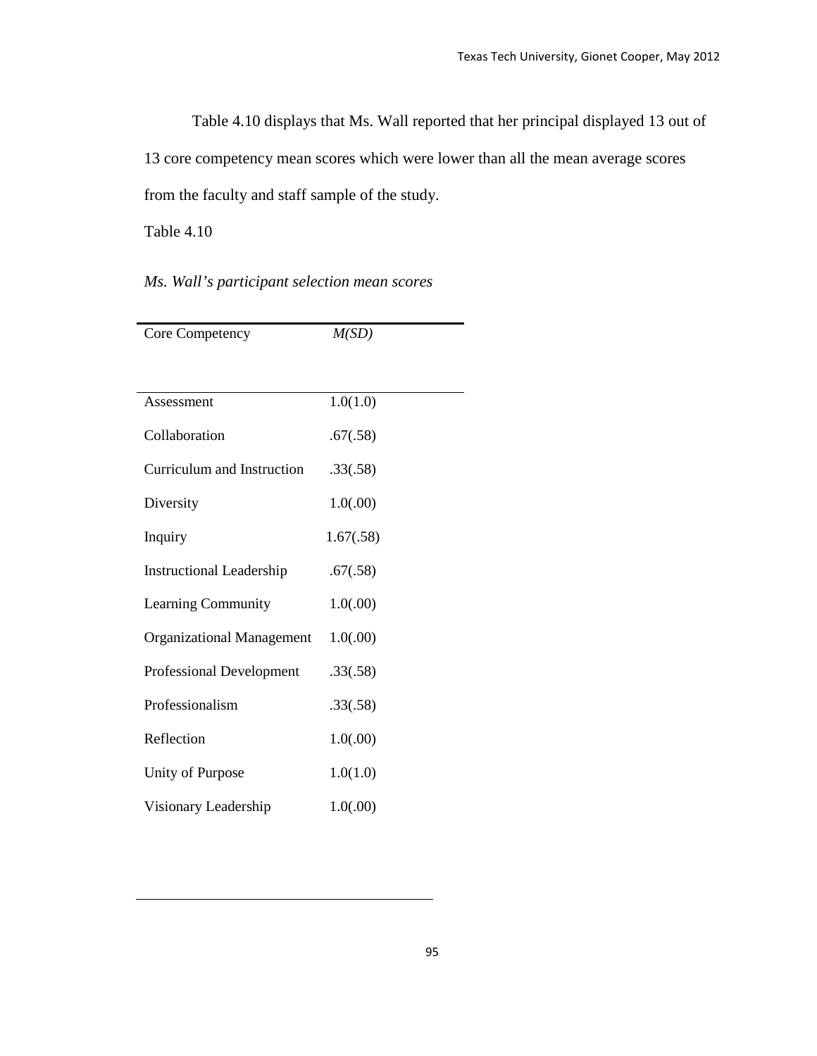Table 4.10 displays that Ms. Wall reported that her principal displayed 13 out of 13 core competency mean scores which were lower than all the mean average scores from the faculty and staff sample of the study.

Table 4.10

*Ms. Wall's participant selection mean scores*

| Core Competency | *M(SD)* |
|---|---|
| Assessment | 1.0(1.0) |
| Collaboration | .67(.58) |
| Curriculum and Instruction | .33(.58) |
| Diversity | 1.0(.00) |
| Inquiry | 1.67(.58) |
| Instructional Leadership | .67(.58) |
| Learning Community | 1.0(.00) |
| Organizational Management | 1.0(.00) |
| Professional Development | .33(.58) |
| Professionalism | .33(.58) |
| Reflection | 1.0(.00) |
| Unity of Purpose | 1.0(1.0) |
| Visionary Leadership | 1.0(.00) |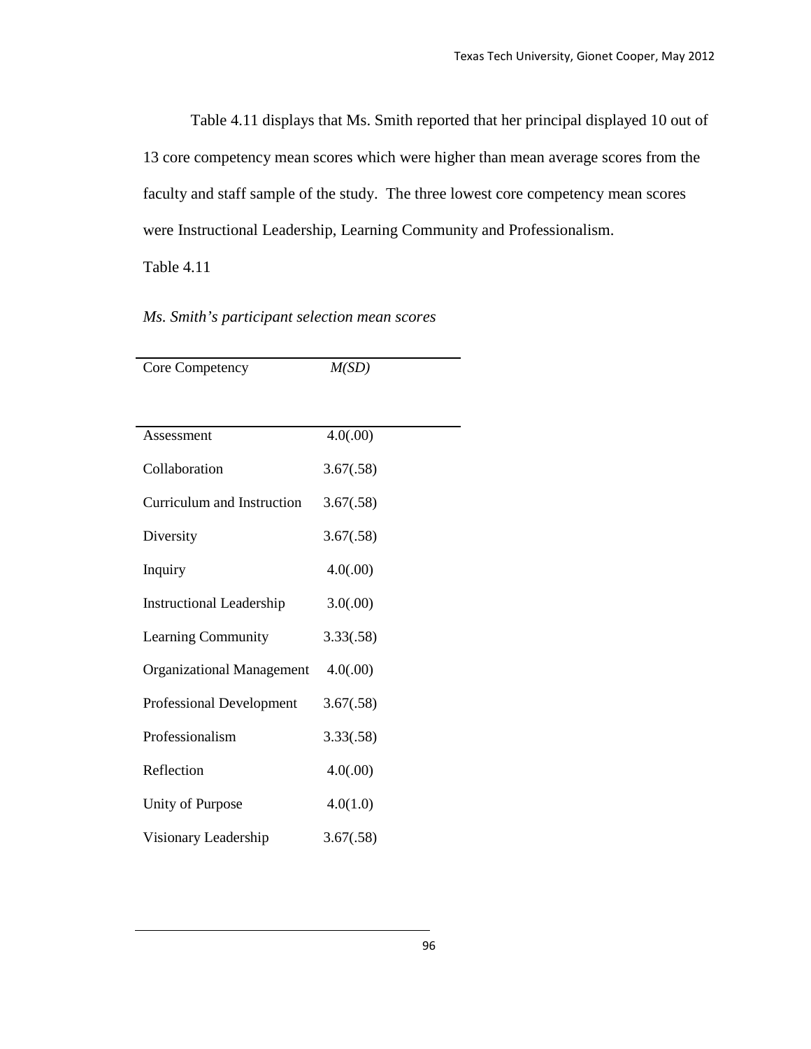Table 4.11 displays that Ms. Smith reported that her principal displayed 10 out of 13 core competency mean scores which were higher than mean average scores from the faculty and staff sample of the study. The three lowest core competency mean scores were Instructional Leadership, Learning Community and Professionalism.

Table 4.11

*Ms. Smith's participant selection mean scores*

| Core Competency | *M(SD)* |
|---|---|
| Assessment | 4.0(.00) |
| Collaboration | 3.67(.58) |
| Curriculum and Instruction | 3.67(.58) |
| Diversity | 3.67(.58) |
| Inquiry | 4.0(.00) |
| Instructional Leadership | 3.0(.00) |
| Learning Community | 3.33(.58) |
| Organizational Management | 4.0(.00) |
| Professional Development | 3.67(.58) |
| Professionalism | 3.33(.58) |
| Reflection | 4.0(.00) |
| Unity of Purpose | 4.0(1.0) |
| Visionary Leadership | 3.67(.58) |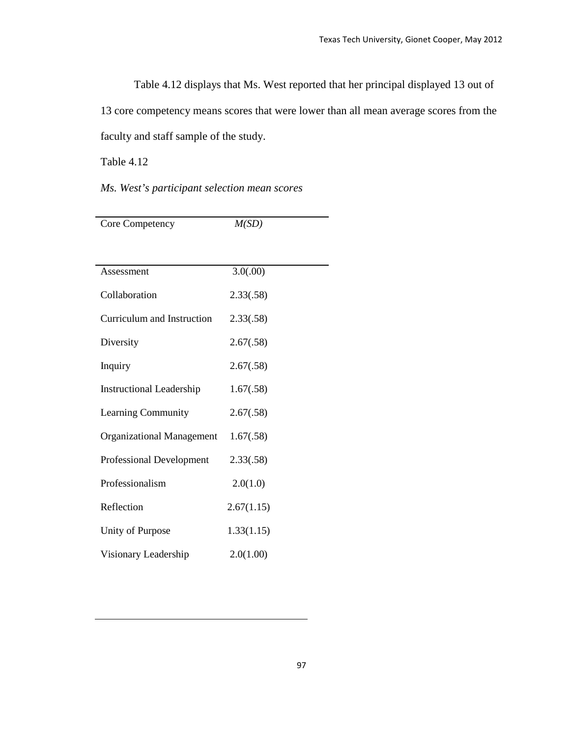Table 4.12 displays that Ms. West reported that her principal displayed 13 out of 13 core competency means scores that were lower than all mean average scores from the faculty and staff sample of the study.

Table 4.12

*Ms. West's participant selection mean scores*

| Core Competency | *M(SD)* |
|---|---|
| Assessment | 3.0(.00) |
| Collaboration | 2.33(.58) |
| Curriculum and Instruction | 2.33(.58) |
| Diversity | 2.67(.58) |
| Inquiry | 2.67(.58) |
| Instructional Leadership | 1.67(.58) |
| Learning Community | 2.67(.58) |
| Organizational Management | 1.67(.58) |
| Professional Development | 2.33(.58) |
| Professionalism | 2.0(1.0) |
| Reflection | 2.67(1.15) |
| Unity of Purpose | 1.33(1.15) |
| Visionary Leadership | 2.0(1.00) |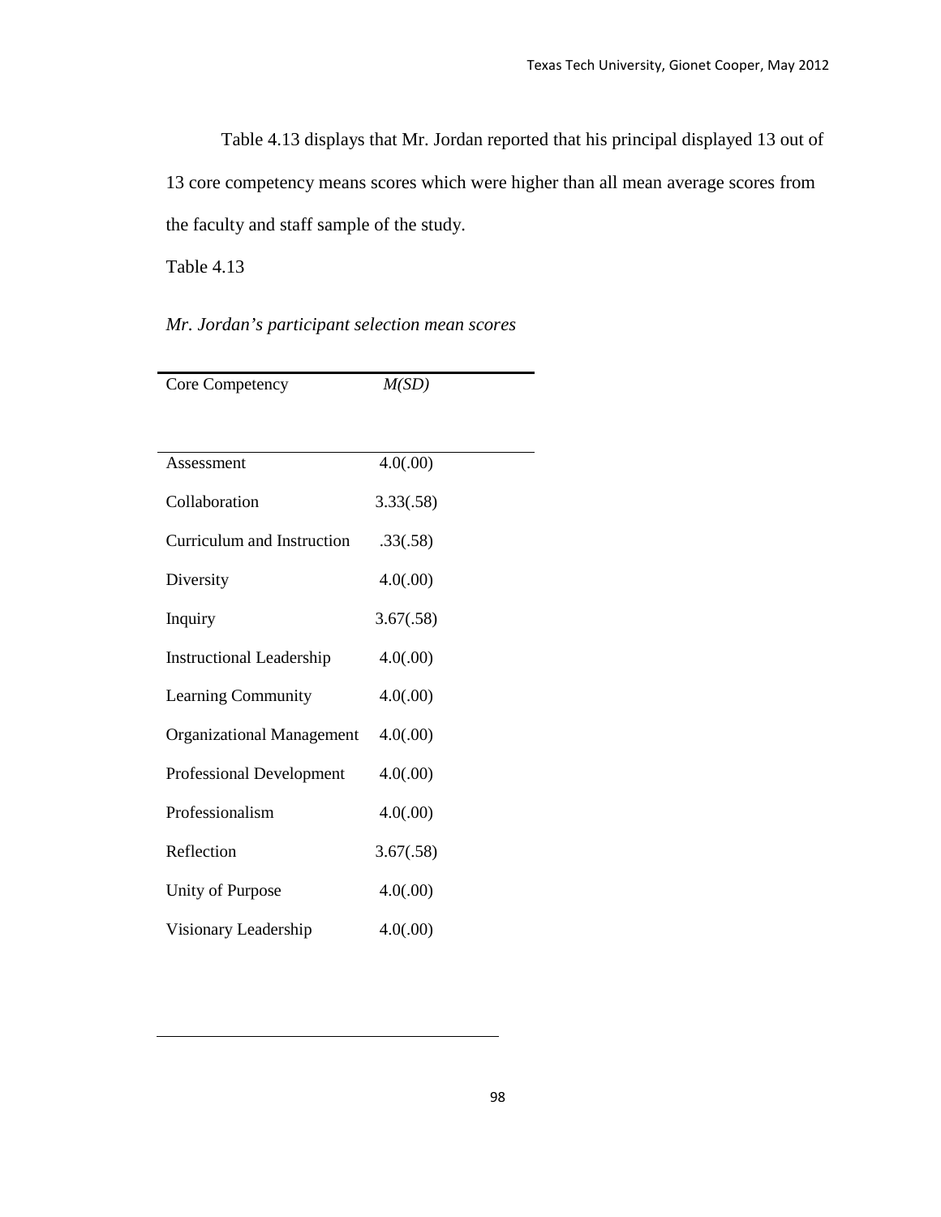Table 4.13 displays that Mr. Jordan reported that his principal displayed 13 out of 13 core competency means scores which were higher than all mean average scores from the faculty and staff sample of the study.

Table 4.13

*Mr. Jordan's participant selection mean scores*

| Core Competency | *M(SD)* |
| --- | --- |
| Assessment | 4.0(.00) |
| Collaboration | 3.33(.58) |
| Curriculum and Instruction | .33(.58) |
| Diversity | 4.0(.00) |
| Inquiry | 3.67(.58) |
| Instructional Leadership | 4.0(.00) |
| Learning Community | 4.0(.00) |
| Organizational Management | 4.0(.00) |
| Professional Development | 4.0(.00) |
| Professionalism | 4.0(.00) |
| Reflection | 3.67(.58) |
| Unity of Purpose | 4.0(.00) |
| Visionary Leadership | 4.0(.00) |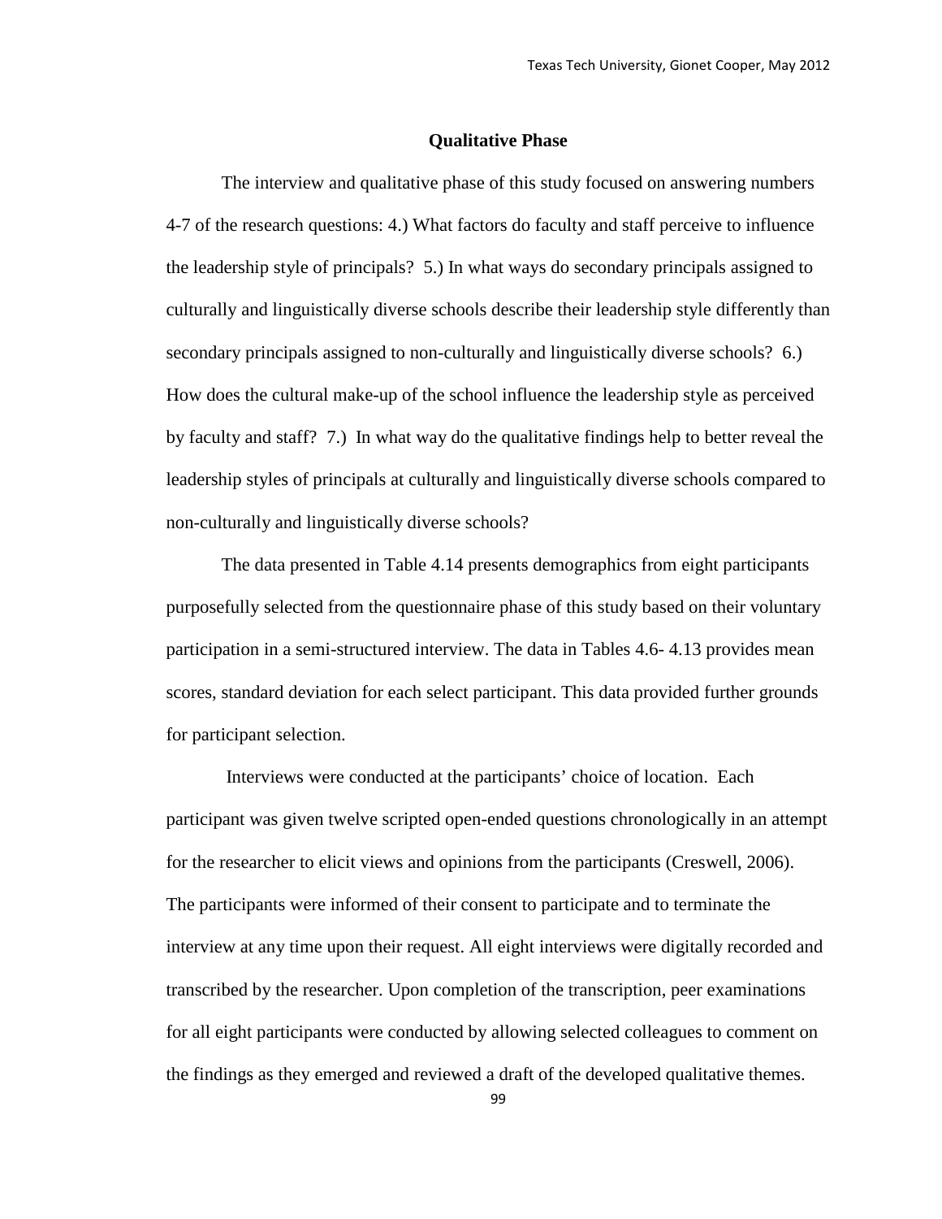## Qualitative Phase

The interview and qualitative phase of this study focused on answering numbers 4-7 of the research questions: 4.) What factors do faculty and staff perceive to influence the leadership style of principals? 5.) In what ways do secondary principals assigned to culturally and linguistically diverse schools describe their leadership style differently than secondary principals assigned to non-culturally and linguistically diverse schools? 6.) How does the cultural make-up of the school influence the leadership style as perceived by faculty and staff? 7.) In what way do the qualitative findings help to better reveal the leadership styles of principals at culturally and linguistically diverse schools compared to non-culturally and linguistically diverse schools?

The data presented in Table 4.14 presents demographics from eight participants purposefully selected from the questionnaire phase of this study based on their voluntary participation in a semi-structured interview. The data in Tables 4.6- 4.13 provides mean scores, standard deviation for each select participant. This data provided further grounds for participant selection.

Interviews were conducted at the participants' choice of location. Each participant was given twelve scripted open-ended questions chronologically in an attempt for the researcher to elicit views and opinions from the participants (Creswell, 2006). The participants were informed of their consent to participate and to terminate the interview at any time upon their request. All eight interviews were digitally recorded and transcribed by the researcher. Upon completion of the transcription, peer examinations for all eight participants were conducted by allowing selected colleagues to comment on the findings as they emerged and reviewed a draft of the developed qualitative themes.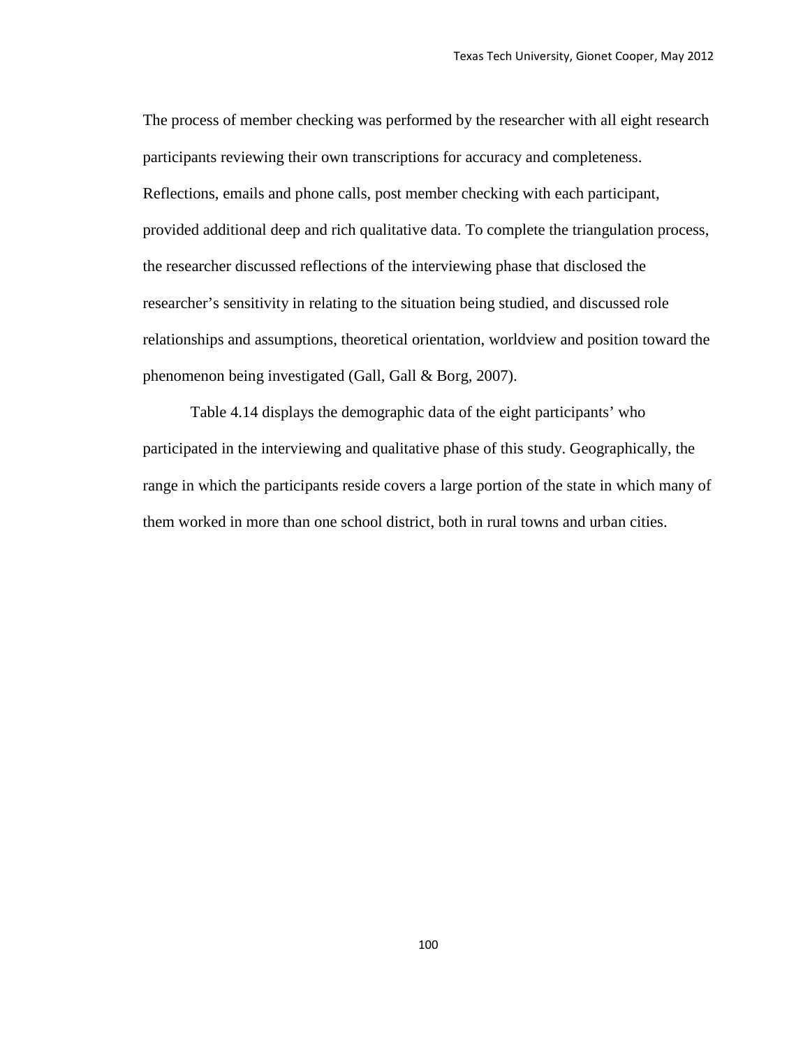The process of member checking was performed by the researcher with all eight research participants reviewing their own transcriptions for accuracy and completeness. Reflections, emails and phone calls, post member checking with each participant, provided additional deep and rich qualitative data. To complete the triangulation process, the researcher discussed reflections of the interviewing phase that disclosed the researcher's sensitivity in relating to the situation being studied, and discussed role relationships and assumptions, theoretical orientation, worldview and position toward the phenomenon being investigated (Gall, Gall & Borg, 2007).

Table 4.14 displays the demographic data of the eight participants' who participated in the interviewing and qualitative phase of this study. Geographically, the range in which the participants reside covers a large portion of the state in which many of them worked in more than one school district, both in rural towns and urban cities.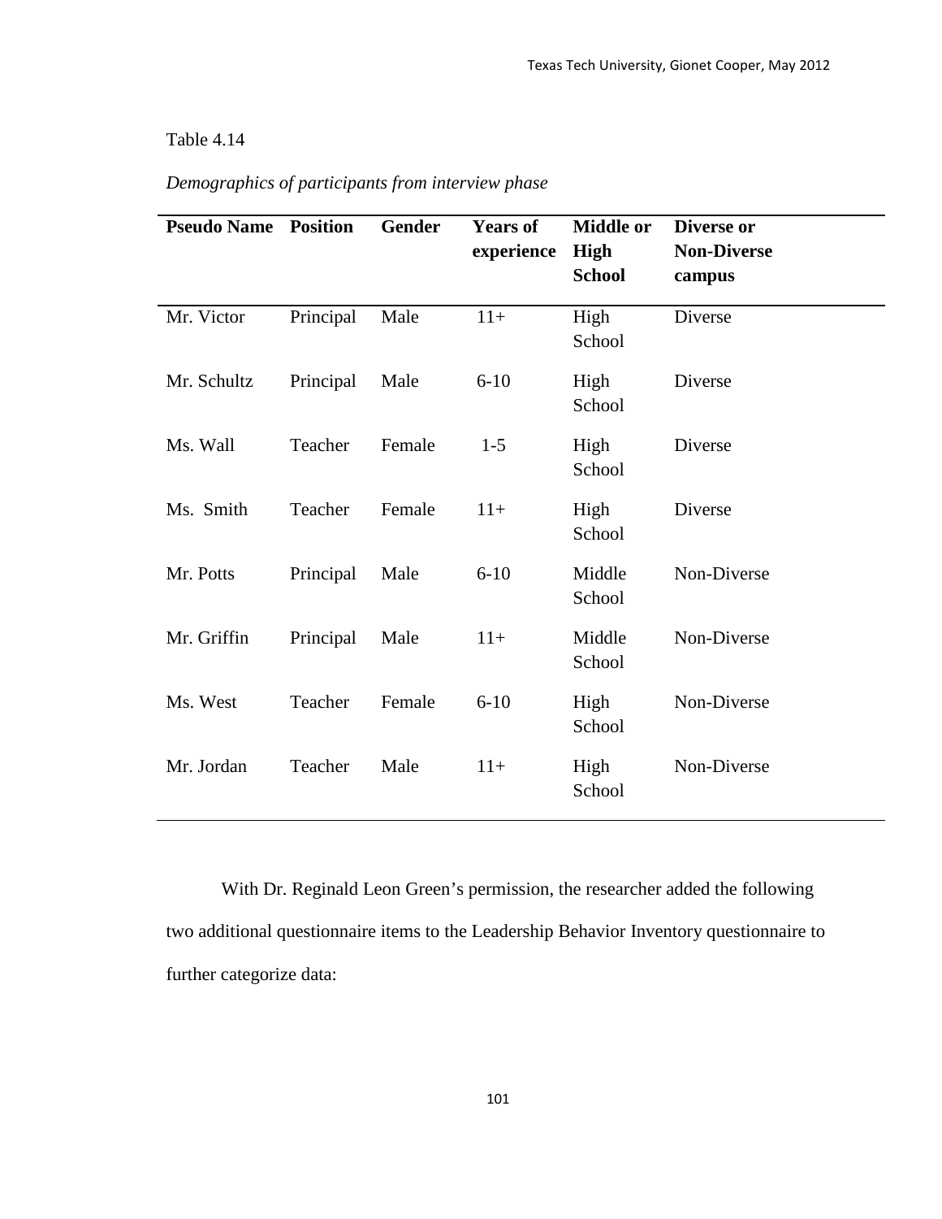Table 4.14

*Demographics of participants from interview phase*

| Pseudo Name | Position | Gender | Years of experience | Middle or High School | Diverse or Non-Diverse campus |
|---|---|---|---|---|---|
| Mr. Victor | Principal | Male | 11+ | High School | Diverse |
| Mr. Schultz | Principal | Male | 6-10 | High School | Diverse |
| Ms. Wall | Teacher | Female | 1-5 | High School | Diverse |
| Ms. Smith | Teacher | Female | 11+ | High School | Diverse |
| Mr. Potts | Principal | Male | 6-10 | Middle School | Non-Diverse |
| Mr. Griffin | Principal | Male | 11+ | Middle School | Non-Diverse |
| Ms. West | Teacher | Female | 6-10 | High School | Non-Diverse |
| Mr. Jordan | Teacher | Male | 11+ | High School | Non-Diverse |

With Dr. Reginald Leon Green's permission, the researcher added the following two additional questionnaire items to the Leadership Behavior Inventory questionnaire to further categorize data: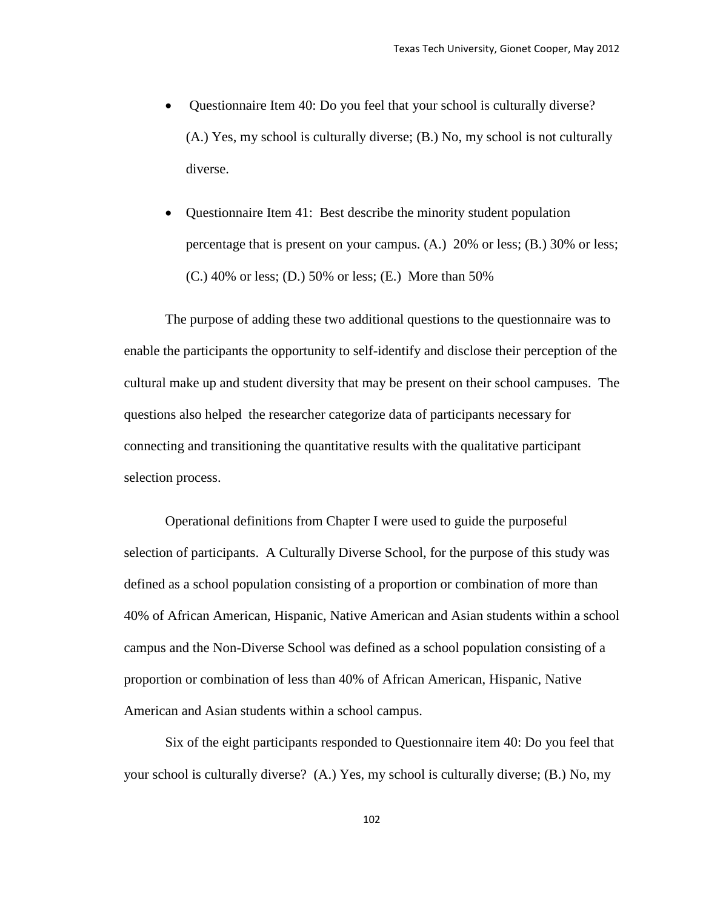- Questionnaire Item 40: Do you feel that your school is culturally diverse? (A.) Yes, my school is culturally diverse; (B.) No, my school is not culturally diverse.

- Questionnaire Item 41: Best describe the minority student population percentage that is present on your campus. (A.) 20% or less; (B.) 30% or less; (C.) 40% or less; (D.) 50% or less; (E.) More than 50%

The purpose of adding these two additional questions to the questionnaire was to enable the participants the opportunity to self-identify and disclose their perception of the cultural make up and student diversity that may be present on their school campuses. The questions also helped the researcher categorize data of participants necessary for connecting and transitioning the quantitative results with the qualitative participant selection process.

Operational definitions from Chapter I were used to guide the purposeful selection of participants. A Culturally Diverse School, for the purpose of this study was defined as a school population consisting of a proportion or combination of more than 40% of African American, Hispanic, Native American and Asian students within a school campus and the Non-Diverse School was defined as a school population consisting of a proportion or combination of less than 40% of African American, Hispanic, Native American and Asian students within a school campus.

Six of the eight participants responded to Questionnaire item 40: Do you feel that your school is culturally diverse? (A.) Yes, my school is culturally diverse; (B.) No, my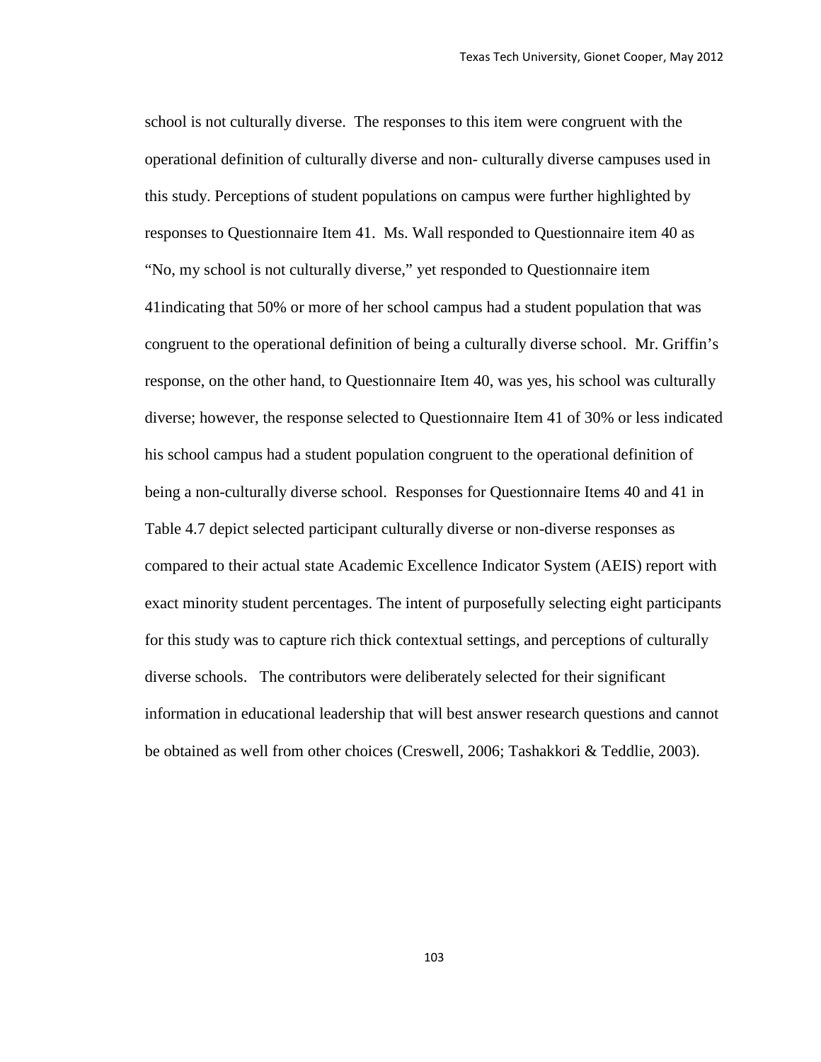school is not culturally diverse. The responses to this item were congruent with the operational definition of culturally diverse and non- culturally diverse campuses used in this study. Perceptions of student populations on campus were further highlighted by responses to Questionnaire Item 41. Ms. Wall responded to Questionnaire item 40 as "No, my school is not culturally diverse," yet responded to Questionnaire item 41indicating that 50% or more of her school campus had a student population that was congruent to the operational definition of being a culturally diverse school. Mr. Griffin's response, on the other hand, to Questionnaire Item 40, was yes, his school was culturally diverse; however, the response selected to Questionnaire Item 41 of 30% or less indicated his school campus had a student population congruent to the operational definition of being a non-culturally diverse school. Responses for Questionnaire Items 40 and 41 in Table 4.7 depict selected participant culturally diverse or non-diverse responses as compared to their actual state Academic Excellence Indicator System (AEIS) report with exact minority student percentages. The intent of purposefully selecting eight participants for this study was to capture rich thick contextual settings, and perceptions of culturally diverse schools. The contributors were deliberately selected for their significant information in educational leadership that will best answer research questions and cannot be obtained as well from other choices (Creswell, 2006; Tashakkori & Teddlie, 2003).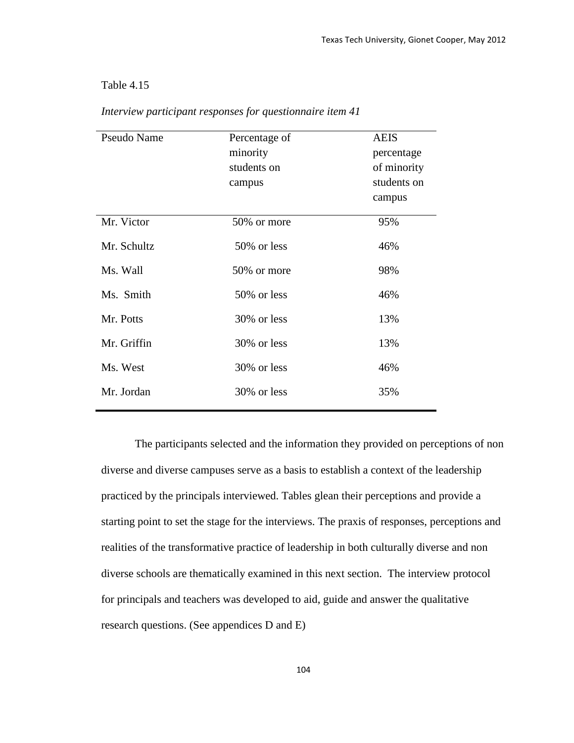Table 4.15

*Interview participant responses for questionnaire item 41*

| Pseudo Name | Percentage of minority students on campus | AEIS percentage of minority students on campus |
|---|---|---|
| Mr. Victor | 50% or more | 95% |
| Mr. Schultz | 50% or less | 46% |
| Ms. Wall | 50% or more | 98% |
| Ms. Smith | 50% or less | 46% |
| Mr. Potts | 30% or less | 13% |
| Mr. Griffin | 30% or less | 13% |
| Ms. West | 30% or less | 46% |
| Mr. Jordan | 30% or less | 35% |

The participants selected and the information they provided on perceptions of non diverse and diverse campuses serve as a basis to establish a context of the leadership practiced by the principals interviewed. Tables glean their perceptions and provide a starting point to set the stage for the interviews. The praxis of responses, perceptions and realities of the transformative practice of leadership in both culturally diverse and non diverse schools are thematically examined in this next section. The interview protocol for principals and teachers was developed to aid, guide and answer the qualitative research questions. (See appendices D and E)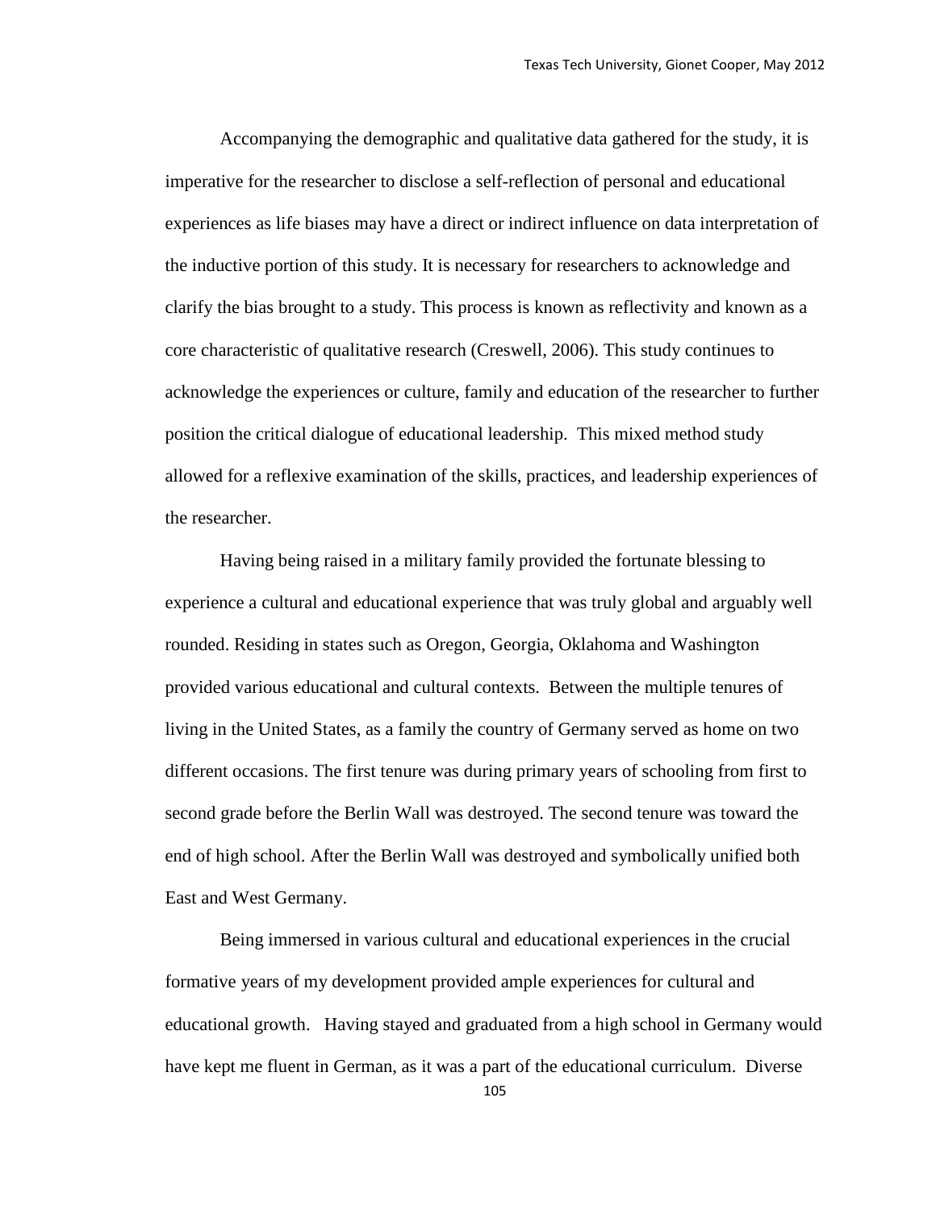Accompanying the demographic and qualitative data gathered for the study, it is imperative for the researcher to disclose a self-reflection of personal and educational experiences as life biases may have a direct or indirect influence on data interpretation of the inductive portion of this study. It is necessary for researchers to acknowledge and clarify the bias brought to a study. This process is known as reflectivity and known as a core characteristic of qualitative research (Creswell, 2006). This study continues to acknowledge the experiences or culture, family and education of the researcher to further position the critical dialogue of educational leadership. This mixed method study allowed for a reflexive examination of the skills, practices, and leadership experiences of the researcher.

Having being raised in a military family provided the fortunate blessing to experience a cultural and educational experience that was truly global and arguably well rounded. Residing in states such as Oregon, Georgia, Oklahoma and Washington provided various educational and cultural contexts. Between the multiple tenures of living in the United States, as a family the country of Germany served as home on two different occasions. The first tenure was during primary years of schooling from first to second grade before the Berlin Wall was destroyed. The second tenure was toward the end of high school. After the Berlin Wall was destroyed and symbolically unified both East and West Germany.

Being immersed in various cultural and educational experiences in the crucial formative years of my development provided ample experiences for cultural and educational growth. Having stayed and graduated from a high school in Germany would have kept me fluent in German, as it was a part of the educational curriculum. Diverse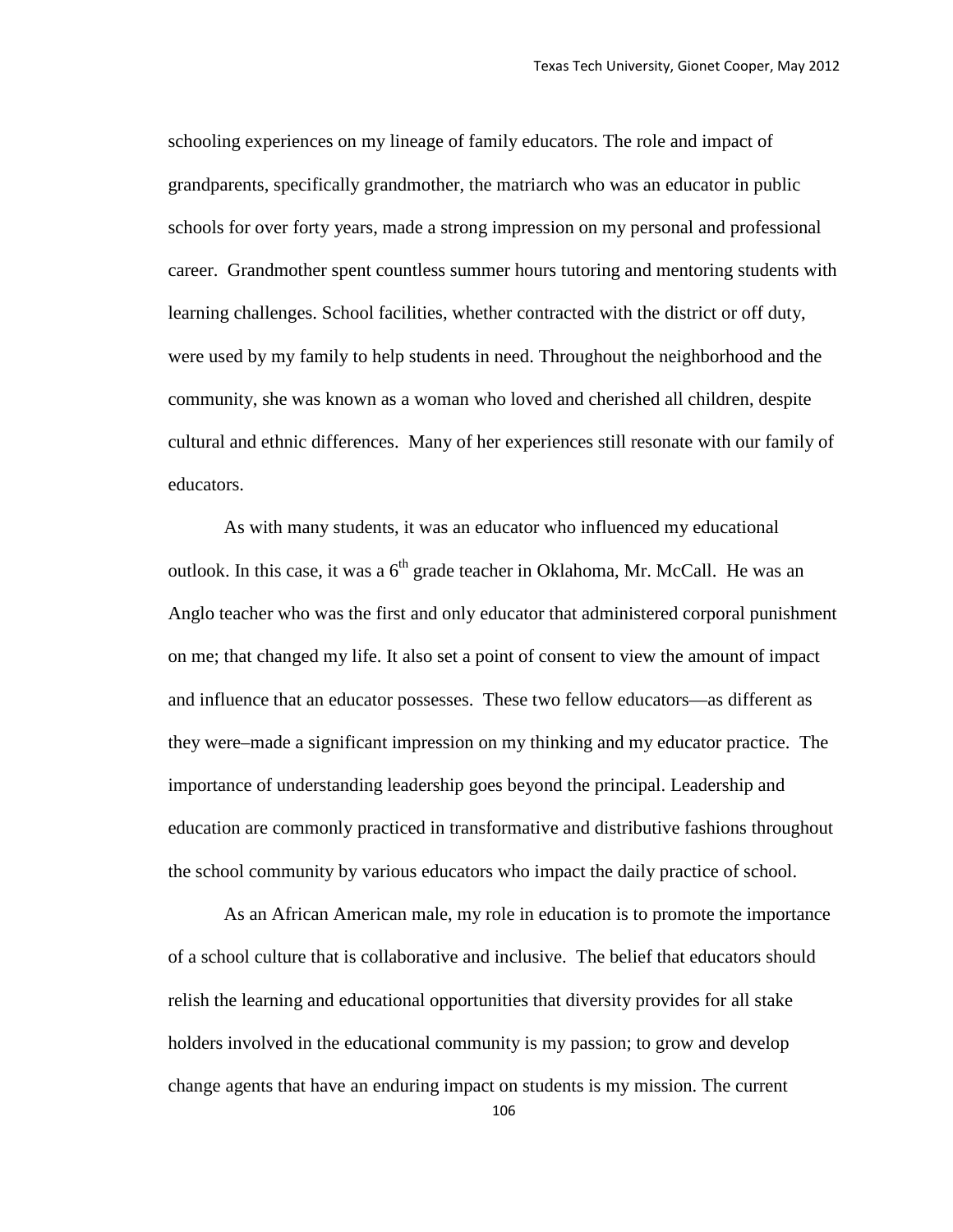schooling experiences on my lineage of family educators. The role and impact of grandparents, specifically grandmother, the matriarch who was an educator in public schools for over forty years, made a strong impression on my personal and professional career. Grandmother spent countless summer hours tutoring and mentoring students with learning challenges. School facilities, whether contracted with the district or off duty, were used by my family to help students in need. Throughout the neighborhood and the community, she was known as a woman who loved and cherished all children, despite cultural and ethnic differences. Many of her experiences still resonate with our family of educators.

As with many students, it was an educator who influenced my educational outlook. In this case, it was a 6th grade teacher in Oklahoma, Mr. McCall. He was an Anglo teacher who was the first and only educator that administered corporal punishment on me; that changed my life. It also set a point of consent to view the amount of impact and influence that an educator possesses. These two fellow educators—as different as they were–made a significant impression on my thinking and my educator practice. The importance of understanding leadership goes beyond the principal. Leadership and education are commonly practiced in transformative and distributive fashions throughout the school community by various educators who impact the daily practice of school.

As an African American male, my role in education is to promote the importance of a school culture that is collaborative and inclusive. The belief that educators should relish the learning and educational opportunities that diversity provides for all stake holders involved in the educational community is my passion; to grow and develop change agents that have an enduring impact on students is my mission. The current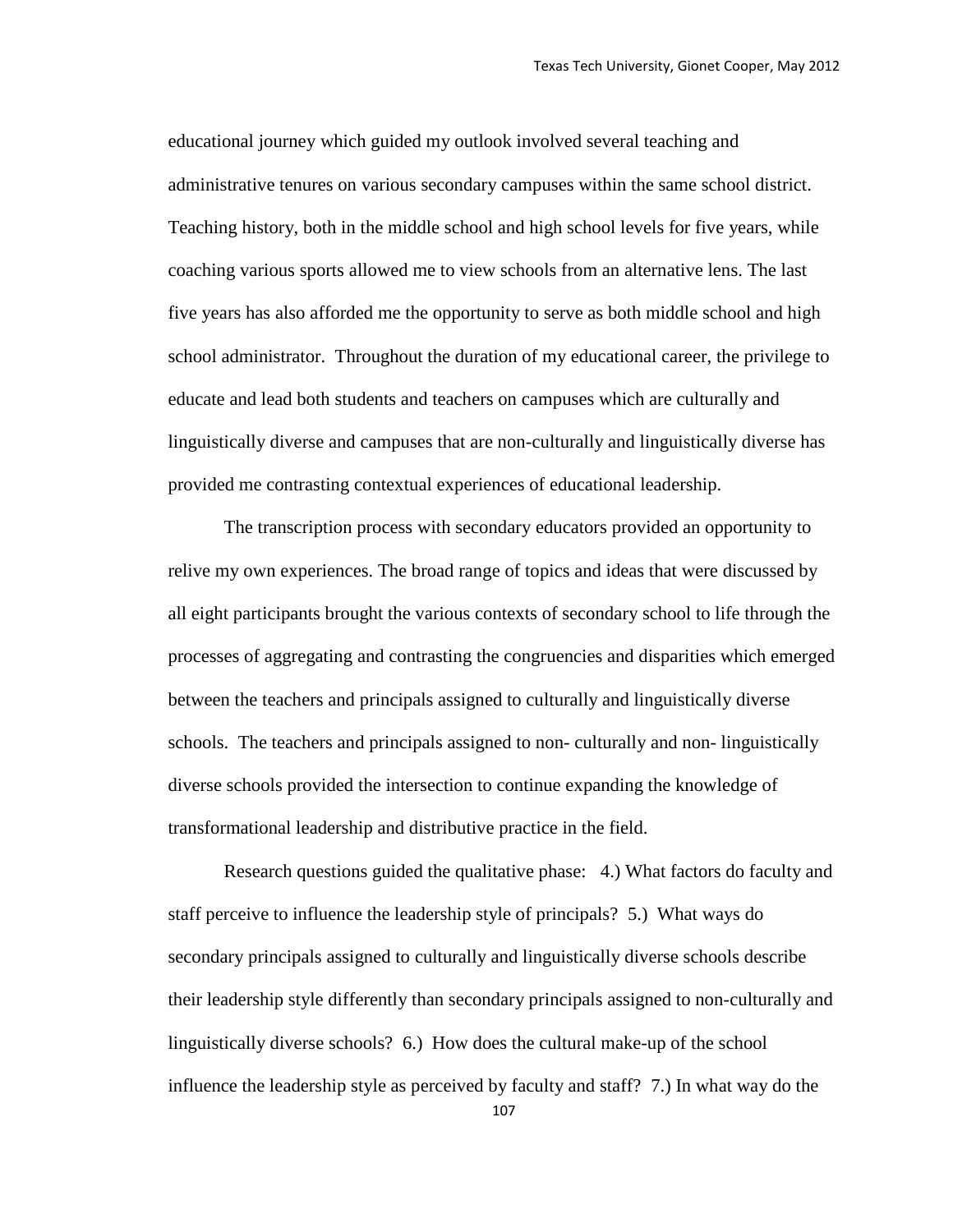educational journey which guided my outlook involved several teaching and administrative tenures on various secondary campuses within the same school district. Teaching history, both in the middle school and high school levels for five years, while coaching various sports allowed me to view schools from an alternative lens. The last five years has also afforded me the opportunity to serve as both middle school and high school administrator. Throughout the duration of my educational career, the privilege to educate and lead both students and teachers on campuses which are culturally and linguistically diverse and campuses that are non-culturally and linguistically diverse has provided me contrasting contextual experiences of educational leadership.

The transcription process with secondary educators provided an opportunity to relive my own experiences. The broad range of topics and ideas that were discussed by all eight participants brought the various contexts of secondary school to life through the processes of aggregating and contrasting the congruencies and disparities which emerged between the teachers and principals assigned to culturally and linguistically diverse schools. The teachers and principals assigned to non- culturally and non- linguistically diverse schools provided the intersection to continue expanding the knowledge of transformational leadership and distributive practice in the field.

Research questions guided the qualitative phase: 4.) What factors do faculty and staff perceive to influence the leadership style of principals? 5.) What ways do secondary principals assigned to culturally and linguistically diverse schools describe their leadership style differently than secondary principals assigned to non-culturally and linguistically diverse schools? 6.) How does the cultural make-up of the school influence the leadership style as perceived by faculty and staff? 7.) In what way do the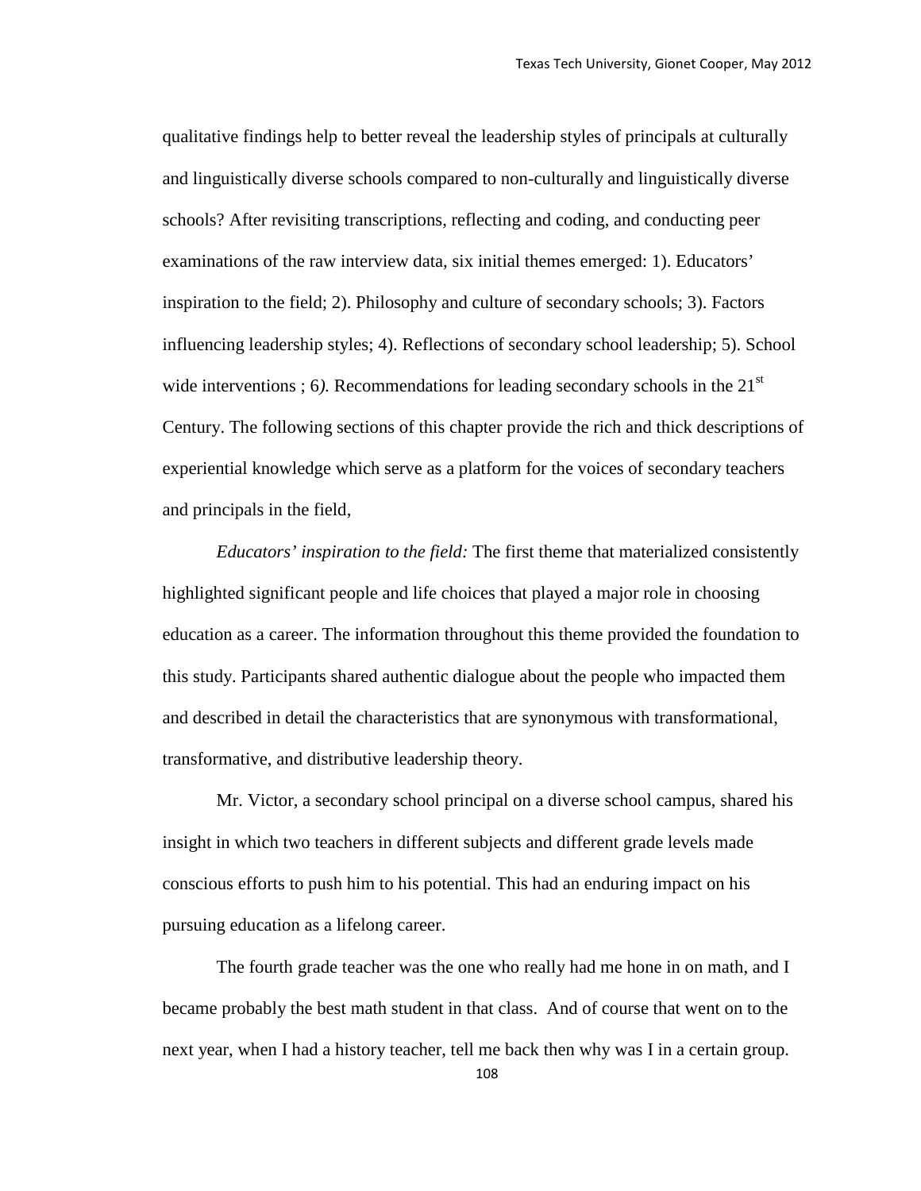qualitative findings help to better reveal the leadership styles of principals at culturally and linguistically diverse schools compared to non-culturally and linguistically diverse schools? After revisiting transcriptions, reflecting and coding, and conducting peer examinations of the raw interview data, six initial themes emerged: 1). Educators' inspiration to the field; 2). Philosophy and culture of secondary schools; 3). Factors influencing leadership styles; 4). Reflections of secondary school leadership; 5). School wide interventions ; 6*).* Recommendations for leading secondary schools in the 21st Century. The following sections of this chapter provide the rich and thick descriptions of experiential knowledge which serve as a platform for the voices of secondary teachers and principals in the field,

*Educators' inspiration to the field:* The first theme that materialized consistently highlighted significant people and life choices that played a major role in choosing education as a career. The information throughout this theme provided the foundation to this study. Participants shared authentic dialogue about the people who impacted them and described in detail the characteristics that are synonymous with transformational, transformative, and distributive leadership theory.

Mr. Victor, a secondary school principal on a diverse school campus, shared his insight in which two teachers in different subjects and different grade levels made conscious efforts to push him to his potential. This had an enduring impact on his pursuing education as a lifelong career.

The fourth grade teacher was the one who really had me hone in on math, and I became probably the best math student in that class. And of course that went on to the next year, when I had a history teacher, tell me back then why was I in a certain group.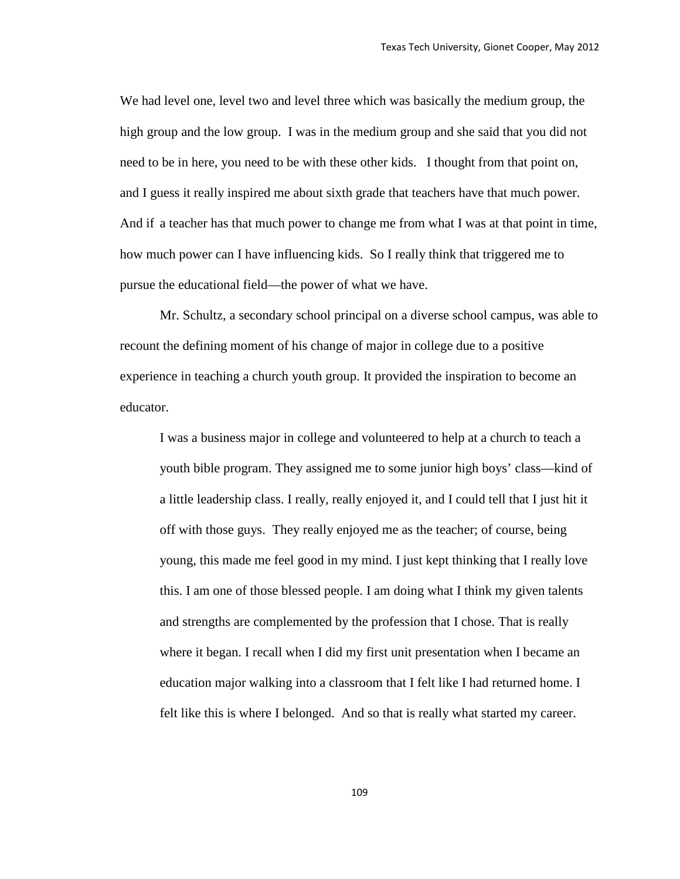We had level one, level two and level three which was basically the medium group, the high group and the low group. I was in the medium group and she said that you did not need to be in here, you need to be with these other kids. I thought from that point on, and I guess it really inspired me about sixth grade that teachers have that much power. And if a teacher has that much power to change me from what I was at that point in time, how much power can I have influencing kids. So I really think that triggered me to pursue the educational field—the power of what we have.

Mr. Schultz, a secondary school principal on a diverse school campus, was able to recount the defining moment of his change of major in college due to a positive experience in teaching a church youth group. It provided the inspiration to become an educator.

> I was a business major in college and volunteered to help at a church to teach a youth bible program. They assigned me to some junior high boys' class—kind of a little leadership class. I really, really enjoyed it, and I could tell that I just hit it off with those guys. They really enjoyed me as the teacher; of course, being young, this made me feel good in my mind. I just kept thinking that I really love this. I am one of those blessed people. I am doing what I think my given talents and strengths are complemented by the profession that I chose. That is really where it began. I recall when I did my first unit presentation when I became an education major walking into a classroom that I felt like I had returned home. I felt like this is where I belonged. And so that is really what started my career.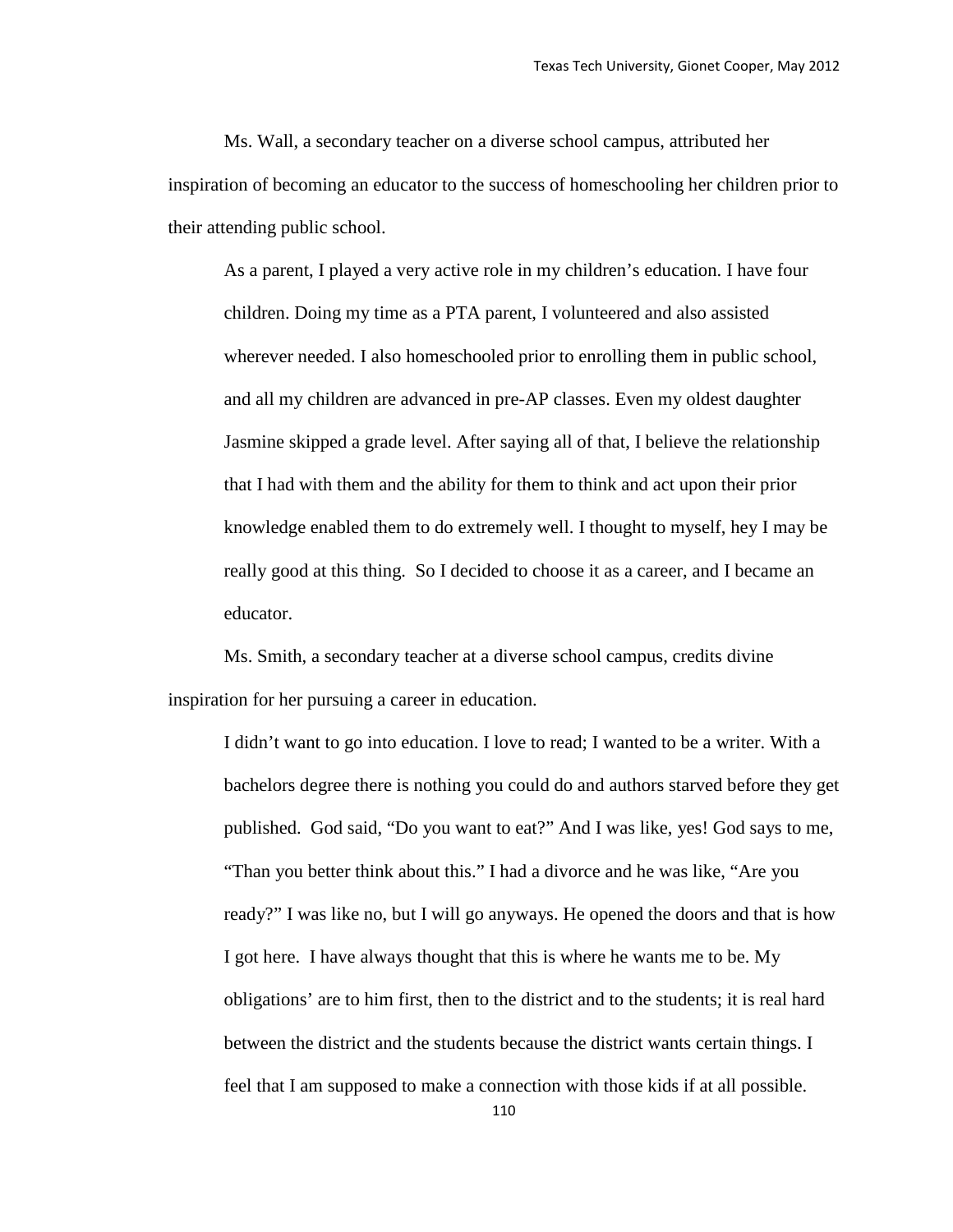Ms. Wall, a secondary teacher on a diverse school campus, attributed her inspiration of becoming an educator to the success of homeschooling her children prior to their attending public school.

> As a parent, I played a very active role in my children's education. I have four children. Doing my time as a PTA parent, I volunteered and also assisted wherever needed. I also homeschooled prior to enrolling them in public school, and all my children are advanced in pre-AP classes. Even my oldest daughter Jasmine skipped a grade level. After saying all of that, I believe the relationship that I had with them and the ability for them to think and act upon their prior knowledge enabled them to do extremely well. I thought to myself, hey I may be really good at this thing. So I decided to choose it as a career, and I became an educator.

Ms. Smith, a secondary teacher at a diverse school campus, credits divine inspiration for her pursuing a career in education.

> I didn't want to go into education. I love to read; I wanted to be a writer. With a bachelors degree there is nothing you could do and authors starved before they get published. God said, "Do you want to eat?" And I was like, yes! God says to me, "Than you better think about this." I had a divorce and he was like, "Are you ready?" I was like no, but I will go anyways. He opened the doors and that is how I got here. I have always thought that this is where he wants me to be. My obligations' are to him first, then to the district and to the students; it is real hard between the district and the students because the district wants certain things. I feel that I am supposed to make a connection with those kids if at all possible.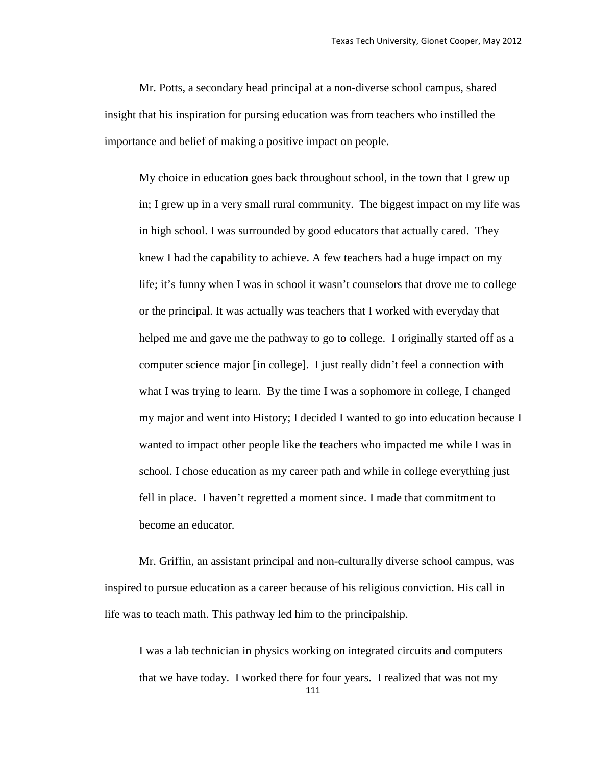Mr. Potts, a secondary head principal at a non-diverse school campus, shared insight that his inspiration for pursing education was from teachers who instilled the importance and belief of making a positive impact on people.

> My choice in education goes back throughout school, in the town that I grew up in; I grew up in a very small rural community. The biggest impact on my life was in high school. I was surrounded by good educators that actually cared. They knew I had the capability to achieve. A few teachers had a huge impact on my life; it's funny when I was in school it wasn't counselors that drove me to college or the principal. It was actually was teachers that I worked with everyday that helped me and gave me the pathway to go to college. I originally started off as a computer science major [in college]. I just really didn't feel a connection with what I was trying to learn. By the time I was a sophomore in college, I changed my major and went into History; I decided I wanted to go into education because I wanted to impact other people like the teachers who impacted me while I was in school. I chose education as my career path and while in college everything just fell in place. I haven't regretted a moment since. I made that commitment to become an educator.

Mr. Griffin, an assistant principal and non-culturally diverse school campus, was inspired to pursue education as a career because of his religious conviction. His call in life was to teach math. This pathway led him to the principalship.

> I was a lab technician in physics working on integrated circuits and computers that we have today. I worked there for four years. I realized that was not my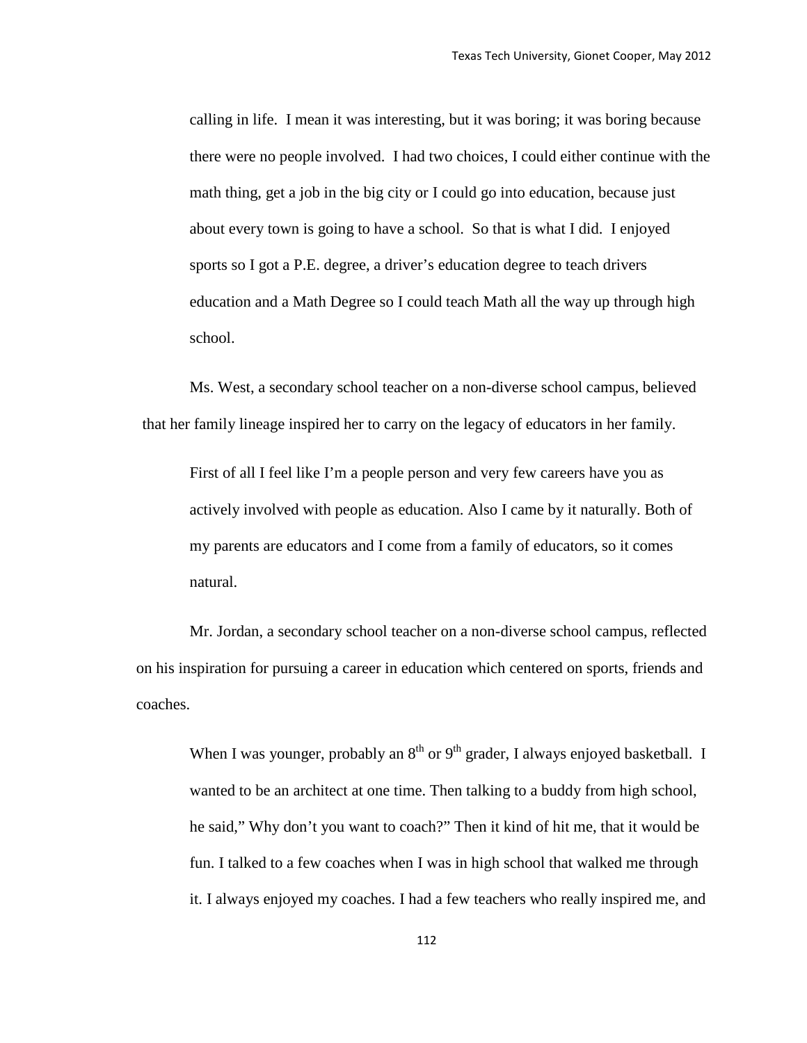> calling in life. I mean it was interesting, but it was boring; it was boring because there were no people involved. I had two choices, I could either continue with the math thing, get a job in the big city or I could go into education, because just about every town is going to have a school. So that is what I did. I enjoyed sports so I got a P.E. degree, a driver's education degree to teach drivers education and a Math Degree so I could teach Math all the way up through high school.

Ms. West, a secondary school teacher on a non-diverse school campus, believed that her family lineage inspired her to carry on the legacy of educators in her family.

> First of all I feel like I'm a people person and very few careers have you as actively involved with people as education. Also I came by it naturally. Both of my parents are educators and I come from a family of educators, so it comes natural.

Mr. Jordan, a secondary school teacher on a non-diverse school campus, reflected on his inspiration for pursuing a career in education which centered on sports, friends and coaches.

> When I was younger, probably an 8th or 9th grader, I always enjoyed basketball. I wanted to be an architect at one time. Then talking to a buddy from high school, he said," Why don't you want to coach?" Then it kind of hit me, that it would be fun. I talked to a few coaches when I was in high school that walked me through it. I always enjoyed my coaches. I had a few teachers who really inspired me, and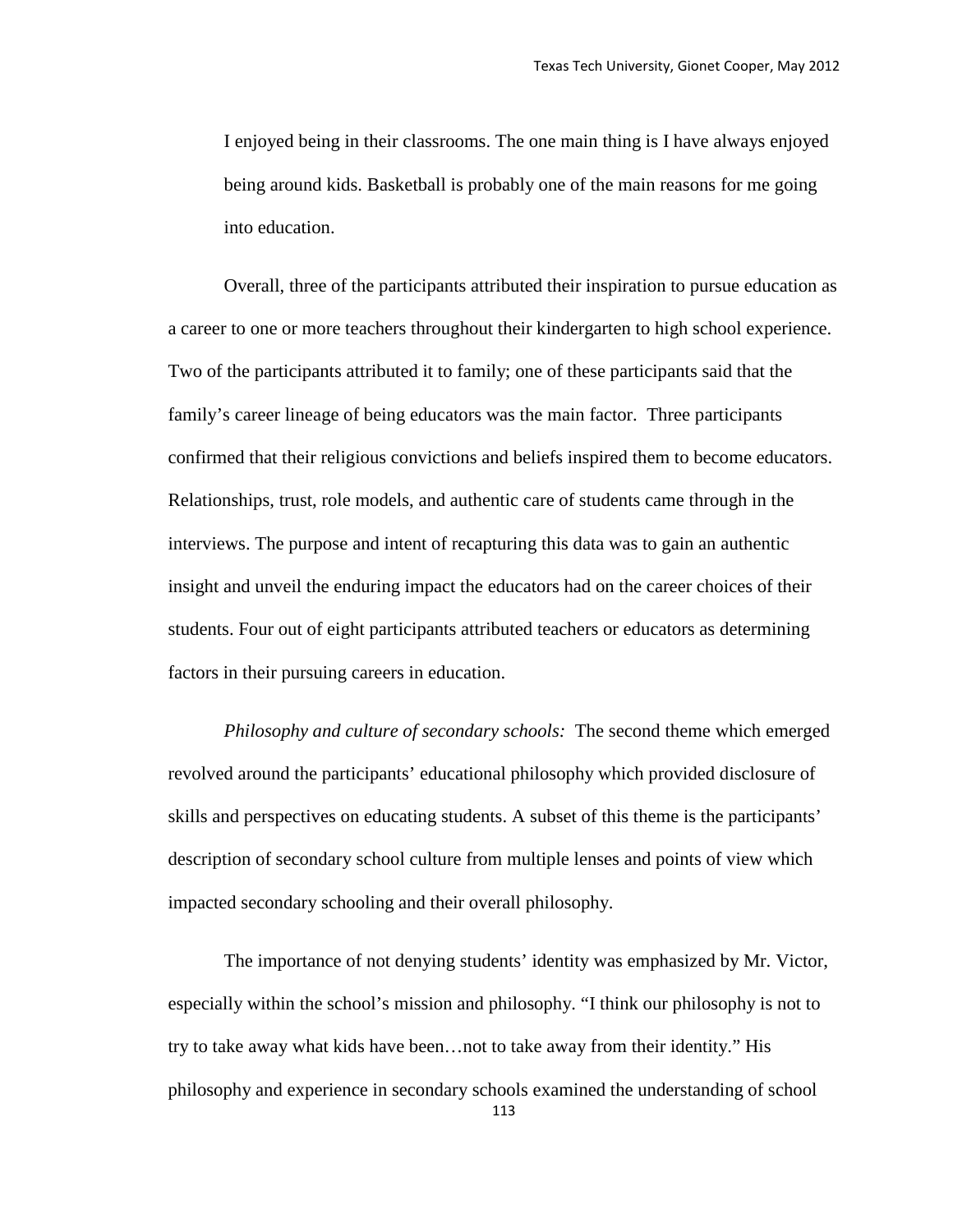> I enjoyed being in their classrooms. The one main thing is I have always enjoyed being around kids. Basketball is probably one of the main reasons for me going into education.

Overall, three of the participants attributed their inspiration to pursue education as a career to one or more teachers throughout their kindergarten to high school experience. Two of the participants attributed it to family; one of these participants said that the family's career lineage of being educators was the main factor. Three participants confirmed that their religious convictions and beliefs inspired them to become educators. Relationships, trust, role models, and authentic care of students came through in the interviews. The purpose and intent of recapturing this data was to gain an authentic insight and unveil the enduring impact the educators had on the career choices of their students. Four out of eight participants attributed teachers or educators as determining factors in their pursuing careers in education.

*Philosophy and culture of secondary schools:* The second theme which emerged revolved around the participants' educational philosophy which provided disclosure of skills and perspectives on educating students. A subset of this theme is the participants' description of secondary school culture from multiple lenses and points of view which impacted secondary schooling and their overall philosophy.

The importance of not denying students' identity was emphasized by Mr. Victor, especially within the school's mission and philosophy. "I think our philosophy is not to try to take away what kids have been…not to take away from their identity." His philosophy and experience in secondary schools examined the understanding of school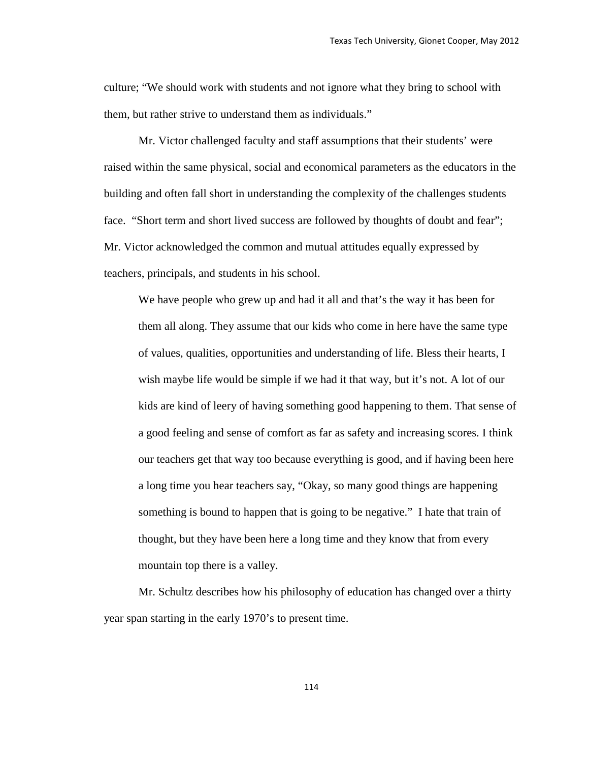culture; "We should work with students and not ignore what they bring to school with them, but rather strive to understand them as individuals."

Mr. Victor challenged faculty and staff assumptions that their students' were raised within the same physical, social and economical parameters as the educators in the building and often fall short in understanding the complexity of the challenges students face. "Short term and short lived success are followed by thoughts of doubt and fear"; Mr. Victor acknowledged the common and mutual attitudes equally expressed by teachers, principals, and students in his school.

> We have people who grew up and had it all and that's the way it has been for them all along. They assume that our kids who come in here have the same type of values, qualities, opportunities and understanding of life. Bless their hearts, I wish maybe life would be simple if we had it that way, but it's not. A lot of our kids are kind of leery of having something good happening to them. That sense of a good feeling and sense of comfort as far as safety and increasing scores. I think our teachers get that way too because everything is good, and if having been here a long time you hear teachers say, "Okay, so many good things are happening something is bound to happen that is going to be negative." I hate that train of thought, but they have been here a long time and they know that from every mountain top there is a valley.

Mr. Schultz describes how his philosophy of education has changed over a thirty year span starting in the early 1970's to present time.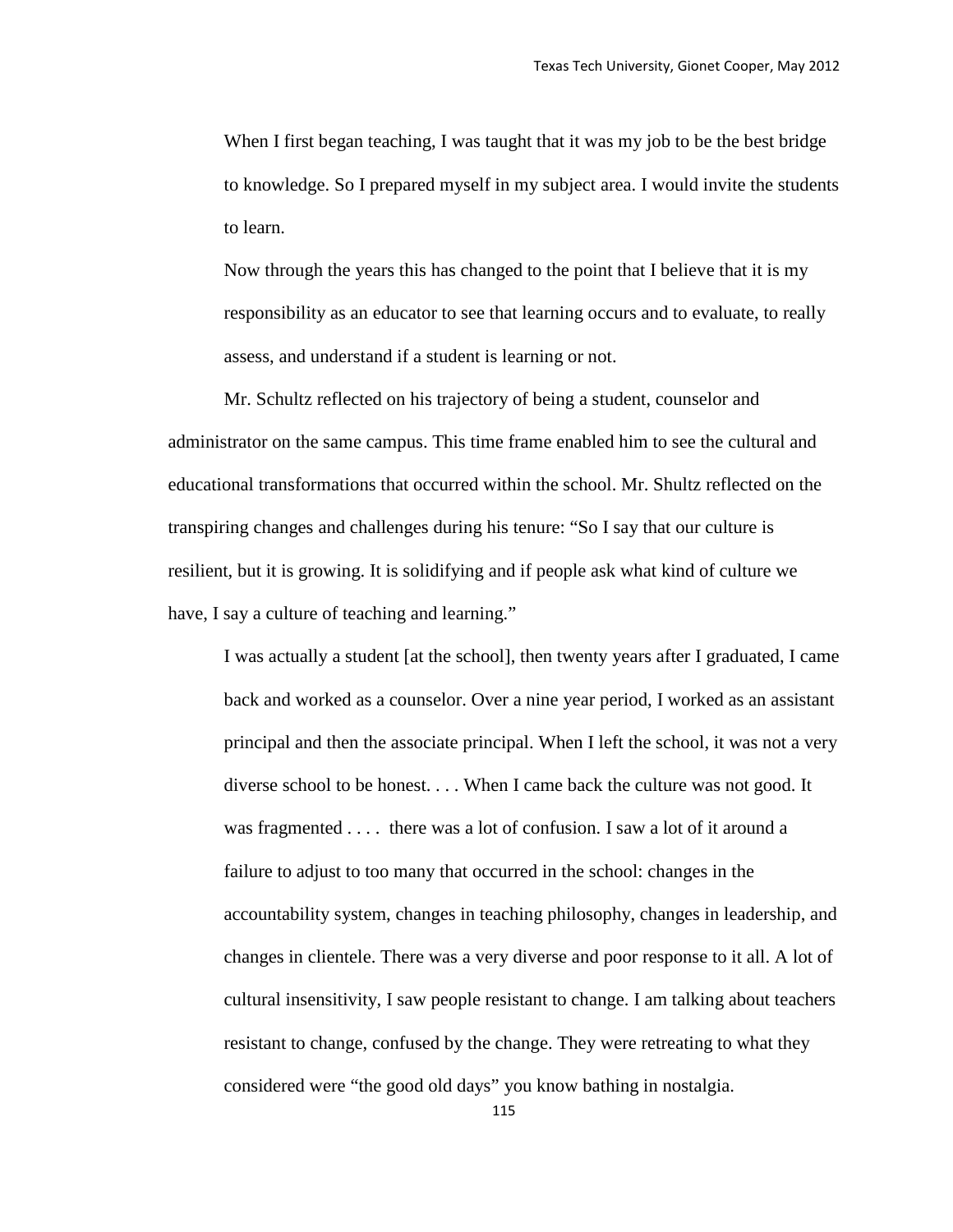> When I first began teaching, I was taught that it was my job to be the best bridge to knowledge. So I prepared myself in my subject area. I would invite the students to learn.
>
> Now through the years this has changed to the point that I believe that it is my responsibility as an educator to see that learning occurs and to evaluate, to really assess, and understand if a student is learning or not.

Mr. Schultz reflected on his trajectory of being a student, counselor and administrator on the same campus. This time frame enabled him to see the cultural and educational transformations that occurred within the school. Mr. Shultz reflected on the transpiring changes and challenges during his tenure: "So I say that our culture is resilient, but it is growing. It is solidifying and if people ask what kind of culture we have, I say a culture of teaching and learning."

> I was actually a student [at the school], then twenty years after I graduated, I came back and worked as a counselor. Over a nine year period, I worked as an assistant principal and then the associate principal. When I left the school, it was not a very diverse school to be honest. . . . When I came back the culture was not good. It was fragmented . . . . there was a lot of confusion. I saw a lot of it around a failure to adjust to too many that occurred in the school: changes in the accountability system, changes in teaching philosophy, changes in leadership, and changes in clientele. There was a very diverse and poor response to it all. A lot of cultural insensitivity, I saw people resistant to change. I am talking about teachers resistant to change, confused by the change. They were retreating to what they considered were "the good old days" you know bathing in nostalgia.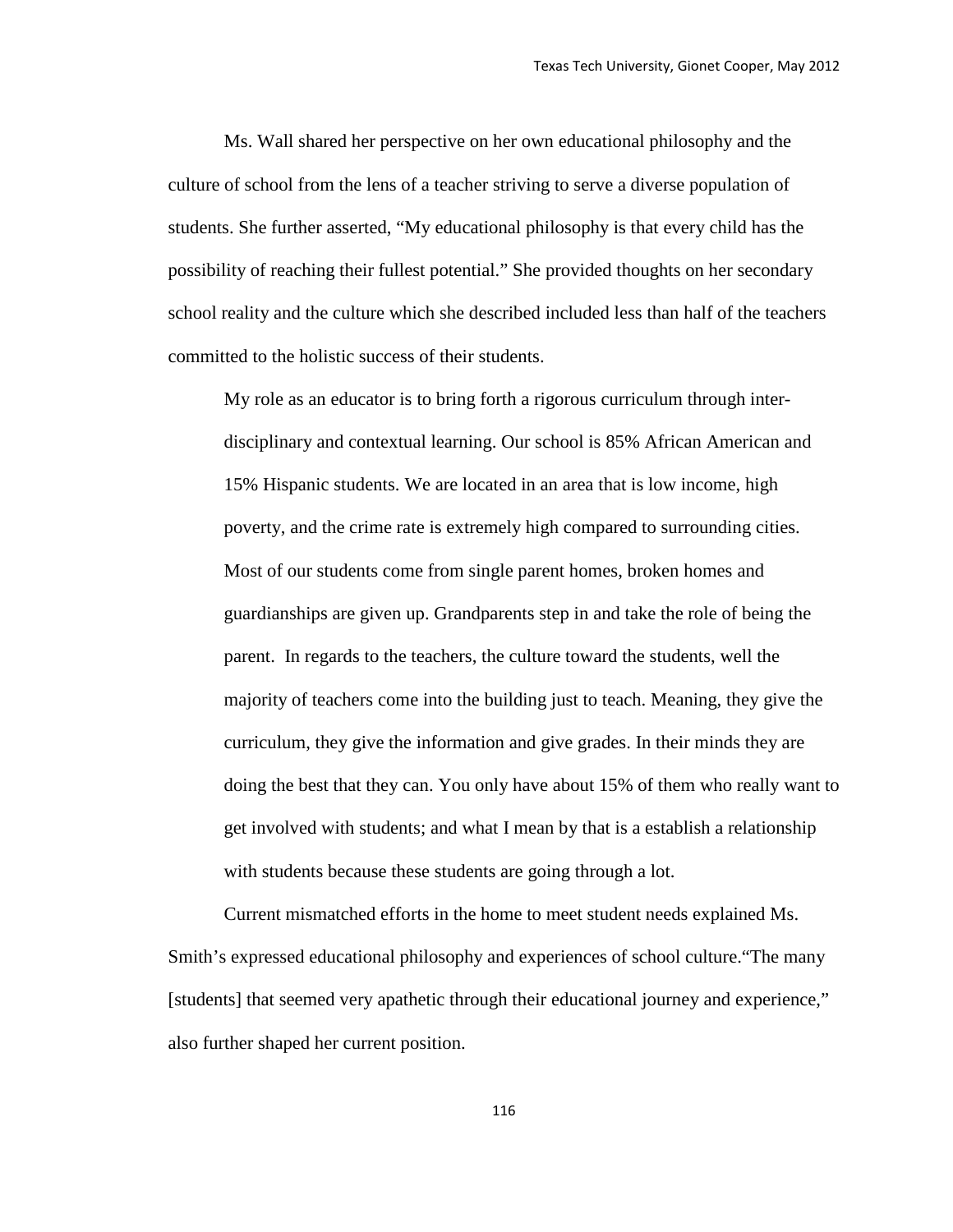Ms. Wall shared her perspective on her own educational philosophy and the culture of school from the lens of a teacher striving to serve a diverse population of students. She further asserted, “My educational philosophy is that every child has the possibility of reaching their fullest potential.” She provided thoughts on her secondary school reality and the culture which she described included less than half of the teachers committed to the holistic success of their students.

> My role as an educator is to bring forth a rigorous curriculum through inter-disciplinary and contextual learning. Our school is 85% African American and 15% Hispanic students. We are located in an area that is low income, high poverty, and the crime rate is extremely high compared to surrounding cities. Most of our students come from single parent homes, broken homes and guardianships are given up. Grandparents step in and take the role of being the parent. In regards to the teachers, the culture toward the students, well the majority of teachers come into the building just to teach. Meaning, they give the curriculum, they give the information and give grades. In their minds they are doing the best that they can. You only have about 15% of them who really want to get involved with students; and what I mean by that is a establish a relationship with students because these students are going through a lot.

Current mismatched efforts in the home to meet student needs explained Ms. Smith’s expressed educational philosophy and experiences of school culture.“The many [students] that seemed very apathetic through their educational journey and experience,” also further shaped her current position.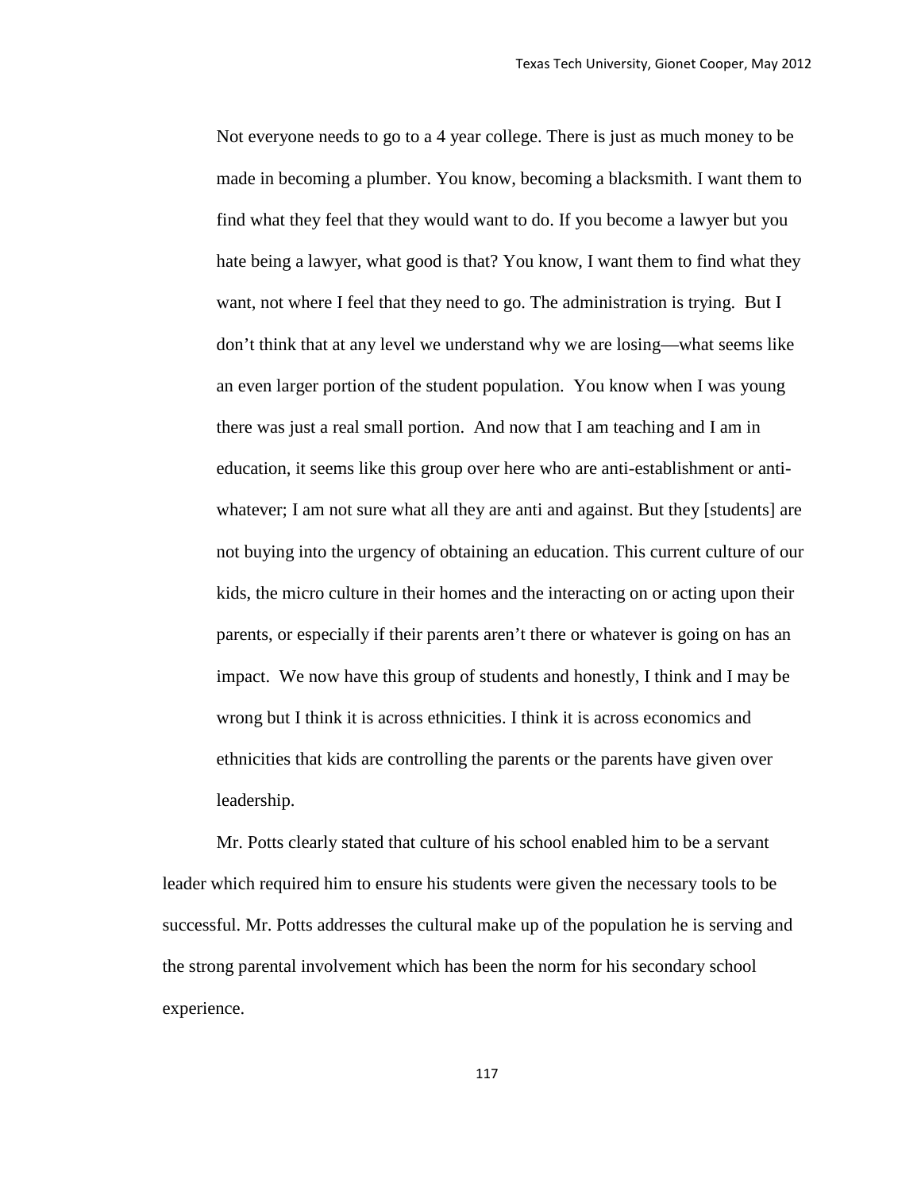> Not everyone needs to go to a 4 year college. There is just as much money to be made in becoming a plumber. You know, becoming a blacksmith. I want them to find what they feel that they would want to do. If you become a lawyer but you hate being a lawyer, what good is that? You know, I want them to find what they want, not where I feel that they need to go. The administration is trying. But I don't think that at any level we understand why we are losing—what seems like an even larger portion of the student population. You know when I was young there was just a real small portion. And now that I am teaching and I am in education, it seems like this group over here who are anti-establishment or anti-whatever; I am not sure what all they are anti and against. But they [students] are not buying into the urgency of obtaining an education. This current culture of our kids, the micro culture in their homes and the interacting on or acting upon their parents, or especially if their parents aren't there or whatever is going on has an impact. We now have this group of students and honestly, I think and I may be wrong but I think it is across ethnicities. I think it is across economics and ethnicities that kids are controlling the parents or the parents have given over leadership.

Mr. Potts clearly stated that culture of his school enabled him to be a servant leader which required him to ensure his students were given the necessary tools to be successful. Mr. Potts addresses the cultural make up of the population he is serving and the strong parental involvement which has been the norm for his secondary school experience.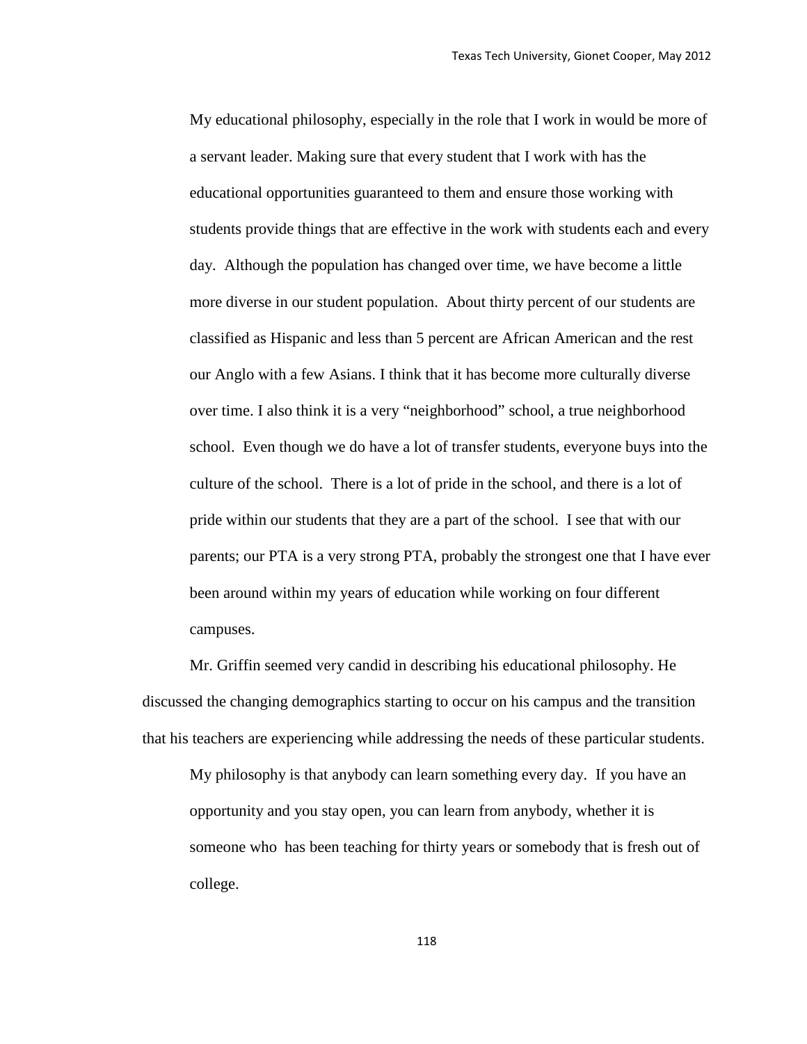> My educational philosophy, especially in the role that I work in would be more of a servant leader. Making sure that every student that I work with has the educational opportunities guaranteed to them and ensure those working with students provide things that are effective in the work with students each and every day. Although the population has changed over time, we have become a little more diverse in our student population. About thirty percent of our students are classified as Hispanic and less than 5 percent are African American and the rest our Anglo with a few Asians. I think that it has become more culturally diverse over time. I also think it is a very "neighborhood" school, a true neighborhood school. Even though we do have a lot of transfer students, everyone buys into the culture of the school. There is a lot of pride in the school, and there is a lot of pride within our students that they are a part of the school. I see that with our parents; our PTA is a very strong PTA, probably the strongest one that I have ever been around within my years of education while working on four different campuses.

Mr. Griffin seemed very candid in describing his educational philosophy. He discussed the changing demographics starting to occur on his campus and the transition that his teachers are experiencing while addressing the needs of these particular students.

> My philosophy is that anybody can learn something every day. If you have an opportunity and you stay open, you can learn from anybody, whether it is someone who has been teaching for thirty years or somebody that is fresh out of college.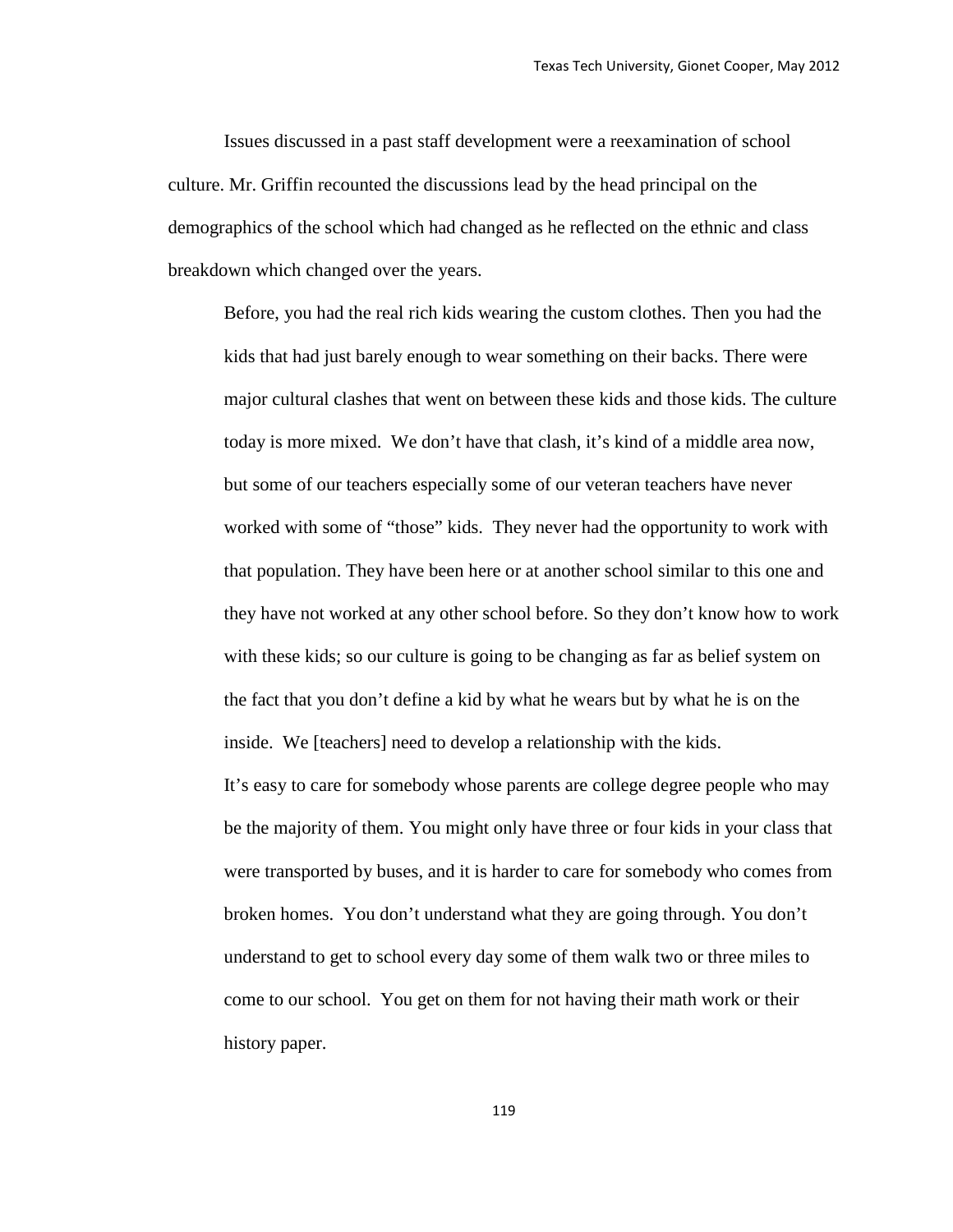Issues discussed in a past staff development were a reexamination of school culture. Mr. Griffin recounted the discussions lead by the head principal on the demographics of the school which had changed as he reflected on the ethnic and class breakdown which changed over the years.

> Before, you had the real rich kids wearing the custom clothes. Then you had the kids that had just barely enough to wear something on their backs. There were major cultural clashes that went on between these kids and those kids. The culture today is more mixed. We don't have that clash, it's kind of a middle area now, but some of our teachers especially some of our veteran teachers have never worked with some of "those" kids. They never had the opportunity to work with that population. They have been here or at another school similar to this one and they have not worked at any other school before. So they don't know how to work with these kids; so our culture is going to be changing as far as belief system on the fact that you don't define a kid by what he wears but by what he is on the inside. We [teachers] need to develop a relationship with the kids.
>
> It's easy to care for somebody whose parents are college degree people who may be the majority of them. You might only have three or four kids in your class that were transported by buses, and it is harder to care for somebody who comes from broken homes. You don't understand what they are going through. You don't understand to get to school every day some of them walk two or three miles to come to our school. You get on them for not having their math work or their history paper.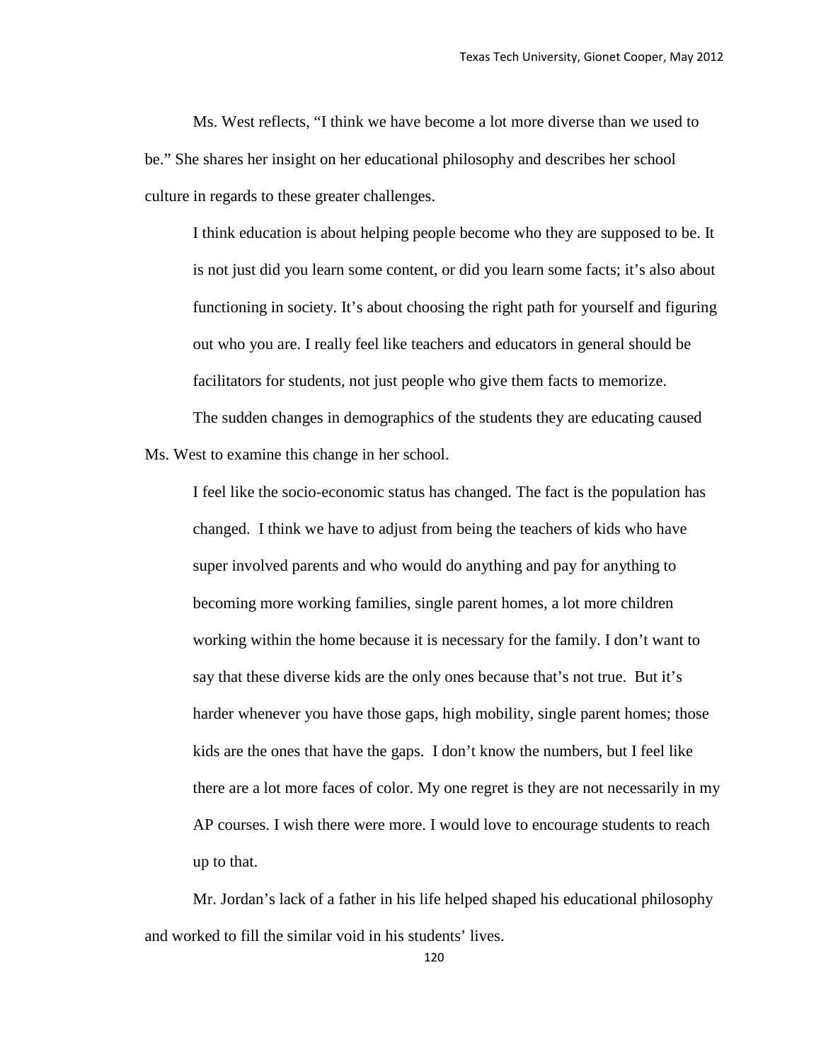Ms. West reflects, “I think we have become a lot more diverse than we used to be.” She shares her insight on her educational philosophy and describes her school culture in regards to these greater challenges.

> I think education is about helping people become who they are supposed to be. It is not just did you learn some content, or did you learn some facts; it’s also about functioning in society. It’s about choosing the right path for yourself and figuring out who you are. I really feel like teachers and educators in general should be facilitators for students, not just people who give them facts to memorize.

The sudden changes in demographics of the students they are educating caused Ms. West to examine this change in her school.

> I feel like the socio-economic status has changed. The fact is the population has changed. I think we have to adjust from being the teachers of kids who have super involved parents and who would do anything and pay for anything to becoming more working families, single parent homes, a lot more children working within the home because it is necessary for the family. I don’t want to say that these diverse kids are the only ones because that’s not true. But it’s harder whenever you have those gaps, high mobility, single parent homes; those kids are the ones that have the gaps. I don’t know the numbers, but I feel like there are a lot more faces of color. My one regret is they are not necessarily in my AP courses. I wish there were more. I would love to encourage students to reach up to that.

Mr. Jordan’s lack of a father in his life helped shaped his educational philosophy and worked to fill the similar void in his students’ lives.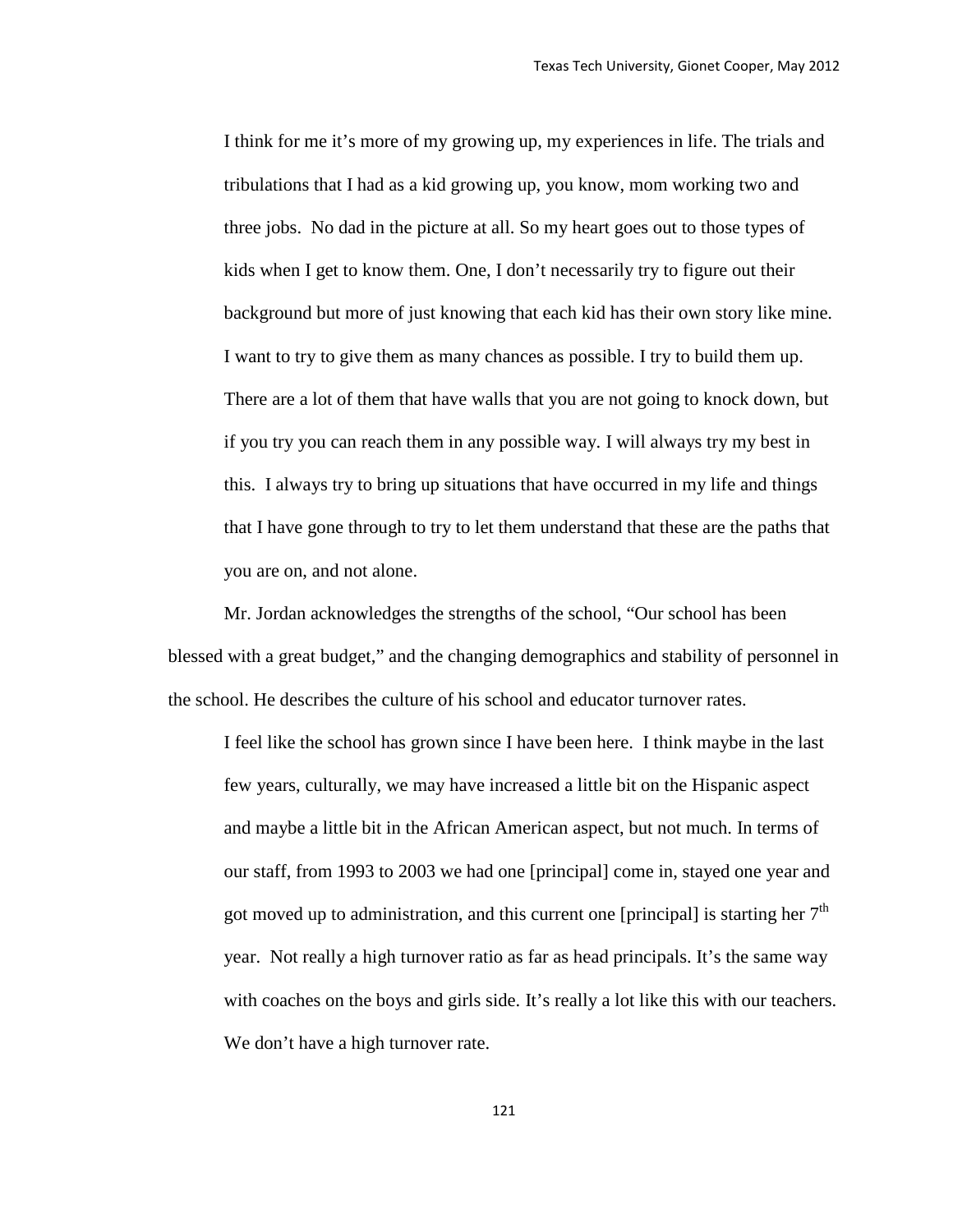> I think for me it's more of my growing up, my experiences in life. The trials and tribulations that I had as a kid growing up, you know, mom working two and three jobs. No dad in the picture at all. So my heart goes out to those types of kids when I get to know them. One, I don't necessarily try to figure out their background but more of just knowing that each kid has their own story like mine. I want to try to give them as many chances as possible. I try to build them up. There are a lot of them that have walls that you are not going to knock down, but if you try you can reach them in any possible way. I will always try my best in this. I always try to bring up situations that have occurred in my life and things that I have gone through to try to let them understand that these are the paths that you are on, and not alone.

Mr. Jordan acknowledges the strengths of the school, "Our school has been blessed with a great budget," and the changing demographics and stability of personnel in the school. He describes the culture of his school and educator turnover rates.

> I feel like the school has grown since I have been here. I think maybe in the last few years, culturally, we may have increased a little bit on the Hispanic aspect and maybe a little bit in the African American aspect, but not much. In terms of our staff, from 1993 to 2003 we had one [principal] come in, stayed one year and got moved up to administration, and this current one [principal] is starting her 7th year. Not really a high turnover ratio as far as head principals. It's the same way with coaches on the boys and girls side. It's really a lot like this with our teachers. We don't have a high turnover rate.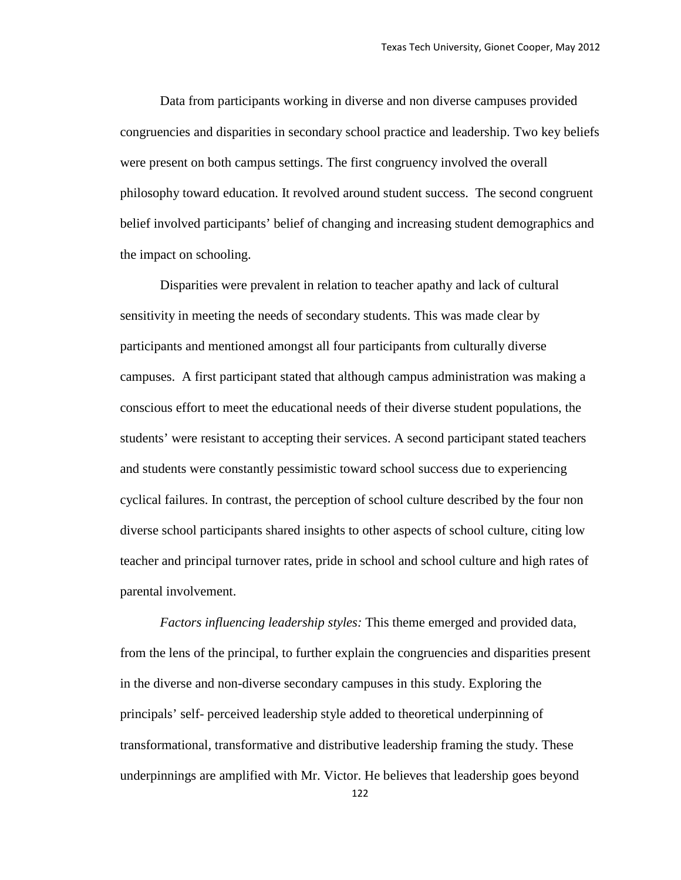Data from participants working in diverse and non diverse campuses provided congruencies and disparities in secondary school practice and leadership. Two key beliefs were present on both campus settings. The first congruency involved the overall philosophy toward education. It revolved around student success. The second congruent belief involved participants' belief of changing and increasing student demographics and the impact on schooling.

Disparities were prevalent in relation to teacher apathy and lack of cultural sensitivity in meeting the needs of secondary students. This was made clear by participants and mentioned amongst all four participants from culturally diverse campuses. A first participant stated that although campus administration was making a conscious effort to meet the educational needs of their diverse student populations, the students' were resistant to accepting their services. A second participant stated teachers and students were constantly pessimistic toward school success due to experiencing cyclical failures. In contrast, the perception of school culture described by the four non diverse school participants shared insights to other aspects of school culture, citing low teacher and principal turnover rates, pride in school and school culture and high rates of parental involvement.

*Factors influencing leadership styles:* This theme emerged and provided data, from the lens of the principal, to further explain the congruencies and disparities present in the diverse and non-diverse secondary campuses in this study. Exploring the principals' self- perceived leadership style added to theoretical underpinning of transformational, transformative and distributive leadership framing the study. These underpinnings are amplified with Mr. Victor. He believes that leadership goes beyond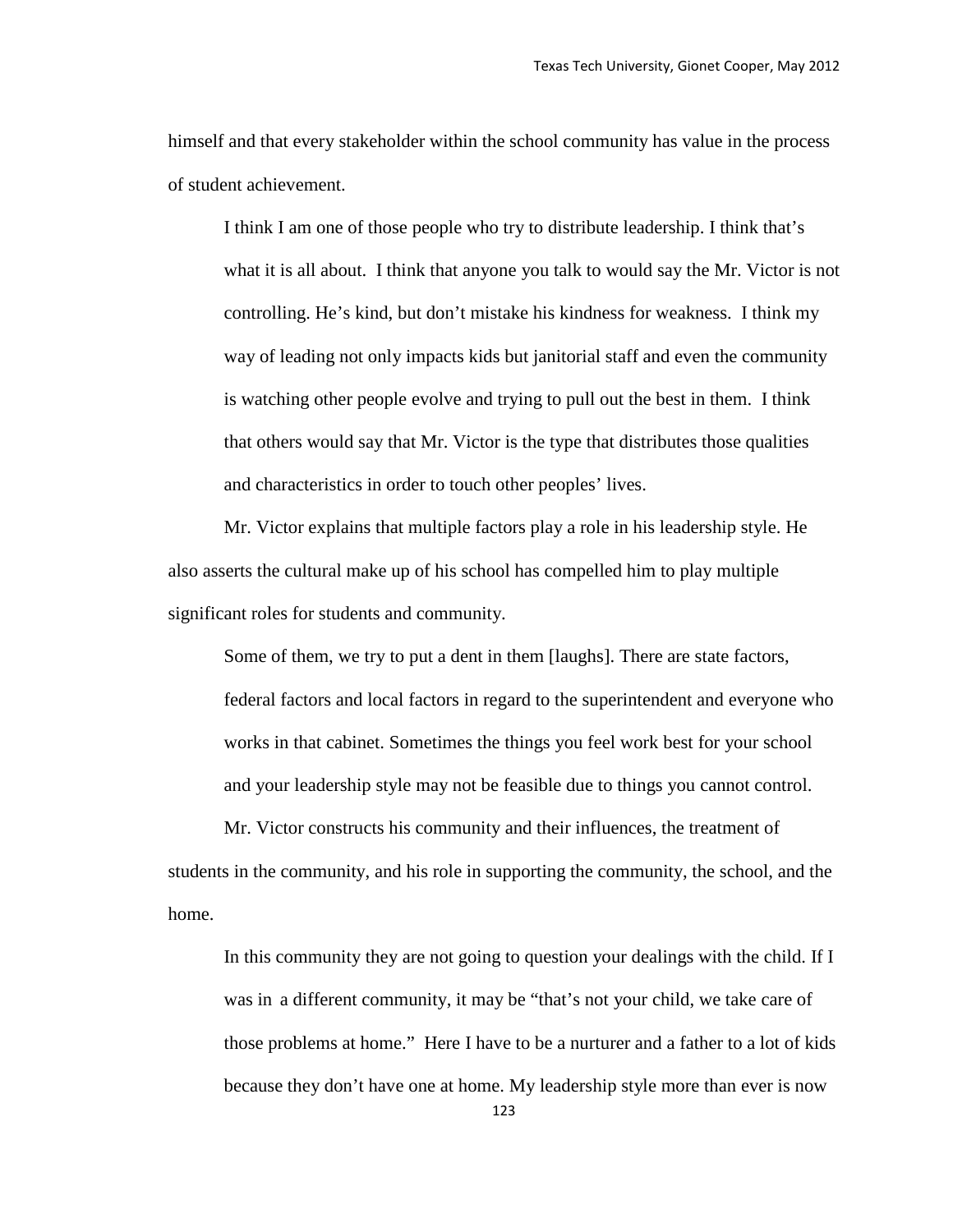himself and that every stakeholder within the school community has value in the process of student achievement.

> I think I am one of those people who try to distribute leadership. I think that's what it is all about. I think that anyone you talk to would say the Mr. Victor is not controlling. He's kind, but don't mistake his kindness for weakness. I think my way of leading not only impacts kids but janitorial staff and even the community is watching other people evolve and trying to pull out the best in them. I think that others would say that Mr. Victor is the type that distributes those qualities and characteristics in order to touch other peoples' lives.

Mr. Victor explains that multiple factors play a role in his leadership style. He also asserts the cultural make up of his school has compelled him to play multiple significant roles for students and community.

> Some of them, we try to put a dent in them [laughs]. There are state factors, federal factors and local factors in regard to the superintendent and everyone who works in that cabinet. Sometimes the things you feel work best for your school and your leadership style may not be feasible due to things you cannot control.

Mr. Victor constructs his community and their influences, the treatment of students in the community, and his role in supporting the community, the school, and the home.

> In this community they are not going to question your dealings with the child. If I was in a different community, it may be "that's not your child, we take care of those problems at home." Here I have to be a nurturer and a father to a lot of kids because they don't have one at home. My leadership style more than ever is now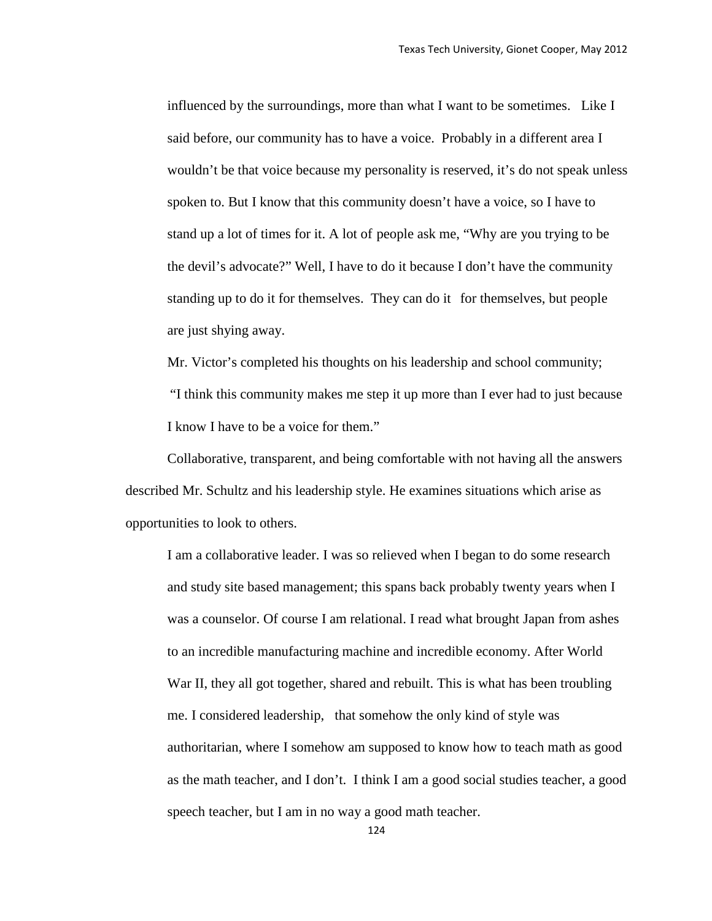> influenced by the surroundings, more than what I want to be sometimes. Like I said before, our community has to have a voice. Probably in a different area I wouldn't be that voice because my personality is reserved, it's do not speak unless spoken to. But I know that this community doesn't have a voice, so I have to stand up a lot of times for it. A lot of people ask me, "Why are you trying to be the devil's advocate?" Well, I have to do it because I don't have the community standing up to do it for themselves. They can do it for themselves, but people are just shying away.

Mr. Victor's completed his thoughts on his leadership and school community;

> "I think this community makes me step it up more than I ever had to just because I know I have to be a voice for them."

Collaborative, transparent, and being comfortable with not having all the answers described Mr. Schultz and his leadership style. He examines situations which arise as opportunities to look to others.

> I am a collaborative leader. I was so relieved when I began to do some research and study site based management; this spans back probably twenty years when I was a counselor. Of course I am relational. I read what brought Japan from ashes to an incredible manufacturing machine and incredible economy. After World War II, they all got together, shared and rebuilt. This is what has been troubling me. I considered leadership, that somehow the only kind of style was authoritarian, where I somehow am supposed to know how to teach math as good as the math teacher, and I don't. I think I am a good social studies teacher, a good speech teacher, but I am in no way a good math teacher.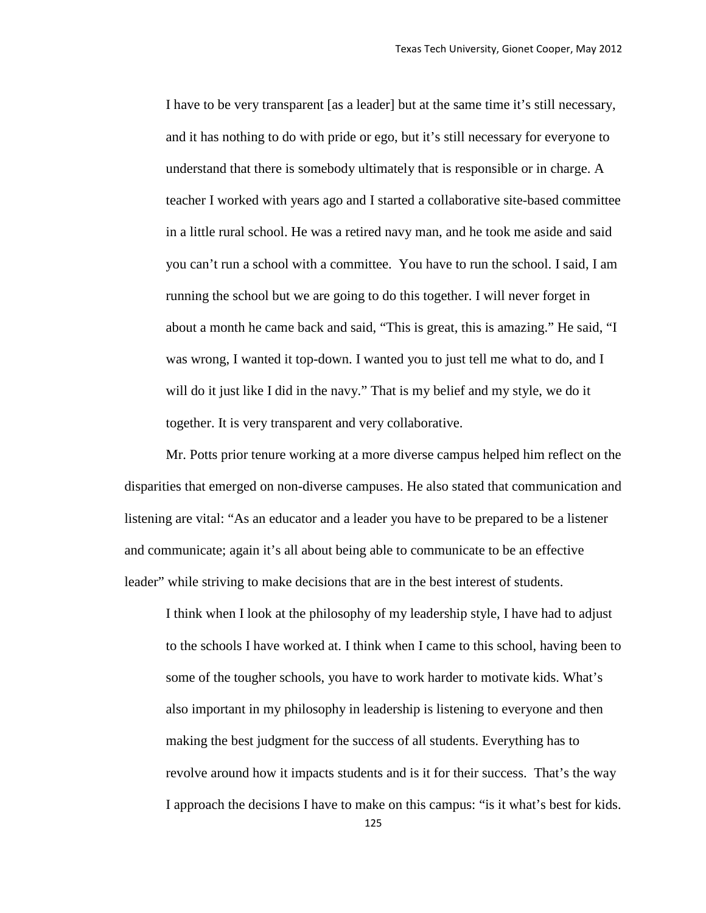> I have to be very transparent [as a leader] but at the same time it's still necessary, and it has nothing to do with pride or ego, but it's still necessary for everyone to understand that there is somebody ultimately that is responsible or in charge. A teacher I worked with years ago and I started a collaborative site-based committee in a little rural school. He was a retired navy man, and he took me aside and said you can't run a school with a committee. You have to run the school. I said, I am running the school but we are going to do this together. I will never forget in about a month he came back and said, "This is great, this is amazing." He said, "I was wrong, I wanted it top-down. I wanted you to just tell me what to do, and I will do it just like I did in the navy." That is my belief and my style, we do it together. It is very transparent and very collaborative.

Mr. Potts prior tenure working at a more diverse campus helped him reflect on the disparities that emerged on non-diverse campuses. He also stated that communication and listening are vital: "As an educator and a leader you have to be prepared to be a listener and communicate; again it's all about being able to communicate to be an effective leader" while striving to make decisions that are in the best interest of students.

> I think when I look at the philosophy of my leadership style, I have had to adjust to the schools I have worked at. I think when I came to this school, having been to some of the tougher schools, you have to work harder to motivate kids. What's also important in my philosophy in leadership is listening to everyone and then making the best judgment for the success of all students. Everything has to revolve around how it impacts students and is it for their success. That's the way I approach the decisions I have to make on this campus: "is it what's best for kids.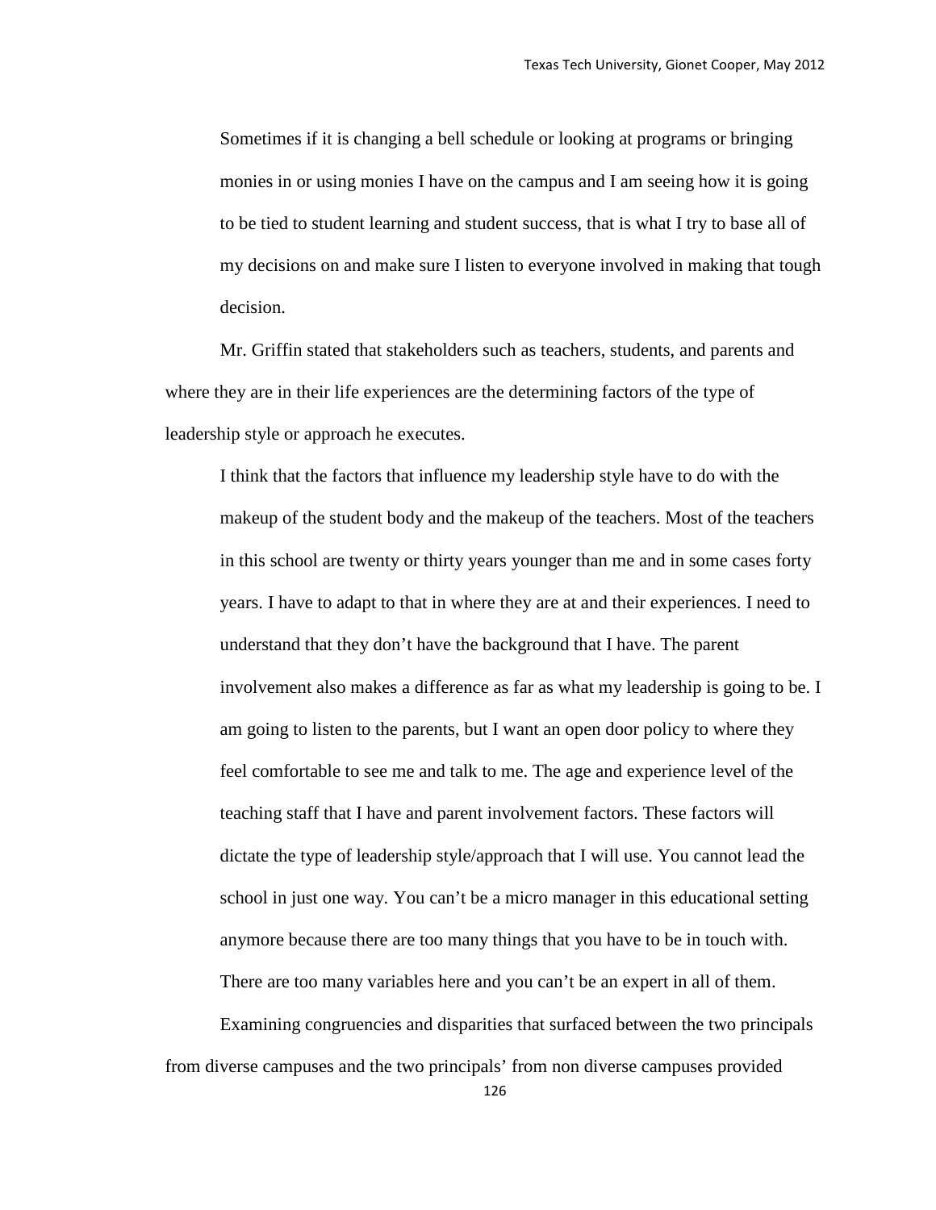> Sometimes if it is changing a bell schedule or looking at programs or bringing monies in or using monies I have on the campus and I am seeing how it is going to be tied to student learning and student success, that is what I try to base all of my decisions on and make sure I listen to everyone involved in making that tough decision.

Mr. Griffin stated that stakeholders such as teachers, students, and parents and where they are in their life experiences are the determining factors of the type of leadership style or approach he executes.

> I think that the factors that influence my leadership style have to do with the makeup of the student body and the makeup of the teachers. Most of the teachers in this school are twenty or thirty years younger than me and in some cases forty years. I have to adapt to that in where they are at and their experiences. I need to understand that they don't have the background that I have. The parent involvement also makes a difference as far as what my leadership is going to be. I am going to listen to the parents, but I want an open door policy to where they feel comfortable to see me and talk to me. The age and experience level of the teaching staff that I have and parent involvement factors. These factors will dictate the type of leadership style/approach that I will use. You cannot lead the school in just one way. You can't be a micro manager in this educational setting anymore because there are too many things that you have to be in touch with. There are too many variables here and you can't be an expert in all of them.

Examining congruencies and disparities that surfaced between the two principals from diverse campuses and the two principals' from non diverse campuses provided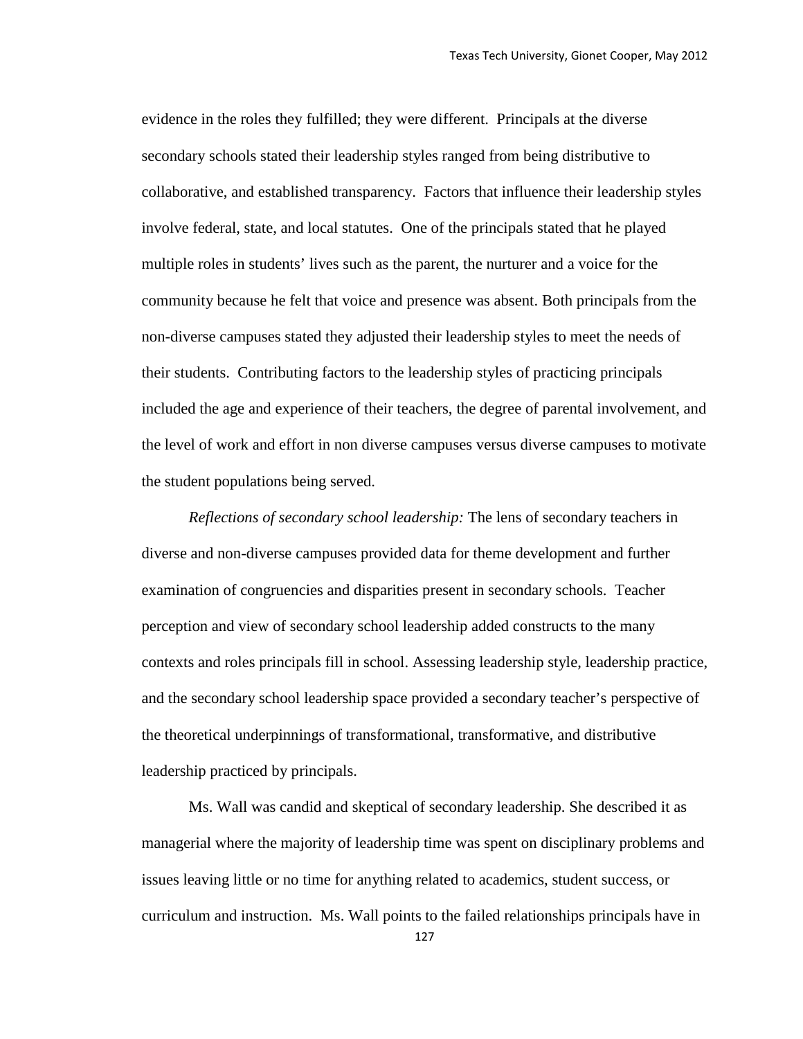evidence in the roles they fulfilled; they were different. Principals at the diverse secondary schools stated their leadership styles ranged from being distributive to collaborative, and established transparency. Factors that influence their leadership styles involve federal, state, and local statutes. One of the principals stated that he played multiple roles in students' lives such as the parent, the nurturer and a voice for the community because he felt that voice and presence was absent. Both principals from the non-diverse campuses stated they adjusted their leadership styles to meet the needs of their students. Contributing factors to the leadership styles of practicing principals included the age and experience of their teachers, the degree of parental involvement, and the level of work and effort in non diverse campuses versus diverse campuses to motivate the student populations being served.

*Reflections of secondary school leadership:* The lens of secondary teachers in diverse and non-diverse campuses provided data for theme development and further examination of congruencies and disparities present in secondary schools. Teacher perception and view of secondary school leadership added constructs to the many contexts and roles principals fill in school. Assessing leadership style, leadership practice, and the secondary school leadership space provided a secondary teacher's perspective of the theoretical underpinnings of transformational, transformative, and distributive leadership practiced by principals.

Ms. Wall was candid and skeptical of secondary leadership. She described it as managerial where the majority of leadership time was spent on disciplinary problems and issues leaving little or no time for anything related to academics, student success, or curriculum and instruction. Ms. Wall points to the failed relationships principals have in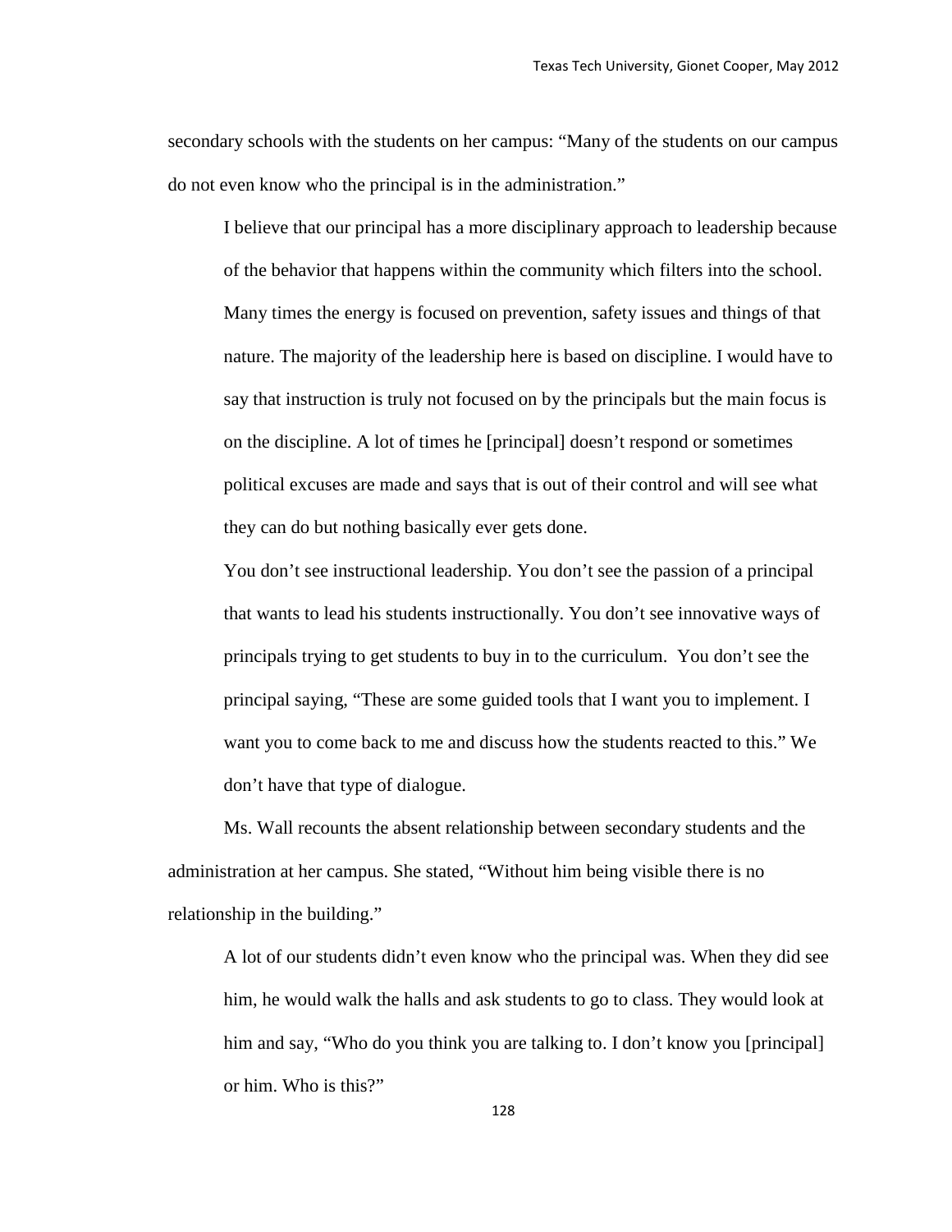secondary schools with the students on her campus: "Many of the students on our campus do not even know who the principal is in the administration."

> I believe that our principal has a more disciplinary approach to leadership because of the behavior that happens within the community which filters into the school. Many times the energy is focused on prevention, safety issues and things of that nature. The majority of the leadership here is based on discipline. I would have to say that instruction is truly not focused on by the principals but the main focus is on the discipline. A lot of times he [principal] doesn't respond or sometimes political excuses are made and says that is out of their control and will see what they can do but nothing basically ever gets done.
>
> You don't see instructional leadership. You don't see the passion of a principal that wants to lead his students instructionally. You don't see innovative ways of principals trying to get students to buy in to the curriculum. You don't see the principal saying, "These are some guided tools that I want you to implement. I want you to come back to me and discuss how the students reacted to this." We don't have that type of dialogue.

Ms. Wall recounts the absent relationship between secondary students and the administration at her campus. She stated, "Without him being visible there is no relationship in the building."

> A lot of our students didn't even know who the principal was. When they did see him, he would walk the halls and ask students to go to class. They would look at him and say, "Who do you think you are talking to. I don't know you [principal] or him. Who is this?"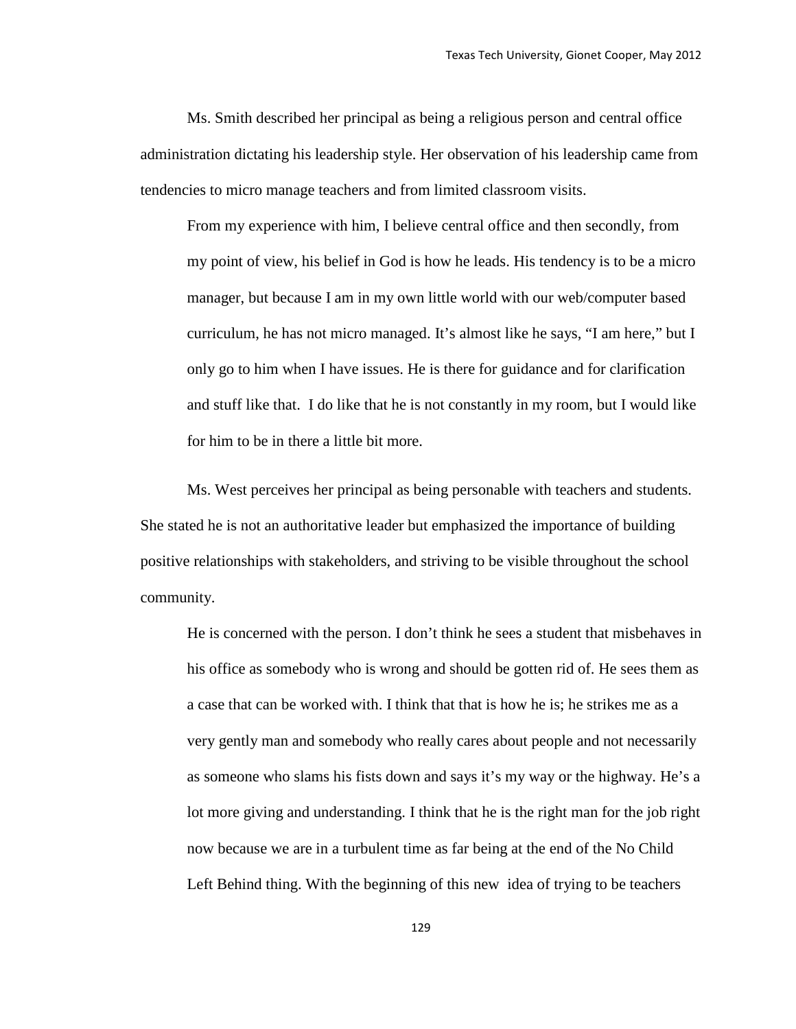Ms. Smith described her principal as being a religious person and central office administration dictating his leadership style. Her observation of his leadership came from tendencies to micro manage teachers and from limited classroom visits.

> From my experience with him, I believe central office and then secondly, from my point of view, his belief in God is how he leads. His tendency is to be a micro manager, but because I am in my own little world with our web/computer based curriculum, he has not micro managed. It's almost like he says, "I am here," but I only go to him when I have issues. He is there for guidance and for clarification and stuff like that. I do like that he is not constantly in my room, but I would like for him to be in there a little bit more.

Ms. West perceives her principal as being personable with teachers and students. She stated he is not an authoritative leader but emphasized the importance of building positive relationships with stakeholders, and striving to be visible throughout the school community.

> He is concerned with the person. I don't think he sees a student that misbehaves in his office as somebody who is wrong and should be gotten rid of. He sees them as a case that can be worked with. I think that that is how he is; he strikes me as a very gently man and somebody who really cares about people and not necessarily as someone who slams his fists down and says it's my way or the highway. He's a lot more giving and understanding. I think that he is the right man for the job right now because we are in a turbulent time as far being at the end of the No Child Left Behind thing. With the beginning of this new idea of trying to be teachers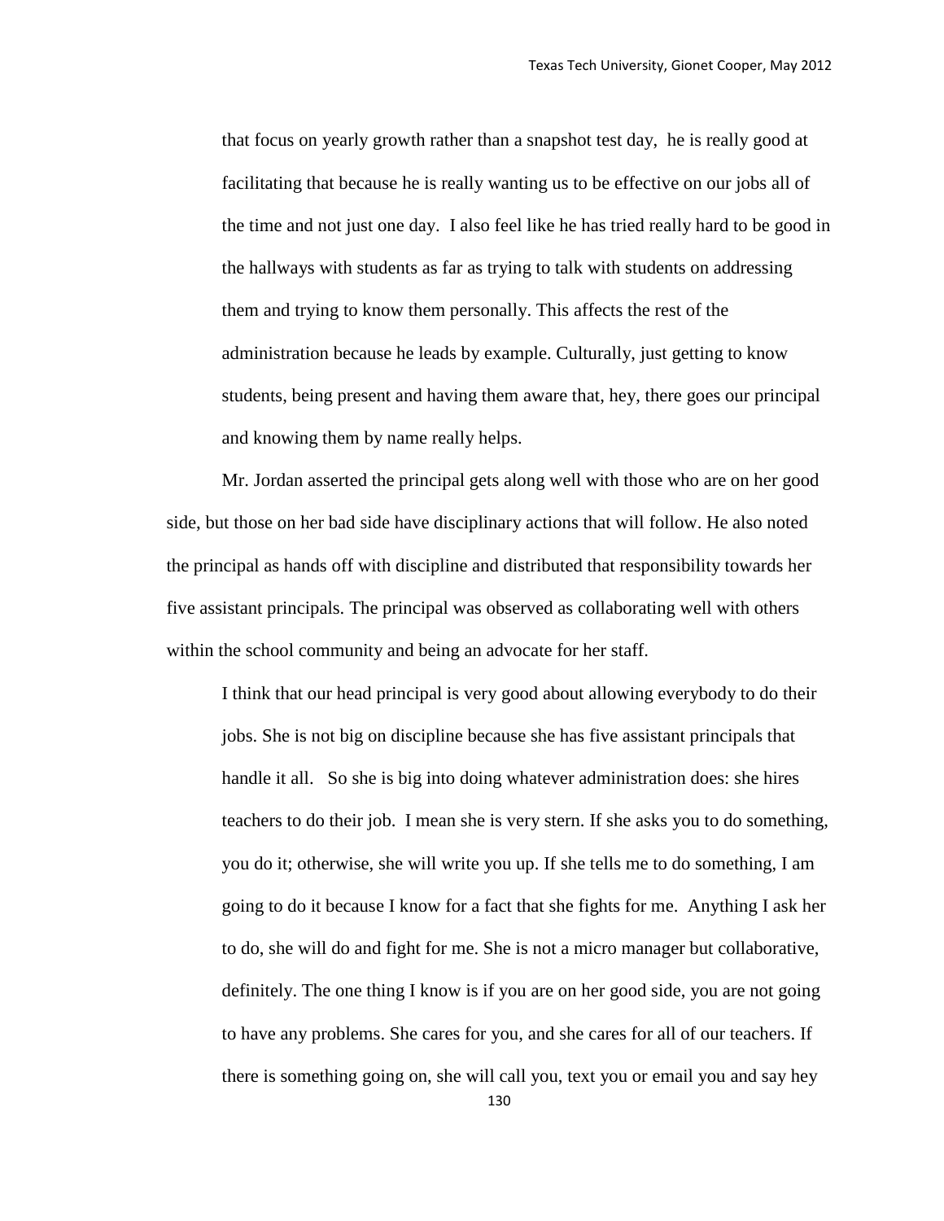> that focus on yearly growth rather than a snapshot test day, he is really good at facilitating that because he is really wanting us to be effective on our jobs all of the time and not just one day. I also feel like he has tried really hard to be good in the hallways with students as far as trying to talk with students on addressing them and trying to know them personally. This affects the rest of the administration because he leads by example. Culturally, just getting to know students, being present and having them aware that, hey, there goes our principal and knowing them by name really helps.

Mr. Jordan asserted the principal gets along well with those who are on her good side, but those on her bad side have disciplinary actions that will follow. He also noted the principal as hands off with discipline and distributed that responsibility towards her five assistant principals. The principal was observed as collaborating well with others within the school community and being an advocate for her staff.

> I think that our head principal is very good about allowing everybody to do their jobs. She is not big on discipline because she has five assistant principals that handle it all. So she is big into doing whatever administration does: she hires teachers to do their job. I mean she is very stern. If she asks you to do something, you do it; otherwise, she will write you up. If she tells me to do something, I am going to do it because I know for a fact that she fights for me. Anything I ask her to do, she will do and fight for me. She is not a micro manager but collaborative, definitely. The one thing I know is if you are on her good side, you are not going to have any problems. She cares for you, and she cares for all of our teachers. If there is something going on, she will call you, text you or email you and say hey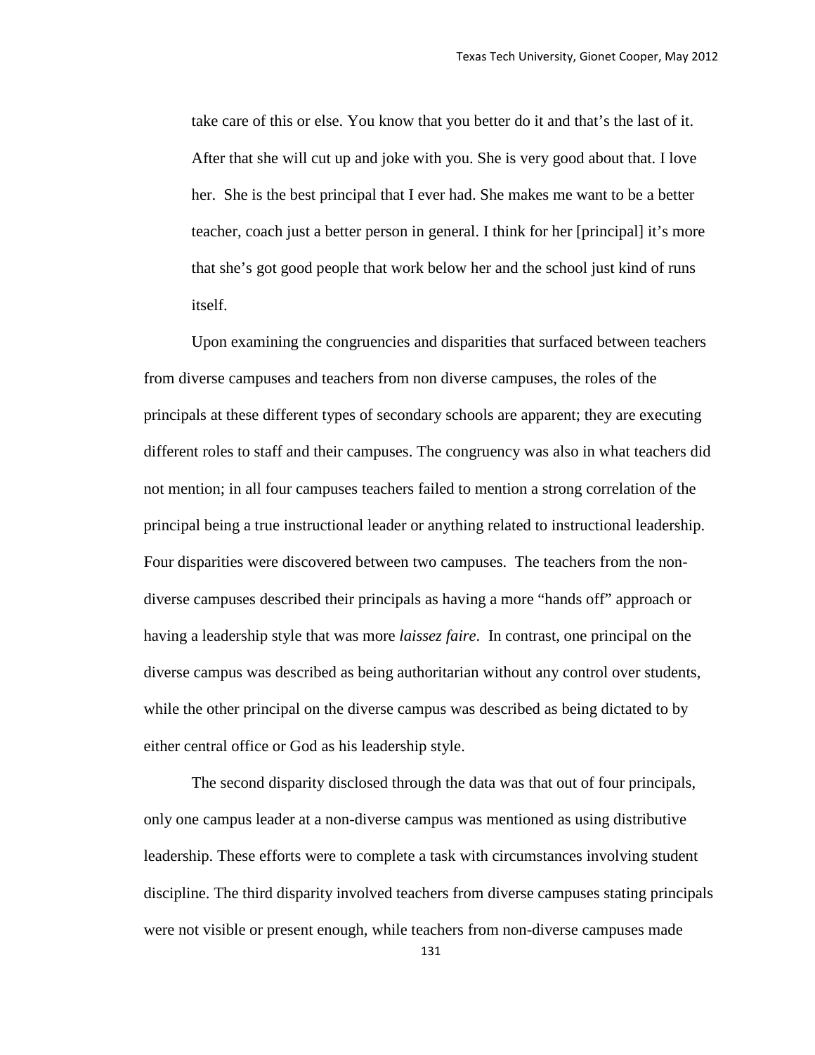> take care of this or else. You know that you better do it and that's the last of it. After that she will cut up and joke with you. She is very good about that. I love her. She is the best principal that I ever had. She makes me want to be a better teacher, coach just a better person in general. I think for her [principal] it's more that she's got good people that work below her and the school just kind of runs itself.

Upon examining the congruencies and disparities that surfaced between teachers from diverse campuses and teachers from non diverse campuses, the roles of the principals at these different types of secondary schools are apparent; they are executing different roles to staff and their campuses. The congruency was also in what teachers did not mention; in all four campuses teachers failed to mention a strong correlation of the principal being a true instructional leader or anything related to instructional leadership. Four disparities were discovered between two campuses. The teachers from the non-diverse campuses described their principals as having a more "hands off" approach or having a leadership style that was more *laissez faire*. In contrast, one principal on the diverse campus was described as being authoritarian without any control over students, while the other principal on the diverse campus was described as being dictated to by either central office or God as his leadership style.

The second disparity disclosed through the data was that out of four principals, only one campus leader at a non-diverse campus was mentioned as using distributive leadership. These efforts were to complete a task with circumstances involving student discipline. The third disparity involved teachers from diverse campuses stating principals were not visible or present enough, while teachers from non-diverse campuses made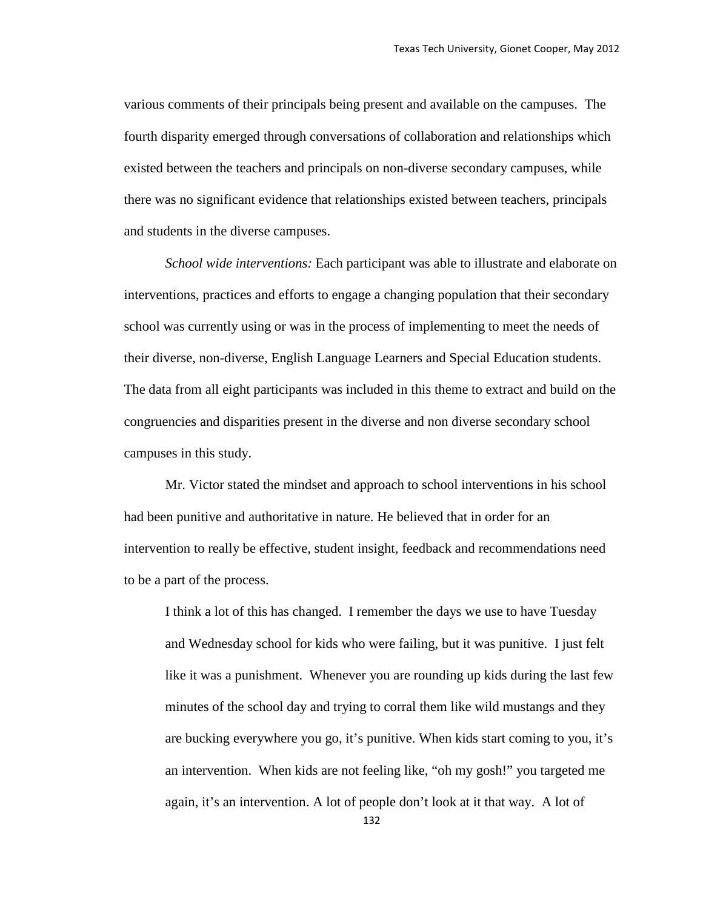various comments of their principals being present and available on the campuses. The fourth disparity emerged through conversations of collaboration and relationships which existed between the teachers and principals on non-diverse secondary campuses, while there was no significant evidence that relationships existed between teachers, principals and students in the diverse campuses.

*School wide interventions:* Each participant was able to illustrate and elaborate on interventions, practices and efforts to engage a changing population that their secondary school was currently using or was in the process of implementing to meet the needs of their diverse, non-diverse, English Language Learners and Special Education students. The data from all eight participants was included in this theme to extract and build on the congruencies and disparities present in the diverse and non diverse secondary school campuses in this study.

Mr. Victor stated the mindset and approach to school interventions in his school had been punitive and authoritative in nature. He believed that in order for an intervention to really be effective, student insight, feedback and recommendations need to be a part of the process.

> I think a lot of this has changed. I remember the days we use to have Tuesday and Wednesday school for kids who were failing, but it was punitive. I just felt like it was a punishment. Whenever you are rounding up kids during the last few minutes of the school day and trying to corral them like wild mustangs and they are bucking everywhere you go, it's punitive. When kids start coming to you, it's an intervention. When kids are not feeling like, "oh my gosh!" you targeted me again, it's an intervention. A lot of people don't look at it that way. A lot of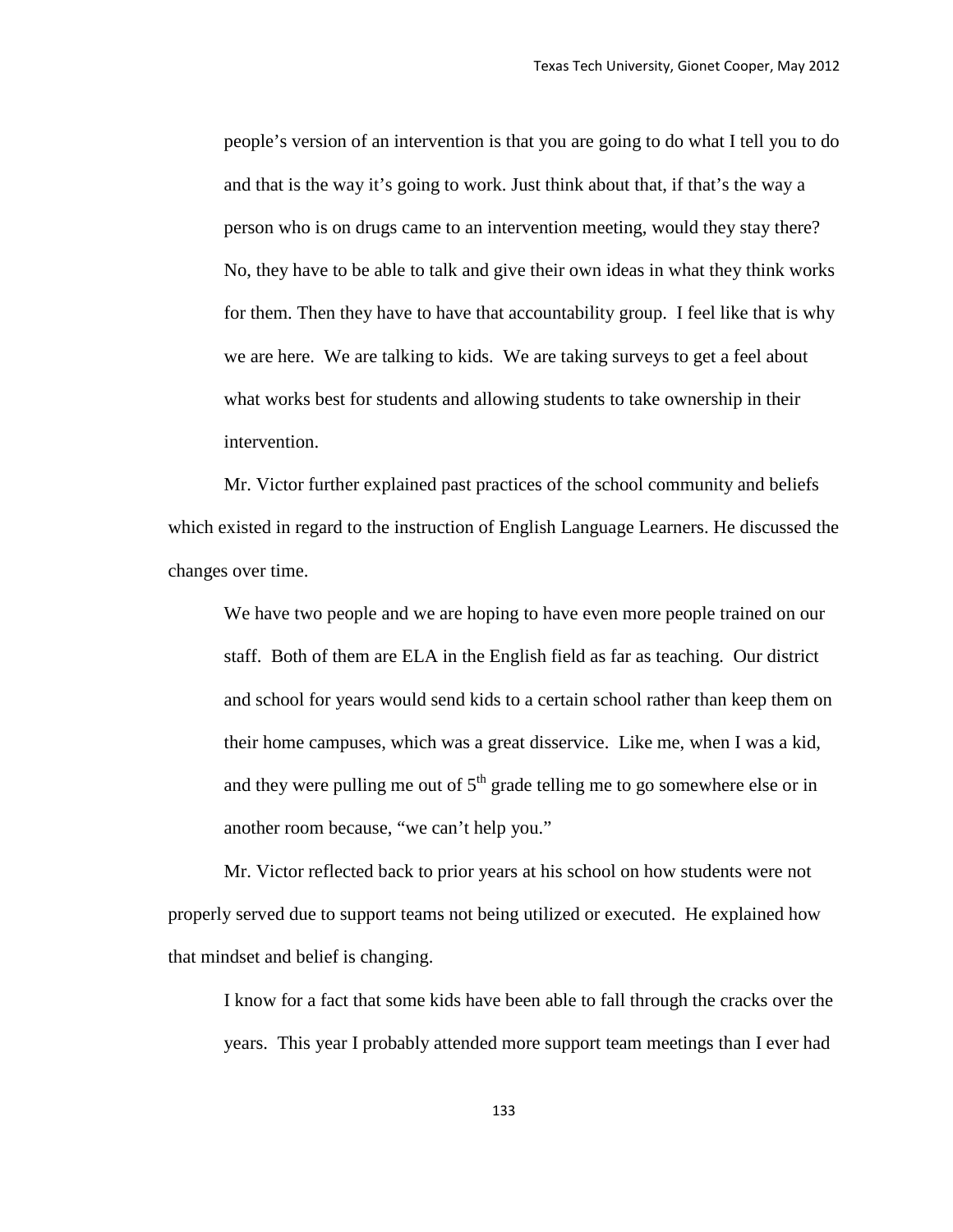> people's version of an intervention is that you are going to do what I tell you to do and that is the way it's going to work. Just think about that, if that's the way a person who is on drugs came to an intervention meeting, would they stay there? No, they have to be able to talk and give their own ideas in what they think works for them. Then they have to have that accountability group. I feel like that is why we are here. We are talking to kids. We are taking surveys to get a feel about what works best for students and allowing students to take ownership in their intervention.

Mr. Victor further explained past practices of the school community and beliefs which existed in regard to the instruction of English Language Learners. He discussed the changes over time.

> We have two people and we are hoping to have even more people trained on our staff. Both of them are ELA in the English field as far as teaching. Our district and school for years would send kids to a certain school rather than keep them on their home campuses, which was a great disservice. Like me, when I was a kid, and they were pulling me out of 5th grade telling me to go somewhere else or in another room because, "we can't help you."

Mr. Victor reflected back to prior years at his school on how students were not properly served due to support teams not being utilized or executed. He explained how that mindset and belief is changing.

> I know for a fact that some kids have been able to fall through the cracks over the years. This year I probably attended more support team meetings than I ever had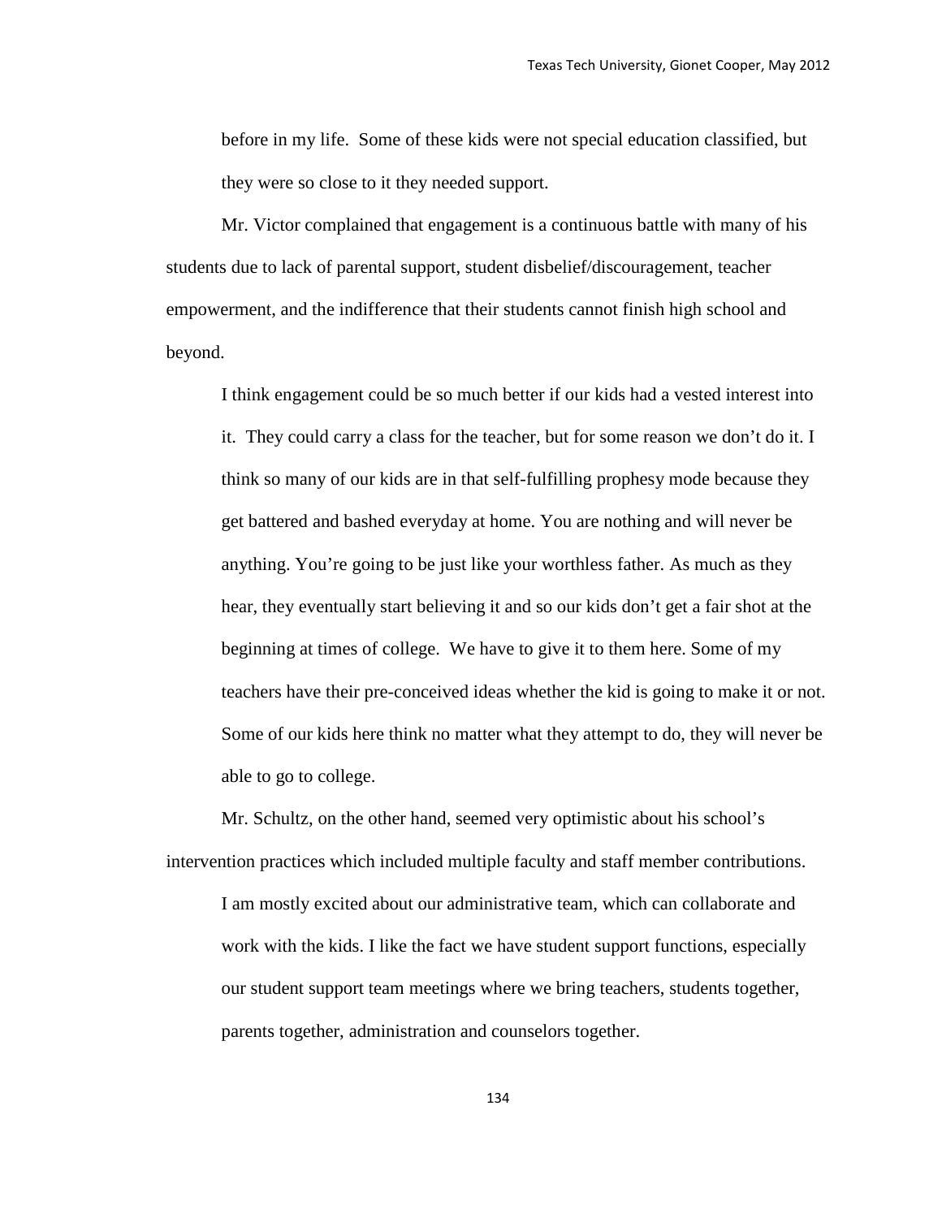before in my life. Some of these kids were not special education classified, but they were so close to it they needed support.

Mr. Victor complained that engagement is a continuous battle with many of his students due to lack of parental support, student disbelief/discouragement, teacher empowerment, and the indifference that their students cannot finish high school and beyond.

> I think engagement could be so much better if our kids had a vested interest into it. They could carry a class for the teacher, but for some reason we don't do it. I think so many of our kids are in that self-fulfilling prophesy mode because they get battered and bashed everyday at home. You are nothing and will never be anything. You're going to be just like your worthless father. As much as they hear, they eventually start believing it and so our kids don't get a fair shot at the beginning at times of college. We have to give it to them here. Some of my teachers have their pre-conceived ideas whether the kid is going to make it or not. Some of our kids here think no matter what they attempt to do, they will never be able to go to college.

Mr. Schultz, on the other hand, seemed very optimistic about his school's intervention practices which included multiple faculty and staff member contributions.

> I am mostly excited about our administrative team, which can collaborate and work with the kids. I like the fact we have student support functions, especially our student support team meetings where we bring teachers, students together, parents together, administration and counselors together.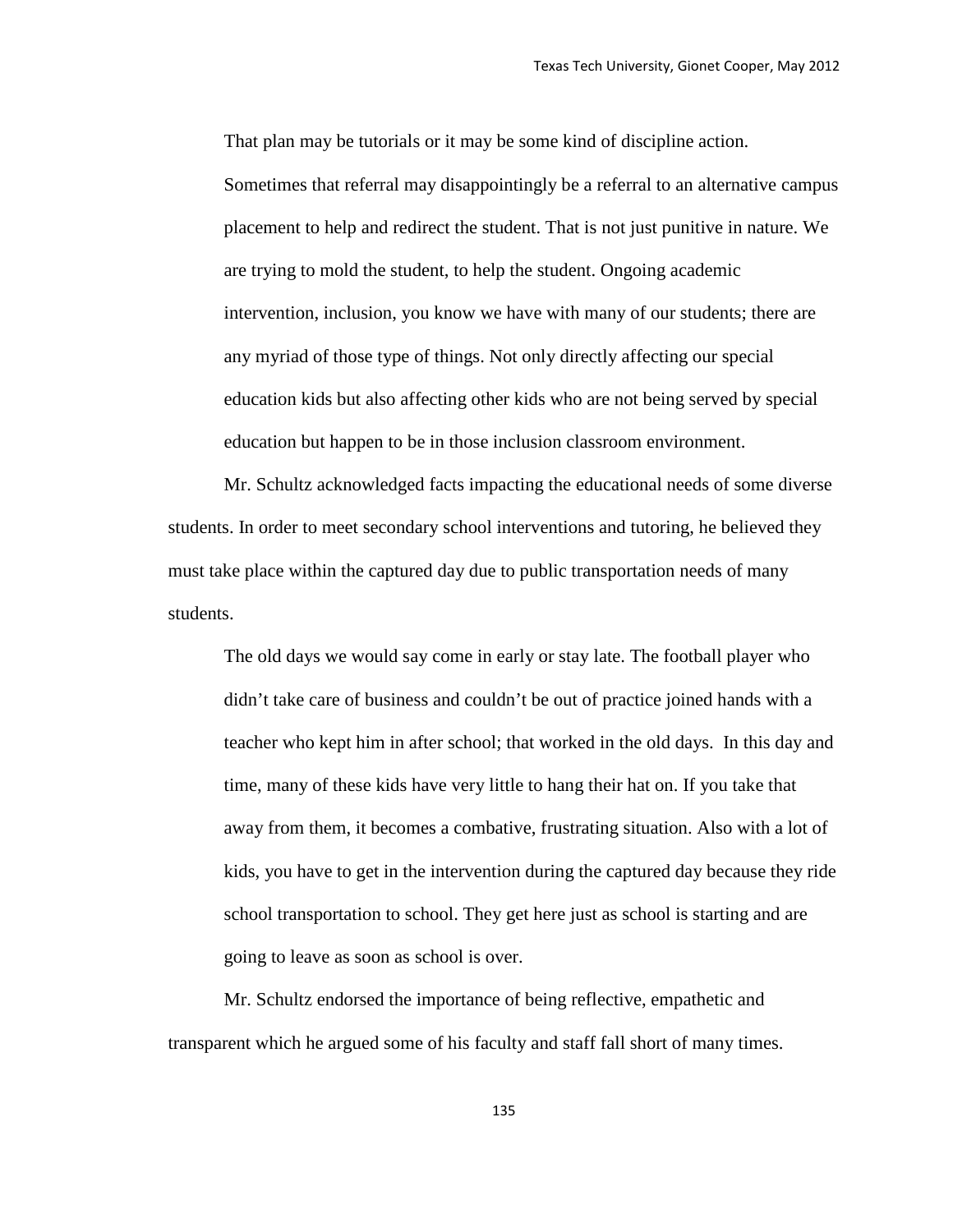> That plan may be tutorials or it may be some kind of discipline action. Sometimes that referral may disappointingly be a referral to an alternative campus placement to help and redirect the student. That is not just punitive in nature. We are trying to mold the student, to help the student. Ongoing academic intervention, inclusion, you know we have with many of our students; there are any myriad of those type of things. Not only directly affecting our special education kids but also affecting other kids who are not being served by special education but happen to be in those inclusion classroom environment.

Mr. Schultz acknowledged facts impacting the educational needs of some diverse students. In order to meet secondary school interventions and tutoring, he believed they must take place within the captured day due to public transportation needs of many students.

> The old days we would say come in early or stay late. The football player who didn't take care of business and couldn't be out of practice joined hands with a teacher who kept him in after school; that worked in the old days. In this day and time, many of these kids have very little to hang their hat on. If you take that away from them, it becomes a combative, frustrating situation. Also with a lot of kids, you have to get in the intervention during the captured day because they ride school transportation to school. They get here just as school is starting and are going to leave as soon as school is over.

Mr. Schultz endorsed the importance of being reflective, empathetic and transparent which he argued some of his faculty and staff fall short of many times.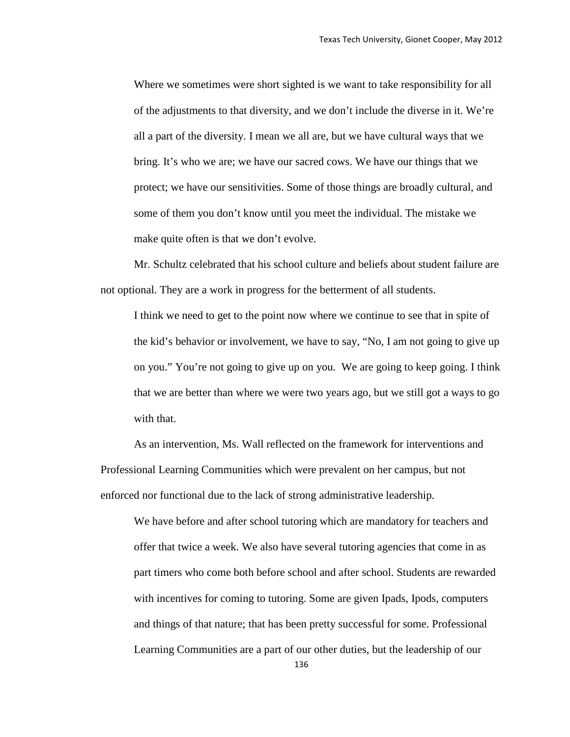> Where we sometimes were short sighted is we want to take responsibility for all of the adjustments to that diversity, and we don't include the diverse in it. We're all a part of the diversity. I mean we all are, but we have cultural ways that we bring. It's who we are; we have our sacred cows. We have our things that we protect; we have our sensitivities. Some of those things are broadly cultural, and some of them you don't know until you meet the individual. The mistake we make quite often is that we don't evolve.

Mr. Schultz celebrated that his school culture and beliefs about student failure are not optional. They are a work in progress for the betterment of all students.

> I think we need to get to the point now where we continue to see that in spite of the kid's behavior or involvement, we have to say, "No, I am not going to give up on you." You're not going to give up on you. We are going to keep going. I think that we are better than where we were two years ago, but we still got a ways to go with that.

As an intervention, Ms. Wall reflected on the framework for interventions and Professional Learning Communities which were prevalent on her campus, but not enforced nor functional due to the lack of strong administrative leadership.

> We have before and after school tutoring which are mandatory for teachers and offer that twice a week. We also have several tutoring agencies that come in as part timers who come both before school and after school. Students are rewarded with incentives for coming to tutoring. Some are given Ipads, Ipods, computers and things of that nature; that has been pretty successful for some. Professional Learning Communities are a part of our other duties, but the leadership of our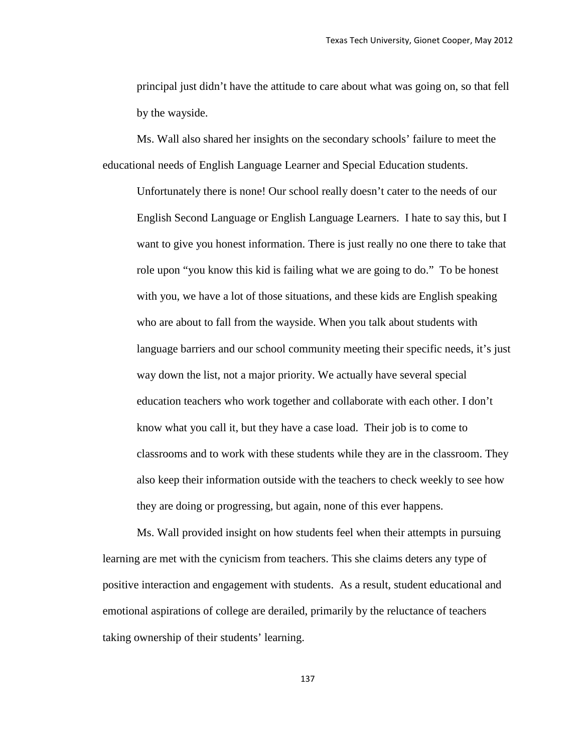principal just didn't have the attitude to care about what was going on, so that fell by the wayside.

Ms. Wall also shared her insights on the secondary schools' failure to meet the educational needs of English Language Learner and Special Education students.

> Unfortunately there is none! Our school really doesn't cater to the needs of our English Second Language or English Language Learners. I hate to say this, but I want to give you honest information. There is just really no one there to take that role upon "you know this kid is failing what we are going to do." To be honest with you, we have a lot of those situations, and these kids are English speaking who are about to fall from the wayside. When you talk about students with language barriers and our school community meeting their specific needs, it's just way down the list, not a major priority. We actually have several special education teachers who work together and collaborate with each other. I don't know what you call it, but they have a case load. Their job is to come to classrooms and to work with these students while they are in the classroom. They also keep their information outside with the teachers to check weekly to see how they are doing or progressing, but again, none of this ever happens.

Ms. Wall provided insight on how students feel when their attempts in pursuing learning are met with the cynicism from teachers. This she claims deters any type of positive interaction and engagement with students. As a result, student educational and emotional aspirations of college are derailed, primarily by the reluctance of teachers taking ownership of their students' learning.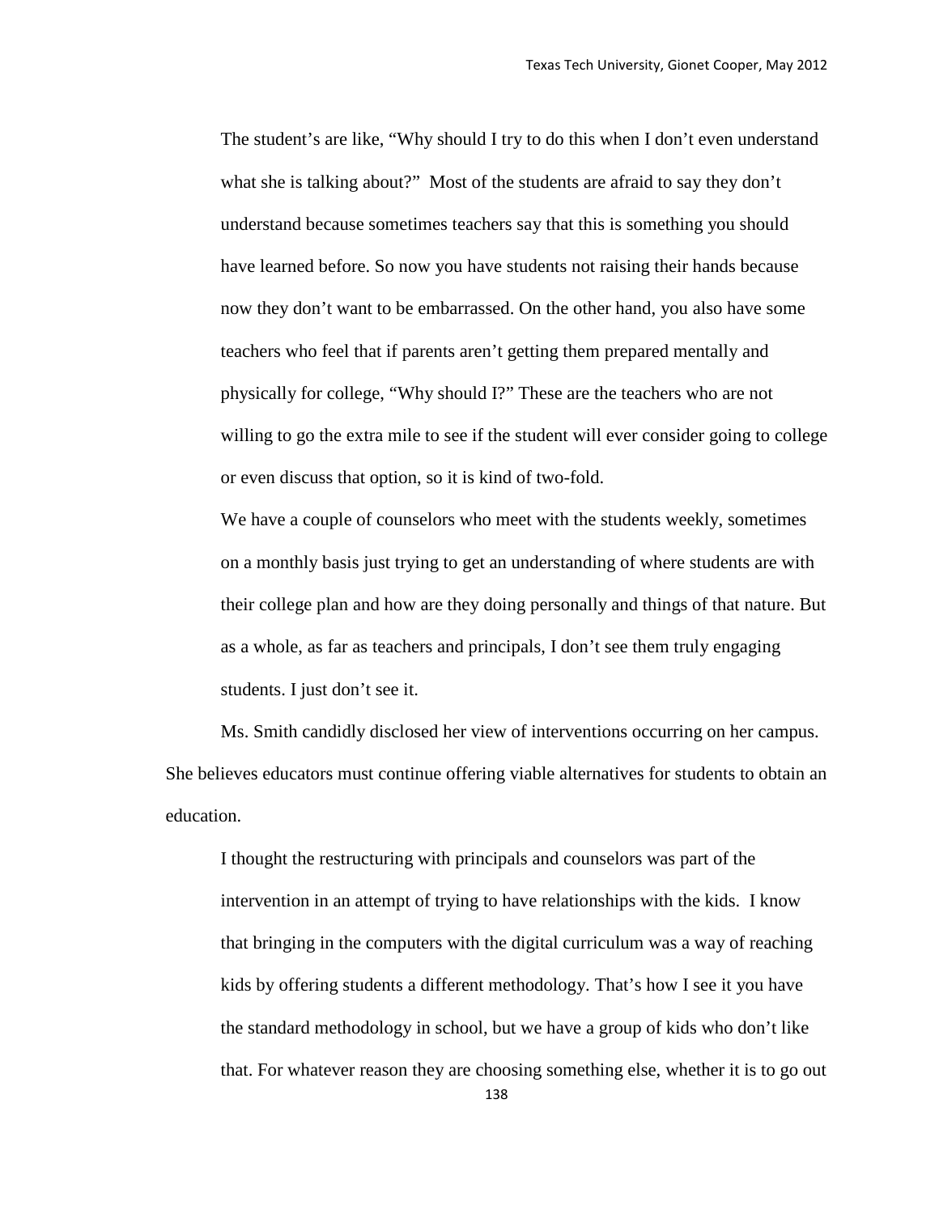> The student's are like, "Why should I try to do this when I don't even understand what she is talking about?" Most of the students are afraid to say they don't understand because sometimes teachers say that this is something you should have learned before. So now you have students not raising their hands because now they don't want to be embarrassed. On the other hand, you also have some teachers who feel that if parents aren't getting them prepared mentally and physically for college, "Why should I?" These are the teachers who are not willing to go the extra mile to see if the student will ever consider going to college or even discuss that option, so it is kind of two-fold.
>
> We have a couple of counselors who meet with the students weekly, sometimes on a monthly basis just trying to get an understanding of where students are with their college plan and how are they doing personally and things of that nature. But as a whole, as far as teachers and principals, I don't see them truly engaging students. I just don't see it.

Ms. Smith candidly disclosed her view of interventions occurring on her campus. She believes educators must continue offering viable alternatives for students to obtain an education.

> I thought the restructuring with principals and counselors was part of the intervention in an attempt of trying to have relationships with the kids. I know that bringing in the computers with the digital curriculum was a way of reaching kids by offering students a different methodology. That's how I see it you have the standard methodology in school, but we have a group of kids who don't like that. For whatever reason they are choosing something else, whether it is to go out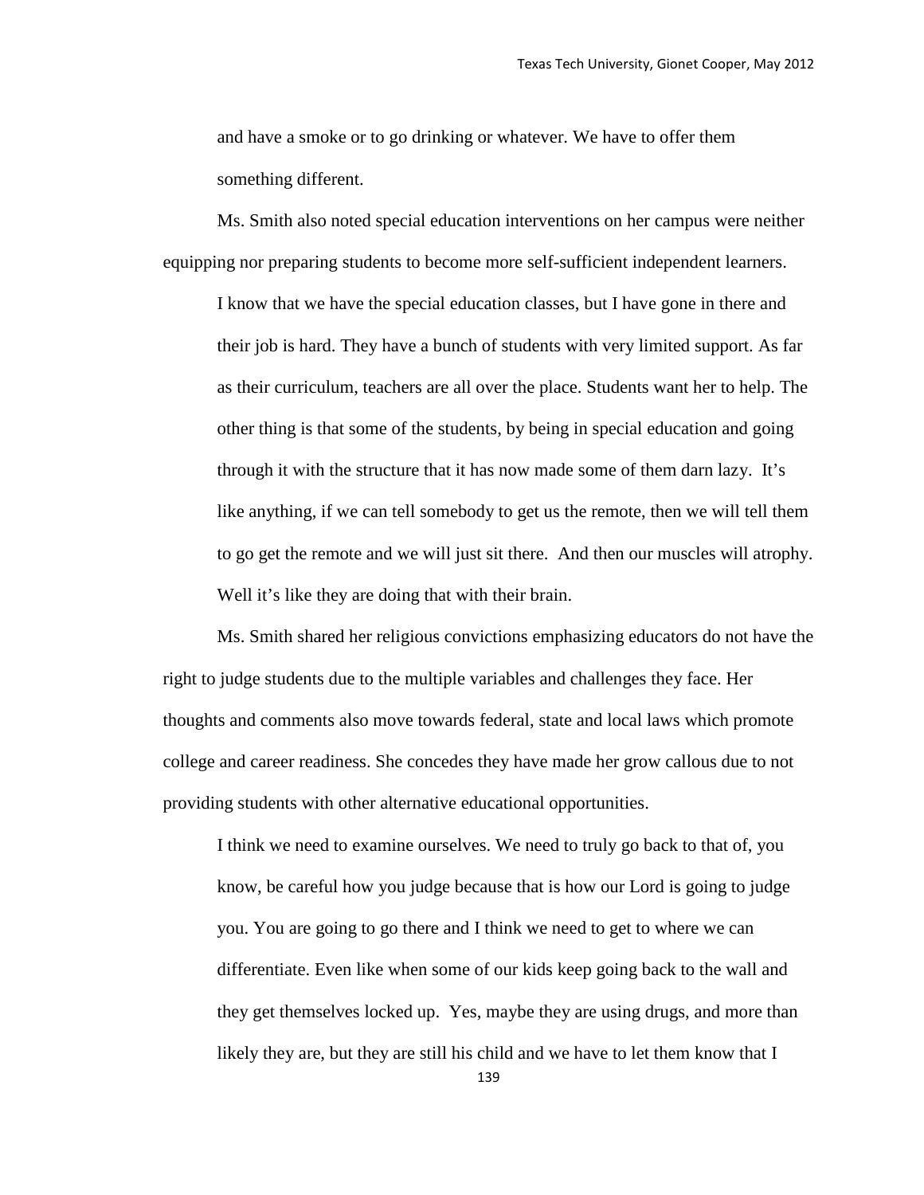> and have a smoke or to go drinking or whatever. We have to offer them something different.

Ms. Smith also noted special education interventions on her campus were neither equipping nor preparing students to become more self-sufficient independent learners.

> I know that we have the special education classes, but I have gone in there and their job is hard. They have a bunch of students with very limited support. As far as their curriculum, teachers are all over the place. Students want her to help. The other thing is that some of the students, by being in special education and going through it with the structure that it has now made some of them darn lazy. It's like anything, if we can tell somebody to get us the remote, then we will tell them to go get the remote and we will just sit there. And then our muscles will atrophy. Well it's like they are doing that with their brain.

Ms. Smith shared her religious convictions emphasizing educators do not have the right to judge students due to the multiple variables and challenges they face. Her thoughts and comments also move towards federal, state and local laws which promote college and career readiness. She concedes they have made her grow callous due to not providing students with other alternative educational opportunities.

> I think we need to examine ourselves. We need to truly go back to that of, you know, be careful how you judge because that is how our Lord is going to judge you. You are going to go there and I think we need to get to where we can differentiate. Even like when some of our kids keep going back to the wall and they get themselves locked up. Yes, maybe they are using drugs, and more than likely they are, but they are still his child and we have to let them know that I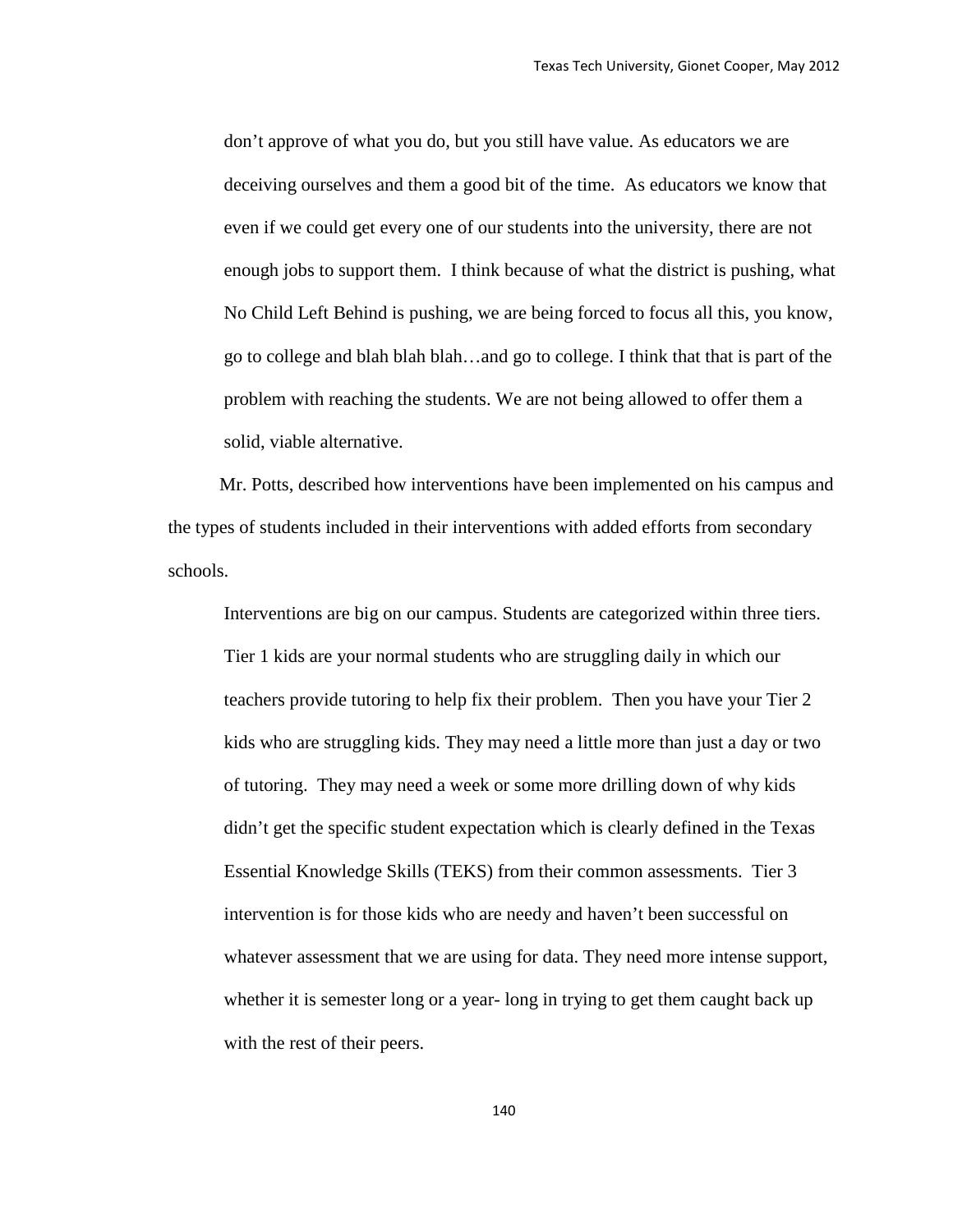> don't approve of what you do, but you still have value. As educators we are deceiving ourselves and them a good bit of the time. As educators we know that even if we could get every one of our students into the university, there are not enough jobs to support them. I think because of what the district is pushing, what No Child Left Behind is pushing, we are being forced to focus all this, you know, go to college and blah blah blah…and go to college. I think that that is part of the problem with reaching the students. We are not being allowed to offer them a solid, viable alternative.

Mr. Potts, described how interventions have been implemented on his campus and the types of students included in their interventions with added efforts from secondary schools.

> Interventions are big on our campus. Students are categorized within three tiers. Tier 1 kids are your normal students who are struggling daily in which our teachers provide tutoring to help fix their problem. Then you have your Tier 2 kids who are struggling kids. They may need a little more than just a day or two of tutoring. They may need a week or some more drilling down of why kids didn't get the specific student expectation which is clearly defined in the Texas Essential Knowledge Skills (TEKS) from their common assessments. Tier 3 intervention is for those kids who are needy and haven't been successful on whatever assessment that we are using for data. They need more intense support, whether it is semester long or a year- long in trying to get them caught back up with the rest of their peers.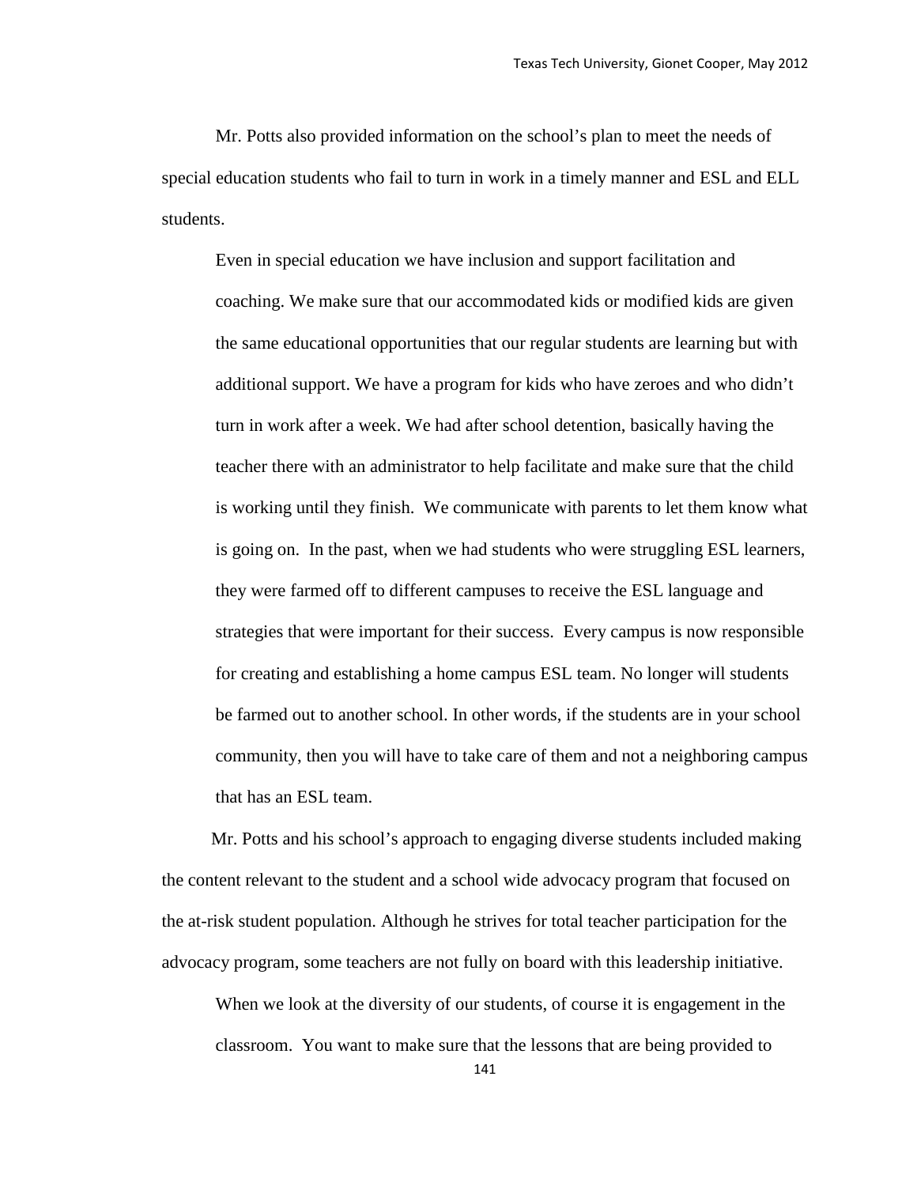Mr. Potts also provided information on the school's plan to meet the needs of special education students who fail to turn in work in a timely manner and ESL and ELL students.

> Even in special education we have inclusion and support facilitation and coaching. We make sure that our accommodated kids or modified kids are given the same educational opportunities that our regular students are learning but with additional support. We have a program for kids who have zeroes and who didn't turn in work after a week. We had after school detention, basically having the teacher there with an administrator to help facilitate and make sure that the child is working until they finish. We communicate with parents to let them know what is going on. In the past, when we had students who were struggling ESL learners, they were farmed off to different campuses to receive the ESL language and strategies that were important for their success. Every campus is now responsible for creating and establishing a home campus ESL team. No longer will students be farmed out to another school. In other words, if the students are in your school community, then you will have to take care of them and not a neighboring campus that has an ESL team.

Mr. Potts and his school's approach to engaging diverse students included making the content relevant to the student and a school wide advocacy program that focused on the at-risk student population. Although he strives for total teacher participation for the advocacy program, some teachers are not fully on board with this leadership initiative.

> When we look at the diversity of our students, of course it is engagement in the classroom. You want to make sure that the lessons that are being provided to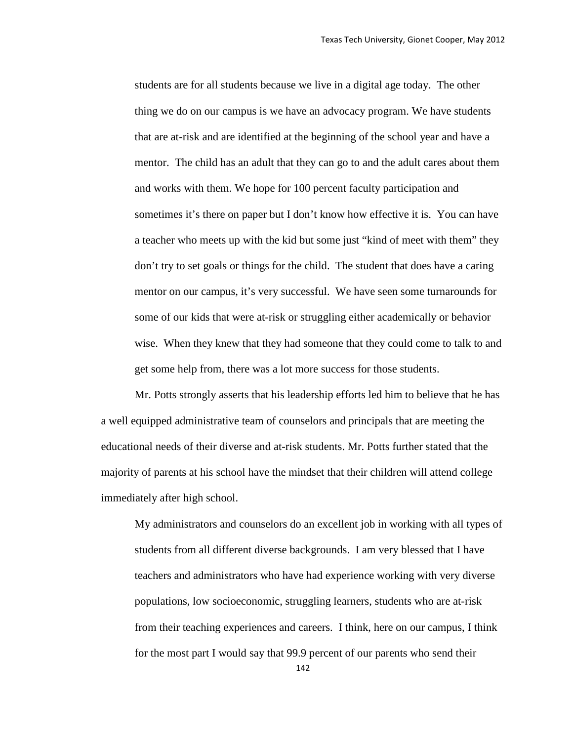> students are for all students because we live in a digital age today. The other thing we do on our campus is we have an advocacy program. We have students that are at-risk and are identified at the beginning of the school year and have a mentor. The child has an adult that they can go to and the adult cares about them and works with them. We hope for 100 percent faculty participation and sometimes it's there on paper but I don't know how effective it is. You can have a teacher who meets up with the kid but some just "kind of meet with them" they don't try to set goals or things for the child. The student that does have a caring mentor on our campus, it's very successful. We have seen some turnarounds for some of our kids that were at-risk or struggling either academically or behavior wise. When they knew that they had someone that they could come to talk to and get some help from, there was a lot more success for those students.

Mr. Potts strongly asserts that his leadership efforts led him to believe that he has a well equipped administrative team of counselors and principals that are meeting the educational needs of their diverse and at-risk students. Mr. Potts further stated that the majority of parents at his school have the mindset that their children will attend college immediately after high school.

> My administrators and counselors do an excellent job in working with all types of students from all different diverse backgrounds. I am very blessed that I have teachers and administrators who have had experience working with very diverse populations, low socioeconomic, struggling learners, students who are at-risk from their teaching experiences and careers. I think, here on our campus, I think for the most part I would say that 99.9 percent of our parents who send their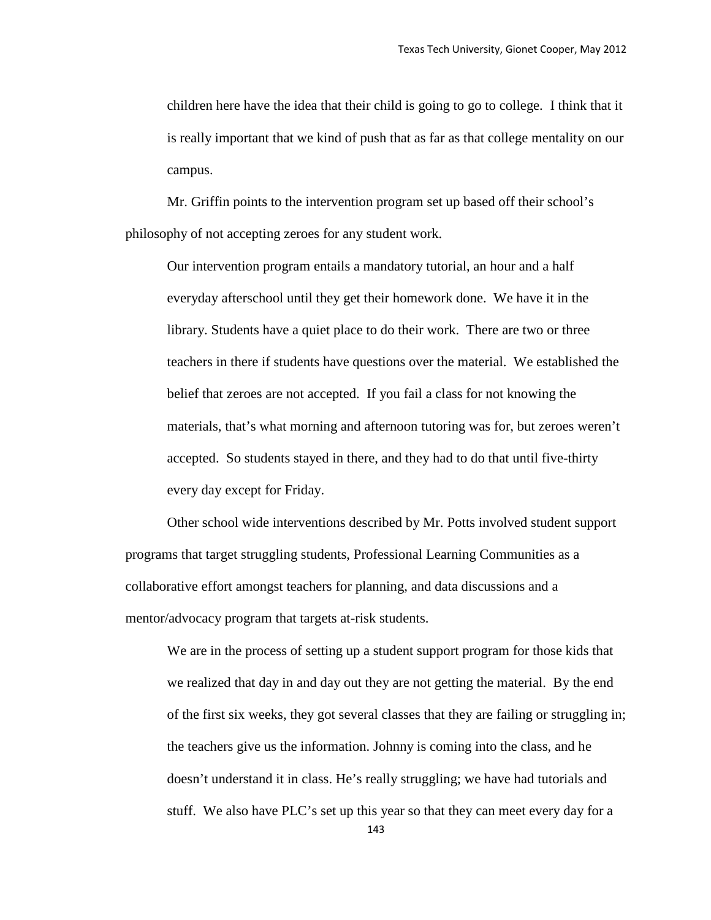children here have the idea that their child is going to go to college. I think that it is really important that we kind of push that as far as that college mentality on our campus.

Mr. Griffin points to the intervention program set up based off their school's philosophy of not accepting zeroes for any student work.

> Our intervention program entails a mandatory tutorial, an hour and a half everyday afterschool until they get their homework done. We have it in the library. Students have a quiet place to do their work. There are two or three teachers in there if students have questions over the material. We established the belief that zeroes are not accepted. If you fail a class for not knowing the materials, that's what morning and afternoon tutoring was for, but zeroes weren't accepted. So students stayed in there, and they had to do that until five-thirty every day except for Friday.

Other school wide interventions described by Mr. Potts involved student support programs that target struggling students, Professional Learning Communities as a collaborative effort amongst teachers for planning, and data discussions and a mentor/advocacy program that targets at-risk students.

> We are in the process of setting up a student support program for those kids that we realized that day in and day out they are not getting the material. By the end of the first six weeks, they got several classes that they are failing or struggling in; the teachers give us the information. Johnny is coming into the class, and he doesn't understand it in class. He's really struggling; we have had tutorials and stuff. We also have PLC's set up this year so that they can meet every day for a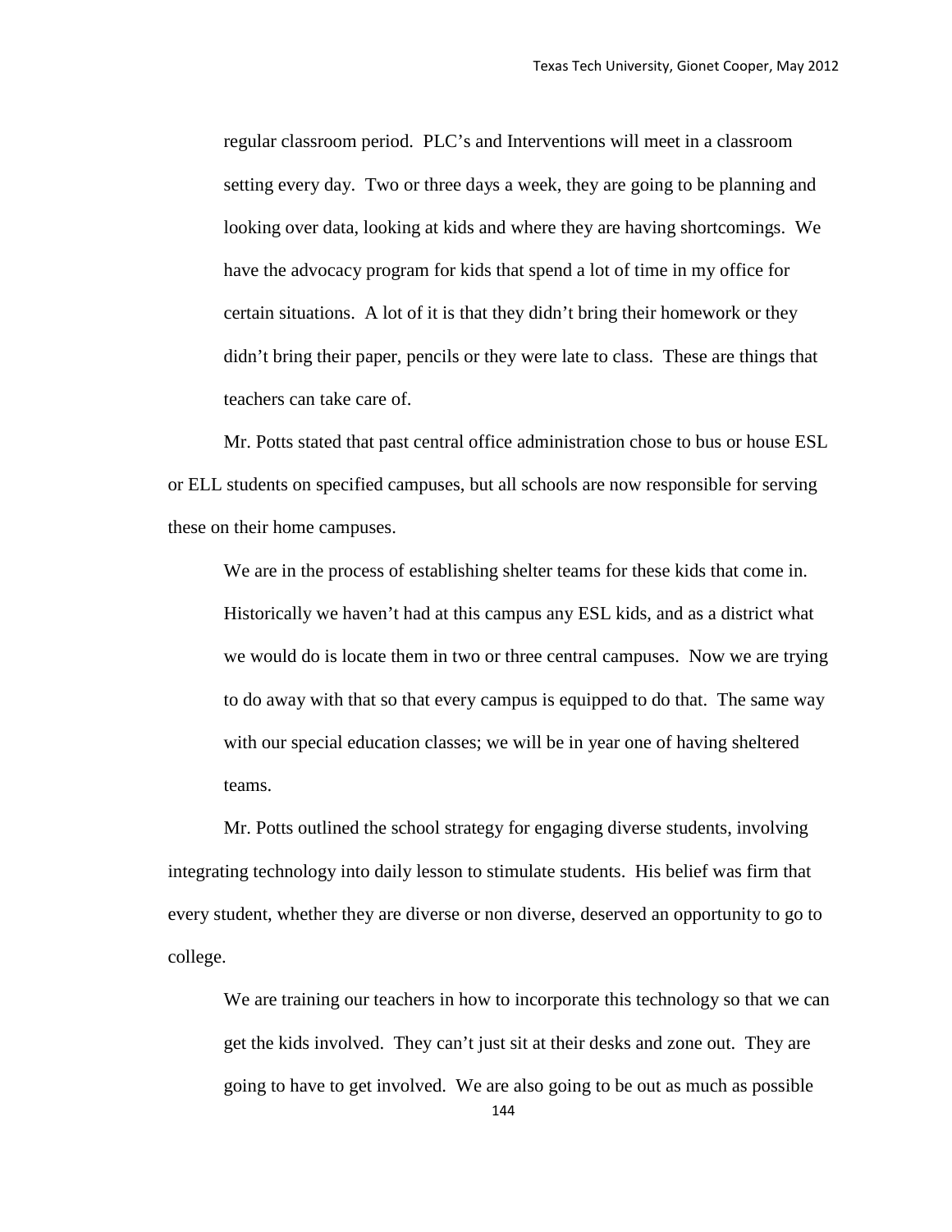> regular classroom period. PLC's and Interventions will meet in a classroom setting every day. Two or three days a week, they are going to be planning and looking over data, looking at kids and where they are having shortcomings. We have the advocacy program for kids that spend a lot of time in my office for certain situations. A lot of it is that they didn't bring their homework or they didn't bring their paper, pencils or they were late to class. These are things that teachers can take care of.

Mr. Potts stated that past central office administration chose to bus or house ESL or ELL students on specified campuses, but all schools are now responsible for serving these on their home campuses.

> We are in the process of establishing shelter teams for these kids that come in. Historically we haven't had at this campus any ESL kids, and as a district what we would do is locate them in two or three central campuses. Now we are trying to do away with that so that every campus is equipped to do that. The same way with our special education classes; we will be in year one of having sheltered teams.

Mr. Potts outlined the school strategy for engaging diverse students, involving integrating technology into daily lesson to stimulate students. His belief was firm that every student, whether they are diverse or non diverse, deserved an opportunity to go to college.

> We are training our teachers in how to incorporate this technology so that we can get the kids involved. They can't just sit at their desks and zone out. They are going to have to get involved. We are also going to be out as much as possible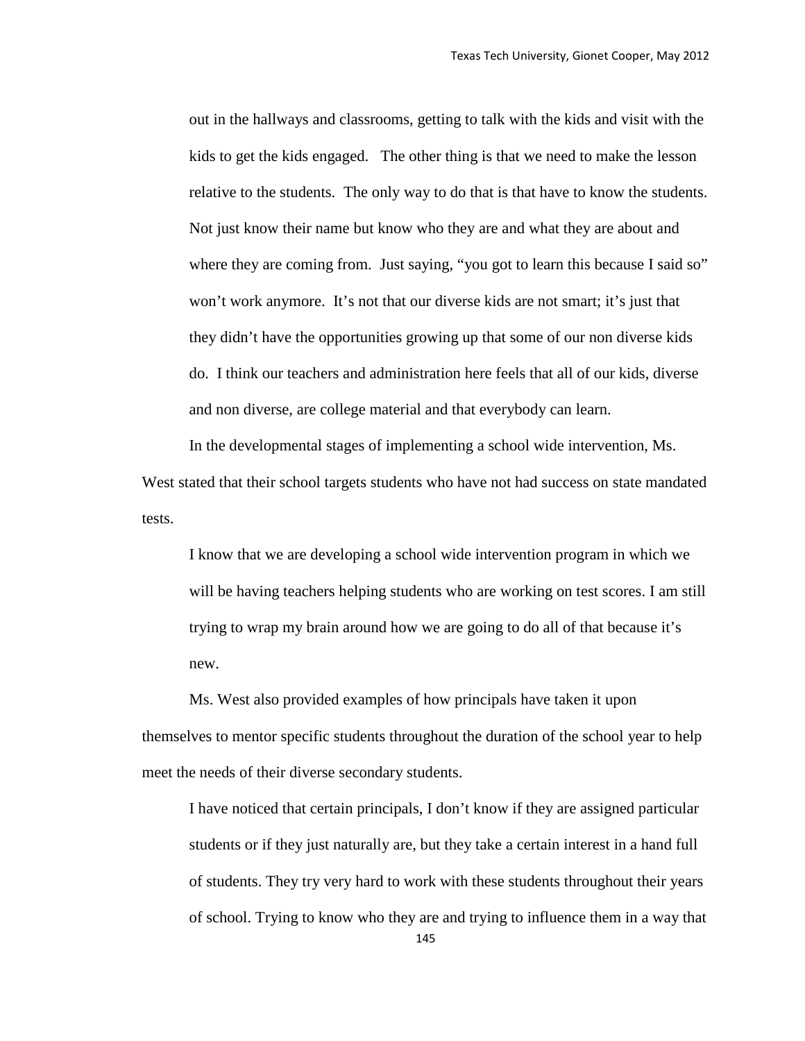> out in the hallways and classrooms, getting to talk with the kids and visit with the kids to get the kids engaged. The other thing is that we need to make the lesson relative to the students. The only way to do that is that have to know the students. Not just know their name but know who they are and what they are about and where they are coming from. Just saying, "you got to learn this because I said so" won't work anymore. It's not that our diverse kids are not smart; it's just that they didn't have the opportunities growing up that some of our non diverse kids do. I think our teachers and administration here feels that all of our kids, diverse and non diverse, are college material and that everybody can learn.

In the developmental stages of implementing a school wide intervention, Ms. West stated that their school targets students who have not had success on state mandated tests.

> I know that we are developing a school wide intervention program in which we will be having teachers helping students who are working on test scores. I am still trying to wrap my brain around how we are going to do all of that because it's new.

Ms. West also provided examples of how principals have taken it upon themselves to mentor specific students throughout the duration of the school year to help meet the needs of their diverse secondary students.

> I have noticed that certain principals, I don't know if they are assigned particular students or if they just naturally are, but they take a certain interest in a hand full of students. They try very hard to work with these students throughout their years of school. Trying to know who they are and trying to influence them in a way that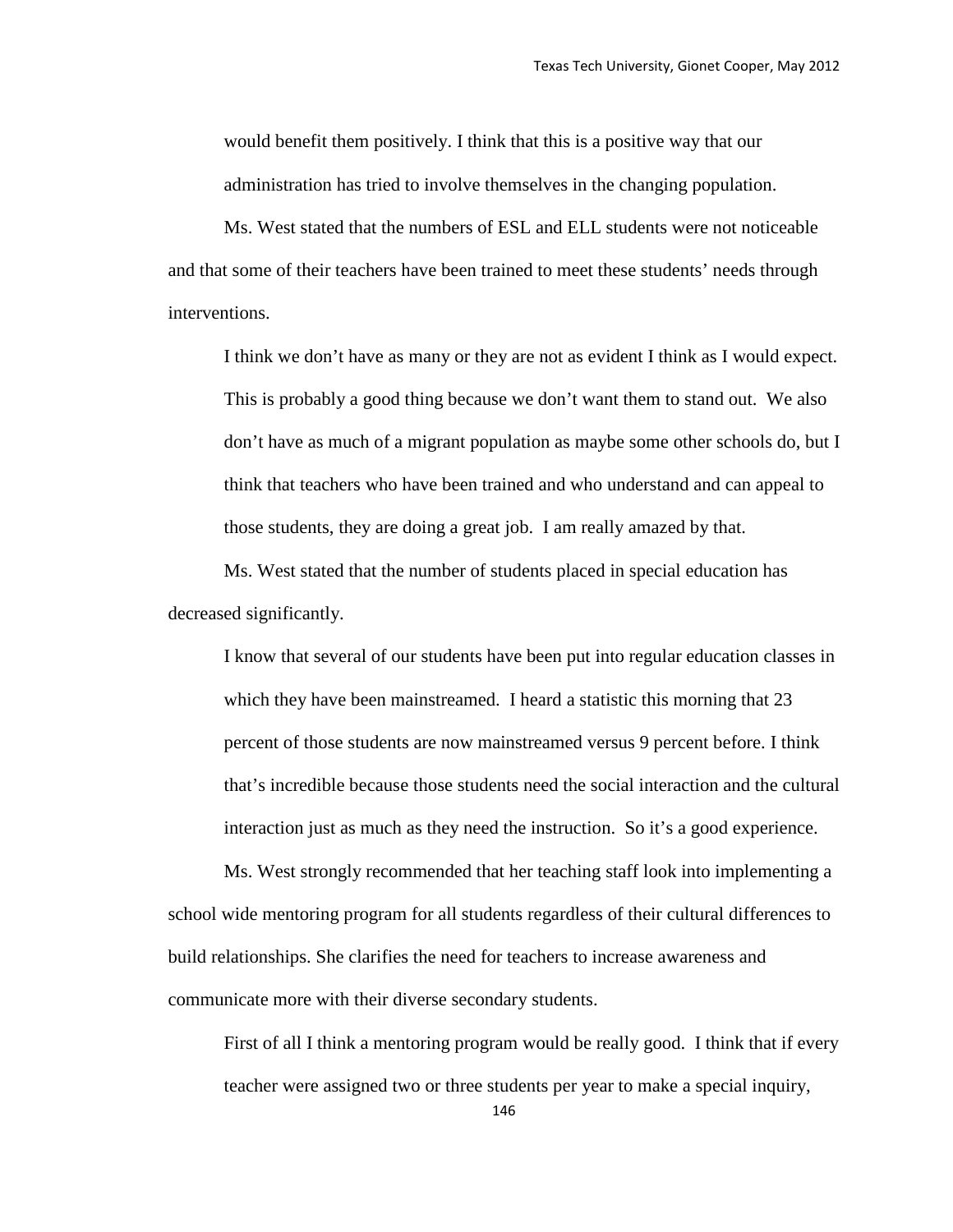would benefit them positively. I think that this is a positive way that our administration has tried to involve themselves in the changing population.

Ms. West stated that the numbers of ESL and ELL students were not noticeable and that some of their teachers have been trained to meet these students' needs through interventions.

> I think we don't have as many or they are not as evident I think as I would expect. This is probably a good thing because we don't want them to stand out. We also don't have as much of a migrant population as maybe some other schools do, but I think that teachers who have been trained and who understand and can appeal to those students, they are doing a great job. I am really amazed by that.

Ms. West stated that the number of students placed in special education has decreased significantly.

> I know that several of our students have been put into regular education classes in which they have been mainstreamed. I heard a statistic this morning that 23 percent of those students are now mainstreamed versus 9 percent before. I think that's incredible because those students need the social interaction and the cultural interaction just as much as they need the instruction. So it's a good experience.

Ms. West strongly recommended that her teaching staff look into implementing a school wide mentoring program for all students regardless of their cultural differences to build relationships. She clarifies the need for teachers to increase awareness and communicate more with their diverse secondary students.

> First of all I think a mentoring program would be really good. I think that if every teacher were assigned two or three students per year to make a special inquiry,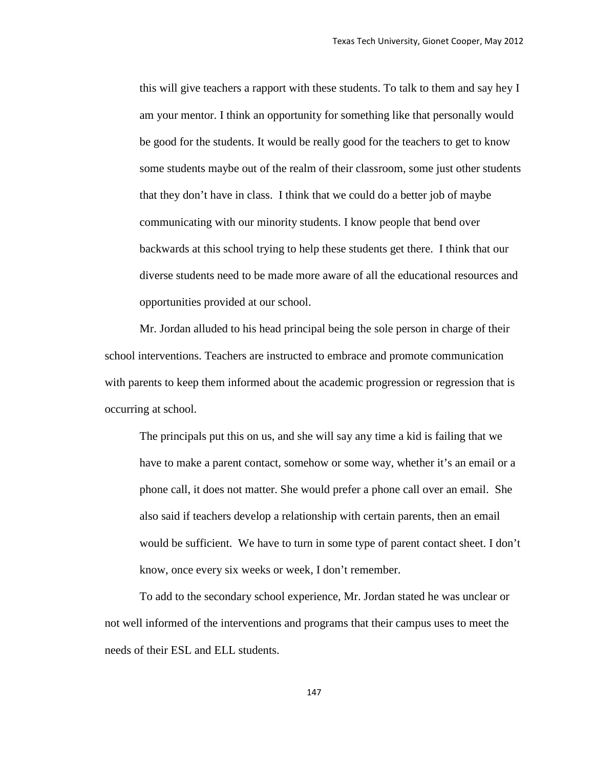> this will give teachers a rapport with these students. To talk to them and say hey I am your mentor. I think an opportunity for something like that personally would be good for the students. It would be really good for the teachers to get to know some students maybe out of the realm of their classroom, some just other students that they don't have in class. I think that we could do a better job of maybe communicating with our minority students. I know people that bend over backwards at this school trying to help these students get there. I think that our diverse students need to be made more aware of all the educational resources and opportunities provided at our school.

Mr. Jordan alluded to his head principal being the sole person in charge of their school interventions. Teachers are instructed to embrace and promote communication with parents to keep them informed about the academic progression or regression that is occurring at school.

> The principals put this on us, and she will say any time a kid is failing that we have to make a parent contact, somehow or some way, whether it's an email or a phone call, it does not matter. She would prefer a phone call over an email. She also said if teachers develop a relationship with certain parents, then an email would be sufficient. We have to turn in some type of parent contact sheet. I don't know, once every six weeks or week, I don't remember.

To add to the secondary school experience, Mr. Jordan stated he was unclear or not well informed of the interventions and programs that their campus uses to meet the needs of their ESL and ELL students.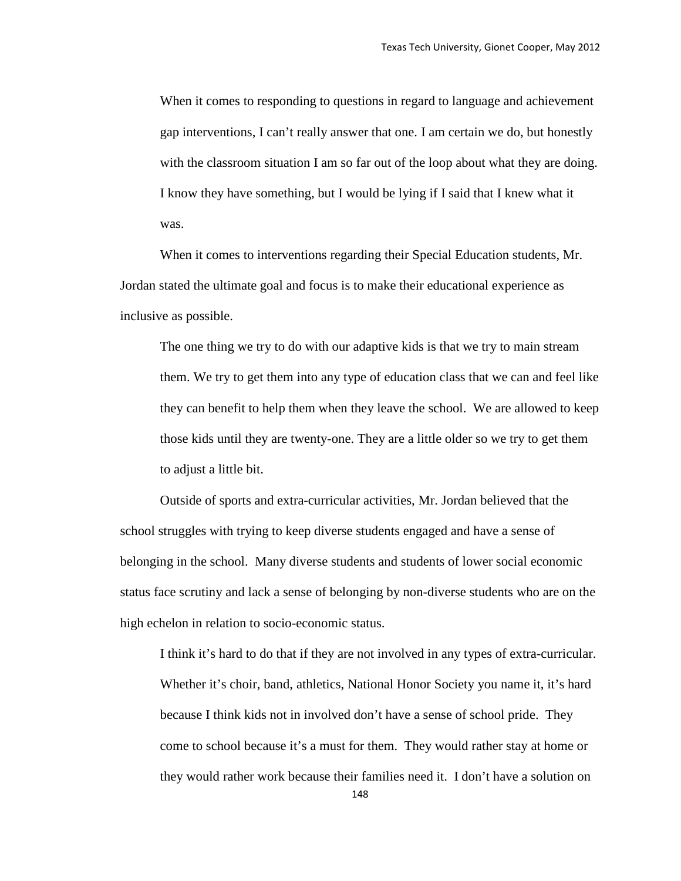> When it comes to responding to questions in regard to language and achievement gap interventions, I can't really answer that one. I am certain we do, but honestly with the classroom situation I am so far out of the loop about what they are doing. I know they have something, but I would be lying if I said that I knew what it was.

When it comes to interventions regarding their Special Education students, Mr. Jordan stated the ultimate goal and focus is to make their educational experience as inclusive as possible.

> The one thing we try to do with our adaptive kids is that we try to main stream them. We try to get them into any type of education class that we can and feel like they can benefit to help them when they leave the school. We are allowed to keep those kids until they are twenty-one. They are a little older so we try to get them to adjust a little bit.

Outside of sports and extra-curricular activities, Mr. Jordan believed that the school struggles with trying to keep diverse students engaged and have a sense of belonging in the school. Many diverse students and students of lower social economic status face scrutiny and lack a sense of belonging by non-diverse students who are on the high echelon in relation to socio-economic status.

> I think it's hard to do that if they are not involved in any types of extra-curricular. Whether it's choir, band, athletics, National Honor Society you name it, it's hard because I think kids not in involved don't have a sense of school pride. They come to school because it's a must for them. They would rather stay at home or they would rather work because their families need it. I don't have a solution on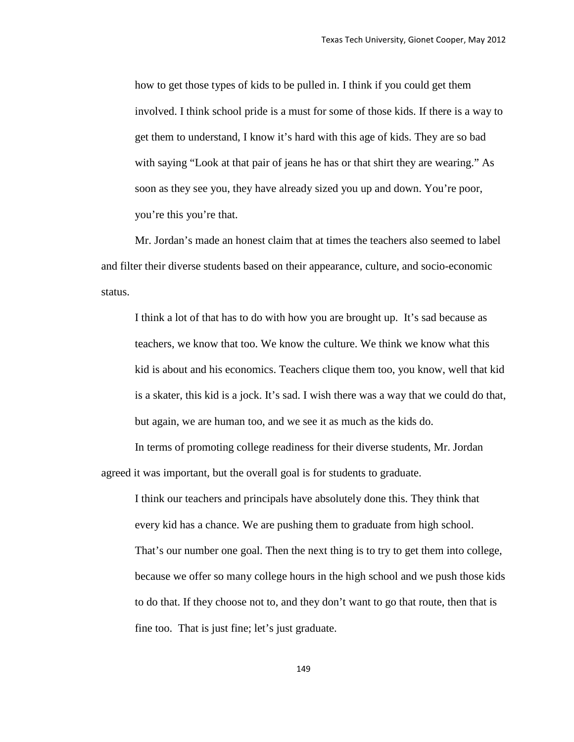> how to get those types of kids to be pulled in. I think if you could get them involved. I think school pride is a must for some of those kids. If there is a way to get them to understand, I know it's hard with this age of kids. They are so bad with saying "Look at that pair of jeans he has or that shirt they are wearing." As soon as they see you, they have already sized you up and down. You're poor, you're this you're that.

Mr. Jordan's made an honest claim that at times the teachers also seemed to label and filter their diverse students based on their appearance, culture, and socio-economic status.

> I think a lot of that has to do with how you are brought up. It's sad because as teachers, we know that too. We know the culture. We think we know what this kid is about and his economics. Teachers clique them too, you know, well that kid is a skater, this kid is a jock. It's sad. I wish there was a way that we could do that, but again, we are human too, and we see it as much as the kids do.

In terms of promoting college readiness for their diverse students, Mr. Jordan agreed it was important, but the overall goal is for students to graduate.

> I think our teachers and principals have absolutely done this. They think that every kid has a chance. We are pushing them to graduate from high school. That's our number one goal. Then the next thing is to try to get them into college, because we offer so many college hours in the high school and we push those kids to do that. If they choose not to, and they don't want to go that route, then that is fine too. That is just fine; let's just graduate.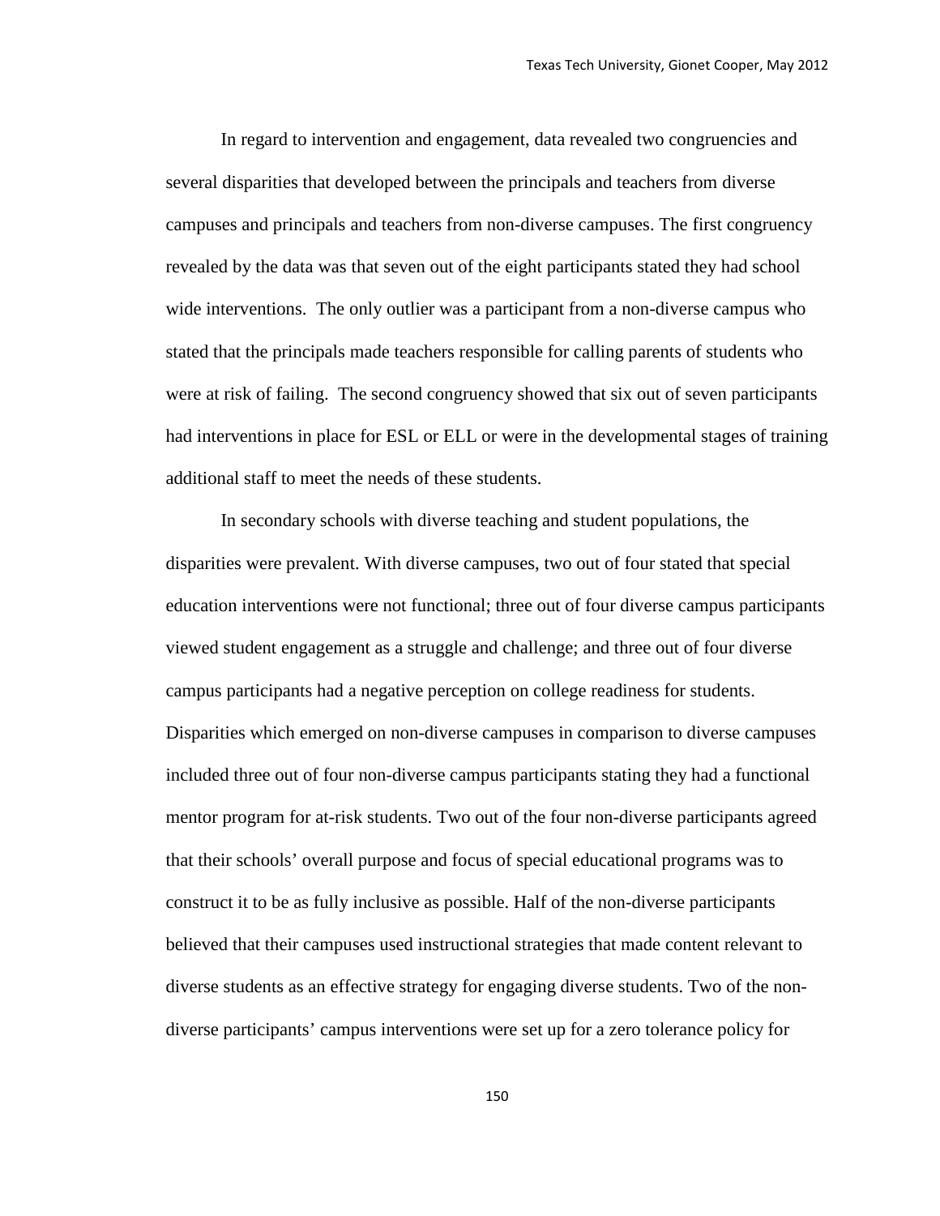In regard to intervention and engagement, data revealed two congruencies and several disparities that developed between the principals and teachers from diverse campuses and principals and teachers from non-diverse campuses. The first congruency revealed by the data was that seven out of the eight participants stated they had school wide interventions. The only outlier was a participant from a non-diverse campus who stated that the principals made teachers responsible for calling parents of students who were at risk of failing. The second congruency showed that six out of seven participants had interventions in place for ESL or ELL or were in the developmental stages of training additional staff to meet the needs of these students.

In secondary schools with diverse teaching and student populations, the disparities were prevalent. With diverse campuses, two out of four stated that special education interventions were not functional; three out of four diverse campus participants viewed student engagement as a struggle and challenge; and three out of four diverse campus participants had a negative perception on college readiness for students. Disparities which emerged on non-diverse campuses in comparison to diverse campuses included three out of four non-diverse campus participants stating they had a functional mentor program for at-risk students. Two out of the four non-diverse participants agreed that their schools' overall purpose and focus of special educational programs was to construct it to be as fully inclusive as possible. Half of the non-diverse participants believed that their campuses used instructional strategies that made content relevant to diverse students as an effective strategy for engaging diverse students. Two of the non-diverse participants' campus interventions were set up for a zero tolerance policy for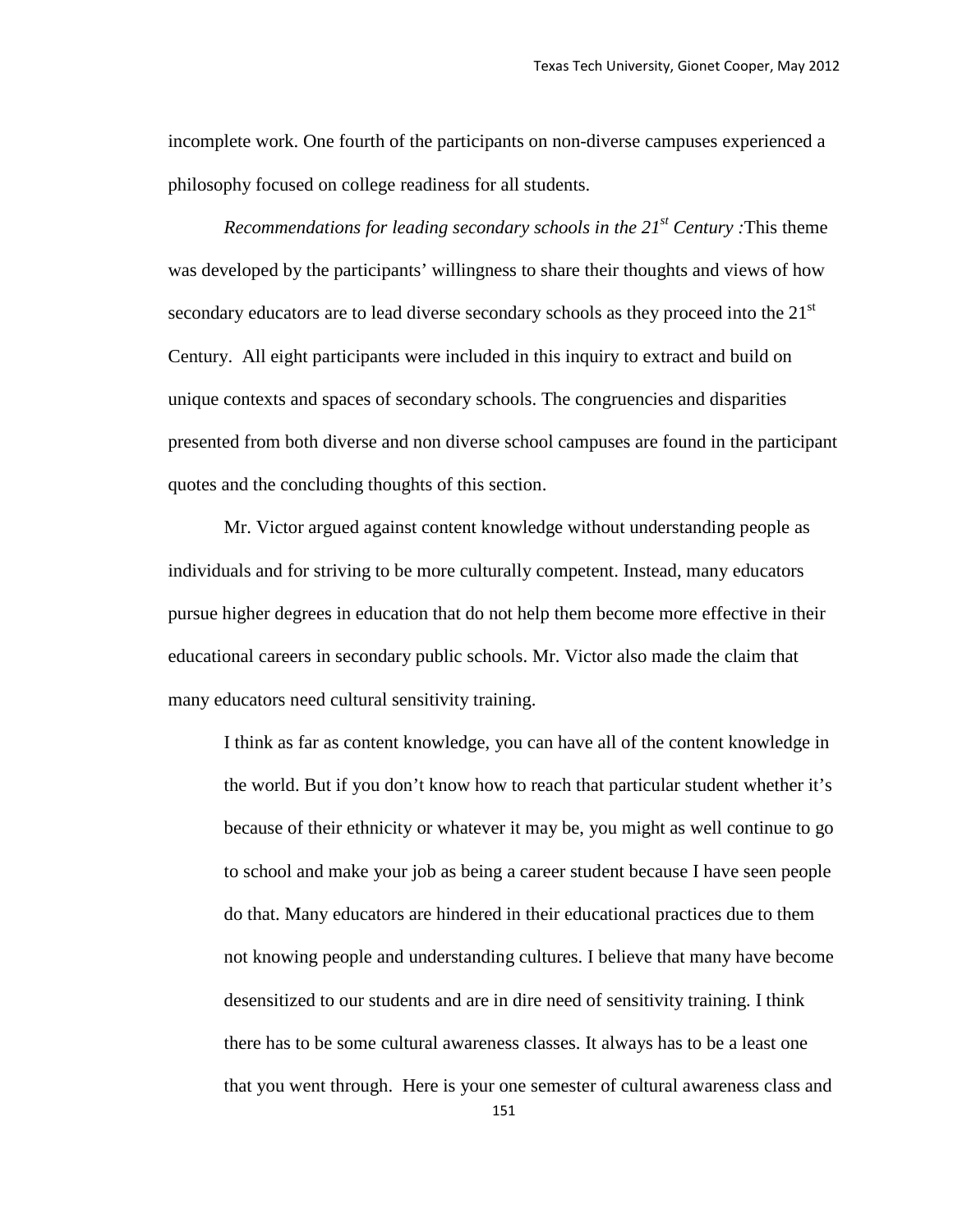incomplete work. One fourth of the participants on non-diverse campuses experienced a philosophy focused on college readiness for all students.

*Recommendations for leading secondary schools in the 21st Century :*This theme was developed by the participants' willingness to share their thoughts and views of how secondary educators are to lead diverse secondary schools as they proceed into the 21st Century. All eight participants were included in this inquiry to extract and build on unique contexts and spaces of secondary schools. The congruencies and disparities presented from both diverse and non diverse school campuses are found in the participant quotes and the concluding thoughts of this section.

Mr. Victor argued against content knowledge without understanding people as individuals and for striving to be more culturally competent. Instead, many educators pursue higher degrees in education that do not help them become more effective in their educational careers in secondary public schools. Mr. Victor also made the claim that many educators need cultural sensitivity training.

> I think as far as content knowledge, you can have all of the content knowledge in the world. But if you don't know how to reach that particular student whether it's because of their ethnicity or whatever it may be, you might as well continue to go to school and make your job as being a career student because I have seen people do that. Many educators are hindered in their educational practices due to them not knowing people and understanding cultures. I believe that many have become desensitized to our students and are in dire need of sensitivity training. I think there has to be some cultural awareness classes. It always has to be a least one that you went through. Here is your one semester of cultural awareness class and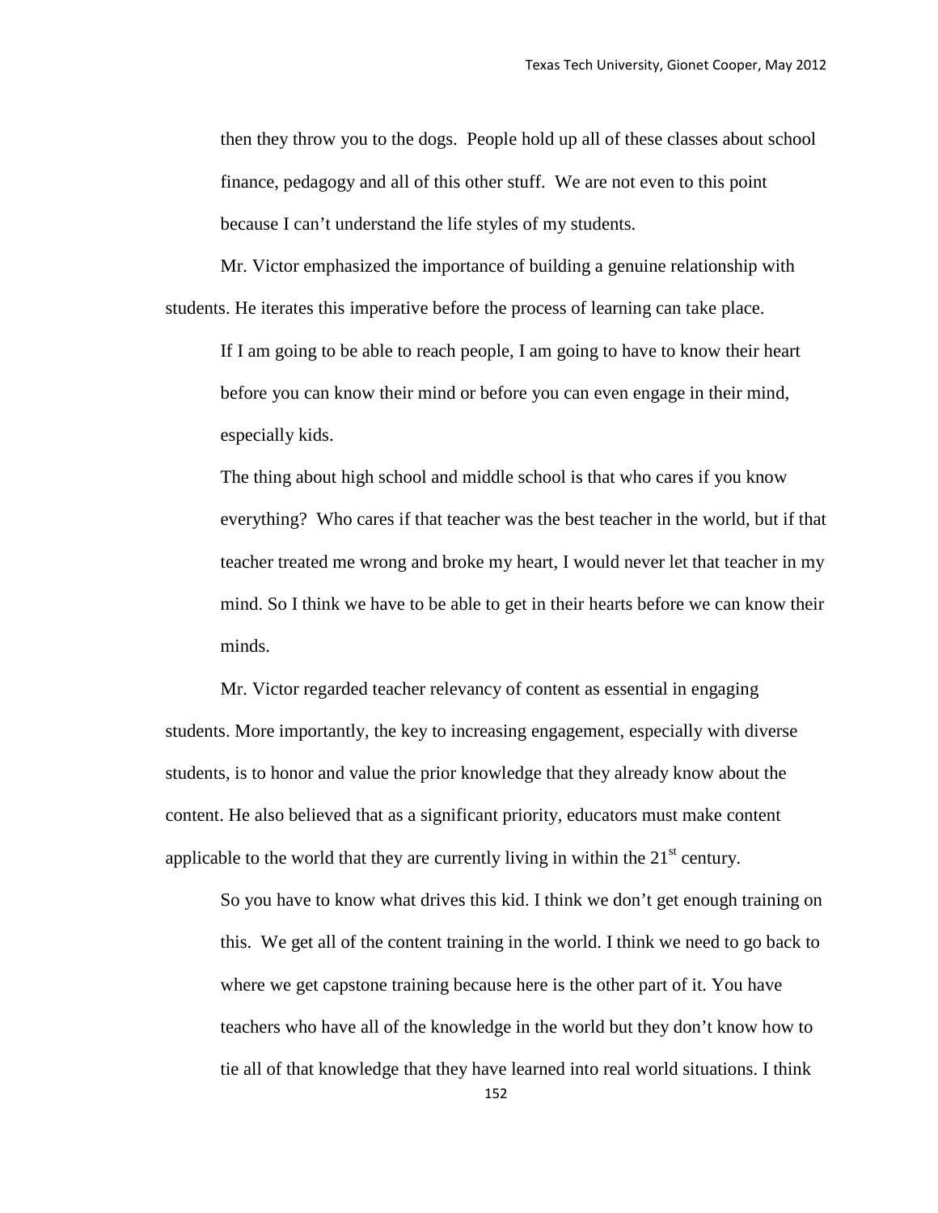> then they throw you to the dogs. People hold up all of these classes about school finance, pedagogy and all of this other stuff. We are not even to this point because I can't understand the life styles of my students.

Mr. Victor emphasized the importance of building a genuine relationship with students. He iterates this imperative before the process of learning can take place.

> If I am going to be able to reach people, I am going to have to know their heart before you can know their mind or before you can even engage in their mind, especially kids.
>
> The thing about high school and middle school is that who cares if you know everything? Who cares if that teacher was the best teacher in the world, but if that teacher treated me wrong and broke my heart, I would never let that teacher in my mind. So I think we have to be able to get in their hearts before we can know their minds.

Mr. Victor regarded teacher relevancy of content as essential in engaging students. More importantly, the key to increasing engagement, especially with diverse students, is to honor and value the prior knowledge that they already know about the content. He also believed that as a significant priority, educators must make content applicable to the world that they are currently living in within the 21st century.

> So you have to know what drives this kid. I think we don't get enough training on this. We get all of the content training in the world. I think we need to go back to where we get capstone training because here is the other part of it. You have teachers who have all of the knowledge in the world but they don't know how to tie all of that knowledge that they have learned into real world situations. I think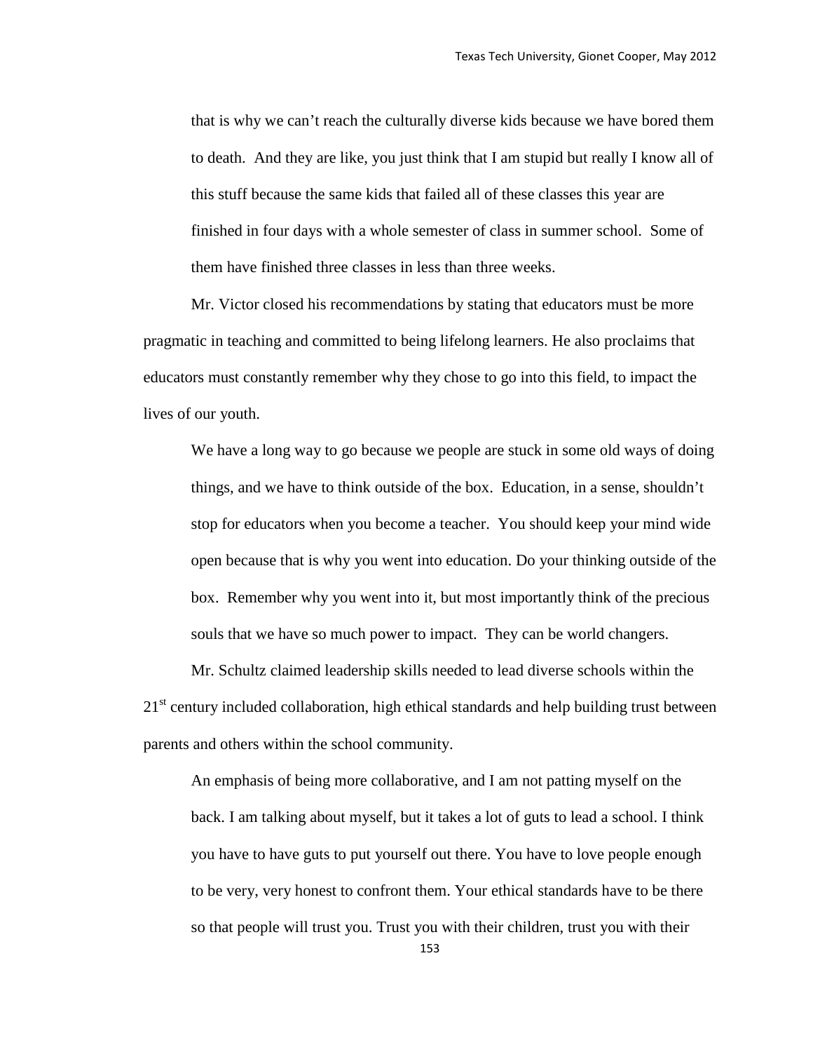> that is why we can't reach the culturally diverse kids because we have bored them to death. And they are like, you just think that I am stupid but really I know all of this stuff because the same kids that failed all of these classes this year are finished in four days with a whole semester of class in summer school. Some of them have finished three classes in less than three weeks.

Mr. Victor closed his recommendations by stating that educators must be more pragmatic in teaching and committed to being lifelong learners. He also proclaims that educators must constantly remember why they chose to go into this field, to impact the lives of our youth.

> We have a long way to go because we people are stuck in some old ways of doing things, and we have to think outside of the box. Education, in a sense, shouldn't stop for educators when you become a teacher. You should keep your mind wide open because that is why you went into education. Do your thinking outside of the box. Remember why you went into it, but most importantly think of the precious souls that we have so much power to impact. They can be world changers.

Mr. Schultz claimed leadership skills needed to lead diverse schools within the 21st century included collaboration, high ethical standards and help building trust between parents and others within the school community.

> An emphasis of being more collaborative, and I am not patting myself on the back. I am talking about myself, but it takes a lot of guts to lead a school. I think you have to have guts to put yourself out there. You have to love people enough to be very, very honest to confront them. Your ethical standards have to be there so that people will trust you. Trust you with their children, trust you with their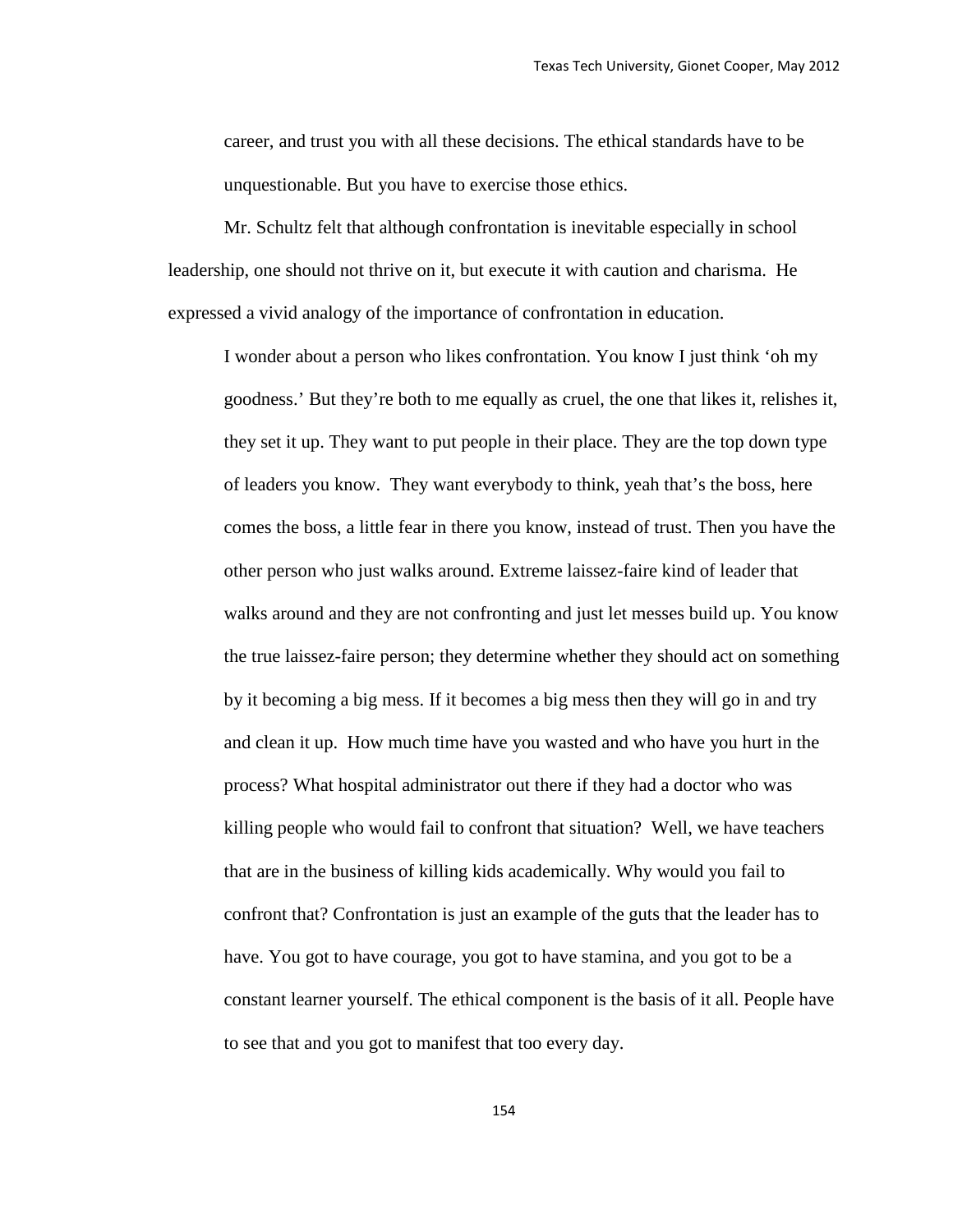> career, and trust you with all these decisions. The ethical standards have to be unquestionable. But you have to exercise those ethics.

Mr. Schultz felt that although confrontation is inevitable especially in school leadership, one should not thrive on it, but execute it with caution and charisma. He expressed a vivid analogy of the importance of confrontation in education.

> I wonder about a person who likes confrontation. You know I just think 'oh my goodness.' But they're both to me equally as cruel, the one that likes it, relishes it, they set it up. They want to put people in their place. They are the top down type of leaders you know. They want everybody to think, yeah that's the boss, here comes the boss, a little fear in there you know, instead of trust. Then you have the other person who just walks around. Extreme laissez-faire kind of leader that walks around and they are not confronting and just let messes build up. You know the true laissez-faire person; they determine whether they should act on something by it becoming a big mess. If it becomes a big mess then they will go in and try and clean it up. How much time have you wasted and who have you hurt in the process? What hospital administrator out there if they had a doctor who was killing people who would fail to confront that situation? Well, we have teachers that are in the business of killing kids academically. Why would you fail to confront that? Confrontation is just an example of the guts that the leader has to have. You got to have courage, you got to have stamina, and you got to be a constant learner yourself. The ethical component is the basis of it all. People have to see that and you got to manifest that too every day.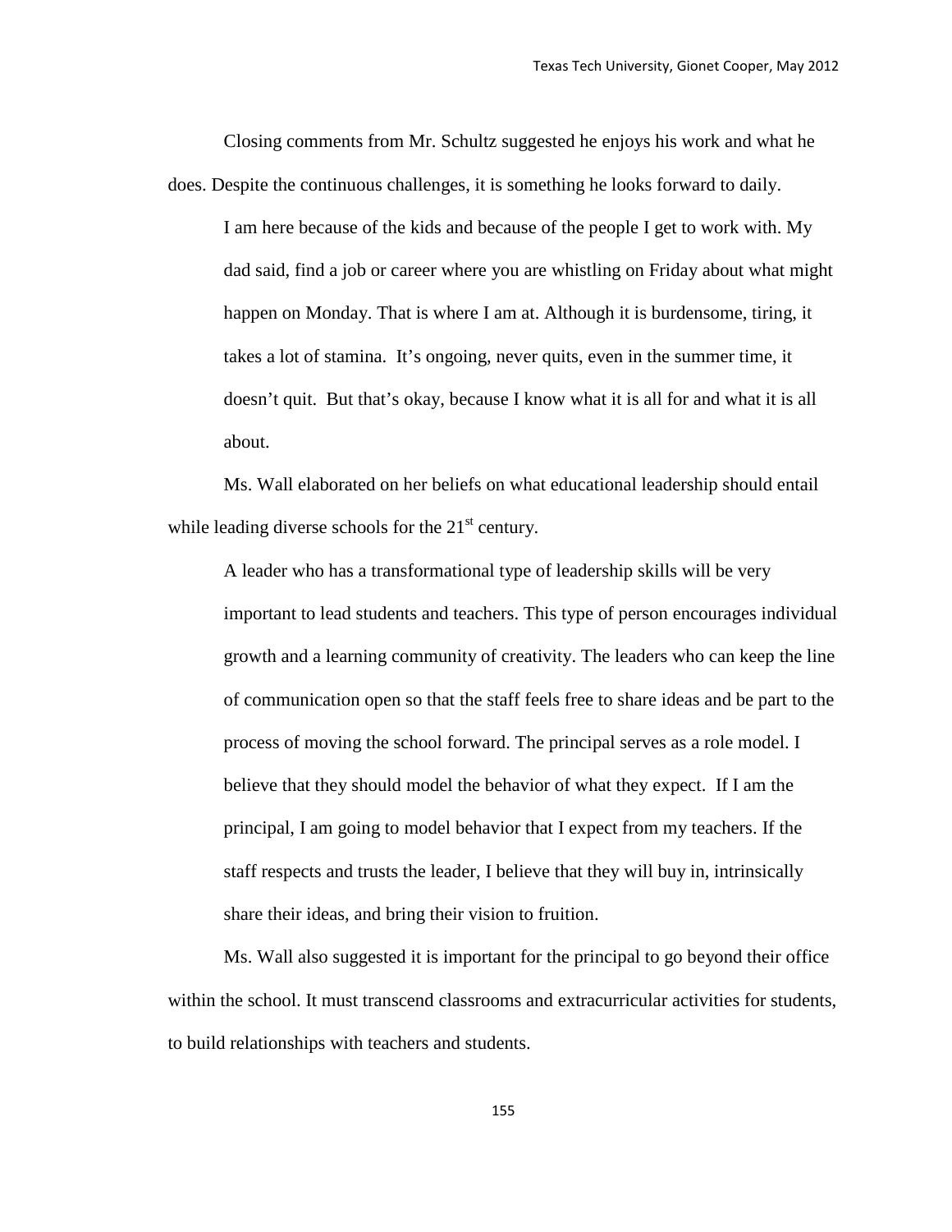Closing comments from Mr. Schultz suggested he enjoys his work and what he does. Despite the continuous challenges, it is something he looks forward to daily.

> I am here because of the kids and because of the people I get to work with. My dad said, find a job or career where you are whistling on Friday about what might happen on Monday. That is where I am at. Although it is burdensome, tiring, it takes a lot of stamina. It's ongoing, never quits, even in the summer time, it doesn't quit. But that's okay, because I know what it is all for and what it is all about.

Ms. Wall elaborated on her beliefs on what educational leadership should entail while leading diverse schools for the 21st century.

> A leader who has a transformational type of leadership skills will be very important to lead students and teachers. This type of person encourages individual growth and a learning community of creativity. The leaders who can keep the line of communication open so that the staff feels free to share ideas and be part to the process of moving the school forward. The principal serves as a role model. I believe that they should model the behavior of what they expect. If I am the principal, I am going to model behavior that I expect from my teachers. If the staff respects and trusts the leader, I believe that they will buy in, intrinsically share their ideas, and bring their vision to fruition.

Ms. Wall also suggested it is important for the principal to go beyond their office within the school. It must transcend classrooms and extracurricular activities for students, to build relationships with teachers and students.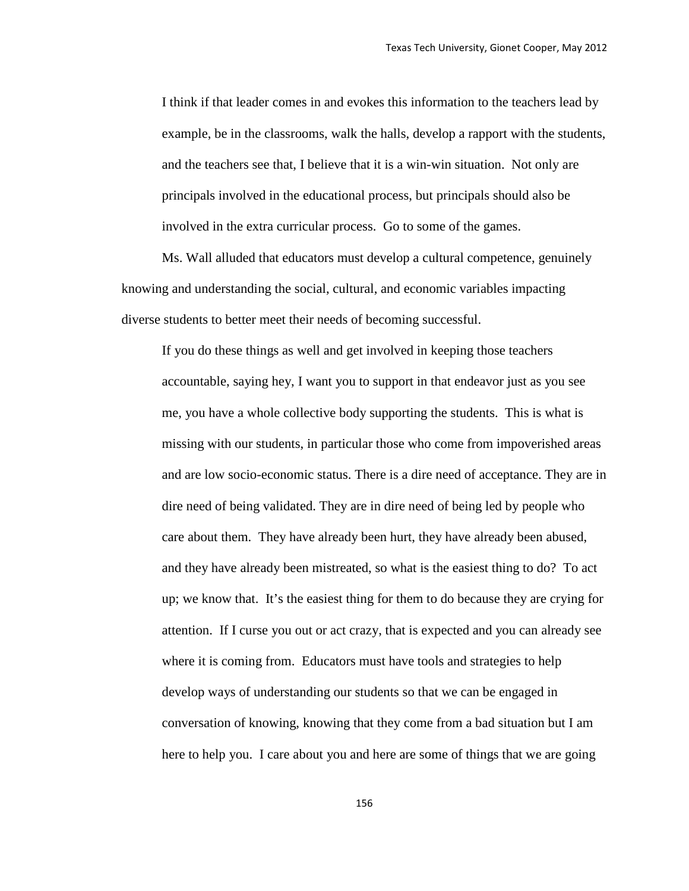> I think if that leader comes in and evokes this information to the teachers lead by example, be in the classrooms, walk the halls, develop a rapport with the students, and the teachers see that, I believe that it is a win-win situation. Not only are principals involved in the educational process, but principals should also be involved in the extra curricular process. Go to some of the games.

Ms. Wall alluded that educators must develop a cultural competence, genuinely knowing and understanding the social, cultural, and economic variables impacting diverse students to better meet their needs of becoming successful.

> If you do these things as well and get involved in keeping those teachers accountable, saying hey, I want you to support in that endeavor just as you see me, you have a whole collective body supporting the students. This is what is missing with our students, in particular those who come from impoverished areas and are low socio-economic status. There is a dire need of acceptance. They are in dire need of being validated. They are in dire need of being led by people who care about them. They have already been hurt, they have already been abused, and they have already been mistreated, so what is the easiest thing to do? To act up; we know that. It's the easiest thing for them to do because they are crying for attention. If I curse you out or act crazy, that is expected and you can already see where it is coming from. Educators must have tools and strategies to help develop ways of understanding our students so that we can be engaged in conversation of knowing, knowing that they come from a bad situation but I am here to help you. I care about you and here are some of things that we are going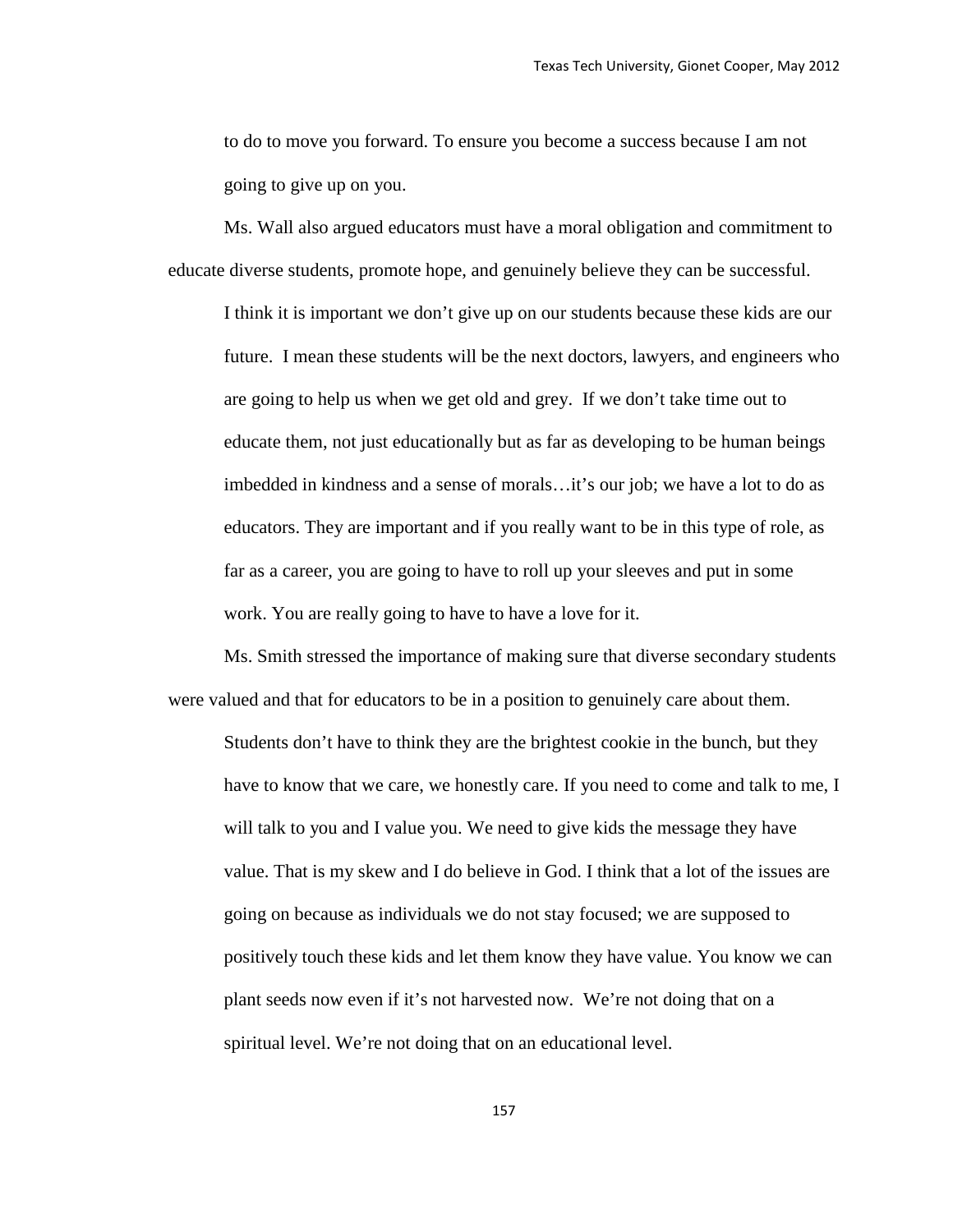to do to move you forward. To ensure you become a success because I am not going to give up on you.

Ms. Wall also argued educators must have a moral obligation and commitment to educate diverse students, promote hope, and genuinely believe they can be successful.

> I think it is important we don't give up on our students because these kids are our future. I mean these students will be the next doctors, lawyers, and engineers who are going to help us when we get old and grey. If we don't take time out to educate them, not just educationally but as far as developing to be human beings imbedded in kindness and a sense of morals…it's our job; we have a lot to do as educators. They are important and if you really want to be in this type of role, as far as a career, you are going to have to roll up your sleeves and put in some work. You are really going to have to have a love for it.

Ms. Smith stressed the importance of making sure that diverse secondary students were valued and that for educators to be in a position to genuinely care about them.

> Students don't have to think they are the brightest cookie in the bunch, but they have to know that we care, we honestly care. If you need to come and talk to me, I will talk to you and I value you. We need to give kids the message they have value. That is my skew and I do believe in God. I think that a lot of the issues are going on because as individuals we do not stay focused; we are supposed to positively touch these kids and let them know they have value. You know we can plant seeds now even if it's not harvested now. We're not doing that on a spiritual level. We're not doing that on an educational level.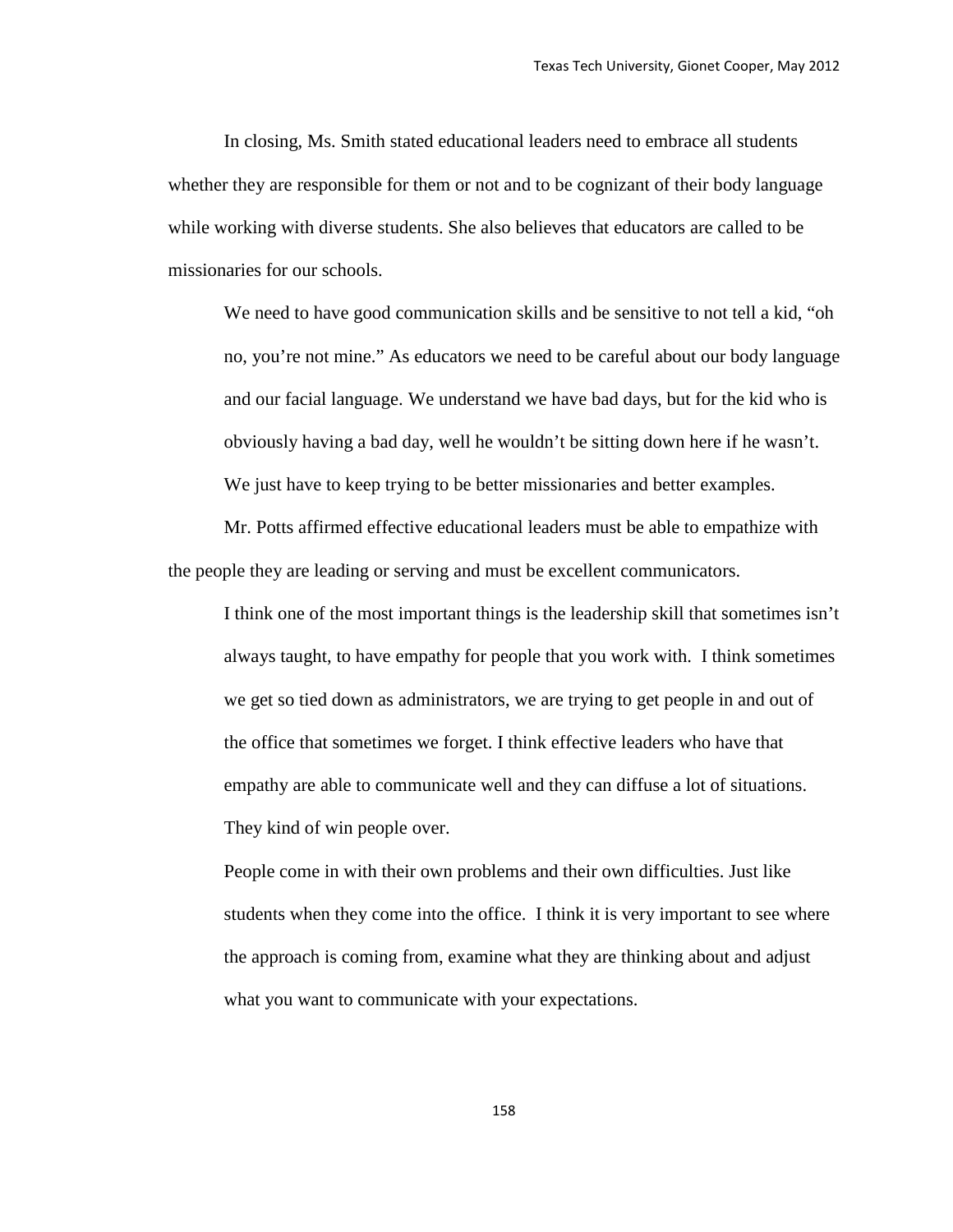In closing, Ms. Smith stated educational leaders need to embrace all students whether they are responsible for them or not and to be cognizant of their body language while working with diverse students. She also believes that educators are called to be missionaries for our schools.

> We need to have good communication skills and be sensitive to not tell a kid, "oh no, you're not mine." As educators we need to be careful about our body language and our facial language. We understand we have bad days, but for the kid who is obviously having a bad day, well he wouldn't be sitting down here if he wasn't. We just have to keep trying to be better missionaries and better examples.

Mr. Potts affirmed effective educational leaders must be able to empathize with the people they are leading or serving and must be excellent communicators.

> I think one of the most important things is the leadership skill that sometimes isn't always taught, to have empathy for people that you work with. I think sometimes we get so tied down as administrators, we are trying to get people in and out of the office that sometimes we forget. I think effective leaders who have that empathy are able to communicate well and they can diffuse a lot of situations. They kind of win people over.
>
> People come in with their own problems and their own difficulties. Just like students when they come into the office. I think it is very important to see where the approach is coming from, examine what they are thinking about and adjust what you want to communicate with your expectations.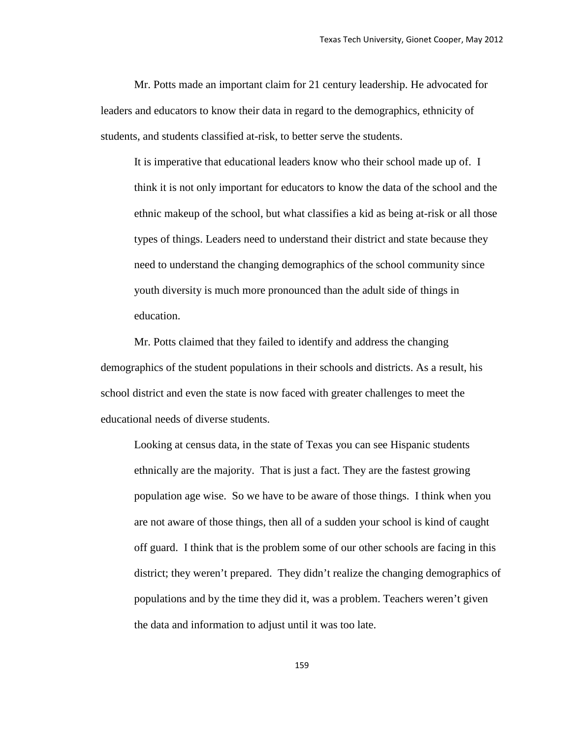Mr. Potts made an important claim for 21 century leadership. He advocated for leaders and educators to know their data in regard to the demographics, ethnicity of students, and students classified at-risk, to better serve the students.

> It is imperative that educational leaders know who their school made up of. I think it is not only important for educators to know the data of the school and the ethnic makeup of the school, but what classifies a kid as being at-risk or all those types of things. Leaders need to understand their district and state because they need to understand the changing demographics of the school community since youth diversity is much more pronounced than the adult side of things in education.

Mr. Potts claimed that they failed to identify and address the changing demographics of the student populations in their schools and districts. As a result, his school district and even the state is now faced with greater challenges to meet the educational needs of diverse students.

> Looking at census data, in the state of Texas you can see Hispanic students ethnically are the majority. That is just a fact. They are the fastest growing population age wise. So we have to be aware of those things. I think when you are not aware of those things, then all of a sudden your school is kind of caught off guard. I think that is the problem some of our other schools are facing in this district; they weren't prepared. They didn't realize the changing demographics of populations and by the time they did it, was a problem. Teachers weren't given the data and information to adjust until it was too late.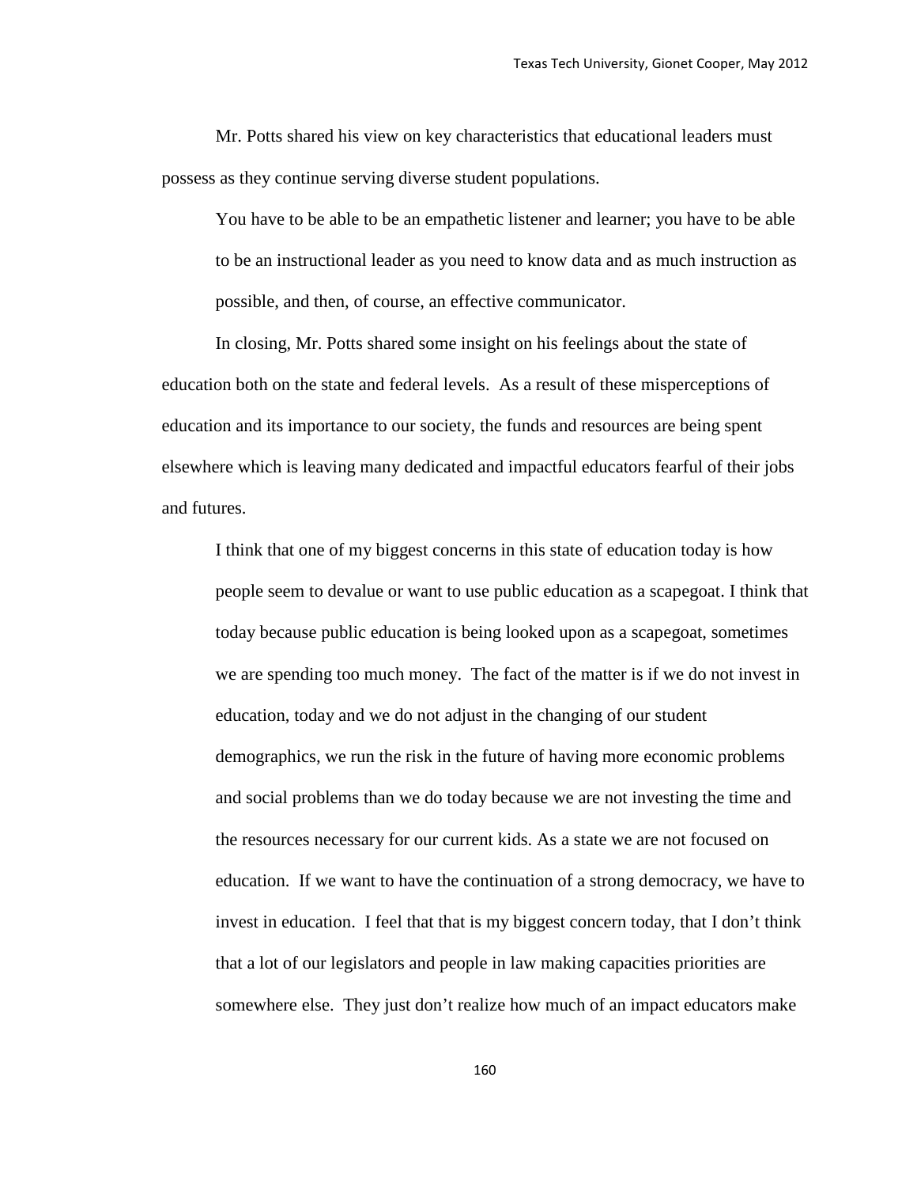Mr. Potts shared his view on key characteristics that educational leaders must possess as they continue serving diverse student populations.

> You have to be able to be an empathetic listener and learner; you have to be able to be an instructional leader as you need to know data and as much instruction as possible, and then, of course, an effective communicator.

In closing, Mr. Potts shared some insight on his feelings about the state of education both on the state and federal levels. As a result of these misperceptions of education and its importance to our society, the funds and resources are being spent elsewhere which is leaving many dedicated and impactful educators fearful of their jobs and futures.

> I think that one of my biggest concerns in this state of education today is how people seem to devalue or want to use public education as a scapegoat. I think that today because public education is being looked upon as a scapegoat, sometimes we are spending too much money. The fact of the matter is if we do not invest in education, today and we do not adjust in the changing of our student demographics, we run the risk in the future of having more economic problems and social problems than we do today because we are not investing the time and the resources necessary for our current kids. As a state we are not focused on education. If we want to have the continuation of a strong democracy, we have to invest in education. I feel that that is my biggest concern today, that I don't think that a lot of our legislators and people in law making capacities priorities are somewhere else. They just don't realize how much of an impact educators make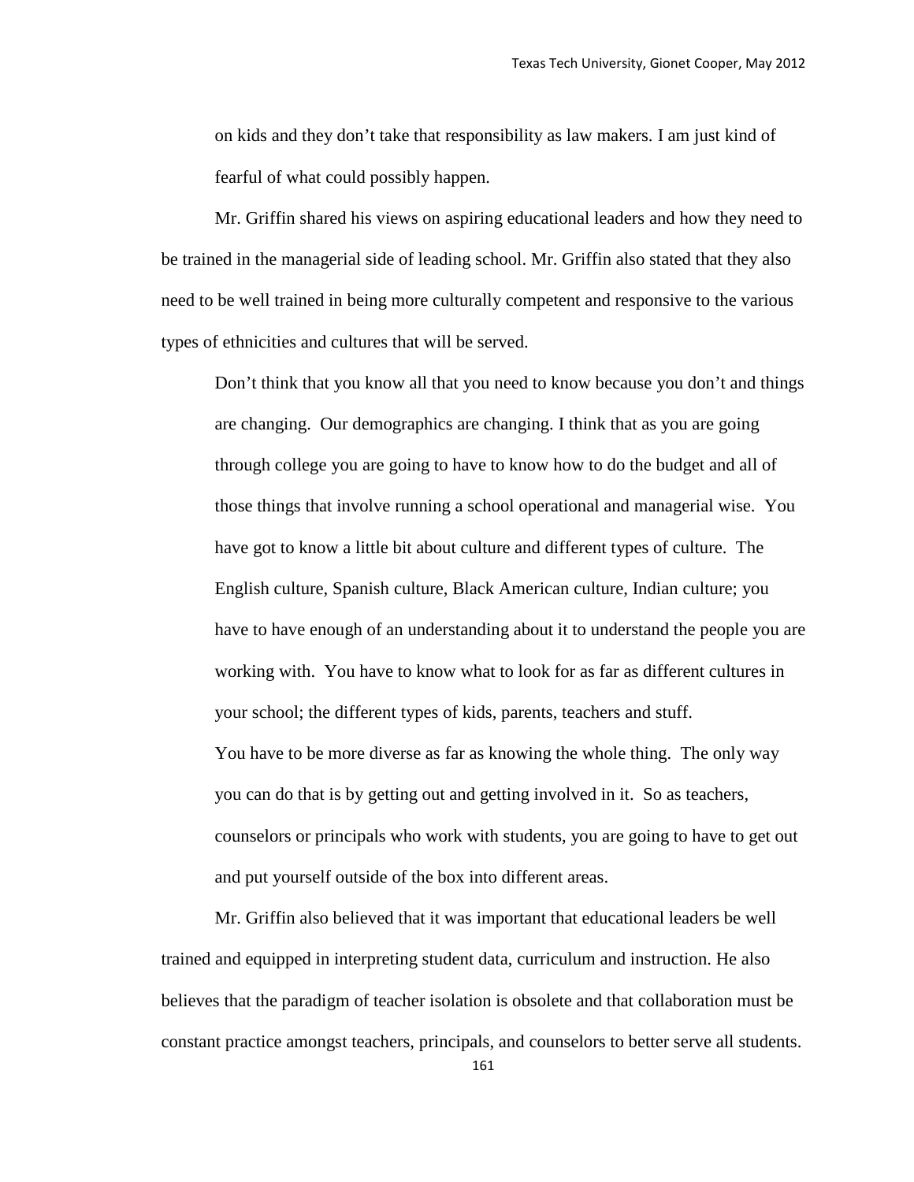> on kids and they don't take that responsibility as law makers. I am just kind of fearful of what could possibly happen.

Mr. Griffin shared his views on aspiring educational leaders and how they need to be trained in the managerial side of leading school. Mr. Griffin also stated that they also need to be well trained in being more culturally competent and responsive to the various types of ethnicities and cultures that will be served.

> Don't think that you know all that you need to know because you don't and things are changing. Our demographics are changing. I think that as you are going through college you are going to have to know how to do the budget and all of those things that involve running a school operational and managerial wise. You have got to know a little bit about culture and different types of culture. The English culture, Spanish culture, Black American culture, Indian culture; you have to have enough of an understanding about it to understand the people you are working with. You have to know what to look for as far as different cultures in your school; the different types of kids, parents, teachers and stuff.
>
> You have to be more diverse as far as knowing the whole thing. The only way you can do that is by getting out and getting involved in it. So as teachers, counselors or principals who work with students, you are going to have to get out and put yourself outside of the box into different areas.

Mr. Griffin also believed that it was important that educational leaders be well trained and equipped in interpreting student data, curriculum and instruction. He also believes that the paradigm of teacher isolation is obsolete and that collaboration must be constant practice amongst teachers, principals, and counselors to better serve all students.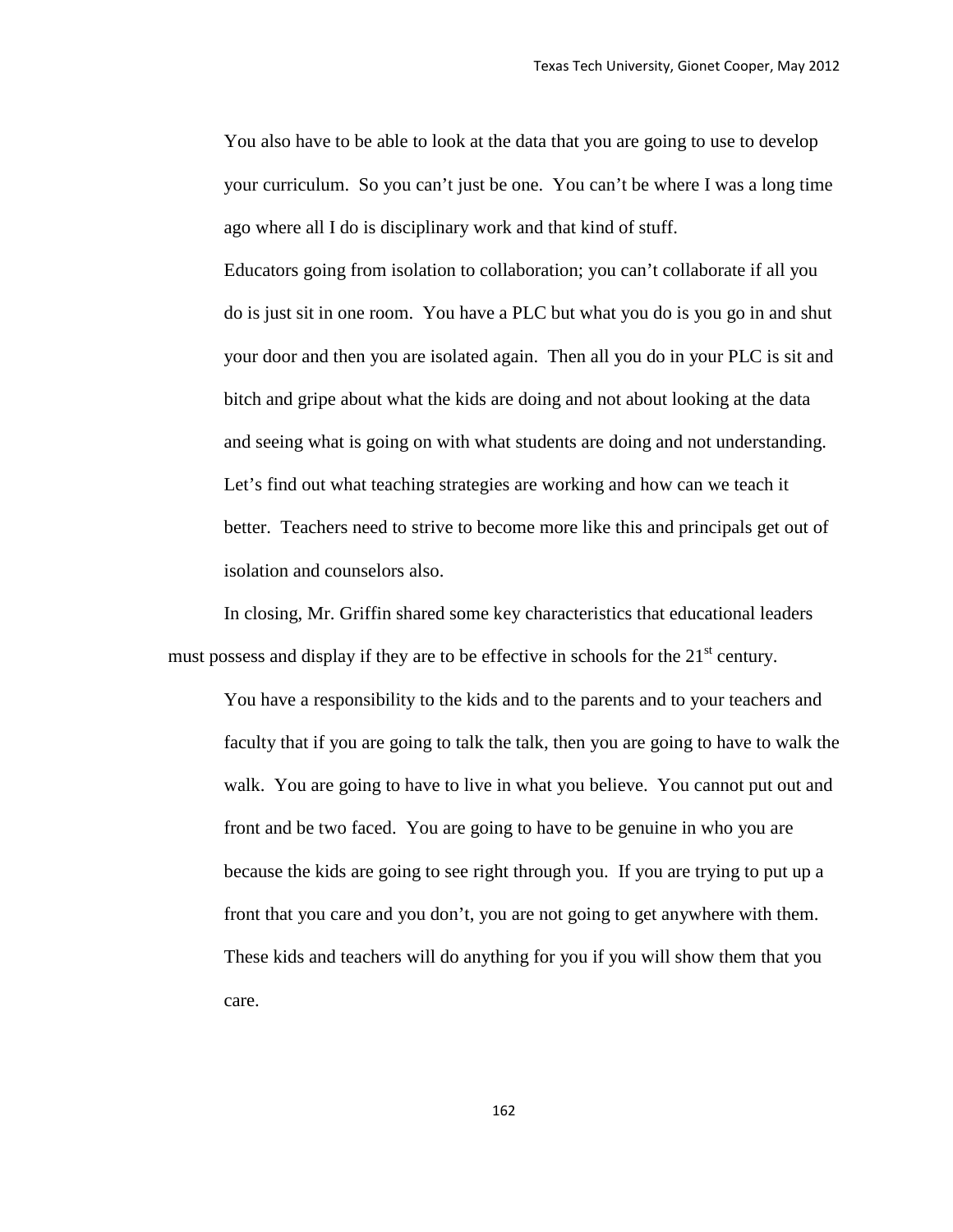> You also have to be able to look at the data that you are going to use to develop your curriculum. So you can't just be one. You can't be where I was a long time ago where all I do is disciplinary work and that kind of stuff.
>
> Educators going from isolation to collaboration; you can't collaborate if all you do is just sit in one room. You have a PLC but what you do is you go in and shut your door and then you are isolated again. Then all you do in your PLC is sit and bitch and gripe about what the kids are doing and not about looking at the data and seeing what is going on with what students are doing and not understanding. Let's find out what teaching strategies are working and how can we teach it better. Teachers need to strive to become more like this and principals get out of isolation and counselors also.

In closing, Mr. Griffin shared some key characteristics that educational leaders must possess and display if they are to be effective in schools for the 21st century.

> You have a responsibility to the kids and to the parents and to your teachers and faculty that if you are going to talk the talk, then you are going to have to walk the walk. You are going to have to live in what you believe. You cannot put out and front and be two faced. You are going to have to be genuine in who you are because the kids are going to see right through you. If you are trying to put up a front that you care and you don't, you are not going to get anywhere with them. These kids and teachers will do anything for you if you will show them that you care.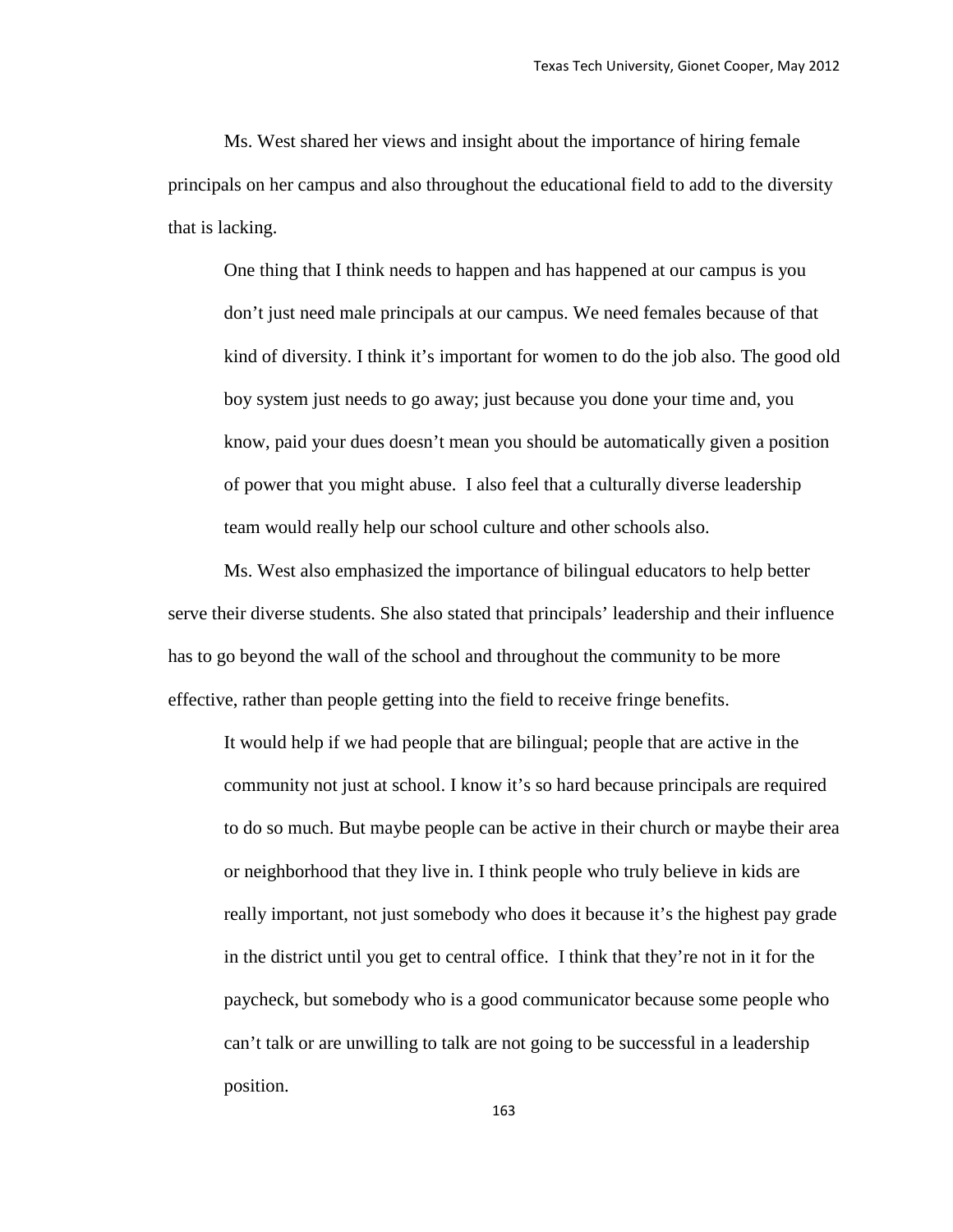Ms. West shared her views and insight about the importance of hiring female principals on her campus and also throughout the educational field to add to the diversity that is lacking.

> One thing that I think needs to happen and has happened at our campus is you don't just need male principals at our campus. We need females because of that kind of diversity. I think it's important for women to do the job also. The good old boy system just needs to go away; just because you done your time and, you know, paid your dues doesn't mean you should be automatically given a position of power that you might abuse. I also feel that a culturally diverse leadership team would really help our school culture and other schools also.

Ms. West also emphasized the importance of bilingual educators to help better serve their diverse students. She also stated that principals' leadership and their influence has to go beyond the wall of the school and throughout the community to be more effective, rather than people getting into the field to receive fringe benefits.

> It would help if we had people that are bilingual; people that are active in the community not just at school. I know it's so hard because principals are required to do so much. But maybe people can be active in their church or maybe their area or neighborhood that they live in. I think people who truly believe in kids are really important, not just somebody who does it because it's the highest pay grade in the district until you get to central office. I think that they're not in it for the paycheck, but somebody who is a good communicator because some people who can't talk or are unwilling to talk are not going to be successful in a leadership position.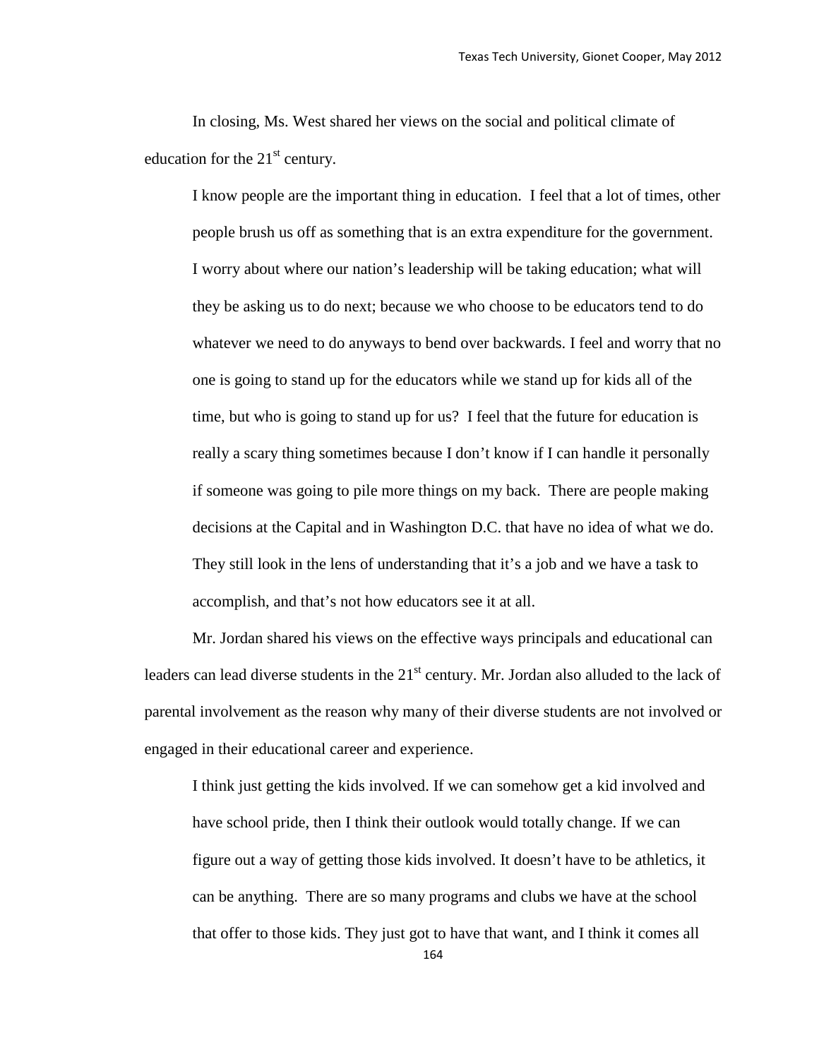In closing, Ms. West shared her views on the social and political climate of education for the 21st century.

> I know people are the important thing in education. I feel that a lot of times, other people brush us off as something that is an extra expenditure for the government. I worry about where our nation's leadership will be taking education; what will they be asking us to do next; because we who choose to be educators tend to do whatever we need to do anyways to bend over backwards. I feel and worry that no one is going to stand up for the educators while we stand up for kids all of the time, but who is going to stand up for us? I feel that the future for education is really a scary thing sometimes because I don't know if I can handle it personally if someone was going to pile more things on my back. There are people making decisions at the Capital and in Washington D.C. that have no idea of what we do. They still look in the lens of understanding that it's a job and we have a task to accomplish, and that's not how educators see it at all.

Mr. Jordan shared his views on the effective ways principals and educational can leaders can lead diverse students in the 21st century. Mr. Jordan also alluded to the lack of parental involvement as the reason why many of their diverse students are not involved or engaged in their educational career and experience.

> I think just getting the kids involved. If we can somehow get a kid involved and have school pride, then I think their outlook would totally change. If we can figure out a way of getting those kids involved. It doesn't have to be athletics, it can be anything. There are so many programs and clubs we have at the school that offer to those kids. They just got to have that want, and I think it comes all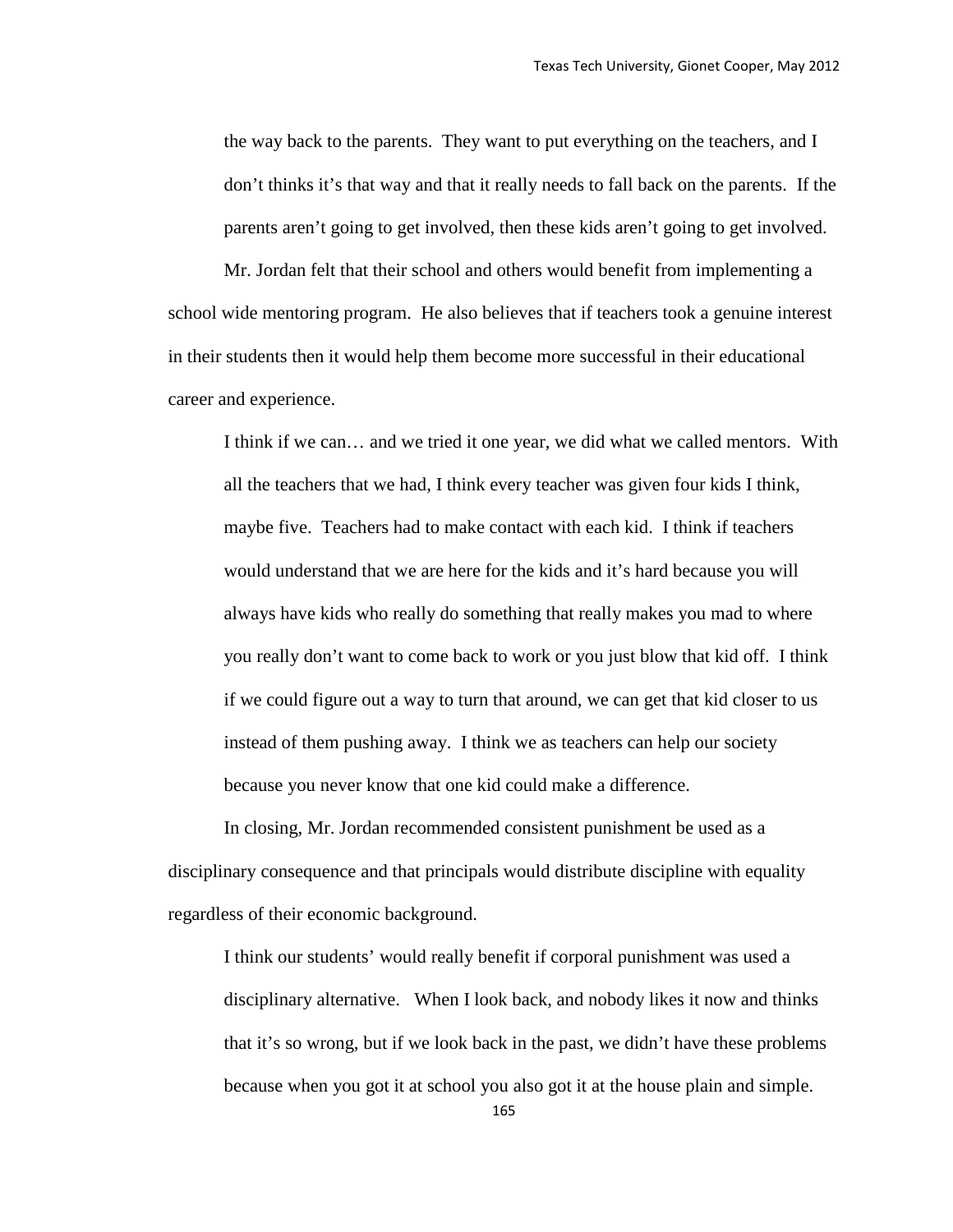the way back to the parents. They want to put everything on the teachers, and I don't thinks it's that way and that it really needs to fall back on the parents. If the parents aren't going to get involved, then these kids aren't going to get involved.

Mr. Jordan felt that their school and others would benefit from implementing a school wide mentoring program. He also believes that if teachers took a genuine interest in their students then it would help them become more successful in their educational career and experience.

> I think if we can… and we tried it one year, we did what we called mentors. With all the teachers that we had, I think every teacher was given four kids I think, maybe five. Teachers had to make contact with each kid. I think if teachers would understand that we are here for the kids and it's hard because you will always have kids who really do something that really makes you mad to where you really don't want to come back to work or you just blow that kid off. I think if we could figure out a way to turn that around, we can get that kid closer to us instead of them pushing away. I think we as teachers can help our society because you never know that one kid could make a difference.

In closing, Mr. Jordan recommended consistent punishment be used as a disciplinary consequence and that principals would distribute discipline with equality regardless of their economic background.

> I think our students' would really benefit if corporal punishment was used a disciplinary alternative. When I look back, and nobody likes it now and thinks that it's so wrong, but if we look back in the past, we didn't have these problems because when you got it at school you also got it at the house plain and simple.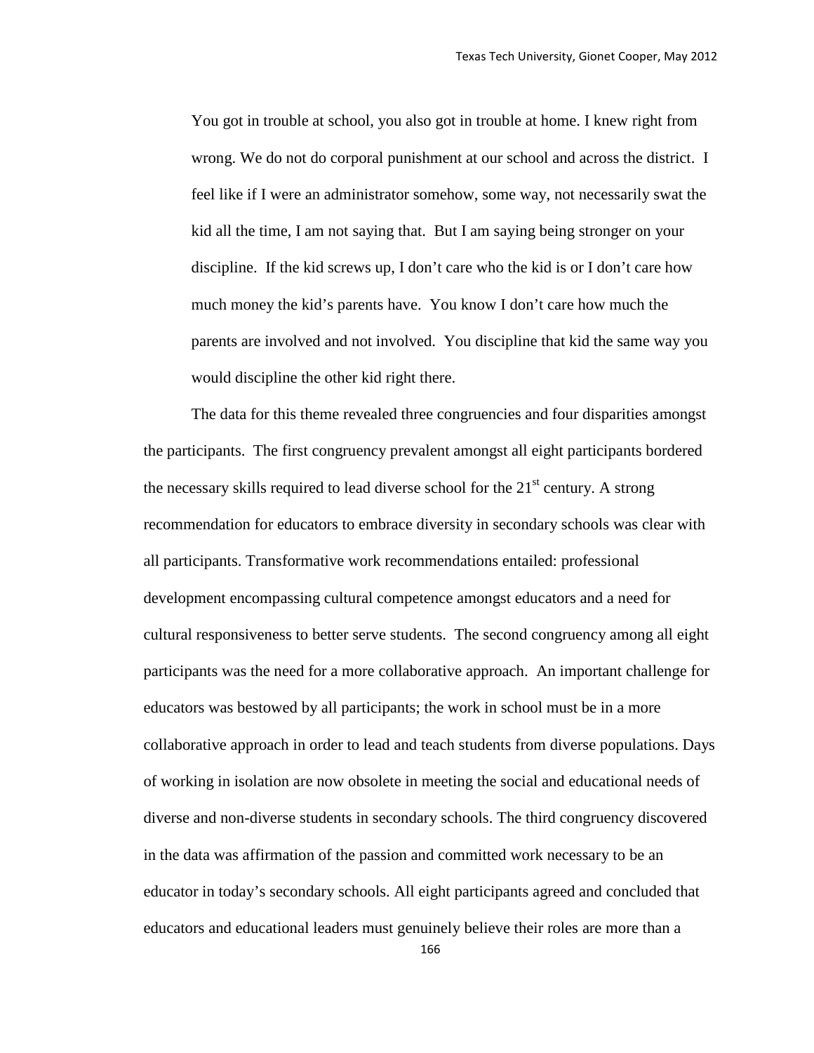> You got in trouble at school, you also got in trouble at home. I knew right from wrong. We do not do corporal punishment at our school and across the district. I feel like if I were an administrator somehow, some way, not necessarily swat the kid all the time, I am not saying that. But I am saying being stronger on your discipline. If the kid screws up, I don't care who the kid is or I don't care how much money the kid's parents have. You know I don't care how much the parents are involved and not involved. You discipline that kid the same way you would discipline the other kid right there.

The data for this theme revealed three congruencies and four disparities amongst the participants. The first congruency prevalent amongst all eight participants bordered the necessary skills required to lead diverse school for the 21st century. A strong recommendation for educators to embrace diversity in secondary schools was clear with all participants. Transformative work recommendations entailed: professional development encompassing cultural competence amongst educators and a need for cultural responsiveness to better serve students. The second congruency among all eight participants was the need for a more collaborative approach. An important challenge for educators was bestowed by all participants; the work in school must be in a more collaborative approach in order to lead and teach students from diverse populations. Days of working in isolation are now obsolete in meeting the social and educational needs of diverse and non-diverse students in secondary schools. The third congruency discovered in the data was affirmation of the passion and committed work necessary to be an educator in today's secondary schools. All eight participants agreed and concluded that educators and educational leaders must genuinely believe their roles are more than a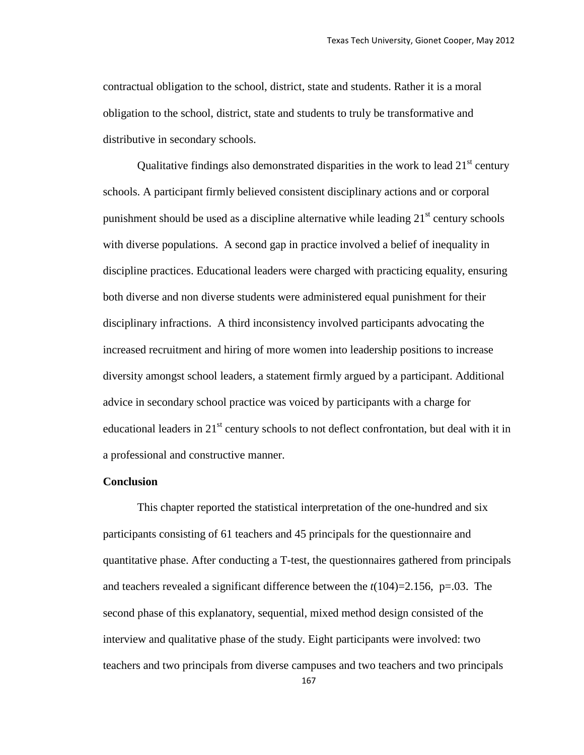contractual obligation to the school, district, state and students. Rather it is a moral obligation to the school, district, state and students to truly be transformative and distributive in secondary schools.

Qualitative findings also demonstrated disparities in the work to lead 21st century schools. A participant firmly believed consistent disciplinary actions and or corporal punishment should be used as a discipline alternative while leading 21st century schools with diverse populations. A second gap in practice involved a belief of inequality in discipline practices. Educational leaders were charged with practicing equality, ensuring both diverse and non diverse students were administered equal punishment for their disciplinary infractions. A third inconsistency involved participants advocating the increased recruitment and hiring of more women into leadership positions to increase diversity amongst school leaders, a statement firmly argued by a participant. Additional advice in secondary school practice was voiced by participants with a charge for educational leaders in 21st century schools to not deflect confrontation, but deal with it in a professional and constructive manner.

**Conclusion**

This chapter reported the statistical interpretation of the one-hundred and six participants consisting of 61 teachers and 45 principals for the questionnaire and quantitative phase. After conducting a T-test, the questionnaires gathered from principals and teachers revealed a significant difference between the $t(104)=2.156$, $p=.03$. The second phase of this explanatory, sequential, mixed method design consisted of the interview and qualitative phase of the study. Eight participants were involved: two teachers and two principals from diverse campuses and two teachers and two principals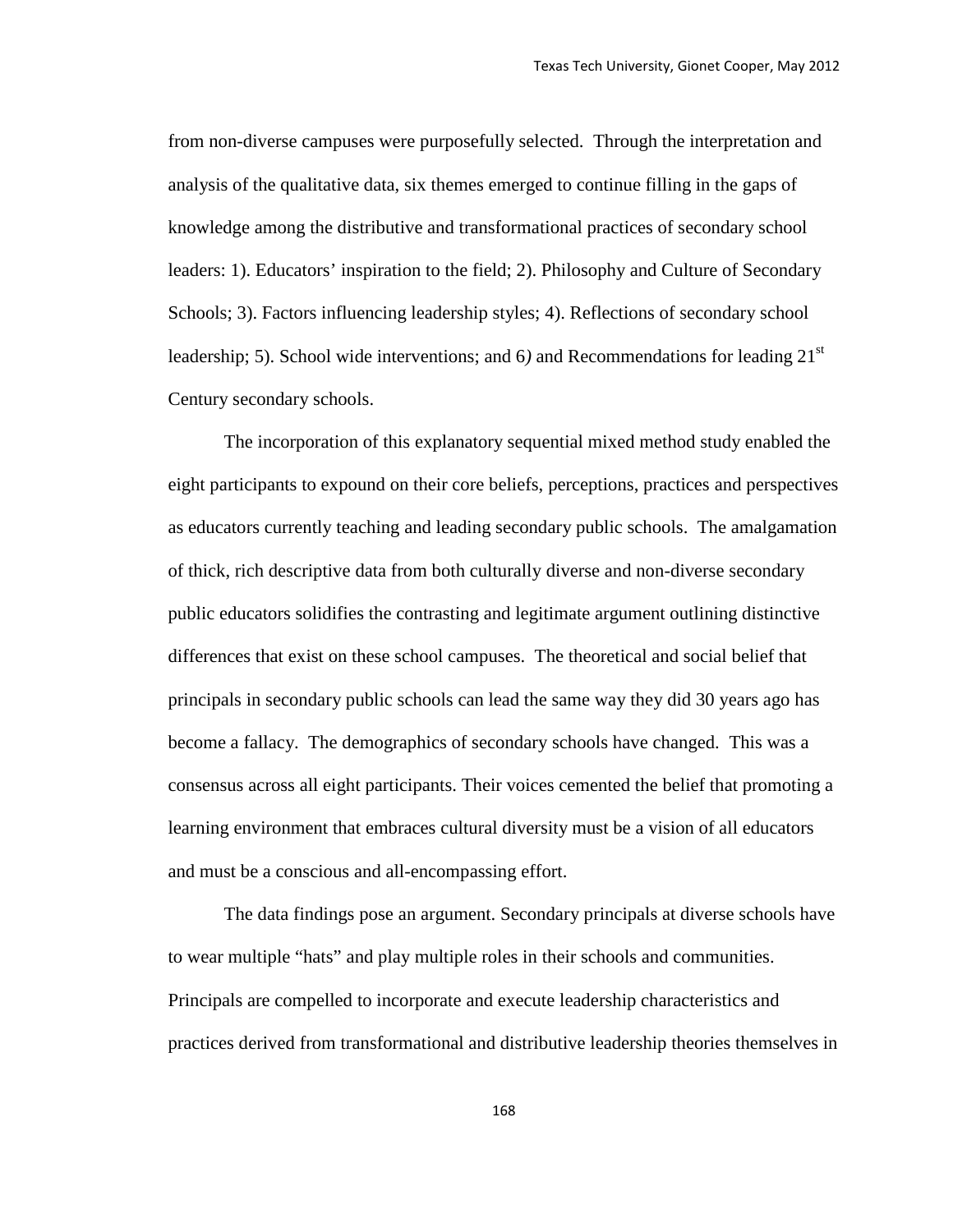from non-diverse campuses were purposefully selected. Through the interpretation and analysis of the qualitative data, six themes emerged to continue filling in the gaps of knowledge among the distributive and transformational practices of secondary school leaders: 1). Educators' inspiration to the field; 2). Philosophy and Culture of Secondary Schools; 3). Factors influencing leadership styles; 4). Reflections of secondary school leadership; 5). School wide interventions; and 6*)* and Recommendations for leading 21st Century secondary schools.

The incorporation of this explanatory sequential mixed method study enabled the eight participants to expound on their core beliefs, perceptions, practices and perspectives as educators currently teaching and leading secondary public schools. The amalgamation of thick, rich descriptive data from both culturally diverse and non-diverse secondary public educators solidifies the contrasting and legitimate argument outlining distinctive differences that exist on these school campuses. The theoretical and social belief that principals in secondary public schools can lead the same way they did 30 years ago has become a fallacy. The demographics of secondary schools have changed. This was a consensus across all eight participants. Their voices cemented the belief that promoting a learning environment that embraces cultural diversity must be a vision of all educators and must be a conscious and all-encompassing effort.

The data findings pose an argument. Secondary principals at diverse schools have to wear multiple "hats" and play multiple roles in their schools and communities. Principals are compelled to incorporate and execute leadership characteristics and practices derived from transformational and distributive leadership theories themselves in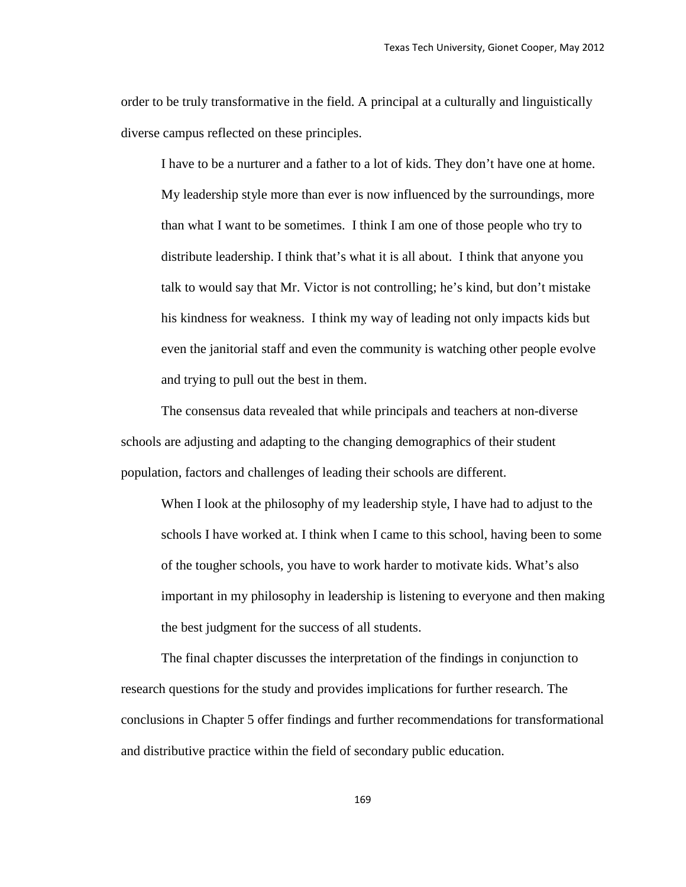order to be truly transformative in the field. A principal at a culturally and linguistically diverse campus reflected on these principles.

> I have to be a nurturer and a father to a lot of kids. They don't have one at home. My leadership style more than ever is now influenced by the surroundings, more than what I want to be sometimes. I think I am one of those people who try to distribute leadership. I think that's what it is all about. I think that anyone you talk to would say that Mr. Victor is not controlling; he's kind, but don't mistake his kindness for weakness. I think my way of leading not only impacts kids but even the janitorial staff and even the community is watching other people evolve and trying to pull out the best in them.

The consensus data revealed that while principals and teachers at non-diverse schools are adjusting and adapting to the changing demographics of their student population, factors and challenges of leading their schools are different.

> When I look at the philosophy of my leadership style, I have had to adjust to the schools I have worked at. I think when I came to this school, having been to some of the tougher schools, you have to work harder to motivate kids. What's also important in my philosophy in leadership is listening to everyone and then making the best judgment for the success of all students.

The final chapter discusses the interpretation of the findings in conjunction to research questions for the study and provides implications for further research. The conclusions in Chapter 5 offer findings and further recommendations for transformational and distributive practice within the field of secondary public education.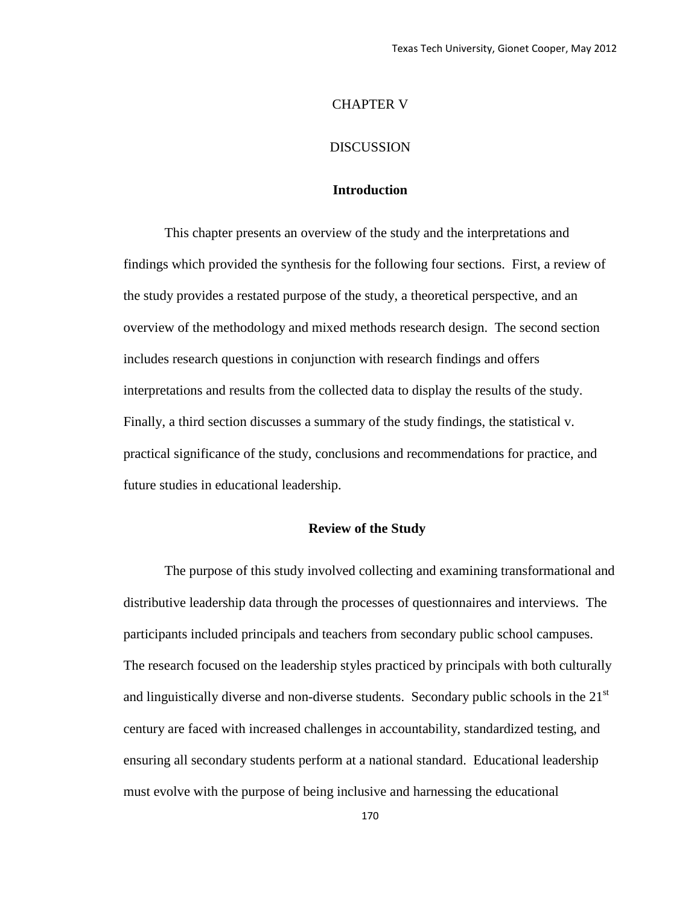# CHAPTER V

# DISCUSSION

## Introduction

This chapter presents an overview of the study and the interpretations and findings which provided the synthesis for the following four sections. First, a review of the study provides a restated purpose of the study, a theoretical perspective, and an overview of the methodology and mixed methods research design. The second section includes research questions in conjunction with research findings and offers interpretations and results from the collected data to display the results of the study. Finally, a third section discusses a summary of the study findings, the statistical v. practical significance of the study, conclusions and recommendations for practice, and future studies in educational leadership.

## Review of the Study

The purpose of this study involved collecting and examining transformational and distributive leadership data through the processes of questionnaires and interviews. The participants included principals and teachers from secondary public school campuses. The research focused on the leadership styles practiced by principals with both culturally and linguistically diverse and non-diverse students. Secondary public schools in the 21st century are faced with increased challenges in accountability, standardized testing, and ensuring all secondary students perform at a national standard. Educational leadership must evolve with the purpose of being inclusive and harnessing the educational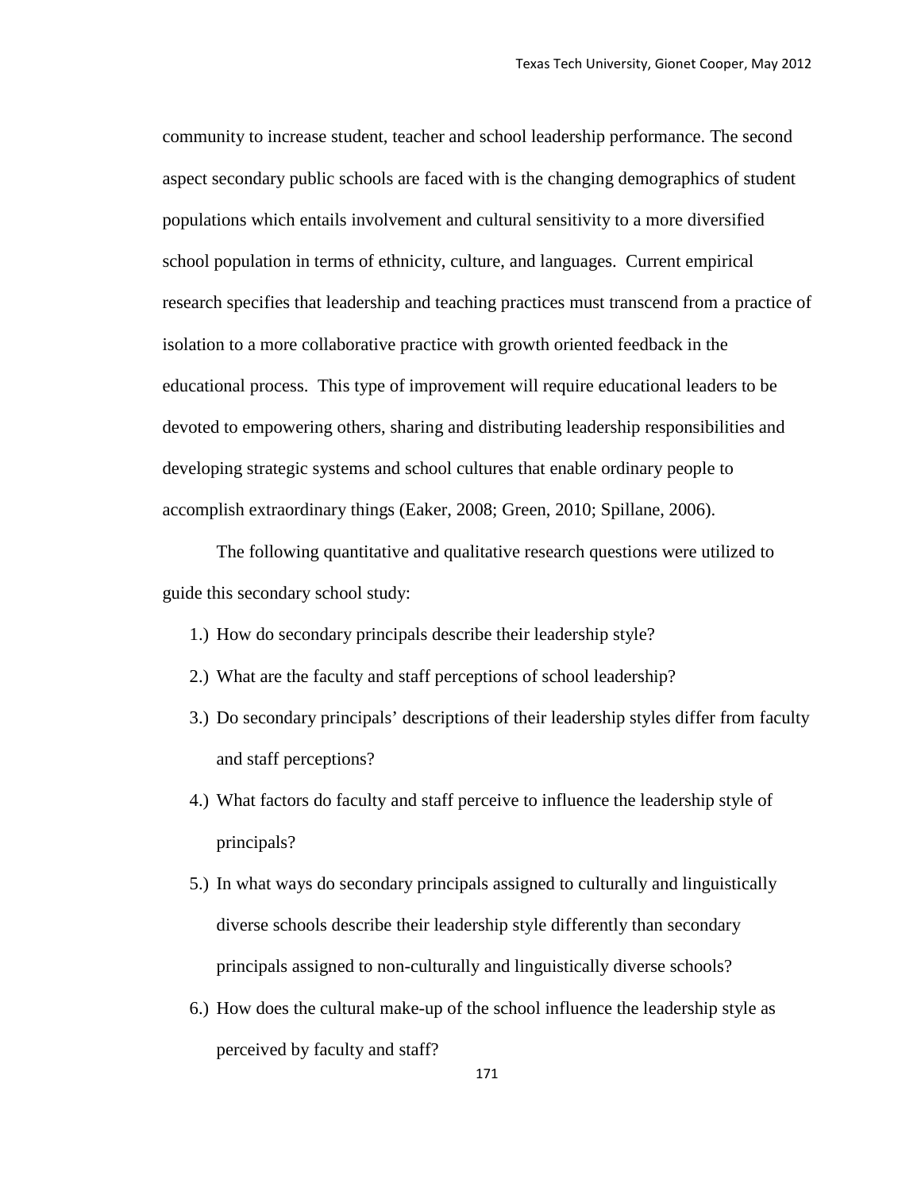community to increase student, teacher and school leadership performance. The second aspect secondary public schools are faced with is the changing demographics of student populations which entails involvement and cultural sensitivity to a more diversified school population in terms of ethnicity, culture, and languages. Current empirical research specifies that leadership and teaching practices must transcend from a practice of isolation to a more collaborative practice with growth oriented feedback in the educational process. This type of improvement will require educational leaders to be devoted to empowering others, sharing and distributing leadership responsibilities and developing strategic systems and school cultures that enable ordinary people to accomplish extraordinary things (Eaker, 2008; Green, 2010; Spillane, 2006).

The following quantitative and qualitative research questions were utilized to guide this secondary school study:

1.) How do secondary principals describe their leadership style?
2.) What are the faculty and staff perceptions of school leadership?
3.) Do secondary principals' descriptions of their leadership styles differ from faculty and staff perceptions?
4.) What factors do faculty and staff perceive to influence the leadership style of principals?
5.) In what ways do secondary principals assigned to culturally and linguistically diverse schools describe their leadership style differently than secondary principals assigned to non-culturally and linguistically diverse schools?
6.) How does the cultural make-up of the school influence the leadership style as perceived by faculty and staff?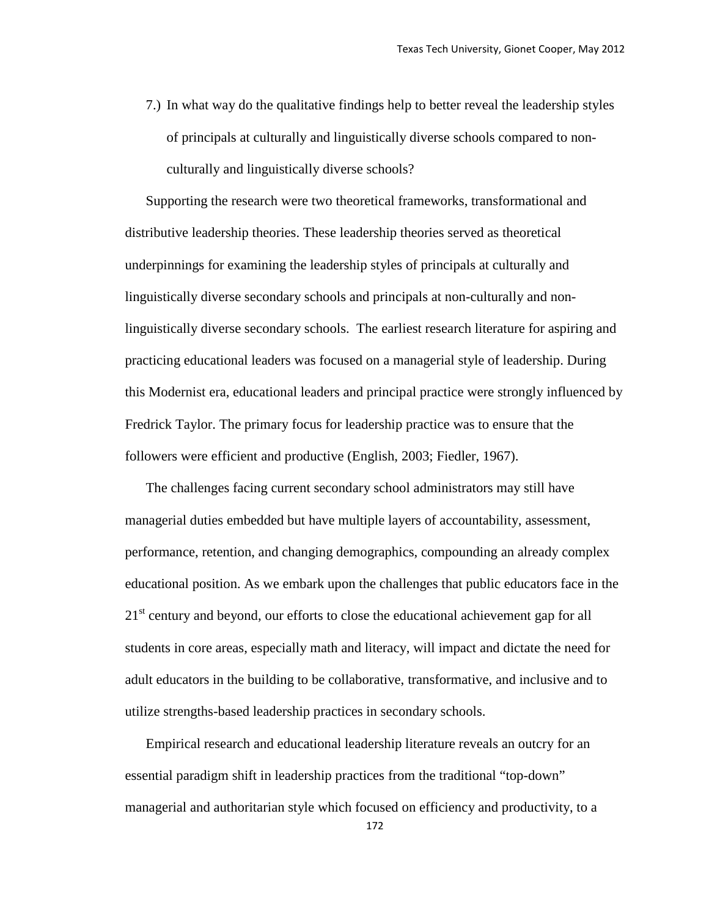7.) In what way do the qualitative findings help to better reveal the leadership styles of principals at culturally and linguistically diverse schools compared to non-culturally and linguistically diverse schools?

Supporting the research were two theoretical frameworks, transformational and distributive leadership theories. These leadership theories served as theoretical underpinnings for examining the leadership styles of principals at culturally and linguistically diverse secondary schools and principals at non-culturally and non-linguistically diverse secondary schools. The earliest research literature for aspiring and practicing educational leaders was focused on a managerial style of leadership. During this Modernist era, educational leaders and principal practice were strongly influenced by Fredrick Taylor. The primary focus for leadership practice was to ensure that the followers were efficient and productive (English, 2003; Fiedler, 1967).

The challenges facing current secondary school administrators may still have managerial duties embedded but have multiple layers of accountability, assessment, performance, retention, and changing demographics, compounding an already complex educational position. As we embark upon the challenges that public educators face in the 21st century and beyond, our efforts to close the educational achievement gap for all students in core areas, especially math and literacy, will impact and dictate the need for adult educators in the building to be collaborative, transformative, and inclusive and to utilize strengths-based leadership practices in secondary schools.

Empirical research and educational leadership literature reveals an outcry for an essential paradigm shift in leadership practices from the traditional "top-down" managerial and authoritarian style which focused on efficiency and productivity, to a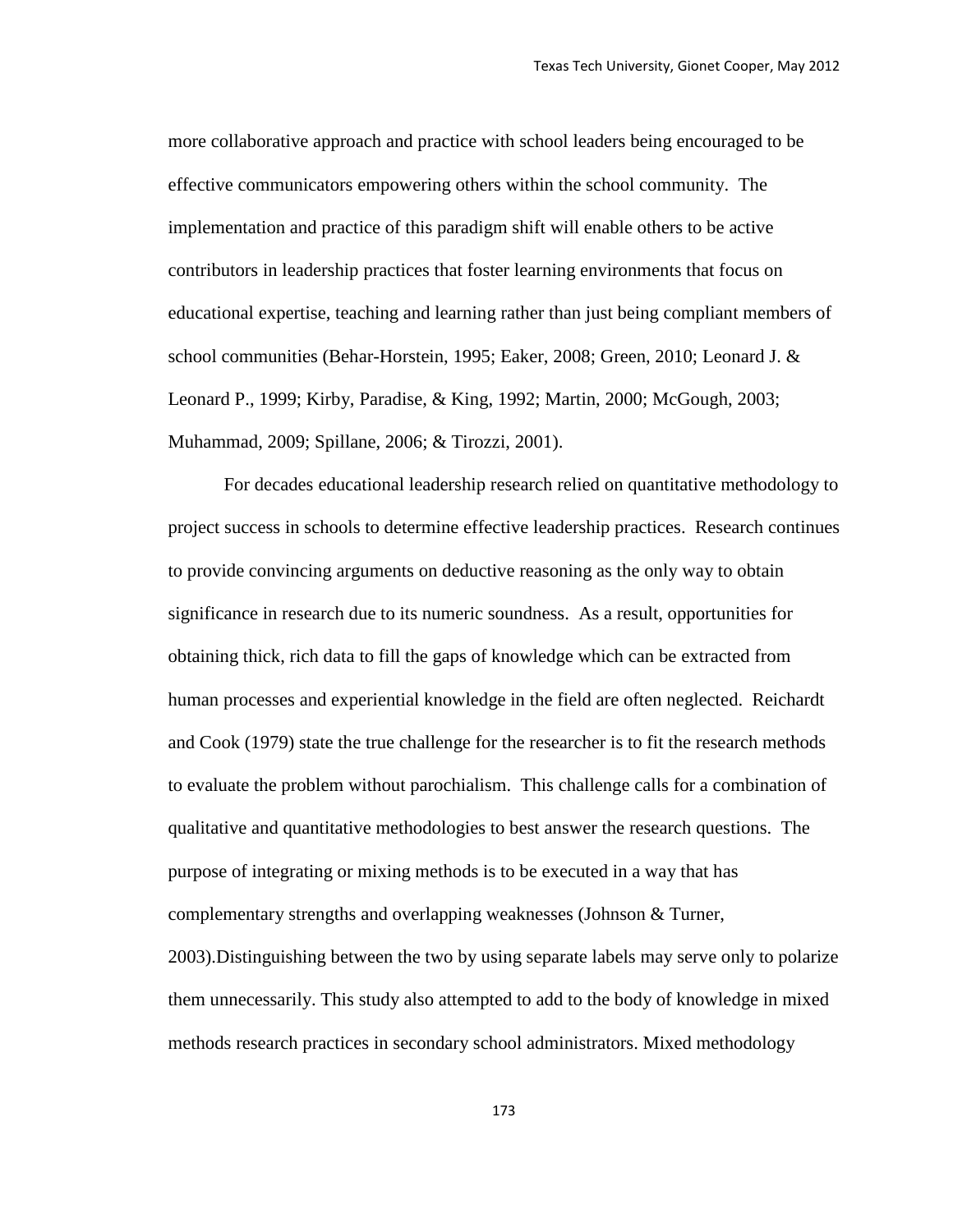more collaborative approach and practice with school leaders being encouraged to be effective communicators empowering others within the school community. The implementation and practice of this paradigm shift will enable others to be active contributors in leadership practices that foster learning environments that focus on educational expertise, teaching and learning rather than just being compliant members of school communities (Behar-Horstein, 1995; Eaker, 2008; Green, 2010; Leonard J. & Leonard P., 1999; Kirby, Paradise, & King, 1992; Martin, 2000; McGough, 2003; Muhammad, 2009; Spillane, 2006; & Tirozzi, 2001).

For decades educational leadership research relied on quantitative methodology to project success in schools to determine effective leadership practices. Research continues to provide convincing arguments on deductive reasoning as the only way to obtain significance in research due to its numeric soundness. As a result, opportunities for obtaining thick, rich data to fill the gaps of knowledge which can be extracted from human processes and experiential knowledge in the field are often neglected. Reichardt and Cook (1979) state the true challenge for the researcher is to fit the research methods to evaluate the problem without parochialism. This challenge calls for a combination of qualitative and quantitative methodologies to best answer the research questions. The purpose of integrating or mixing methods is to be executed in a way that has complementary strengths and overlapping weaknesses (Johnson & Turner, 2003).Distinguishing between the two by using separate labels may serve only to polarize them unnecessarily. This study also attempted to add to the body of knowledge in mixed methods research practices in secondary school administrators. Mixed methodology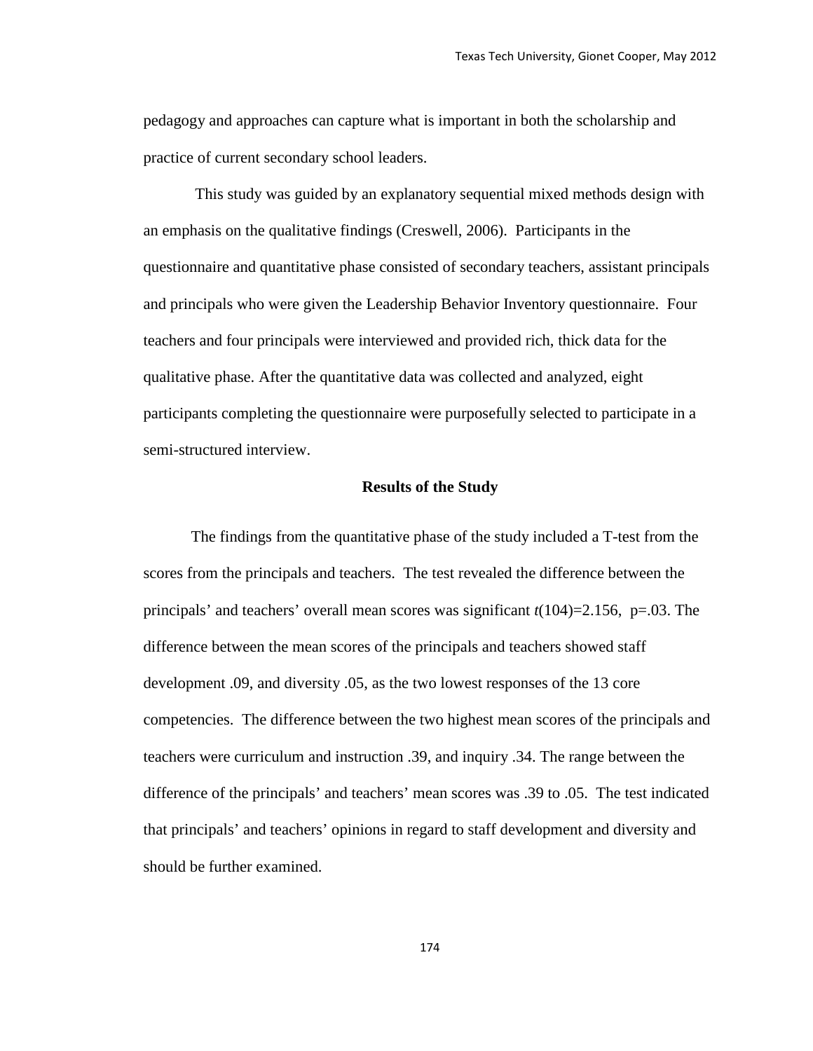pedagogy and approaches can capture what is important in both the scholarship and practice of current secondary school leaders.

This study was guided by an explanatory sequential mixed methods design with an emphasis on the qualitative findings (Creswell, 2006). Participants in the questionnaire and quantitative phase consisted of secondary teachers, assistant principals and principals who were given the Leadership Behavior Inventory questionnaire. Four teachers and four principals were interviewed and provided rich, thick data for the qualitative phase. After the quantitative data was collected and analyzed, eight participants completing the questionnaire were purposefully selected to participate in a semi-structured interview.

## Results of the Study

The findings from the quantitative phase of the study included a T-test from the scores from the principals and teachers. The test revealed the difference between the principals' and teachers' overall mean scores was significant $t(104)=2.156$, $p=.03$. The difference between the mean scores of the principals and teachers showed staff development .09, and diversity .05, as the two lowest responses of the 13 core competencies. The difference between the two highest mean scores of the principals and teachers were curriculum and instruction .39, and inquiry .34. The range between the difference of the principals' and teachers' mean scores was .39 to .05. The test indicated that principals' and teachers' opinions in regard to staff development and diversity and should be further examined.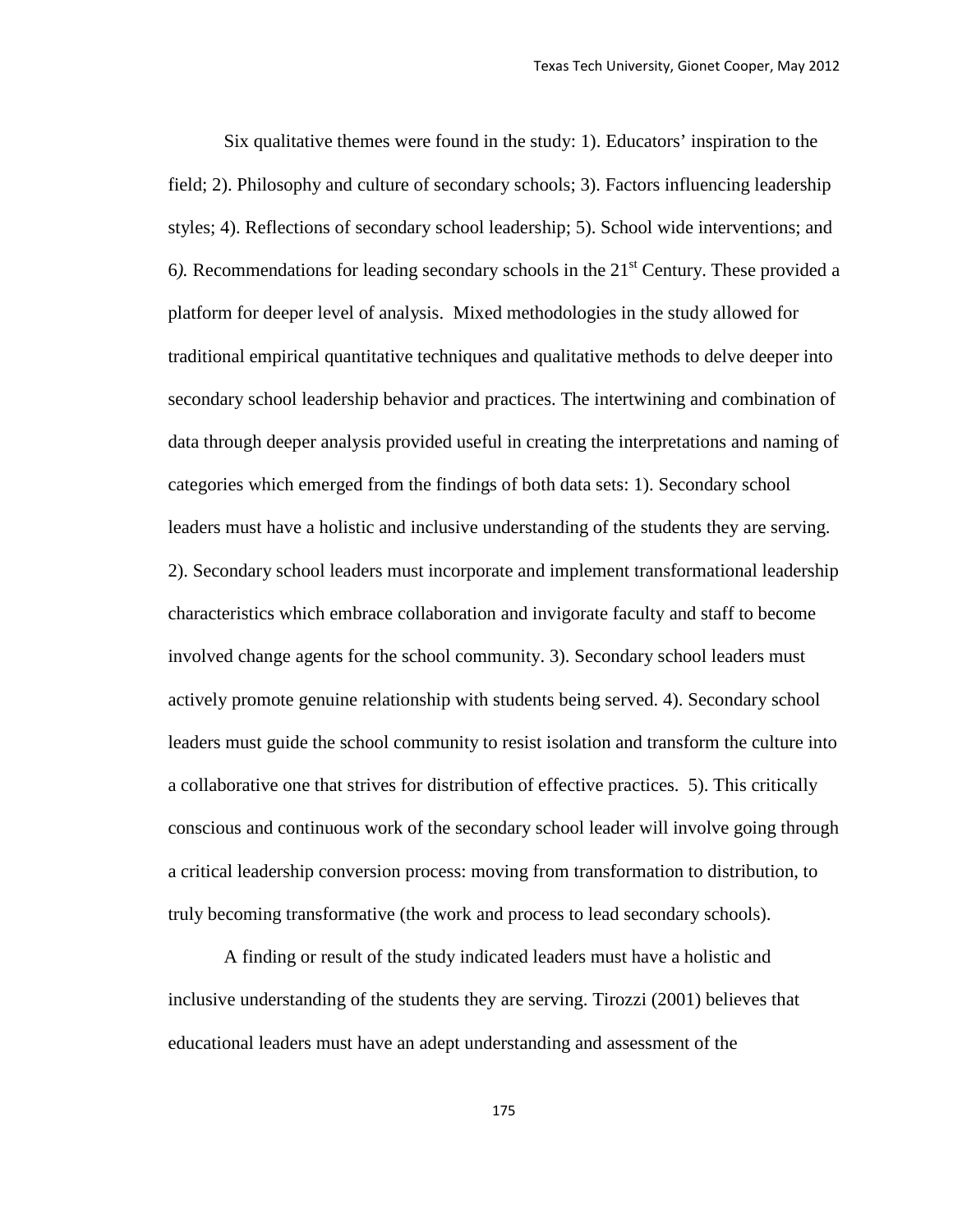Six qualitative themes were found in the study: 1). Educators' inspiration to the field; 2). Philosophy and culture of secondary schools; 3). Factors influencing leadership styles; 4). Reflections of secondary school leadership; 5). School wide interventions; and 6*).* Recommendations for leading secondary schools in the 21st Century. These provided a platform for deeper level of analysis. Mixed methodologies in the study allowed for traditional empirical quantitative techniques and qualitative methods to delve deeper into secondary school leadership behavior and practices. The intertwining and combination of data through deeper analysis provided useful in creating the interpretations and naming of categories which emerged from the findings of both data sets: 1). Secondary school leaders must have a holistic and inclusive understanding of the students they are serving. 2). Secondary school leaders must incorporate and implement transformational leadership characteristics which embrace collaboration and invigorate faculty and staff to become involved change agents for the school community. 3). Secondary school leaders must actively promote genuine relationship with students being served. 4). Secondary school leaders must guide the school community to resist isolation and transform the culture into a collaborative one that strives for distribution of effective practices. 5). This critically conscious and continuous work of the secondary school leader will involve going through a critical leadership conversion process: moving from transformation to distribution, to truly becoming transformative (the work and process to lead secondary schools).

A finding or result of the study indicated leaders must have a holistic and inclusive understanding of the students they are serving. Tirozzi (2001) believes that educational leaders must have an adept understanding and assessment of the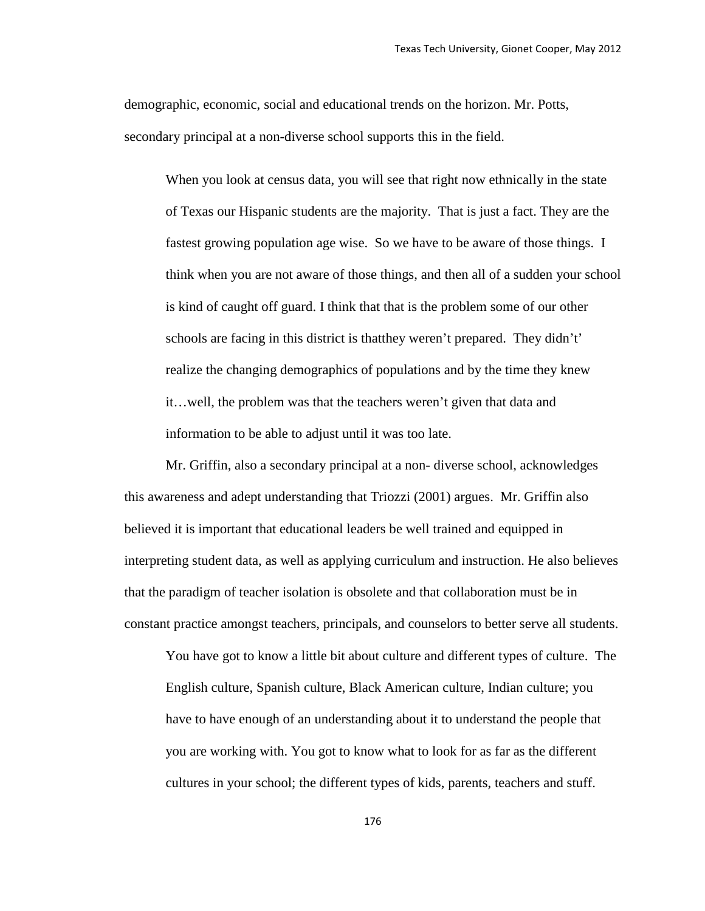demographic, economic, social and educational trends on the horizon. Mr. Potts, secondary principal at a non-diverse school supports this in the field.

> When you look at census data, you will see that right now ethnically in the state of Texas our Hispanic students are the majority. That is just a fact. They are the fastest growing population age wise. So we have to be aware of those things. I think when you are not aware of those things, and then all of a sudden your school is kind of caught off guard. I think that that is the problem some of our other schools are facing in this district is thatthey weren't prepared. They didn't' realize the changing demographics of populations and by the time they knew it…well, the problem was that the teachers weren't given that data and information to be able to adjust until it was too late.

Mr. Griffin, also a secondary principal at a non- diverse school, acknowledges this awareness and adept understanding that Triozzi (2001) argues. Mr. Griffin also believed it is important that educational leaders be well trained and equipped in interpreting student data, as well as applying curriculum and instruction. He also believes that the paradigm of teacher isolation is obsolete and that collaboration must be in constant practice amongst teachers, principals, and counselors to better serve all students.

> You have got to know a little bit about culture and different types of culture. The English culture, Spanish culture, Black American culture, Indian culture; you have to have enough of an understanding about it to understand the people that you are working with. You got to know what to look for as far as the different cultures in your school; the different types of kids, parents, teachers and stuff.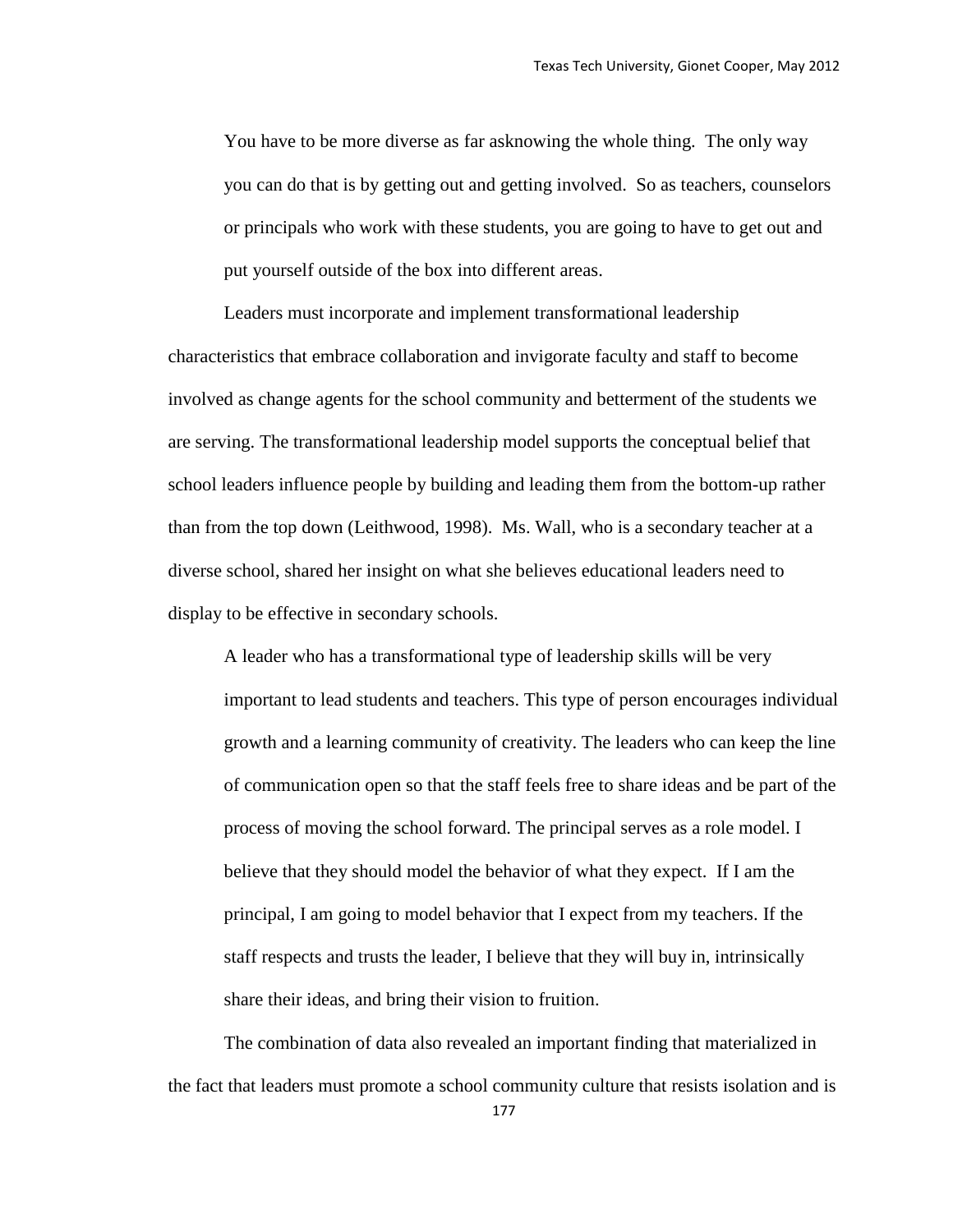> You have to be more diverse as far asknowing the whole thing. The only way you can do that is by getting out and getting involved. So as teachers, counselors or principals who work with these students, you are going to have to get out and put yourself outside of the box into different areas.

Leaders must incorporate and implement transformational leadership characteristics that embrace collaboration and invigorate faculty and staff to become involved as change agents for the school community and betterment of the students we are serving. The transformational leadership model supports the conceptual belief that school leaders influence people by building and leading them from the bottom-up rather than from the top down (Leithwood, 1998). Ms. Wall, who is a secondary teacher at a diverse school, shared her insight on what she believes educational leaders need to display to be effective in secondary schools.

> A leader who has a transformational type of leadership skills will be very important to lead students and teachers. This type of person encourages individual growth and a learning community of creativity. The leaders who can keep the line of communication open so that the staff feels free to share ideas and be part of the process of moving the school forward. The principal serves as a role model. I believe that they should model the behavior of what they expect. If I am the principal, I am going to model behavior that I expect from my teachers. If the staff respects and trusts the leader, I believe that they will buy in, intrinsically share their ideas, and bring their vision to fruition.

The combination of data also revealed an important finding that materialized in the fact that leaders must promote a school community culture that resists isolation and is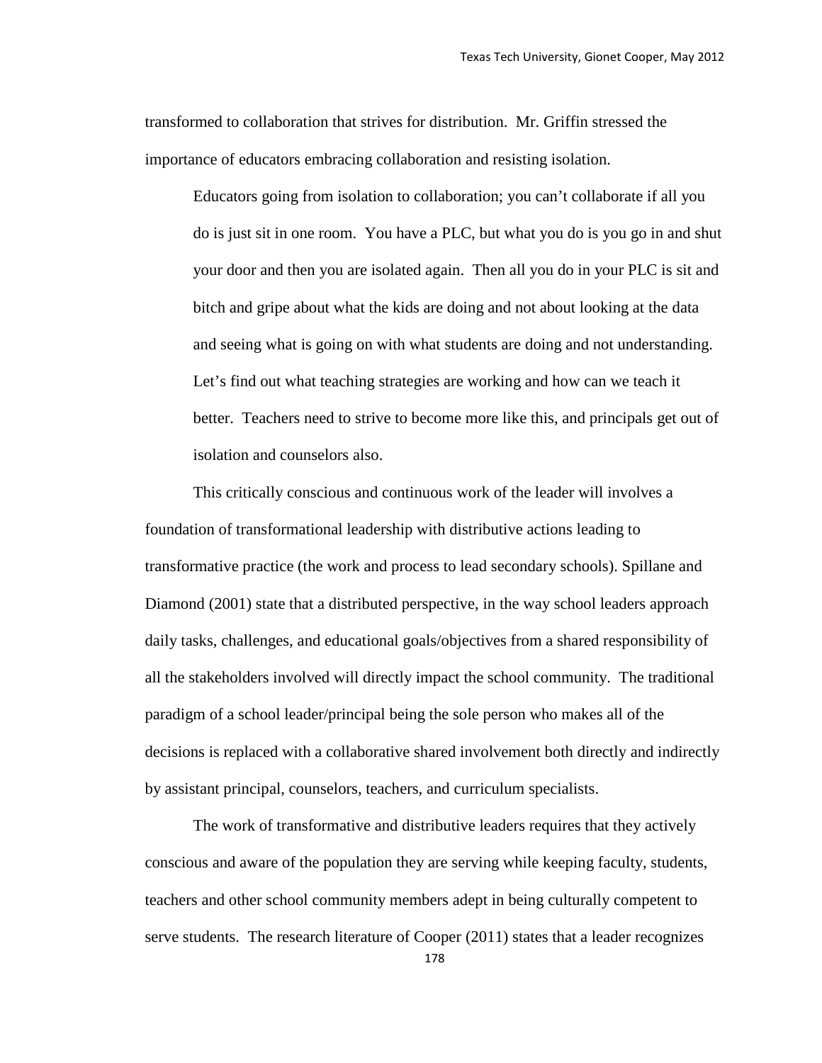transformed to collaboration that strives for distribution. Mr. Griffin stressed the importance of educators embracing collaboration and resisting isolation.

> Educators going from isolation to collaboration; you can't collaborate if all you do is just sit in one room. You have a PLC, but what you do is you go in and shut your door and then you are isolated again. Then all you do in your PLC is sit and bitch and gripe about what the kids are doing and not about looking at the data and seeing what is going on with what students are doing and not understanding. Let's find out what teaching strategies are working and how can we teach it better. Teachers need to strive to become more like this, and principals get out of isolation and counselors also.

This critically conscious and continuous work of the leader will involves a foundation of transformational leadership with distributive actions leading to transformative practice (the work and process to lead secondary schools). Spillane and Diamond (2001) state that a distributed perspective, in the way school leaders approach daily tasks, challenges, and educational goals/objectives from a shared responsibility of all the stakeholders involved will directly impact the school community. The traditional paradigm of a school leader/principal being the sole person who makes all of the decisions is replaced with a collaborative shared involvement both directly and indirectly by assistant principal, counselors, teachers, and curriculum specialists.

The work of transformative and distributive leaders requires that they actively conscious and aware of the population they are serving while keeping faculty, students, teachers and other school community members adept in being culturally competent to serve students. The research literature of Cooper (2011) states that a leader recognizes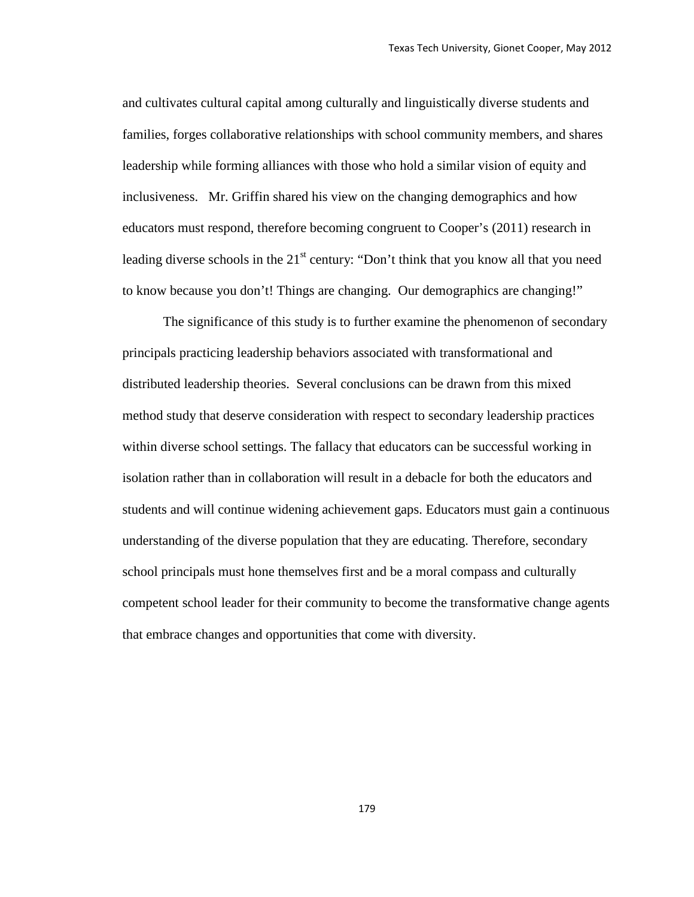and cultivates cultural capital among culturally and linguistically diverse students and families, forges collaborative relationships with school community members, and shares leadership while forming alliances with those who hold a similar vision of equity and inclusiveness. Mr. Griffin shared his view on the changing demographics and how educators must respond, therefore becoming congruent to Cooper's (2011) research in leading diverse schools in the 21st century: "Don't think that you know all that you need to know because you don't! Things are changing. Our demographics are changing!"

The significance of this study is to further examine the phenomenon of secondary principals practicing leadership behaviors associated with transformational and distributed leadership theories. Several conclusions can be drawn from this mixed method study that deserve consideration with respect to secondary leadership practices within diverse school settings. The fallacy that educators can be successful working in isolation rather than in collaboration will result in a debacle for both the educators and students and will continue widening achievement gaps. Educators must gain a continuous understanding of the diverse population that they are educating. Therefore, secondary school principals must hone themselves first and be a moral compass and culturally competent school leader for their community to become the transformative change agents that embrace changes and opportunities that come with diversity.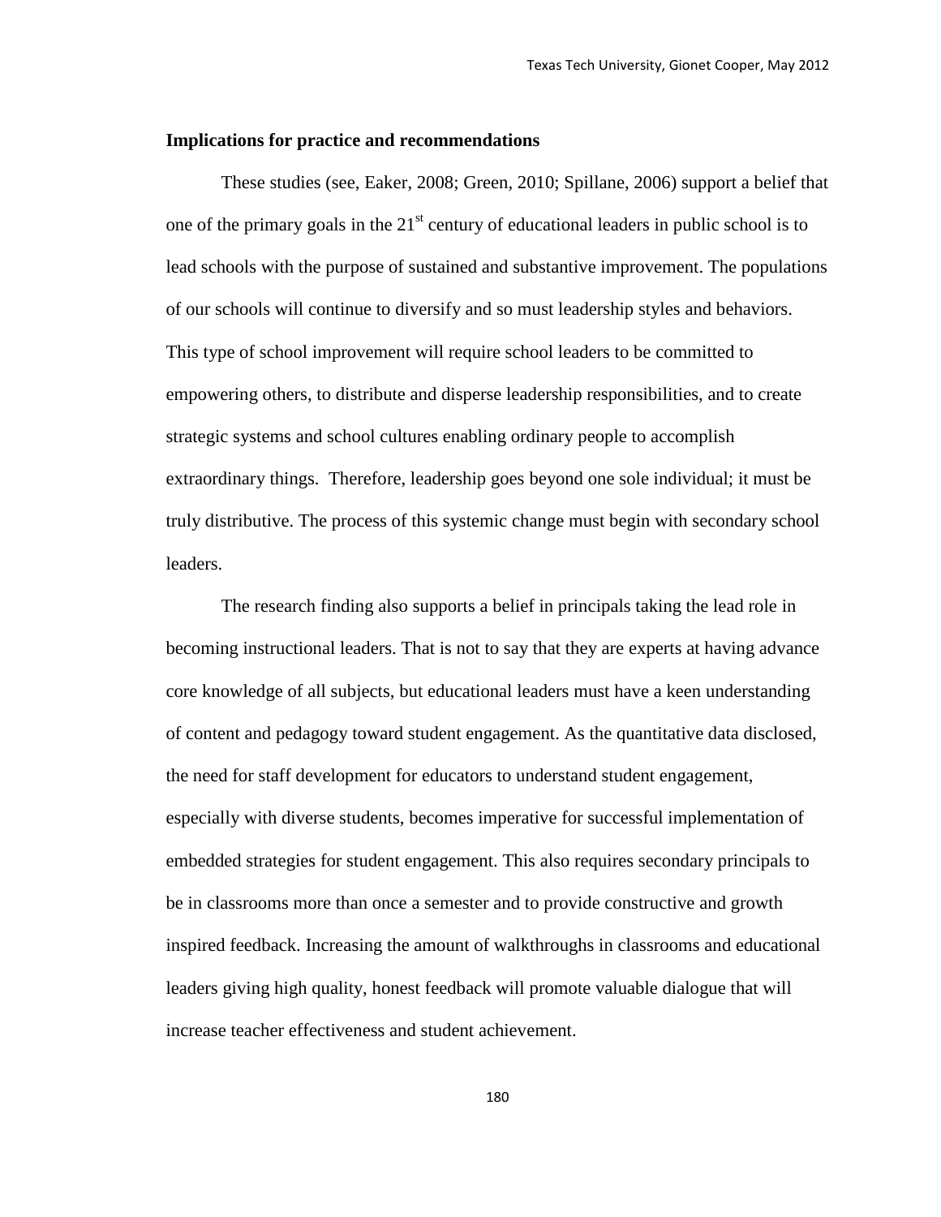**Implications for practice and recommendations**

These studies (see, Eaker, 2008; Green, 2010; Spillane, 2006) support a belief that one of the primary goals in the 21st century of educational leaders in public school is to lead schools with the purpose of sustained and substantive improvement. The populations of our schools will continue to diversify and so must leadership styles and behaviors. This type of school improvement will require school leaders to be committed to empowering others, to distribute and disperse leadership responsibilities, and to create strategic systems and school cultures enabling ordinary people to accomplish extraordinary things. Therefore, leadership goes beyond one sole individual; it must be truly distributive. The process of this systemic change must begin with secondary school leaders.

The research finding also supports a belief in principals taking the lead role in becoming instructional leaders. That is not to say that they are experts at having advance core knowledge of all subjects, but educational leaders must have a keen understanding of content and pedagogy toward student engagement. As the quantitative data disclosed, the need for staff development for educators to understand student engagement, especially with diverse students, becomes imperative for successful implementation of embedded strategies for student engagement. This also requires secondary principals to be in classrooms more than once a semester and to provide constructive and growth inspired feedback. Increasing the amount of walkthroughs in classrooms and educational leaders giving high quality, honest feedback will promote valuable dialogue that will increase teacher effectiveness and student achievement.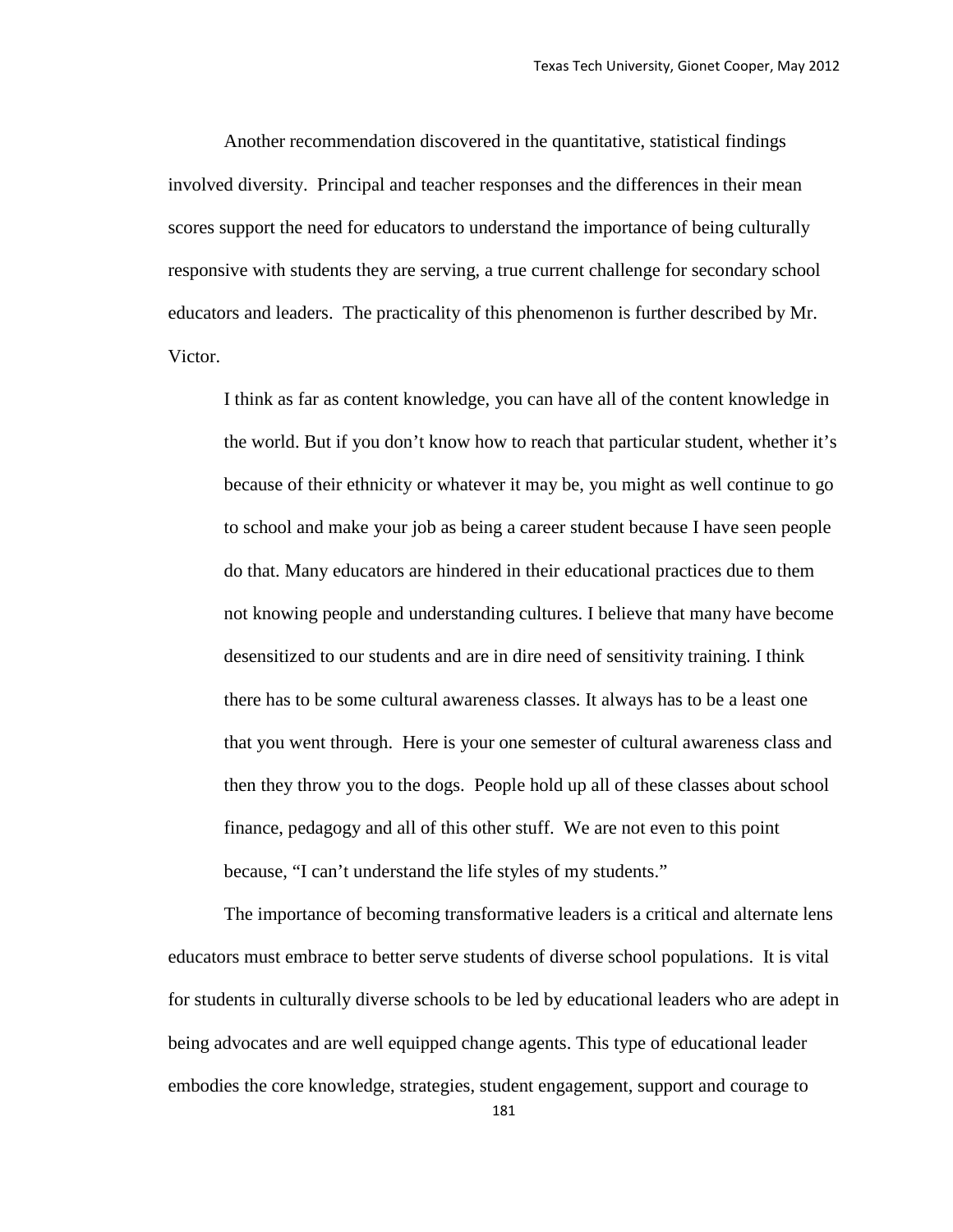Another recommendation discovered in the quantitative, statistical findings involved diversity. Principal and teacher responses and the differences in their mean scores support the need for educators to understand the importance of being culturally responsive with students they are serving, a true current challenge for secondary school educators and leaders. The practicality of this phenomenon is further described by Mr. Victor.

> I think as far as content knowledge, you can have all of the content knowledge in the world. But if you don't know how to reach that particular student, whether it's because of their ethnicity or whatever it may be, you might as well continue to go to school and make your job as being a career student because I have seen people do that. Many educators are hindered in their educational practices due to them not knowing people and understanding cultures. I believe that many have become desensitized to our students and are in dire need of sensitivity training. I think there has to be some cultural awareness classes. It always has to be a least one that you went through. Here is your one semester of cultural awareness class and then they throw you to the dogs. People hold up all of these classes about school finance, pedagogy and all of this other stuff. We are not even to this point because, "I can't understand the life styles of my students."

The importance of becoming transformative leaders is a critical and alternate lens educators must embrace to better serve students of diverse school populations. It is vital for students in culturally diverse schools to be led by educational leaders who are adept in being advocates and are well equipped change agents. This type of educational leader embodies the core knowledge, strategies, student engagement, support and courage to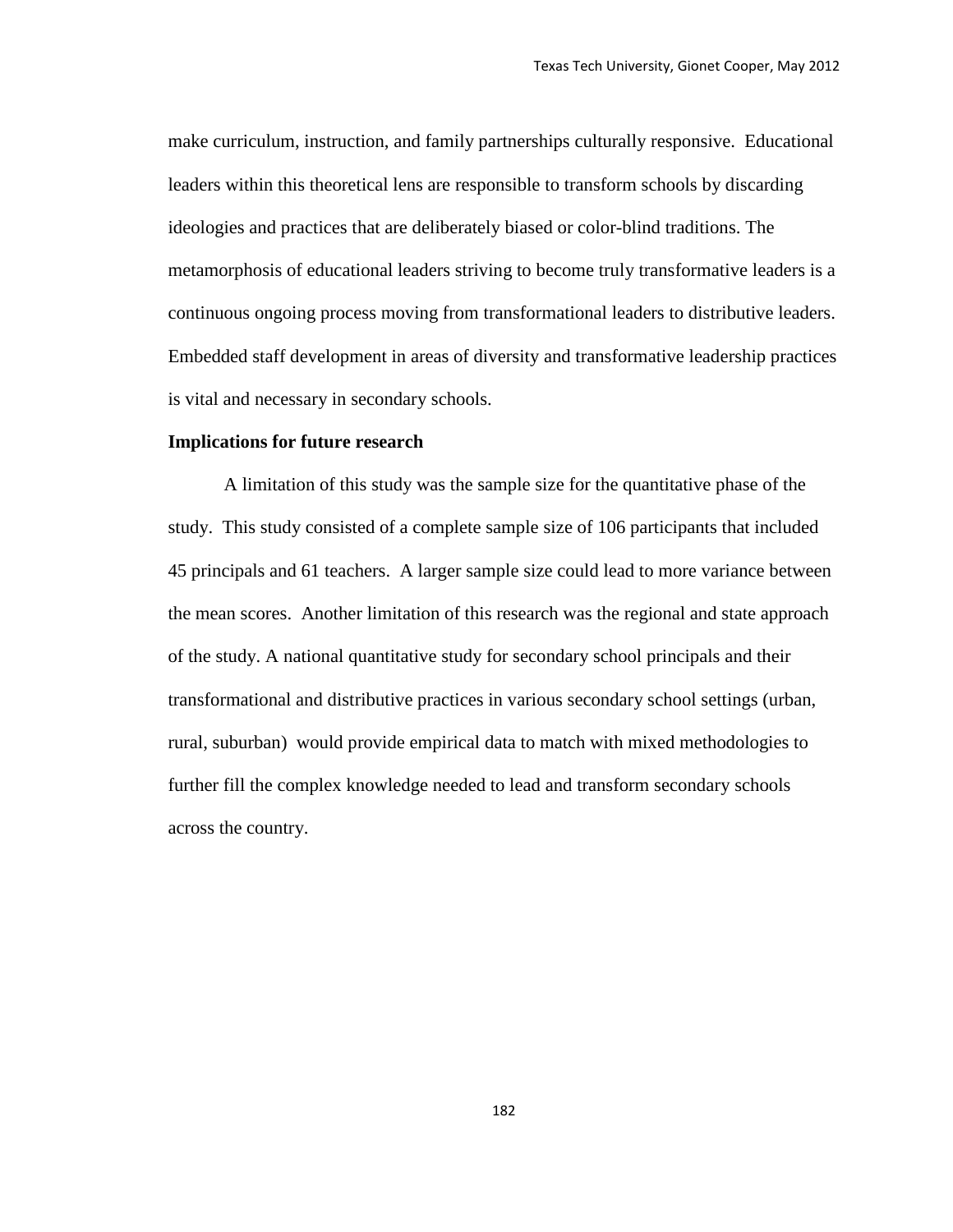make curriculum, instruction, and family partnerships culturally responsive. Educational leaders within this theoretical lens are responsible to transform schools by discarding ideologies and practices that are deliberately biased or color-blind traditions. The metamorphosis of educational leaders striving to become truly transformative leaders is a continuous ongoing process moving from transformational leaders to distributive leaders. Embedded staff development in areas of diversity and transformative leadership practices is vital and necessary in secondary schools.

**Implications for future research**

A limitation of this study was the sample size for the quantitative phase of the study. This study consisted of a complete sample size of 106 participants that included 45 principals and 61 teachers. A larger sample size could lead to more variance between the mean scores. Another limitation of this research was the regional and state approach of the study. A national quantitative study for secondary school principals and their transformational and distributive practices in various secondary school settings (urban, rural, suburban) would provide empirical data to match with mixed methodologies to further fill the complex knowledge needed to lead and transform secondary schools across the country.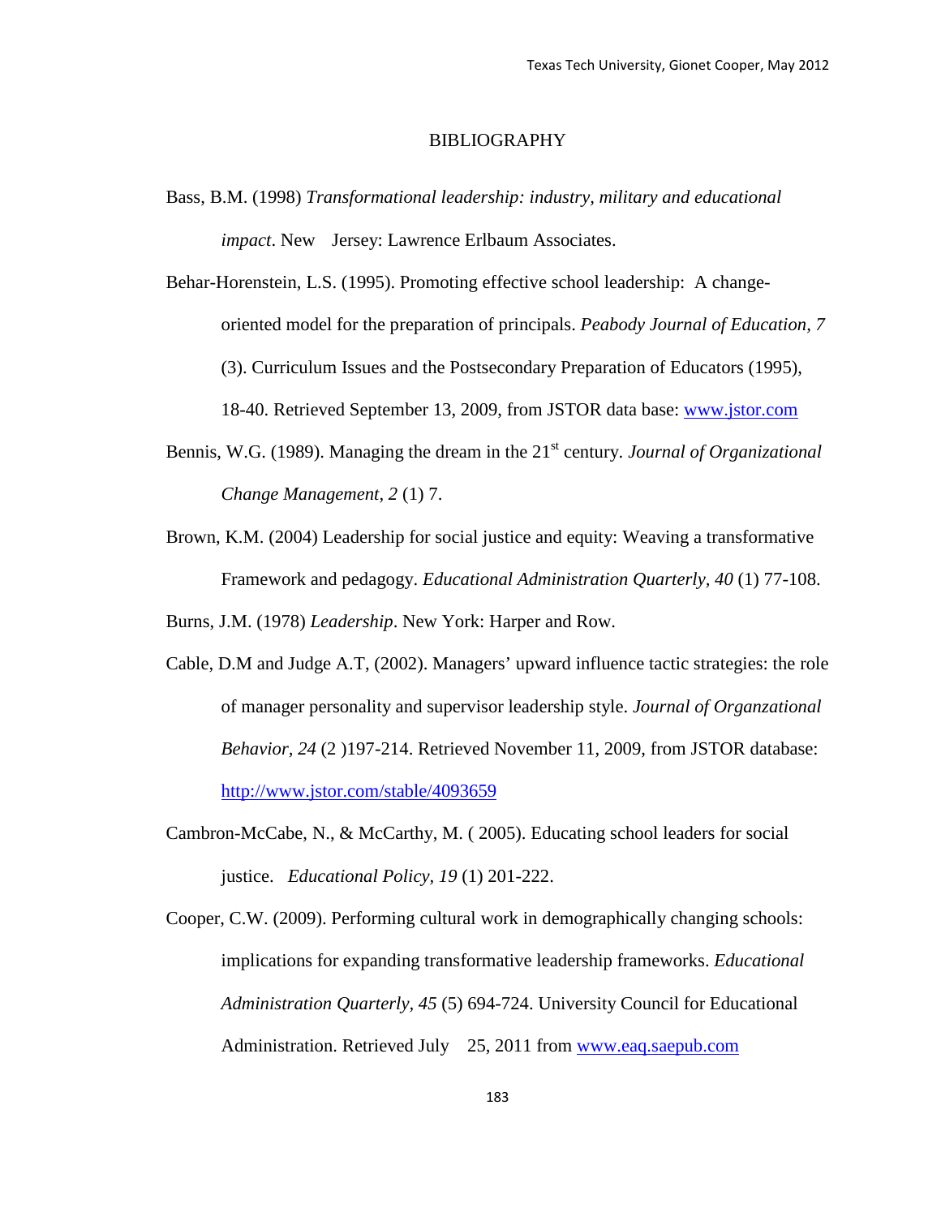# BIBLIOGRAPHY

Bass, B.M. (1998) *Transformational leadership: industry, military and educational impact*. New Jersey: Lawrence Erlbaum Associates.

Behar-Horenstein, L.S. (1995). Promoting effective school leadership: A change-oriented model for the preparation of principals. *Peabody Journal of Education, 7* (3). Curriculum Issues and the Postsecondary Preparation of Educators (1995), 18-40. Retrieved September 13, 2009, from JSTOR data base: www.jstor.com

Bennis, W.G. (1989). Managing the dream in the 21st century. *Journal of Organizational Change Management, 2* (1) 7.

Brown, K.M. (2004) Leadership for social justice and equity: Weaving a transformative Framework and pedagogy. *Educational Administration Quarterly, 40* (1) 77-108.

Burns, J.M. (1978) *Leadership*. New York: Harper and Row.

Cable, D.M and Judge A.T, (2002). Managers' upward influence tactic strategies: the role of manager personality and supervisor leadership style. *Journal of Organzational Behavior, 24* (2 )197-214. Retrieved November 11, 2009, from JSTOR database: http://www.jstor.com/stable/4093659

Cambron-McCabe, N., & McCarthy, M. ( 2005). Educating school leaders for social justice. *Educational Policy, 19* (1) 201-222.

Cooper, C.W. (2009). Performing cultural work in demographically changing schools: implications for expanding transformative leadership frameworks. *Educational Administration Quarterly, 45* (5) 694-724. University Council for Educational Administration. Retrieved July 25, 2011 from www.eaq.saepub.com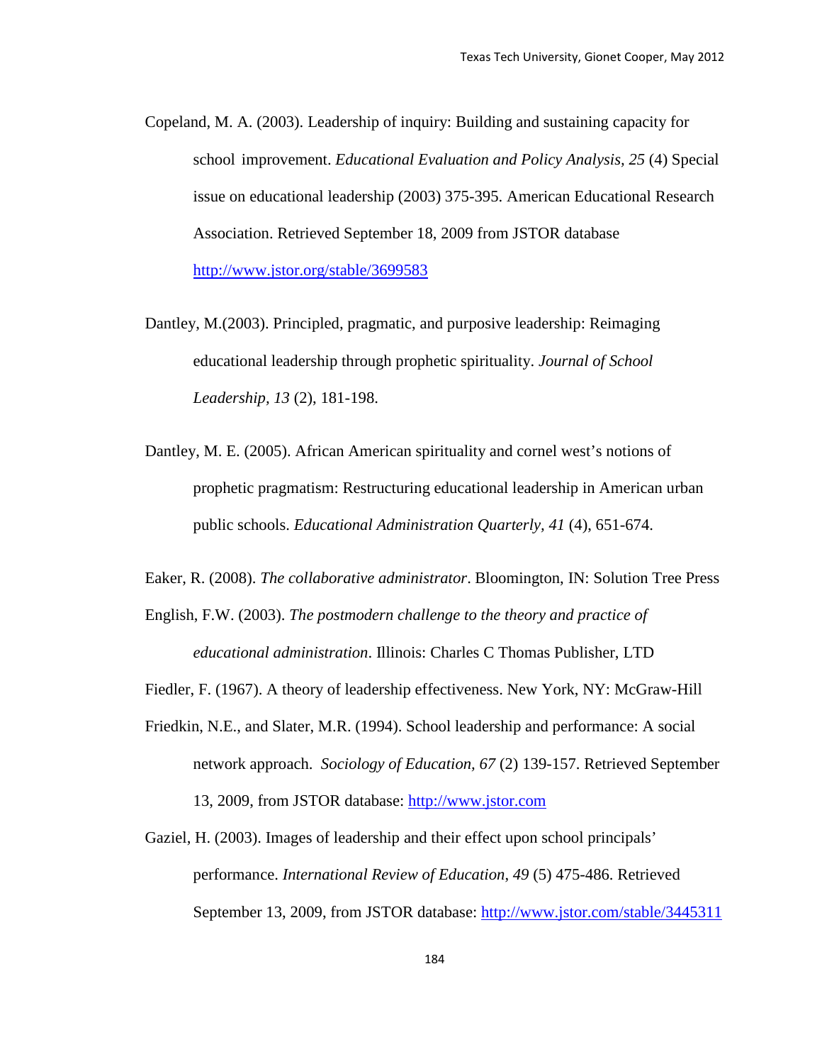Copeland, M. A. (2003). Leadership of inquiry: Building and sustaining capacity for school improvement. *Educational Evaluation and Policy Analysis, 25* (4) Special issue on educational leadership (2003) 375-395. American Educational Research Association. Retrieved September 18, 2009 from JSTOR database http://www.jstor.org/stable/3699583

Dantley, M.(2003). Principled, pragmatic, and purposive leadership: Reimaging educational leadership through prophetic spirituality. *Journal of School Leadership*, *13* (2), 181-198.

Dantley, M. E. (2005). African American spirituality and cornel west's notions of prophetic pragmatism: Restructuring educational leadership in American urban public schools. *Educational Administration Quarterly, 41* (4), 651-674.

Eaker, R. (2008). *The collaborative administrator*. Bloomington, IN: Solution Tree Press

English, F.W. (2003). *The postmodern challenge to the theory and practice of educational administration*. Illinois: Charles C Thomas Publisher, LTD

Fiedler, F. (1967). A theory of leadership effectiveness. New York, NY: McGraw-Hill

Friedkin, N.E., and Slater, M.R. (1994). School leadership and performance: A social network approach. *Sociology of Education, 67* (2) 139-157. Retrieved September 13, 2009, from JSTOR database: http://www.jstor.com

Gaziel, H. (2003). Images of leadership and their effect upon school principals' performance. *International Review of Education*, *49* (5) 475-486. Retrieved September 13, 2009, from JSTOR database: http://www.jstor.com/stable/3445311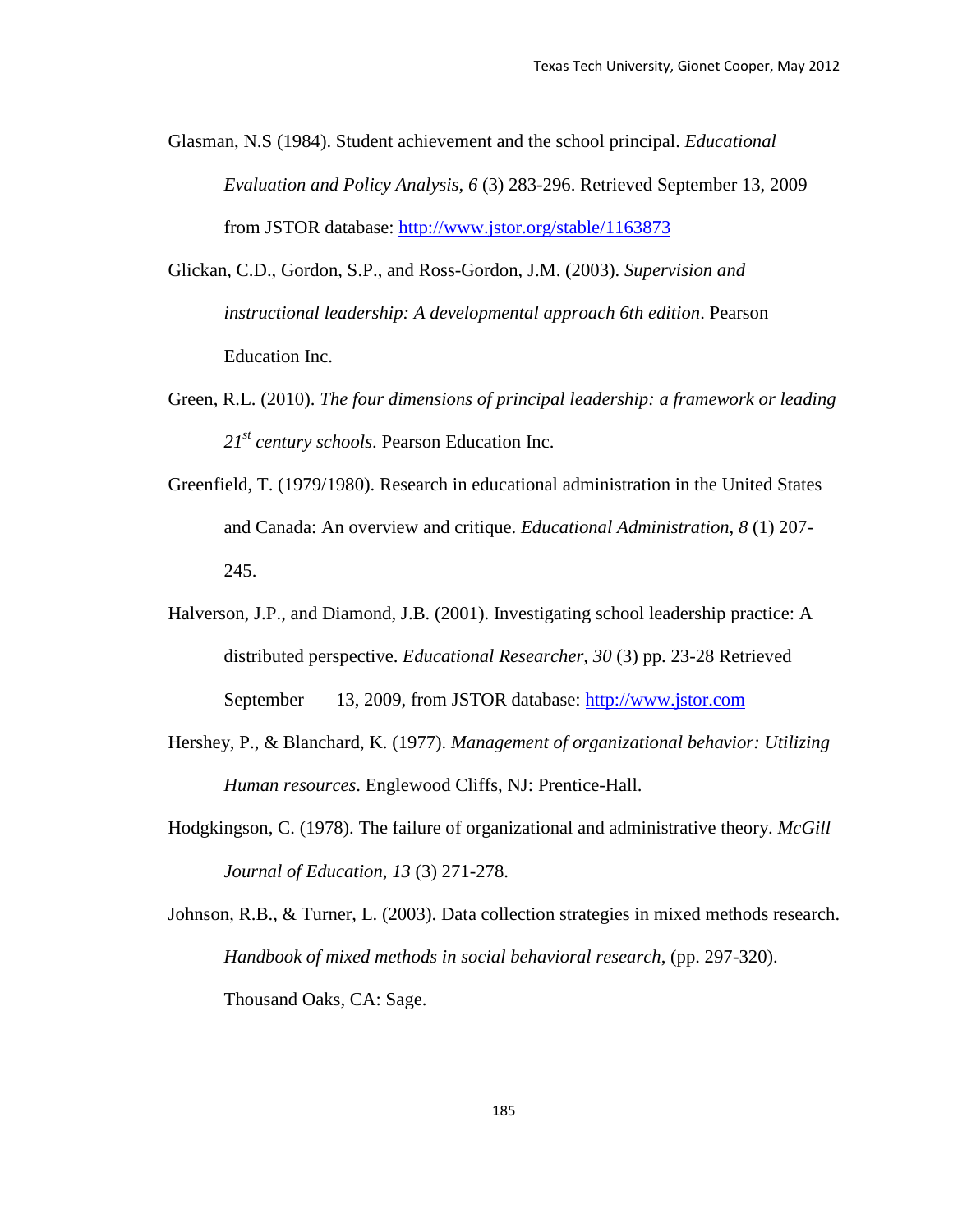Glasman, N.S (1984). Student achievement and the school principal. *Educational Evaluation and Policy Analysis, 6* (3) 283-296. Retrieved September 13, 2009 from JSTOR database: http://www.jstor.org/stable/1163873

Glickan, C.D., Gordon, S.P., and Ross-Gordon, J.M. (2003). *Supervision and instructional leadership: A developmental approach 6th edition*. Pearson Education Inc.

Green, R.L. (2010). *The four dimensions of principal leadership: a framework or leading 21st century schools*. Pearson Education Inc.

Greenfield, T. (1979/1980). Research in educational administration in the United States and Canada: An overview and critique. *Educational Administration*, *8* (1) 207-245.

Halverson, J.P., and Diamond, J.B. (2001). Investigating school leadership practice: A distributed perspective. *Educational Researcher, 30* (3) pp. 23-28 Retrieved September 13, 2009, from JSTOR database: http://www.jstor.com

Hershey, P., & Blanchard, K. (1977). *Management of organizational behavior: Utilizing Human resources*. Englewood Cliffs, NJ: Prentice-Hall.

Hodgkingson, C. (1978). The failure of organizational and administrative theory. *McGill Journal of Education, 13* (3) 271-278.

Johnson, R.B., & Turner, L. (2003). Data collection strategies in mixed methods research. *Handbook of mixed methods in social behavioral research*, (pp. 297-320). Thousand Oaks, CA: Sage.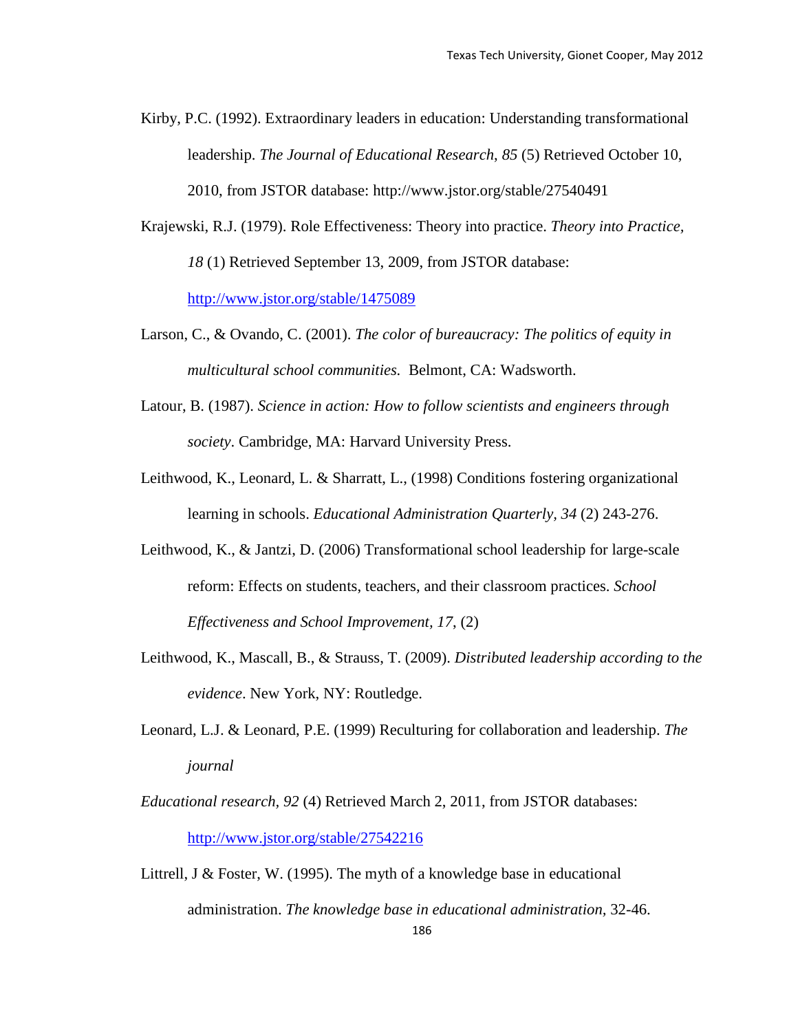Kirby, P.C. (1992). Extraordinary leaders in education: Understanding transformational leadership. *The Journal of Educational Research*, *85* (5) Retrieved October 10, 2010, from JSTOR database: http://www.jstor.org/stable/27540491

Krajewski, R.J. (1979). Role Effectiveness: Theory into practice. *Theory into Practice, 18* (1) Retrieved September 13, 2009, from JSTOR database: http://www.jstor.org/stable/1475089

Larson, C., & Ovando, C. (2001). *The color of bureaucracy: The politics of equity in multicultural school communities.* Belmont, CA: Wadsworth.

Latour, B. (1987). *Science in action: How to follow scientists and engineers through society*. Cambridge, MA: Harvard University Press.

Leithwood, K., Leonard, L. & Sharratt, L., (1998) Conditions fostering organizational learning in schools. *Educational Administration Quarterly*, *34* (2) 243-276.

Leithwood, K., & Jantzi, D. (2006) Transformational school leadership for large-scale reform: Effects on students, teachers, and their classroom practices. *School Effectiveness and School Improvement, 17*, (2)

Leithwood, K., Mascall, B., & Strauss, T. (2009). *Distributed leadership according to the evidence*. New York, NY: Routledge.

Leonard, L.J. & Leonard, P.E. (1999) Reculturing for collaboration and leadership. *The journal*

*Educational research, 92* (4) Retrieved March 2, 2011, from JSTOR databases: http://www.jstor.org/stable/27542216

Littrell, J & Foster, W. (1995). The myth of a knowledge base in educational administration. *The knowledge base in educational administration*, 32-46.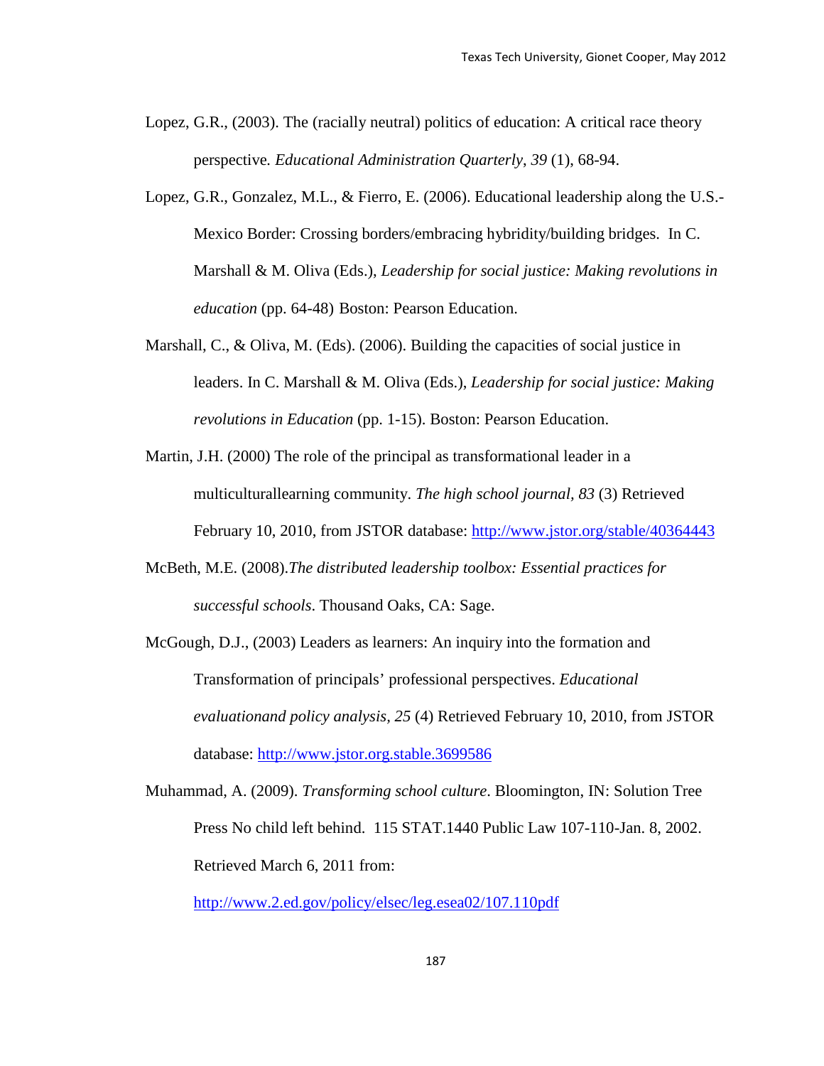Lopez, G.R., (2003). The (racially neutral) politics of education: A critical race theory perspective. *Educational Administration Quarterly*, *39* (1), 68-94.

Lopez, G.R., Gonzalez, M.L., & Fierro, E. (2006). Educational leadership along the U.S.-Mexico Border: Crossing borders/embracing hybridity/building bridges. In C. Marshall & M. Oliva (Eds.), *Leadership for social justice: Making revolutions in education* (pp. 64-48) Boston: Pearson Education.

Marshall, C., & Oliva, M. (Eds). (2006). Building the capacities of social justice in leaders. In C. Marshall & M. Oliva (Eds.), *Leadership for social justice: Making revolutions in Education* (pp. 1-15). Boston: Pearson Education.

Martin, J.H. (2000) The role of the principal as transformational leader in a multiculturallearning community. *The high school journal, 83* (3) Retrieved February 10, 2010, from JSTOR database: http://www.jstor.org/stable/40364443

McBeth, M.E. (2008).*The distributed leadership toolbox: Essential practices for successful schools*. Thousand Oaks, CA: Sage.

McGough, D.J., (2003) Leaders as learners: An inquiry into the formation and Transformation of principals' professional perspectives. *Educational evaluationand policy analysis, 25* (4) Retrieved February 10, 2010, from JSTOR database: http://www.jstor.org.stable.3699586

Muhammad, A. (2009). *Transforming school culture*. Bloomington, IN: Solution Tree Press No child left behind. 115 STAT.1440 Public Law 107-110-Jan. 8, 2002. Retrieved March 6, 2011 from: http://www.2.ed.gov/policy/elsec/leg.esea02/107.110pdf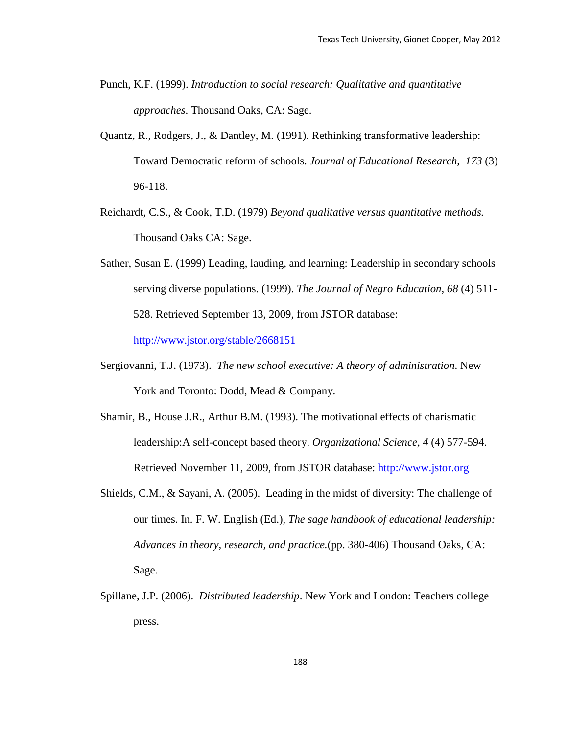Punch, K.F. (1999). *Introduction to social research: Qualitative and quantitative approaches*. Thousand Oaks, CA: Sage.

Quantz, R., Rodgers, J., & Dantley, M. (1991). Rethinking transformative leadership: Toward Democratic reform of schools. *Journal of Educational Research, 173* (3) 96-118.

Reichardt, C.S., & Cook, T.D. (1979) *Beyond qualitative versus quantitative methods.* Thousand Oaks CA: Sage.

Sather, Susan E. (1999) Leading, lauding, and learning: Leadership in secondary schools serving diverse populations. (1999). *The Journal of Negro Education, 68* (4) 511-528. Retrieved September 13, 2009, from JSTOR database: http://www.jstor.org/stable/2668151

Sergiovanni, T.J. (1973). *The new school executive: A theory of administration*. New York and Toronto: Dodd, Mead & Company.

Shamir, B., House J.R., Arthur B.M. (1993). The motivational effects of charismatic leadership:A self-concept based theory. *Organizational Science, 4* (4) 577-594. Retrieved November 11, 2009, from JSTOR database: http://www.jstor.org

Shields, C.M., & Sayani, A. (2005). Leading in the midst of diversity: The challenge of our times. In. F. W. English (Ed.), *The sage handbook of educational leadership: Advances in theory, research, and practice.*(pp. 380-406) Thousand Oaks, CA: Sage.

Spillane, J.P. (2006). *Distributed leadership*. New York and London: Teachers college press.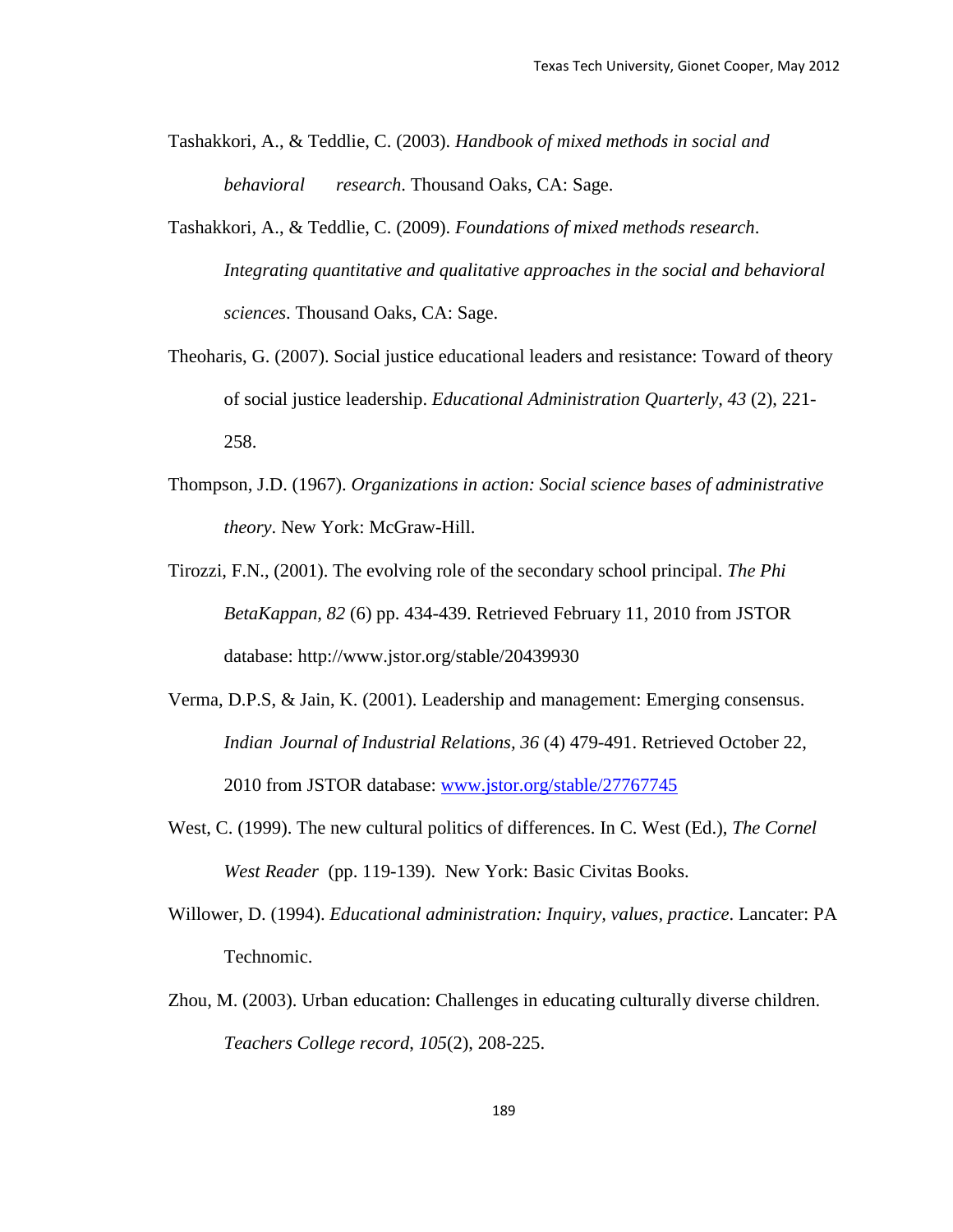Tashakkori, A., & Teddlie, C. (2003). *Handbook of mixed methods in social and behavioral research*. Thousand Oaks, CA: Sage.

Tashakkori, A., & Teddlie, C. (2009). *Foundations of mixed methods research*. *Integrating quantitative and qualitative approaches in the social and behavioral sciences*. Thousand Oaks, CA: Sage.

Theoharis, G. (2007). Social justice educational leaders and resistance: Toward of theory of social justice leadership. *Educational Administration Quarterly, 43* (2), 221-258.

Thompson, J.D. (1967). *Organizations in action: Social science bases of administrative theory*. New York: McGraw-Hill.

Tirozzi, F.N., (2001). The evolving role of the secondary school principal. *The Phi BetaKappan, 82* (6) pp. 434-439. Retrieved February 11, 2010 from JSTOR database: http://www.jstor.org/stable/20439930

Verma, D.P.S, & Jain, K. (2001). Leadership and management: Emerging consensus. *Indian Journal of Industrial Relations, 36* (4) 479-491. Retrieved October 22, 2010 from JSTOR database: www.jstor.org/stable/27767745

West, C. (1999). The new cultural politics of differences. In C. West (Ed.), *The Cornel West Reader* (pp. 119-139). New York: Basic Civitas Books.

Willower, D. (1994). *Educational administration: Inquiry, values, practice*. Lancater: PA Technomic.

Zhou, M. (2003). Urban education: Challenges in educating culturally diverse children. *Teachers College record*, *105*(2), 208-225.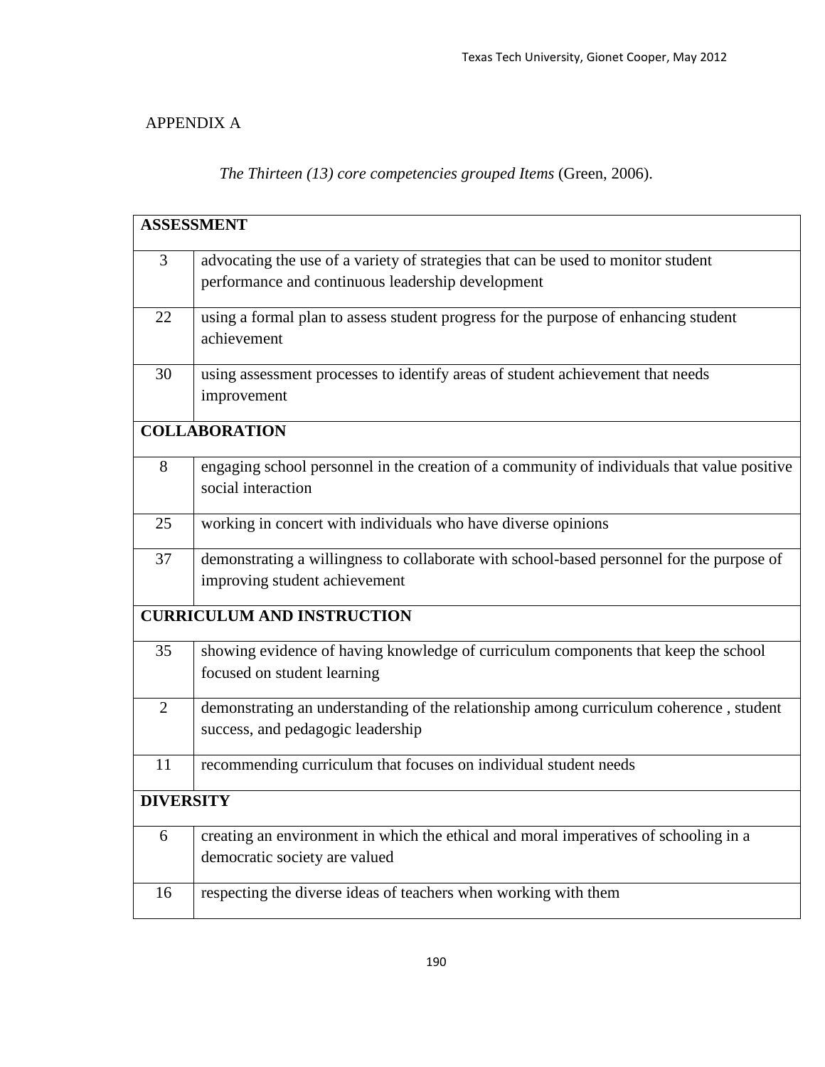APPENDIX A

*The Thirteen (13) core competencies grouped Items* (Green, 2006).

| **ASSESSMENT** | |
|---|---|
| 3 | advocating the use of a variety of strategies that can be used to monitor student performance and continuous leadership development |
| 22 | using a formal plan to assess student progress for the purpose of enhancing student achievement |
| 30 | using assessment processes to identify areas of student achievement that needs improvement |
| **COLLABORATION** | |
| 8 | engaging school personnel in the creation of a community of individuals that value positive social interaction |
| 25 | working in concert with individuals who have diverse opinions |
| 37 | demonstrating a willingness to collaborate with school-based personnel for the purpose of improving student achievement |
| **CURRICULUM AND INSTRUCTION** | |
| 35 | showing evidence of having knowledge of curriculum components that keep the school focused on student learning |
| 2 | demonstrating an understanding of the relationship among curriculum coherence , student success, and pedagogic leadership |
| 11 | recommending curriculum that focuses on individual student needs |
| **DIVERSITY** | |
| 6 | creating an environment in which the ethical and moral imperatives of schooling in a democratic society are valued |
| 16 | respecting the diverse ideas of teachers when working with them |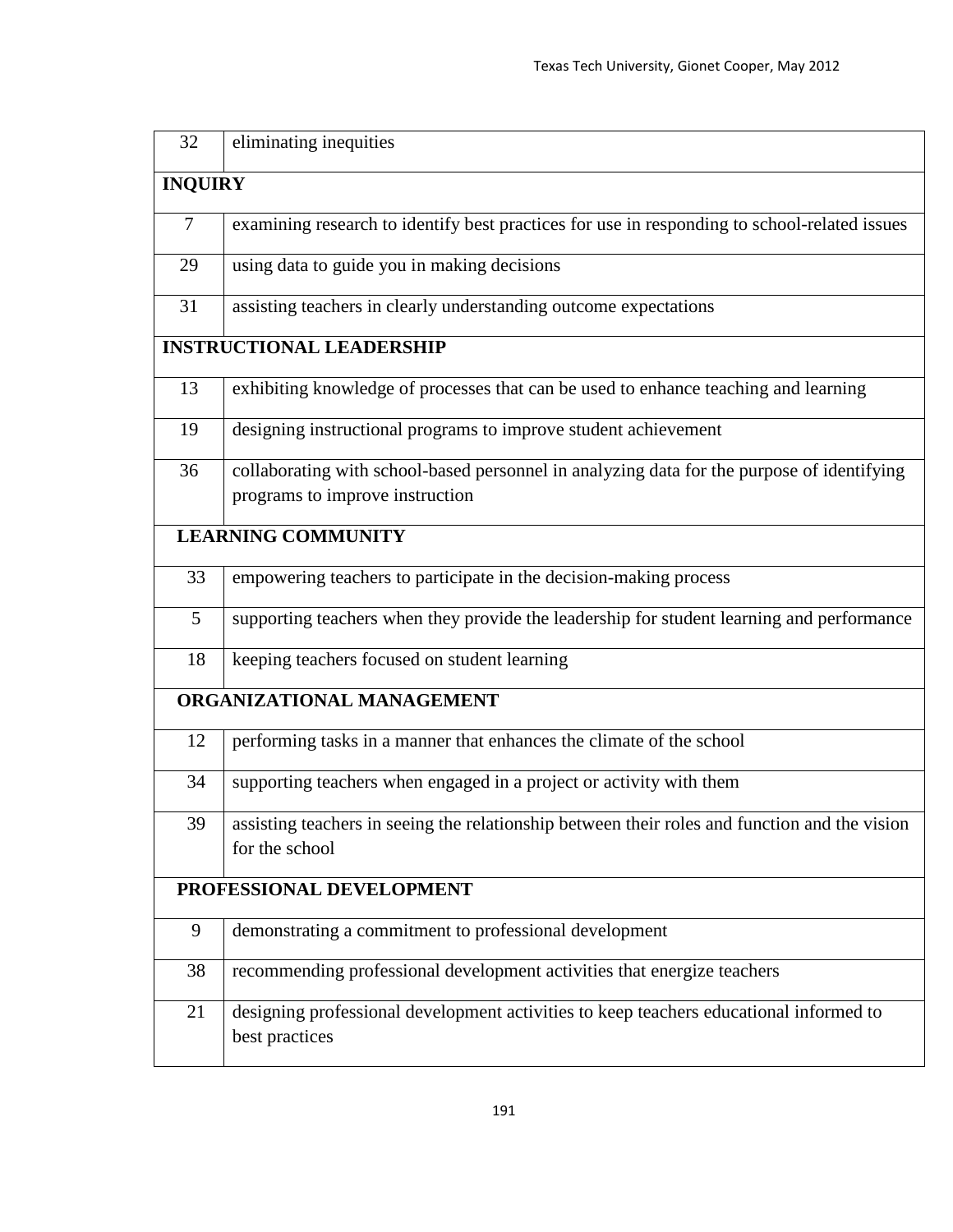| | |
|---|---|
| 32 | eliminating inequities |
| **INQUIRY** | |
| 7 | examining research to identify best practices for use in responding to school-related issues |
| 29 | using data to guide you in making decisions |
| 31 | assisting teachers in clearly understanding outcome expectations |
| **INSTRUCTIONAL LEADERSHIP** | |
| 13 | exhibiting knowledge of processes that can be used to enhance teaching and learning |
| 19 | designing instructional programs to improve student achievement |
| 36 | collaborating with school-based personnel in analyzing data for the purpose of identifying programs to improve instruction |
| **LEARNING COMMUNITY** | |
| 33 | empowering teachers to participate in the decision-making process |
| 5 | supporting teachers when they provide the leadership for student learning and performance |
| 18 | keeping teachers focused on student learning |
| **ORGANIZATIONAL MANAGEMENT** | |
| 12 | performing tasks in a manner that enhances the climate of the school |
| 34 | supporting teachers when engaged in a project or activity with them |
| 39 | assisting teachers in seeing the relationship between their roles and function and the vision for the school |
| **PROFESSIONAL DEVELOPMENT** | |
| 9 | demonstrating a commitment to professional development |
| 38 | recommending professional development activities that energize teachers |
| 21 | designing professional development activities to keep teachers educational informed to best practices |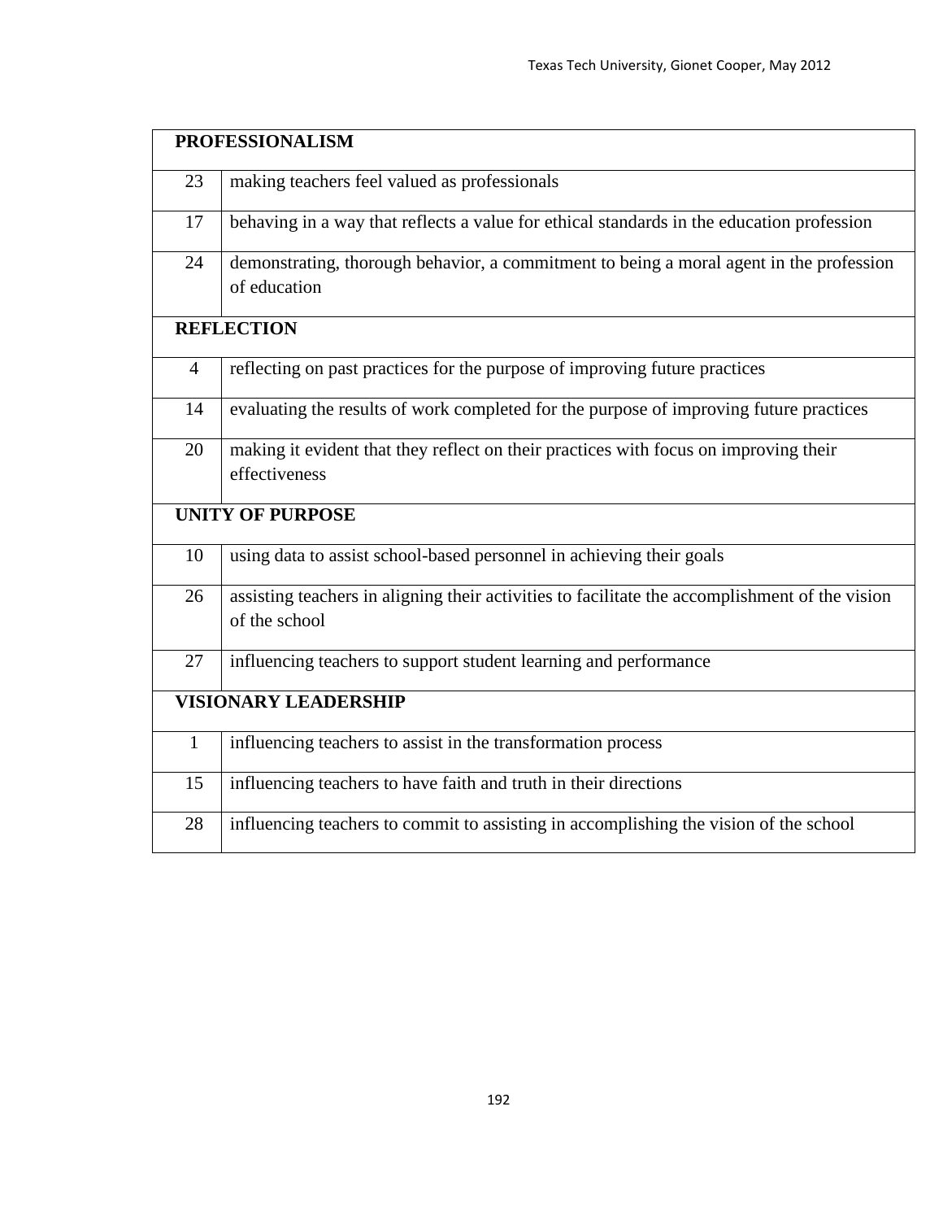| PROFESSIONALISM | |
|---|---|
| 23 | making teachers feel valued as professionals |
| 17 | behaving in a way that reflects a value for ethical standards in the education profession |
| 24 | demonstrating, thorough behavior, a commitment to being a moral agent in the profession of education |
| **REFLECTION** | |
| 4 | reflecting on past practices for the purpose of improving future practices |
| 14 | evaluating the results of work completed for the purpose of improving future practices |
| 20 | making it evident that they reflect on their practices with focus on improving their effectiveness |
| **UNITY OF PURPOSE** | |
| 10 | using data to assist school-based personnel in achieving their goals |
| 26 | assisting teachers in aligning their activities to facilitate the accomplishment of the vision of the school |
| 27 | influencing teachers to support student learning and performance |
| **VISIONARY LEADERSHIP** | |
| 1 | influencing teachers to assist in the transformation process |
| 15 | influencing teachers to have faith and truth in their directions |
| 28 | influencing teachers to commit to assisting in accomplishing the vision of the school |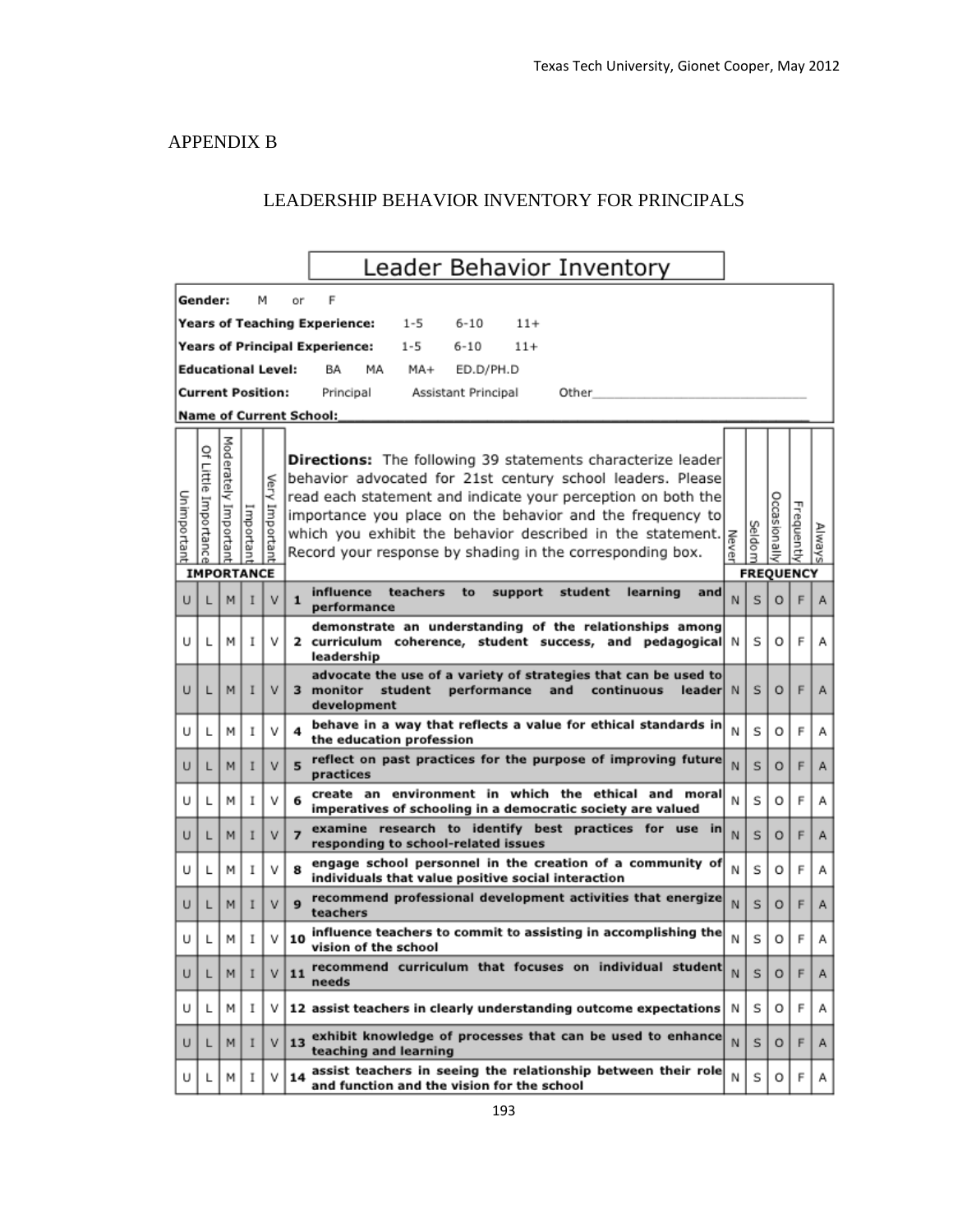## APPENDIX B

## LEADERSHIP BEHAVIOR INVENTORY FOR PRINCIPALS

### Leader Behavior Inventory

**Gender:** M or F

**Years of Teaching Experience:** 1-5 6-10 11+

**Years of Principal Experience:** 1-5 6-10 11+

**Educational Level:** BA MA MA+ ED.D/PH.D

**Current Position:** Principal Assistant Principal Other\_\_\_\_\_\_\_\_\_\_\_\_\_\_\_\_\_\_\_\_\_\_\_\_\_\_\_\_

**Name of Current School:**\_\_\_\_\_\_\_\_\_\_\_\_\_\_\_\_\_\_\_\_\_\_\_\_\_\_\_\_\_\_\_\_\_\_\_\_\_\_\_\_\_\_\_\_\_\_\_\_

**Directions:** The following 39 statements characterize leader behavior advocated for 21st century school leaders. Please read each statement and indicate your perception on both the importance you place on the behavior and the frequency to which you exhibit the behavior described in the statement. Record your response by shading in the corresponding box.

| IMPORTANCE | | | | | | | FREQUENCY | | | | |
|---|---|---|---|---|---|---|---|---|---|---|---|
| Unimportant | Of Little Importance | Moderately Important | Important | Very Important | | | Never | Seldom | Occasionally | Frequently | Always |
| U | L | M | I | V | 1 | influence teachers to support student learning and performance | N | S | O | F | A |
| U | L | M | I | V | 2 | demonstrate an understanding of the relationships among curriculum coherence, student success, and pedagogical leadership | N | S | O | F | A |
| U | L | M | I | V | 3 | advocate the use of a variety of strategies that can be used to monitor student performance and continuous leader development | N | S | O | F | A |
| U | L | M | I | V | 4 | behave in a way that reflects a value for ethical standards in the education profession | N | S | O | F | A |
| U | L | M | I | V | 5 | reflect on past practices for the purpose of improving future practices | N | S | O | F | A |
| U | L | M | I | V | 6 | create an environment in which the ethical and moral imperatives of schooling in a democratic society are valued | N | S | O | F | A |
| U | L | M | I | V | 7 | examine research to identify best practices for use in responding to school-related issues | N | S | O | F | A |
| U | L | M | I | V | 8 | engage school personnel in the creation of a community of individuals that value positive social interaction | N | S | O | F | A |
| U | L | M | I | V | 9 | recommend professional development activities that energize teachers | N | S | O | F | A |
| U | L | M | I | V | 10 | influence teachers to commit to assisting in accomplishing the vision of the school | N | S | O | F | A |
| U | L | M | I | V | 11 | recommend curriculum that focuses on individual student needs | N | S | O | F | A |
| U | L | M | I | V | 12 | assist teachers in clearly understanding outcome expectations | N | S | O | F | A |
| U | L | M | I | V | 13 | exhibit knowledge of processes that can be used to enhance teaching and learning | N | S | O | F | A |
| U | L | M | I | V | 14 | assist teachers in seeing the relationship between their role and function and the vision for the school | N | S | O | F | A |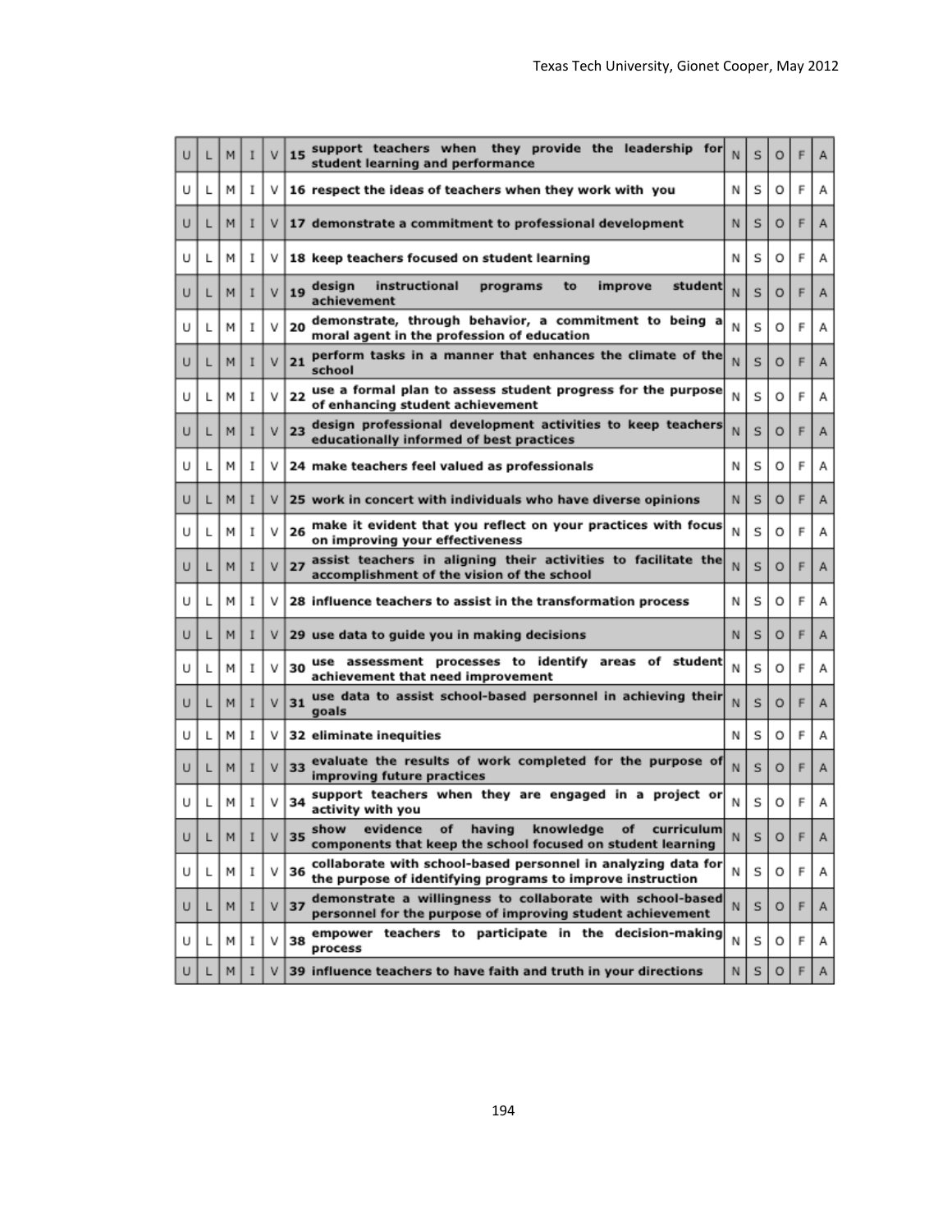| U | L | M | I | V | # | Item | N | S | O | F | A |
|---|---|---|---|---|---|---|---|---|---|---|---|
| U | L | M | I | V | 15 | support teachers when they provide the leadership for student learning and performance | N | S | O | F | A |
| U | L | M | I | V | 16 | respect the ideas of teachers when they work with you | N | S | O | F | A |
| U | L | M | I | V | 17 | demonstrate a commitment to professional development | N | S | O | F | A |
| U | L | M | I | V | 18 | keep teachers focused on student learning | N | S | O | F | A |
| U | L | M | I | V | 19 | design instructional programs to improve student achievement | N | S | O | F | A |
| U | L | M | I | V | 20 | demonstrate, through behavior, a commitment to being a moral agent in the profession of education | N | S | O | F | A |
| U | L | M | I | V | 21 | perform tasks in a manner that enhances the climate of the school | N | S | O | F | A |
| U | L | M | I | V | 22 | use a formal plan to assess student progress for the purpose of enhancing student achievement | N | S | O | F | A |
| U | L | M | I | V | 23 | design professional development activities to keep teachers educationally informed of best practices | N | S | O | F | A |
| U | L | M | I | V | 24 | make teachers feel valued as professionals | N | S | O | F | A |
| U | L | M | I | V | 25 | work in concert with individuals who have diverse opinions | N | S | O | F | A |
| U | L | M | I | V | 26 | make it evident that you reflect on your practices with focus on improving your effectiveness | N | S | O | F | A |
| U | L | M | I | V | 27 | assist teachers in aligning their activities to facilitate the accomplishment of the vision of the school | N | S | O | F | A |
| U | L | M | I | V | 28 | influence teachers to assist in the transformation process | N | S | O | F | A |
| U | L | M | I | V | 29 | use data to guide you in making decisions | N | S | O | F | A |
| U | L | M | I | V | 30 | use assessment processes to identify areas of student achievement that need improvement | N | S | O | F | A |
| U | L | M | I | V | 31 | use data to assist school-based personnel in achieving their goals | N | S | O | F | A |
| U | L | M | I | V | 32 | eliminate inequities | N | S | O | F | A |
| U | L | M | I | V | 33 | evaluate the results of work completed for the purpose of improving future practices | N | S | O | F | A |
| U | L | M | I | V | 34 | support teachers when they are engaged in a project or activity with you | N | S | O | F | A |
| U | L | M | I | V | 35 | show evidence of having knowledge of curriculum components that keep the school focused on student learning | N | S | O | F | A |
| U | L | M | I | V | 36 | collaborate with school-based personnel in analyzing data for the purpose of identifying programs to improve instruction | N | S | O | F | A |
| U | L | M | I | V | 37 | demonstrate a willingness to collaborate with school-based personnel for the purpose of improving student achievement | N | S | O | F | A |
| U | L | M | I | V | 38 | empower teachers to participate in the decision-making process | N | S | O | F | A |
| U | L | M | I | V | 39 | influence teachers to have faith and truth in your directions | N | S | O | F | A |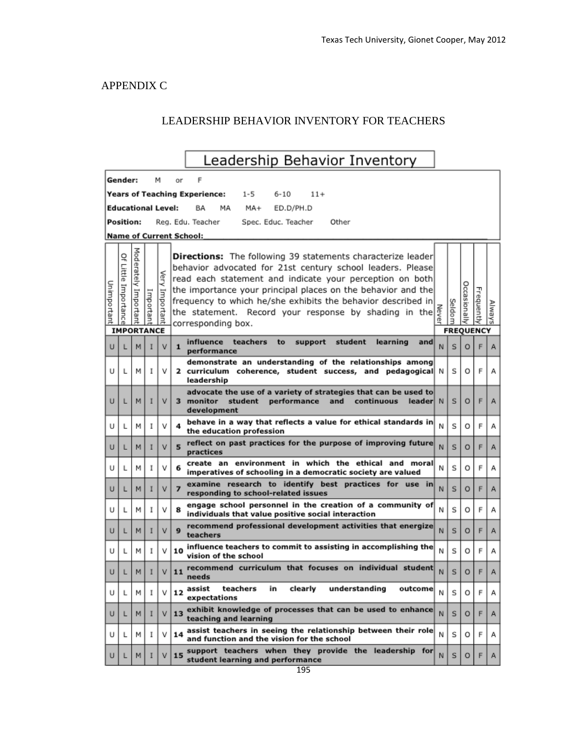# APPENDIX C

## LEADERSHIP BEHAVIOR INVENTORY FOR TEACHERS

### Leadership Behavior Inventory

**Gender:** M or F

**Years of Teaching Experience:** 1-5 6-10 11+

**Educational Level:** BA MA MA+ ED.D/PH.D

**Position:** Reg. Edu. Teacher Spec. Educ. Teacher Other

**Name of Current School:**\_\_\_\_\_\_\_\_\_\_\_\_\_\_\_\_\_\_\_\_\_\_\_\_\_\_\_\_\_\_\_\_\_\_\_\_

**Directions:** The following 39 statements characterize leader behavior advocated for 21st century school leaders. Please read each statement and indicate your perception on both the importance your principal places on the behavior and the frequency to which he/she exhibits the behavior described in the statement. Record your response by shading in the corresponding box.

| IMPORTANCE | | | | | | | FREQUENCY | | | | |
|---|---|---|---|---|---|---|---|---|---|---|---|
| Unimportant | Of Little Importance | Moderately Important | Important | Very Important | # | Statement | Never | Seldom | Occasionally | Frequently | Always |
| U | L | M | I | V | 1 | influence teachers to support student learning and performance | N | S | O | F | A |
| U | L | M | I | V | 2 | demonstrate an understanding of the relationships among curriculum coherence, student success, and pedagogical leadership | N | S | O | F | A |
| U | L | M | I | V | 3 | advocate the use of a variety of strategies that can be used to monitor student performance and continuous leader development | N | S | O | F | A |
| U | L | M | I | V | 4 | behave in a way that reflects a value for ethical standards in the education profession | N | S | O | F | A |
| U | L | M | I | V | 5 | reflect on past practices for the purpose of improving future practices | N | S | O | F | A |
| U | L | M | I | V | 6 | create an environment in which the ethical and moral imperatives of schooling in a democratic society are valued | N | S | O | F | A |
| U | L | M | I | V | 7 | examine research to identify best practices for use in responding to school-related issues | N | S | O | F | A |
| U | L | M | I | V | 8 | engage school personnel in the creation of a community of individuals that value positive social interaction | N | S | O | F | A |
| U | L | M | I | V | 9 | recommend professional development activities that energize teachers | N | S | O | F | A |
| U | L | M | I | V | 10 | influence teachers to commit to assisting in accomplishing the vision of the school | N | S | O | F | A |
| U | L | M | I | V | 11 | recommend curriculum that focuses on individual student needs | N | S | O | F | A |
| U | L | M | I | V | 12 | assist teachers in clearly understanding outcome expectations | N | S | O | F | A |
| U | L | M | I | V | 13 | exhibit knowledge of processes that can be used to enhance teaching and learning | N | S | O | F | A |
| U | L | M | I | V | 14 | assist teachers in seeing the relationship between their role and function and the vision for the school | N | S | O | F | A |
| U | L | M | I | V | 15 | support teachers when they provide the leadership for student learning and performance | N | S | O | F | A |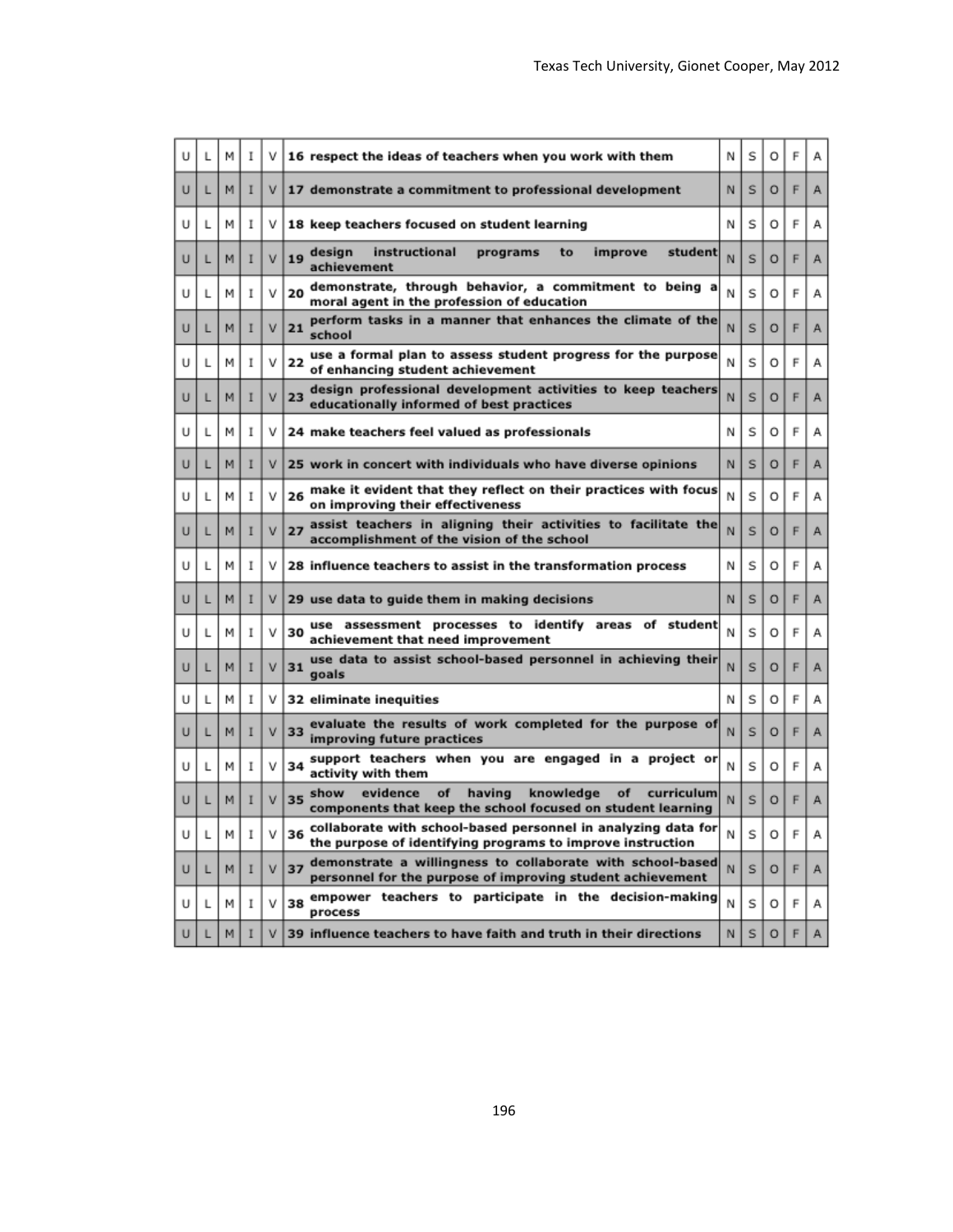| U | L | M | I | V | Item | N | S | O | F | A |
|---|---|---|---|---|---|---|---|---|---|---|
| U | L | M | I | V | 16 respect the ideas of teachers when you work with them | N | S | O | F | A |
| U | L | M | I | V | 17 demonstrate a commitment to professional development | N | S | O | F | A |
| U | L | M | I | V | 18 keep teachers focused on student learning | N | S | O | F | A |
| U | L | M | I | V | 19 design instructional programs to improve student achievement | N | S | O | F | A |
| U | L | M | I | V | 20 demonstrate, through behavior, a commitment to being a moral agent in the profession of education | N | S | O | F | A |
| U | L | M | I | V | 21 perform tasks in a manner that enhances the climate of the school | N | S | O | F | A |
| U | L | M | I | V | 22 use a formal plan to assess student progress for the purpose of enhancing student achievement | N | S | O | F | A |
| U | L | M | I | V | 23 design professional development activities to keep teachers educationally informed of best practices | N | S | O | F | A |
| U | L | M | I | V | 24 make teachers feel valued as professionals | N | S | O | F | A |
| U | L | M | I | V | 25 work in concert with individuals who have diverse opinions | N | S | O | F | A |
| U | L | M | I | V | 26 make it evident that they reflect on their practices with focus on improving their effectiveness | N | S | O | F | A |
| U | L | M | I | V | 27 assist teachers in aligning their activities to facilitate the accomplishment of the vision of the school | N | S | O | F | A |
| U | L | M | I | V | 28 influence teachers to assist in the transformation process | N | S | O | F | A |
| U | L | M | I | V | 29 use data to guide them in making decisions | N | S | O | F | A |
| U | L | M | I | V | 30 use assessment processes to identify areas of student achievement that need improvement | N | S | O | F | A |
| U | L | M | I | V | 31 use data to assist school-based personnel in achieving their goals | N | S | O | F | A |
| U | L | M | I | V | 32 eliminate inequities | N | S | O | F | A |
| U | L | M | I | V | 33 evaluate the results of work completed for the purpose of improving future practices | N | S | O | F | A |
| U | L | M | I | V | 34 support teachers when you are engaged in a project or activity with them | N | S | O | F | A |
| U | L | M | I | V | 35 show evidence of having knowledge of curriculum components that keep the school focused on student learning | N | S | O | F | A |
| U | L | M | I | V | 36 collaborate with school-based personnel in analyzing data for the purpose of identifying programs to improve instruction | N | S | O | F | A |
| U | L | M | I | V | 37 demonstrate a willingness to collaborate with school-based personnel for the purpose of improving student achievement | N | S | O | F | A |
| U | L | M | I | V | 38 empower teachers to participate in the decision-making process | N | S | O | F | A |
| U | L | M | I | V | 39 influence teachers to have faith and truth in their directions | N | S | O | F | A |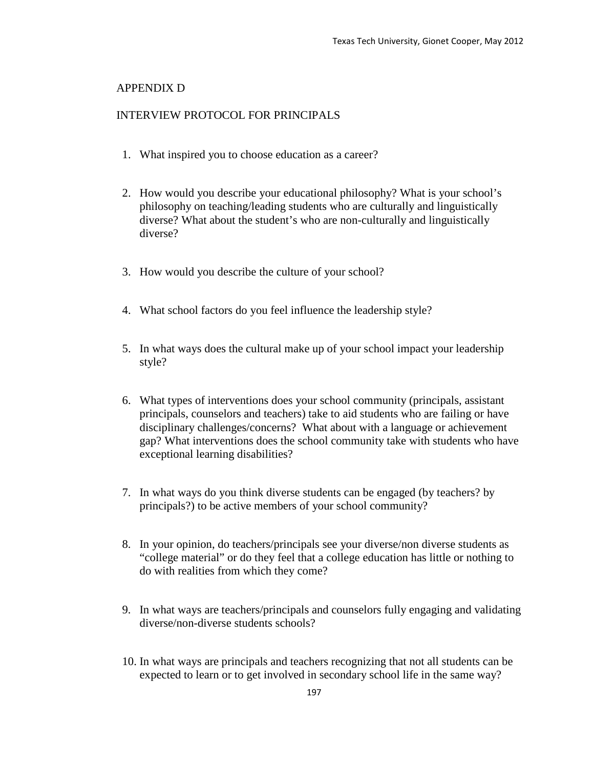## APPENDIX D

## INTERVIEW PROTOCOL FOR PRINCIPALS

1. What inspired you to choose education as a career?

2. How would you describe your educational philosophy? What is your school's philosophy on teaching/leading students who are culturally and linguistically diverse? What about the student's who are non-culturally and linguistically diverse?

3. How would you describe the culture of your school?

4. What school factors do you feel influence the leadership style?

5. In what ways does the cultural make up of your school impact your leadership style?

6. What types of interventions does your school community (principals, assistant principals, counselors and teachers) take to aid students who are failing or have disciplinary challenges/concerns? What about with a language or achievement gap? What interventions does the school community take with students who have exceptional learning disabilities?

7. In what ways do you think diverse students can be engaged (by teachers? by principals?) to be active members of your school community?

8. In your opinion, do teachers/principals see your diverse/non diverse students as "college material" or do they feel that a college education has little or nothing to do with realities from which they come?

9. In what ways are teachers/principals and counselors fully engaging and validating diverse/non-diverse students schools?

10. In what ways are principals and teachers recognizing that not all students can be expected to learn or to get involved in secondary school life in the same way?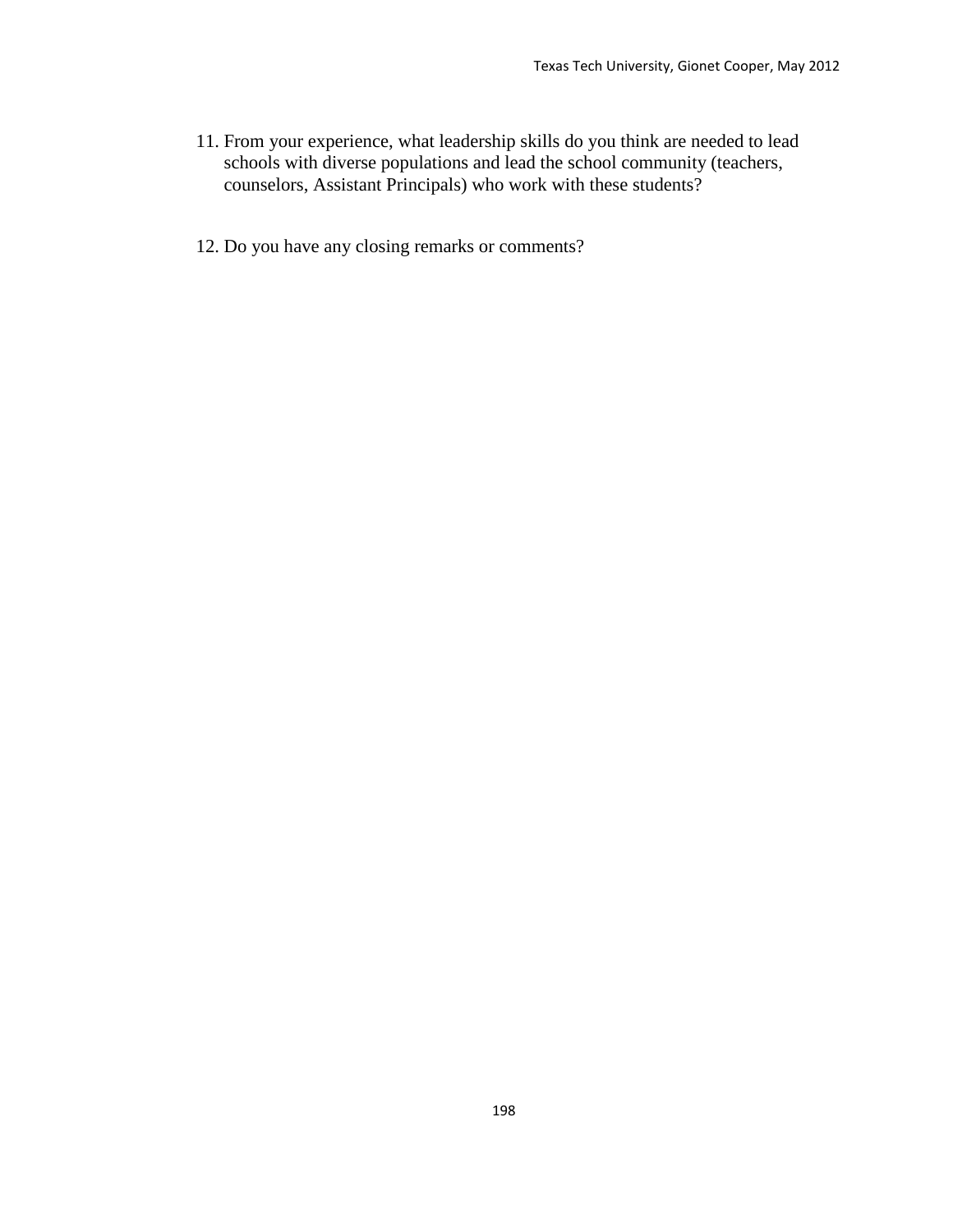11. From your experience, what leadership skills do you think are needed to lead schools with diverse populations and lead the school community (teachers, counselors, Assistant Principals) who work with these students?

12. Do you have any closing remarks or comments?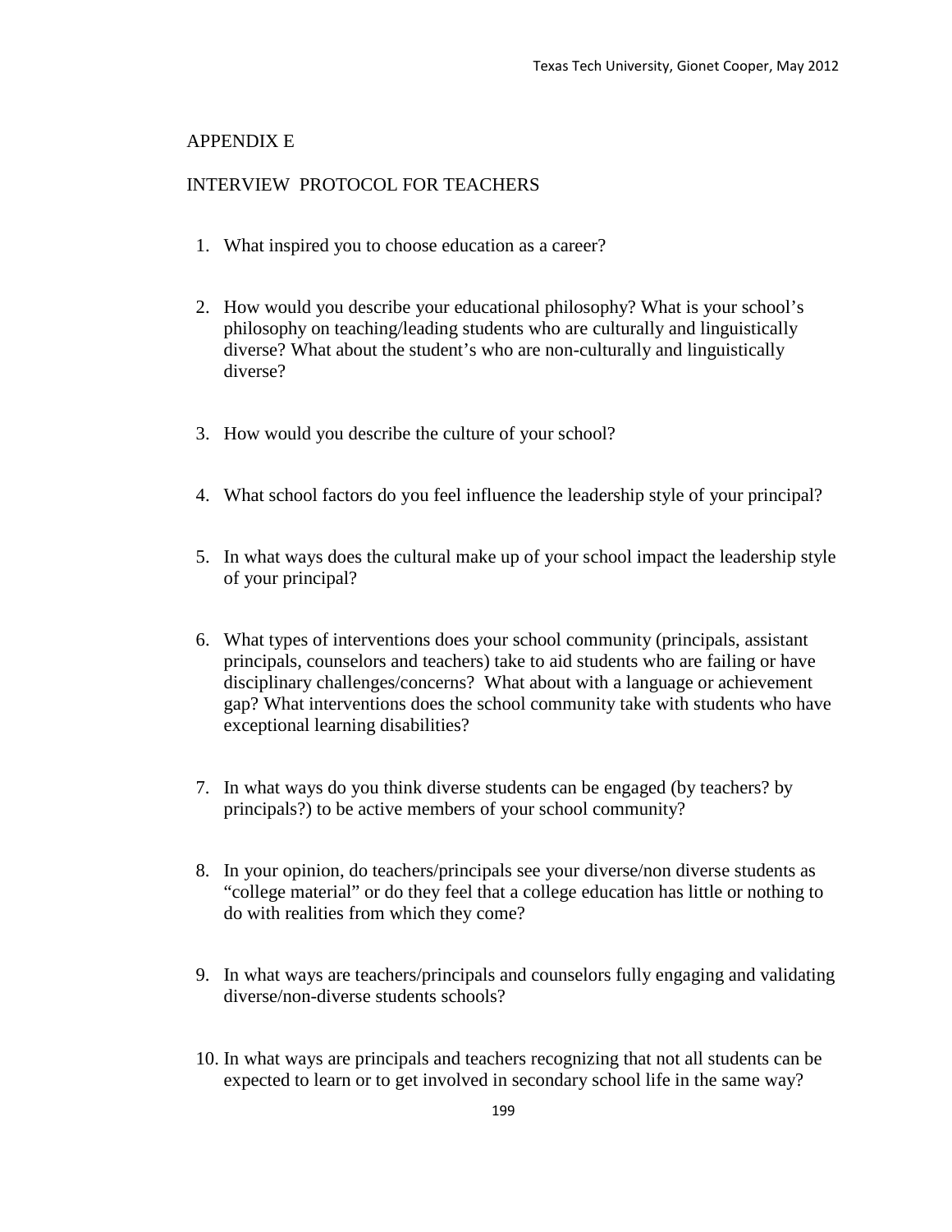## APPENDIX E

## INTERVIEW PROTOCOL FOR TEACHERS

1. What inspired you to choose education as a career?

2. How would you describe your educational philosophy? What is your school's philosophy on teaching/leading students who are culturally and linguistically diverse? What about the student's who are non-culturally and linguistically diverse?

3. How would you describe the culture of your school?

4. What school factors do you feel influence the leadership style of your principal?

5. In what ways does the cultural make up of your school impact the leadership style of your principal?

6. What types of interventions does your school community (principals, assistant principals, counselors and teachers) take to aid students who are failing or have disciplinary challenges/concerns? What about with a language or achievement gap? What interventions does the school community take with students who have exceptional learning disabilities?

7. In what ways do you think diverse students can be engaged (by teachers? by principals?) to be active members of your school community?

8. In your opinion, do teachers/principals see your diverse/non diverse students as "college material" or do they feel that a college education has little or nothing to do with realities from which they come?

9. In what ways are teachers/principals and counselors fully engaging and validating diverse/non-diverse students schools?

10. In what ways are principals and teachers recognizing that not all students can be expected to learn or to get involved in secondary school life in the same way?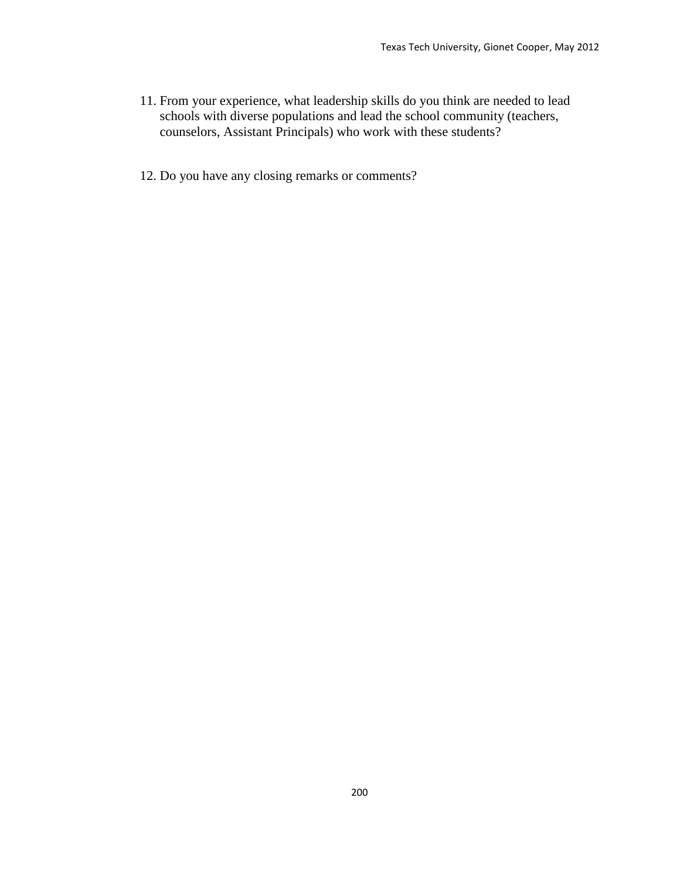11. From your experience, what leadership skills do you think are needed to lead schools with diverse populations and lead the school community (teachers, counselors, Assistant Principals) who work with these students?

12. Do you have any closing remarks or comments?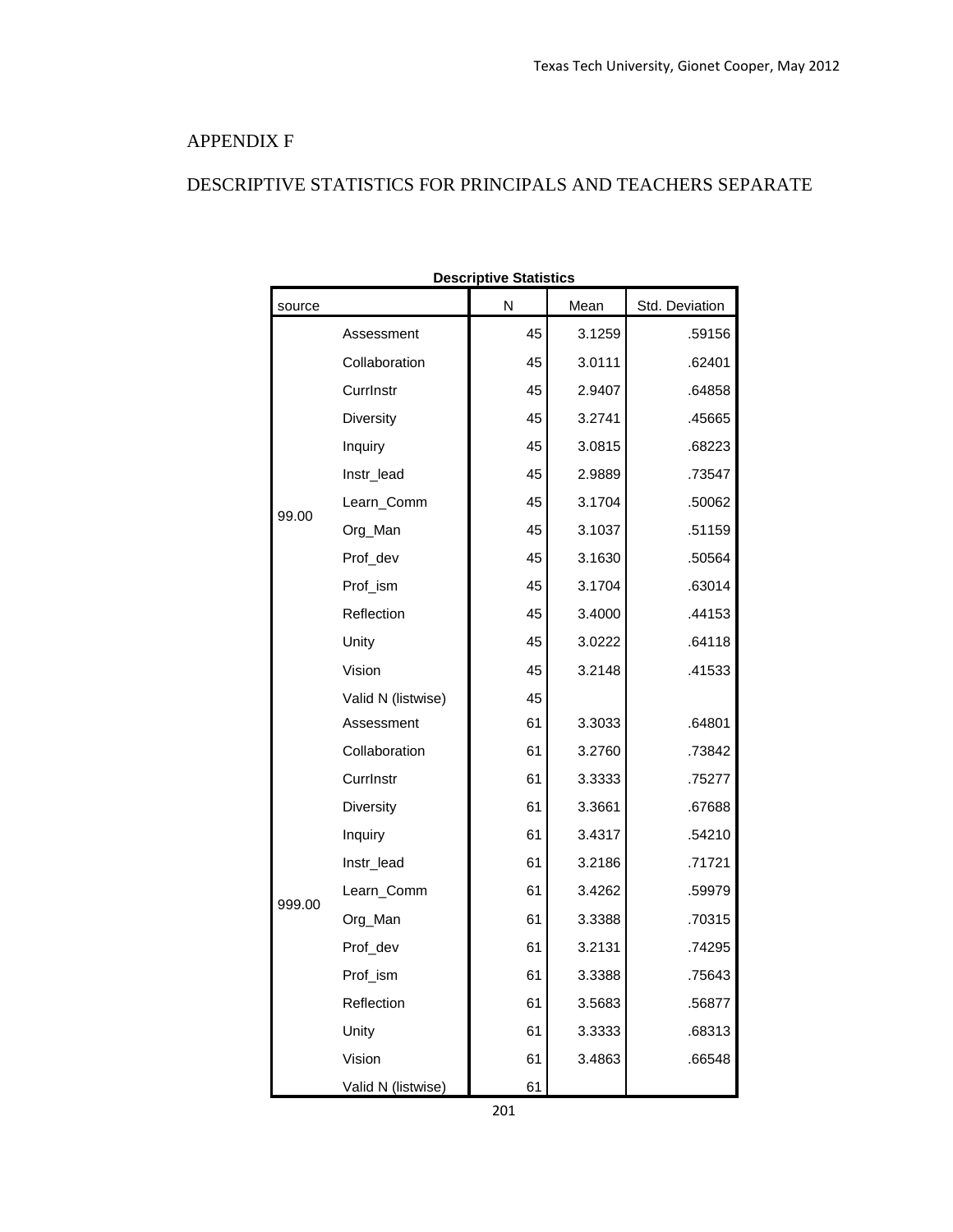# APPENDIX F

## DESCRIPTIVE STATISTICS FOR PRINCIPALS AND TEACHERS SEPARATE

**Descriptive Statistics**

| source | | N | Mean | Std. Deviation |
|---|---|---|---|---|
| 99.00 | Assessment | 45 | 3.1259 | .59156 |
| | Collaboration | 45 | 3.0111 | .62401 |
| | CurrInstr | 45 | 2.9407 | .64858 |
| | Diversity | 45 | 3.2741 | .45665 |
| | Inquiry | 45 | 3.0815 | .68223 |
| | Instr_lead | 45 | 2.9889 | .73547 |
| | Learn_Comm | 45 | 3.1704 | .50062 |
| | Org_Man | 45 | 3.1037 | .51159 |
| | Prof_dev | 45 | 3.1630 | .50564 |
| | Prof_ism | 45 | 3.1704 | .63014 |
| | Reflection | 45 | 3.4000 | .44153 |
| | Unity | 45 | 3.0222 | .64118 |
| | Vision | 45 | 3.2148 | .41533 |
| | Valid N (listwise) | 45 | | |
| 999.00 | Assessment | 61 | 3.3033 | .64801 |
| | Collaboration | 61 | 3.2760 | .73842 |
| | CurrInstr | 61 | 3.3333 | .75277 |
| | Diversity | 61 | 3.3661 | .67688 |
| | Inquiry | 61 | 3.4317 | .54210 |
| | Instr_lead | 61 | 3.2186 | .71721 |
| | Learn_Comm | 61 | 3.4262 | .59979 |
| | Org_Man | 61 | 3.3388 | .70315 |
| | Prof_dev | 61 | 3.2131 | .74295 |
| | Prof_ism | 61 | 3.3388 | .75643 |
| | Reflection | 61 | 3.5683 | .56877 |
| | Unity | 61 | 3.3333 | .68313 |
| | Vision | 61 | 3.4863 | .66548 |
| | Valid N (listwise) | 61 | | |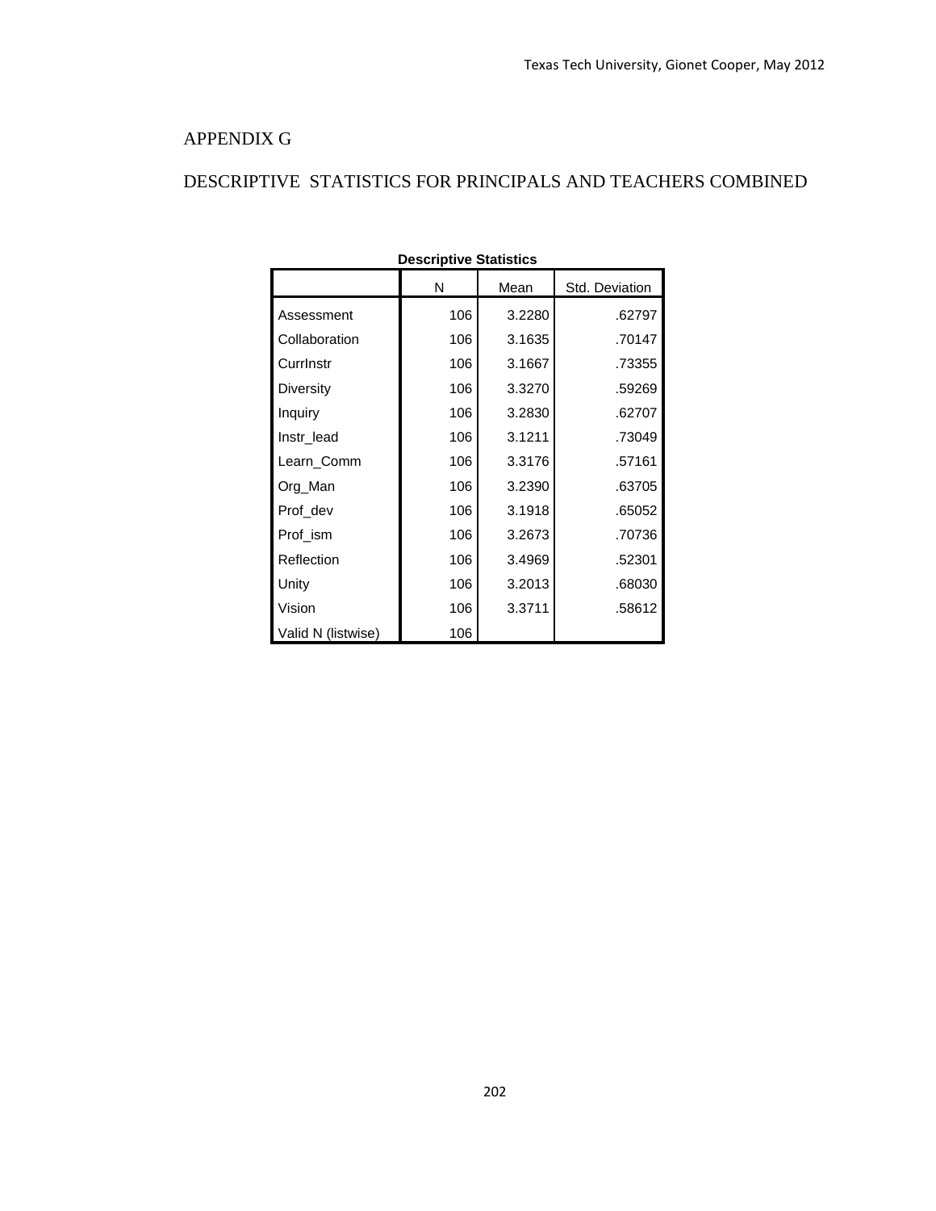# APPENDIX G

## DESCRIPTIVE STATISTICS FOR PRINCIPALS AND TEACHERS COMBINED

**Descriptive Statistics**

| | N | Mean | Std. Deviation |
|---|---|---|---|
| Assessment | 106 | 3.2280 | .62797 |
| Collaboration | 106 | 3.1635 | .70147 |
| CurrInstr | 106 | 3.1667 | .73355 |
| Diversity | 106 | 3.3270 | .59269 |
| Inquiry | 106 | 3.2830 | .62707 |
| Instr_lead | 106 | 3.1211 | .73049 |
| Learn_Comm | 106 | 3.3176 | .57161 |
| Org_Man | 106 | 3.2390 | .63705 |
| Prof_dev | 106 | 3.1918 | .65052 |
| Prof_ism | 106 | 3.2673 | .70736 |
| Reflection | 106 | 3.4969 | .52301 |
| Unity | 106 | 3.2013 | .68030 |
| Vision | 106 | 3.3711 | .58612 |
| Valid N (listwise) | 106 | | |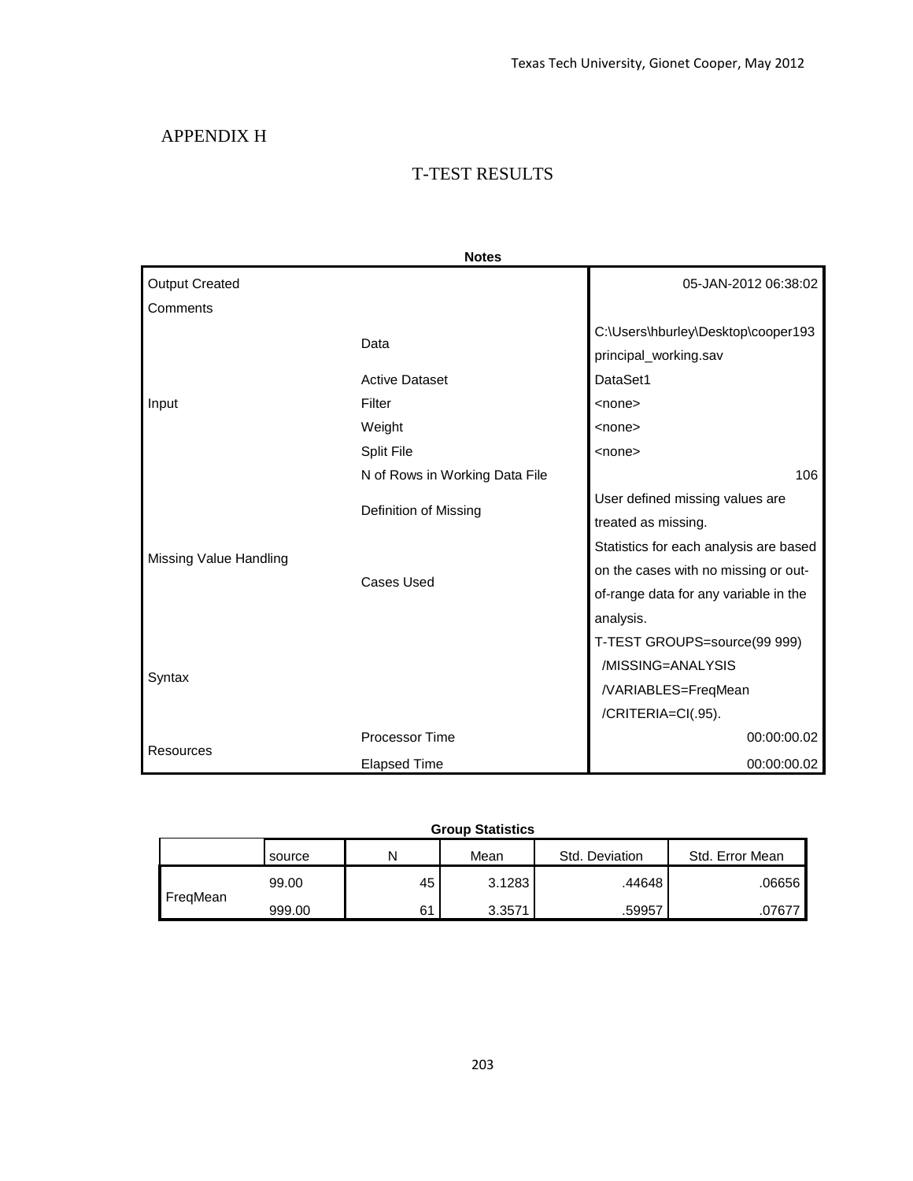# APPENDIX H

## T-TEST RESULTS

**Notes**

| | | |
|---|---|---|
| Output Created | | 05-JAN-2012 06:38:02 |
| Comments | | |
| Input | Data | C:\Users\hburley\Desktop\cooper193 principal_working.sav |
| | Active Dataset | DataSet1 |
| | Filter | <none> |
| | Weight | <none> |
| | Split File | <none> |
| | N of Rows in Working Data File | 106 |
| Missing Value Handling | Definition of Missing | User defined missing values are treated as missing. |
| | Cases Used | Statistics for each analysis are based on the cases with no missing or out-of-range data for any variable in the analysis. |
| Syntax | | T-TEST GROUPS=source(99 999) /MISSING=ANALYSIS /VARIABLES=FreqMean /CRITERIA=CI(.95). |
| Resources | Processor Time | 00:00:00.02 |
| | Elapsed Time | 00:00:00.02 |

**Group Statistics**

| | source | N | Mean | Std. Deviation | Std. Error Mean |
|---|---|---|---|---|---|
| FreqMean | 99.00 | 45 | 3.1283 | .44648 | .06656 |
| | 999.00 | 61 | 3.3571 | .59957 | .07677 |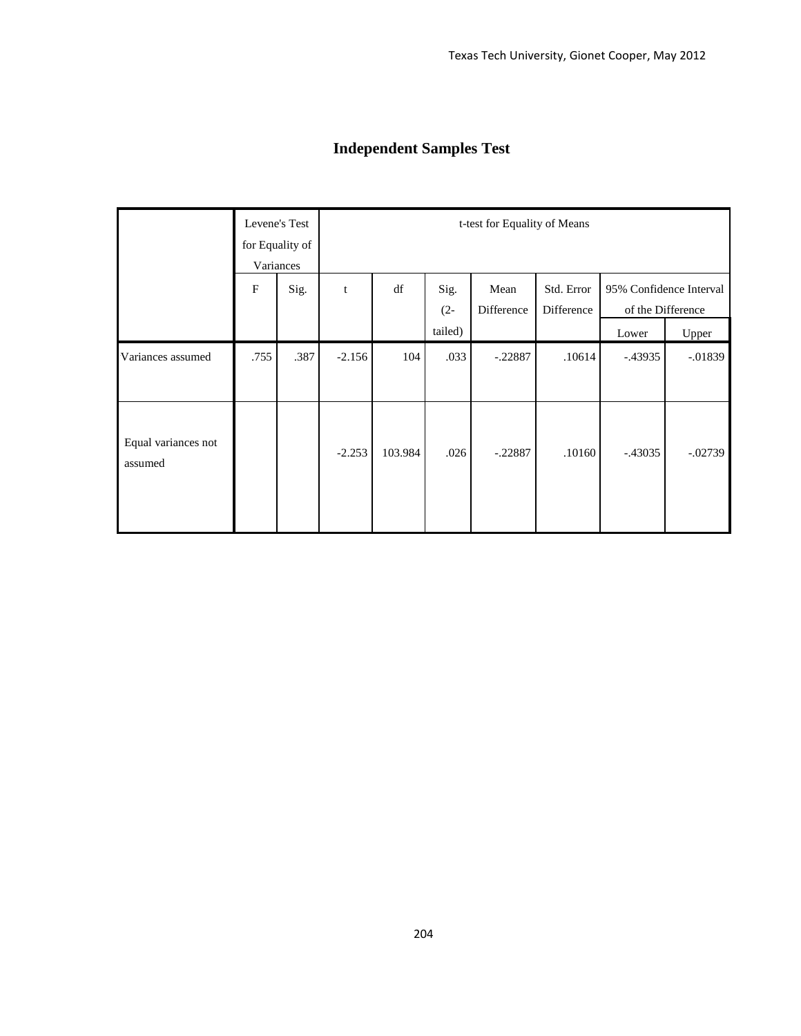# Independent Samples Test

| | Levene's Test for Equality of Variances | | t-test for Equality of Means | | | | | | |
|---|---|---|---|---|---|---|---|---|---|
| | F | Sig. | t | df | Sig. (2-tailed) | Mean Difference | Std. Error Difference | 95% Confidence Interval of the Difference | |
| | | | | | | | | Lower | Upper |
| Variances assumed | .755 | .387 | -2.156 | 104 | .033 | -.22887 | .10614 | -.43935 | -.01839 |
| Equal variances not assumed | | | -2.253 | 103.984 | .026 | -.22887 | .10160 | -.43035 | -.02739 |